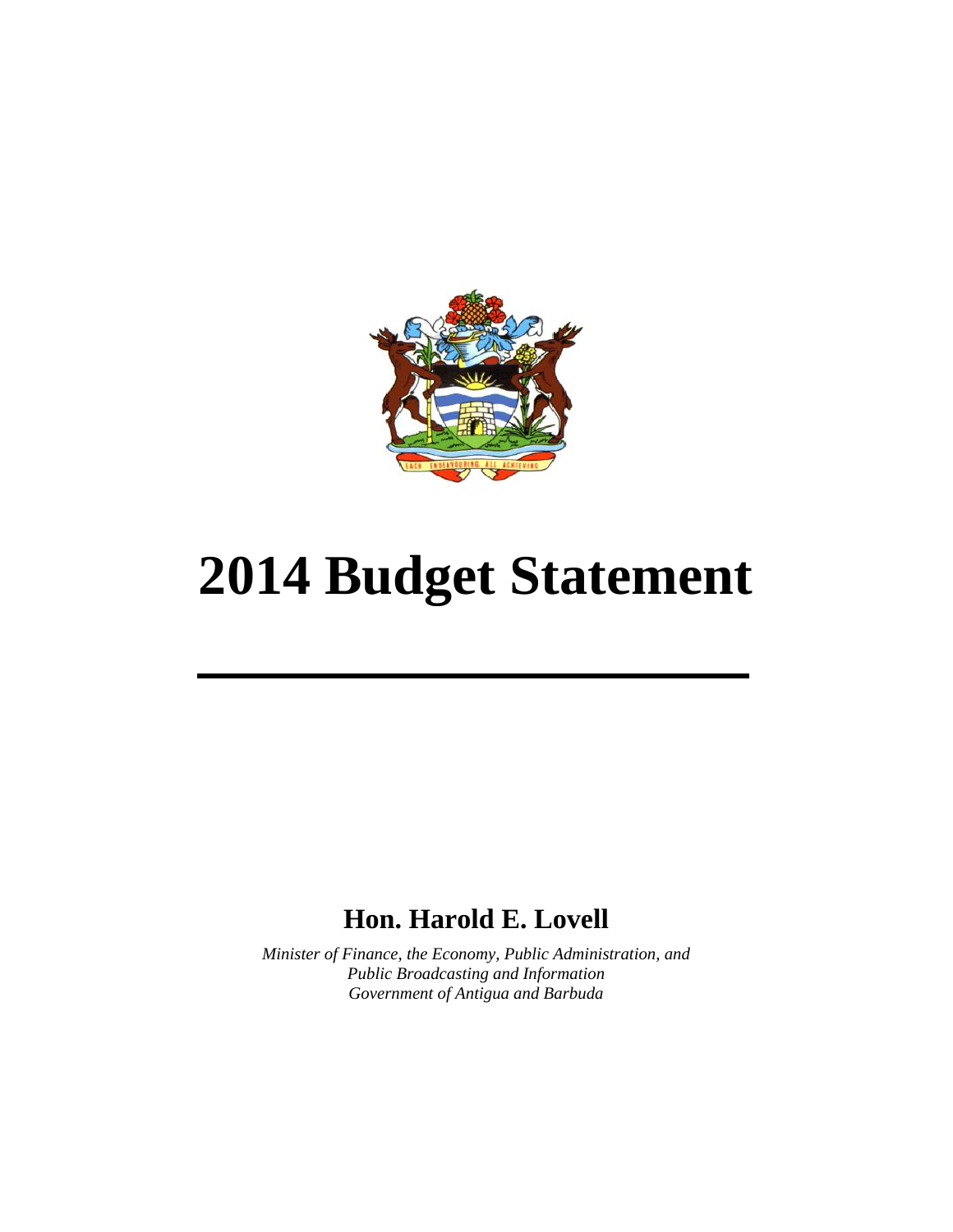# 2014 Budget Statement

**Hon. Harold E. Lovell**

*Minister of Finance, the Economy, Public Administration, and*
*Public Broadcasting and Information*
*Government of Antigua and Barbuda*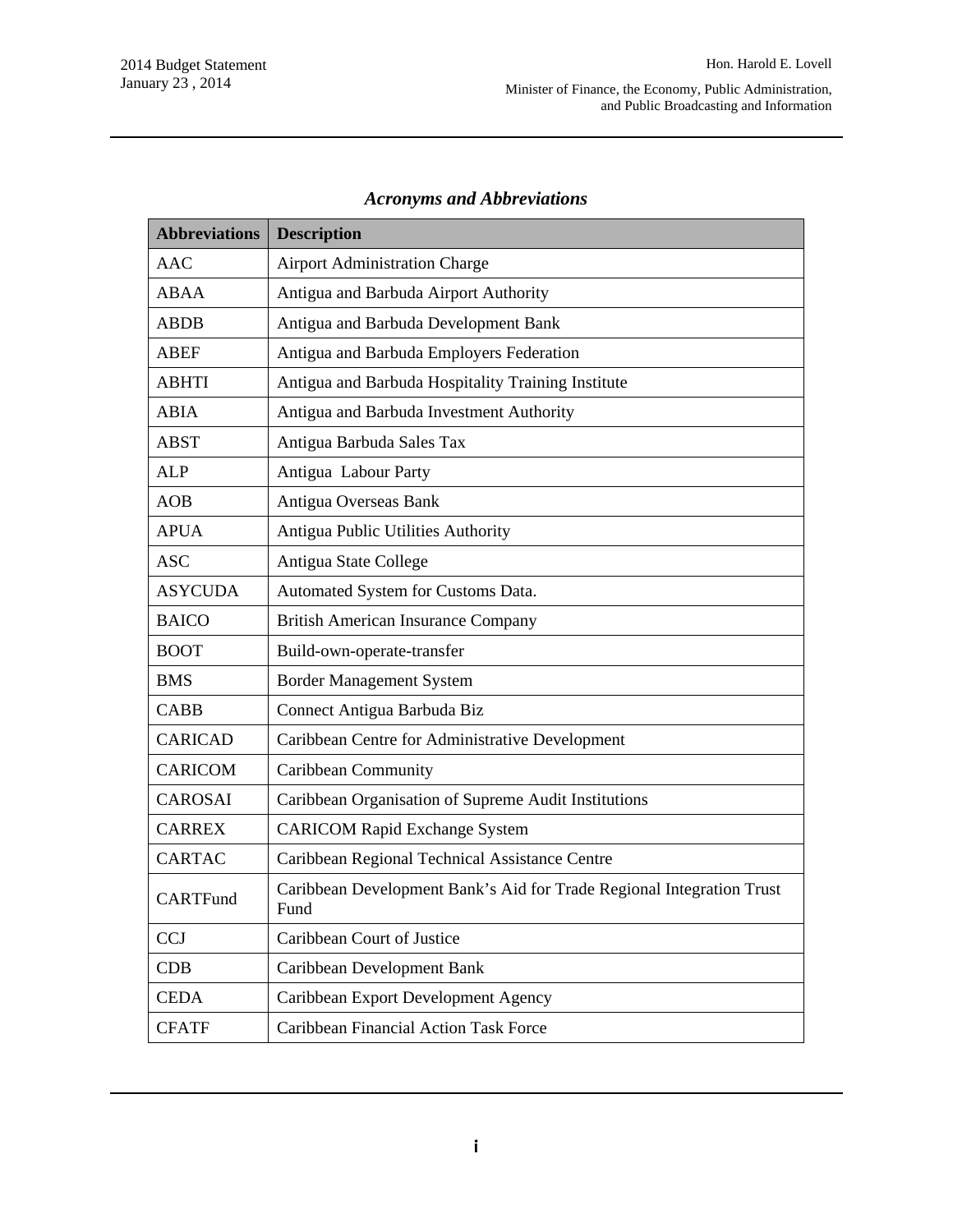### *Acronyms and Abbreviations*

| Abbreviations | Description |
|---|---|
| AAC | Airport Administration Charge |
| ABAA | Antigua and Barbuda Airport Authority |
| ABDB | Antigua and Barbuda Development Bank |
| ABEF | Antigua and Barbuda Employers Federation |
| ABHTI | Antigua and Barbuda Hospitality Training Institute |
| ABIA | Antigua and Barbuda Investment Authority |
| ABST | Antigua Barbuda Sales Tax |
| ALP | Antigua Labour Party |
| AOB | Antigua Overseas Bank |
| APUA | Antigua Public Utilities Authority |
| ASC | Antigua State College |
| ASYCUDA | Automated System for Customs Data. |
| BAICO | British American Insurance Company |
| BOOT | Build-own-operate-transfer |
| BMS | Border Management System |
| CABB | Connect Antigua Barbuda Biz |
| CARICAD | Caribbean Centre for Administrative Development |
| CARICOM | Caribbean Community |
| CAROSAI | Caribbean Organisation of Supreme Audit Institutions |
| CARREX | CARICOM Rapid Exchange System |
| CARTAC | Caribbean Regional Technical Assistance Centre |
| CARTFund | Caribbean Development Bank's Aid for Trade Regional Integration Trust Fund |
| CCJ | Caribbean Court of Justice |
| CDB | Caribbean Development Bank |
| CEDA | Caribbean Export Development Agency |
| CFATF | Caribbean Financial Action Task Force |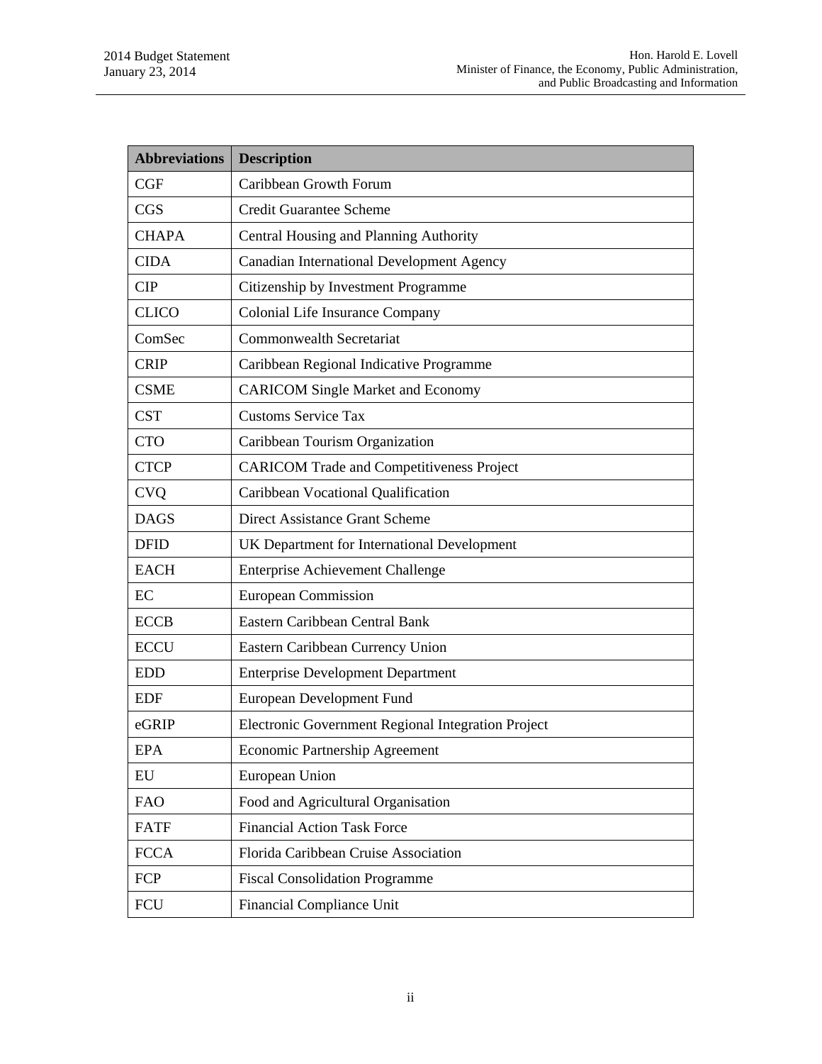| Abbreviations | Description |
| --- | --- |
| CGF | Caribbean Growth Forum |
| CGS | Credit Guarantee Scheme |
| CHAPA | Central Housing and Planning Authority |
| CIDA | Canadian International Development Agency |
| CIP | Citizenship by Investment Programme |
| CLICO | Colonial Life Insurance Company |
| ComSec | Commonwealth Secretariat |
| CRIP | Caribbean Regional Indicative Programme |
| CSME | CARICOM Single Market and Economy |
| CST | Customs Service Tax |
| CTO | Caribbean Tourism Organization |
| CTCP | CARICOM Trade and Competitiveness Project |
| CVQ | Caribbean Vocational Qualification |
| DAGS | Direct Assistance Grant Scheme |
| DFID | UK Department for International Development |
| EACH | Enterprise Achievement Challenge |
| EC | European Commission |
| ECCB | Eastern Caribbean Central Bank |
| ECCU | Eastern Caribbean Currency Union |
| EDD | Enterprise Development Department |
| EDF | European Development Fund |
| eGRIP | Electronic Government Regional Integration Project |
| EPA | Economic Partnership Agreement |
| EU | European Union |
| FAO | Food and Agricultural Organisation |
| FATF | Financial Action Task Force |
| FCCA | Florida Caribbean Cruise Association |
| FCP | Fiscal Consolidation Programme |
| FCU | Financial Compliance Unit |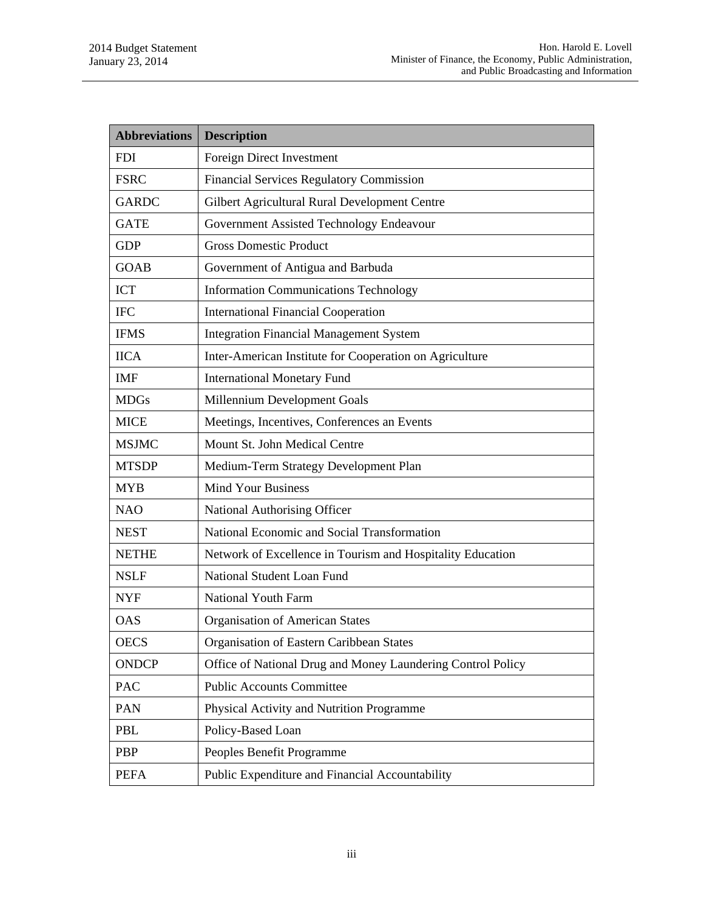| Abbreviations | Description |
|---|---|
| FDI | Foreign Direct Investment |
| FSRC | Financial Services Regulatory Commission |
| GARDC | Gilbert Agricultural Rural Development Centre |
| GATE | Government Assisted Technology Endeavour |
| GDP | Gross Domestic Product |
| GOAB | Government of Antigua and Barbuda |
| ICT | Information Communications Technology |
| IFC | International Financial Cooperation |
| IFMS | Integration Financial Management System |
| IICA | Inter-American Institute for Cooperation on Agriculture |
| IMF | International Monetary Fund |
| MDGs | Millennium Development Goals |
| MICE | Meetings, Incentives, Conferences an Events |
| MSJMC | Mount St. John Medical Centre |
| MTSDP | Medium-Term Strategy Development Plan |
| MYB | Mind Your Business |
| NAO | National Authorising Officer |
| NEST | National Economic and Social Transformation |
| NETHE | Network of Excellence in Tourism and Hospitality Education |
| NSLF | National Student Loan Fund |
| NYF | National Youth Farm |
| OAS | Organisation of American States |
| OECS | Organisation of Eastern Caribbean States |
| ONDCP | Office of National Drug and Money Laundering Control Policy |
| PAC | Public Accounts Committee |
| PAN | Physical Activity and Nutrition Programme |
| PBL | Policy-Based Loan |
| PBP | Peoples Benefit Programme |
| PEFA | Public Expenditure and Financial Accountability |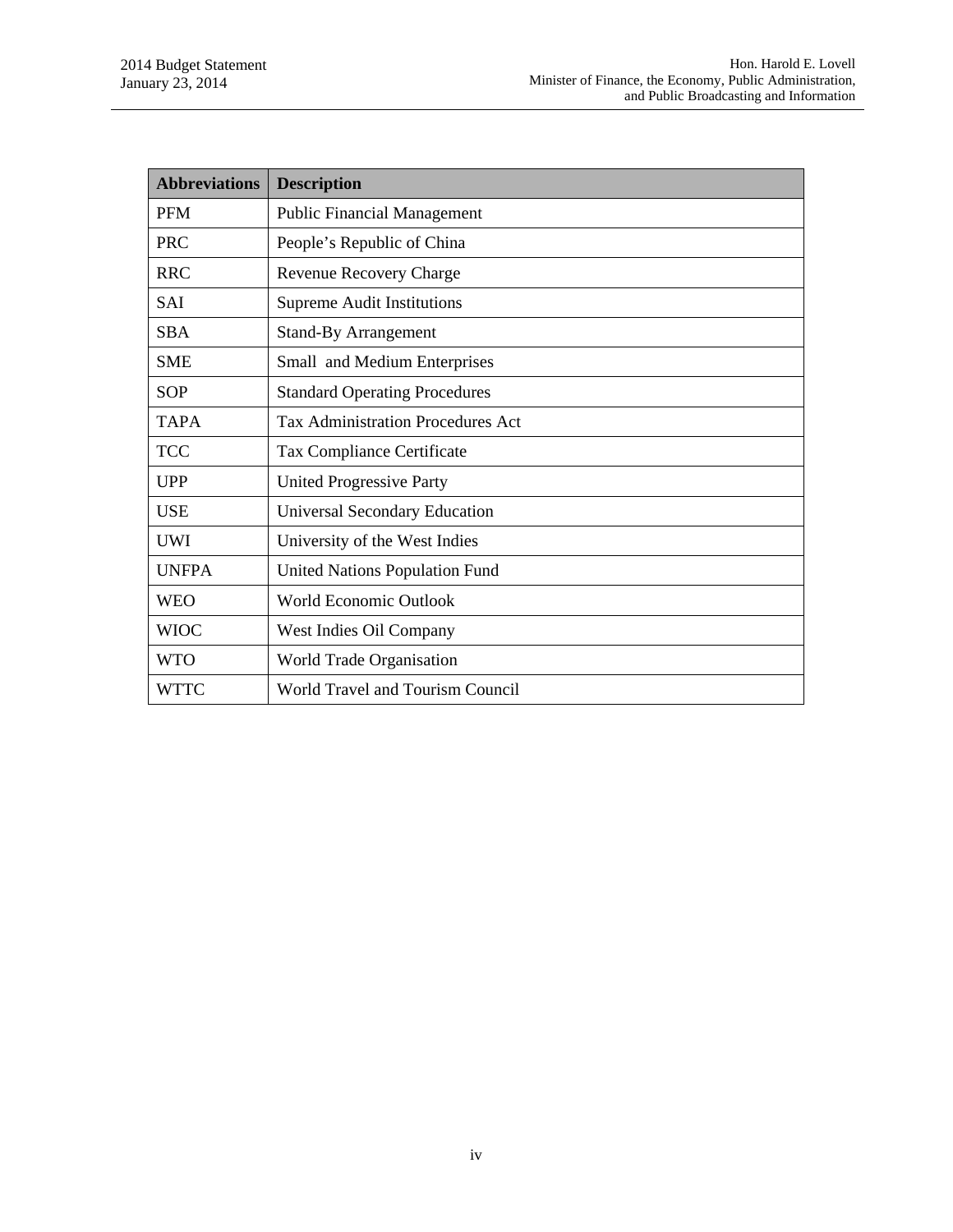| Abbreviations | Description |
|---|---|
| PFM | Public Financial Management |
| PRC | People's Republic of China |
| RRC | Revenue Recovery Charge |
| SAI | Supreme Audit Institutions |
| SBA | Stand-By Arrangement |
| SME | Small and Medium Enterprises |
| SOP | Standard Operating Procedures |
| TAPA | Tax Administration Procedures Act |
| TCC | Tax Compliance Certificate |
| UPP | United Progressive Party |
| USE | Universal Secondary Education |
| UWI | University of the West Indies |
| UNFPA | United Nations Population Fund |
| WEO | World Economic Outlook |
| WIOC | West Indies Oil Company |
| WTO | World Trade Organisation |
| WTTC | World Travel and Tourism Council |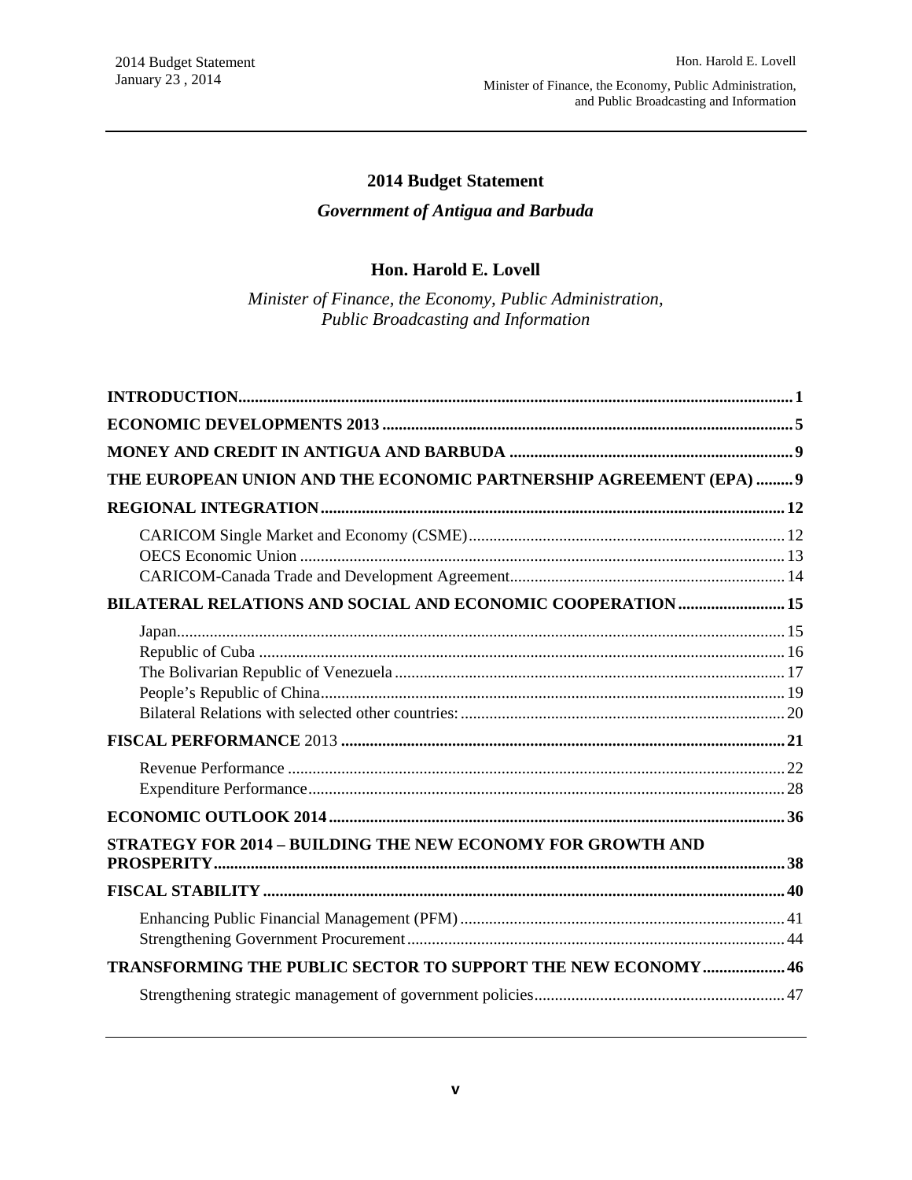# 2014 Budget Statement

## *Government of Antigua and Barbuda*

### Hon. Harold E. Lovell

*Minister of Finance, the Economy, Public Administration, Public Broadcasting and Information*

**INTRODUCTION** ..... **1**

**ECONOMIC DEVELOPMENTS 2013** ..... **5**

**MONEY AND CREDIT IN ANTIGUA AND BARBUDA** ..... **9**

**THE EUROPEAN UNION AND THE ECONOMIC PARTNERSHIP AGREEMENT (EPA)** ..... **9**

**REGIONAL INTEGRATION** ..... **12**

- CARICOM Single Market and Economy (CSME) ..... 12
- OECS Economic Union ..... 13
- CARICOM-Canada Trade and Development Agreement ..... 14

**BILATERAL RELATIONS AND SOCIAL AND ECONOMIC COOPERATION** ..... **15**

- Japan ..... 15
- Republic of Cuba ..... 16
- The Bolivarian Republic of Venezuela ..... 17
- People's Republic of China ..... 19
- Bilateral Relations with selected other countries: ..... 20

**FISCAL PERFORMANCE** 2013 ..... **21**

- Revenue Performance ..... 22
- Expenditure Performance ..... 28

**ECONOMIC OUTLOOK 2014** ..... **36**

**STRATEGY FOR 2014 – BUILDING THE NEW ECONOMY FOR GROWTH AND PROSPERITY** ..... **38**

**FISCAL STABILITY** ..... **40**

- Enhancing Public Financial Management (PFM) ..... 41
- Strengthening Government Procurement ..... 44

**TRANSFORMING THE PUBLIC SECTOR TO SUPPORT THE NEW ECONOMY** ..... **46**

- Strengthening strategic management of government policies ..... 47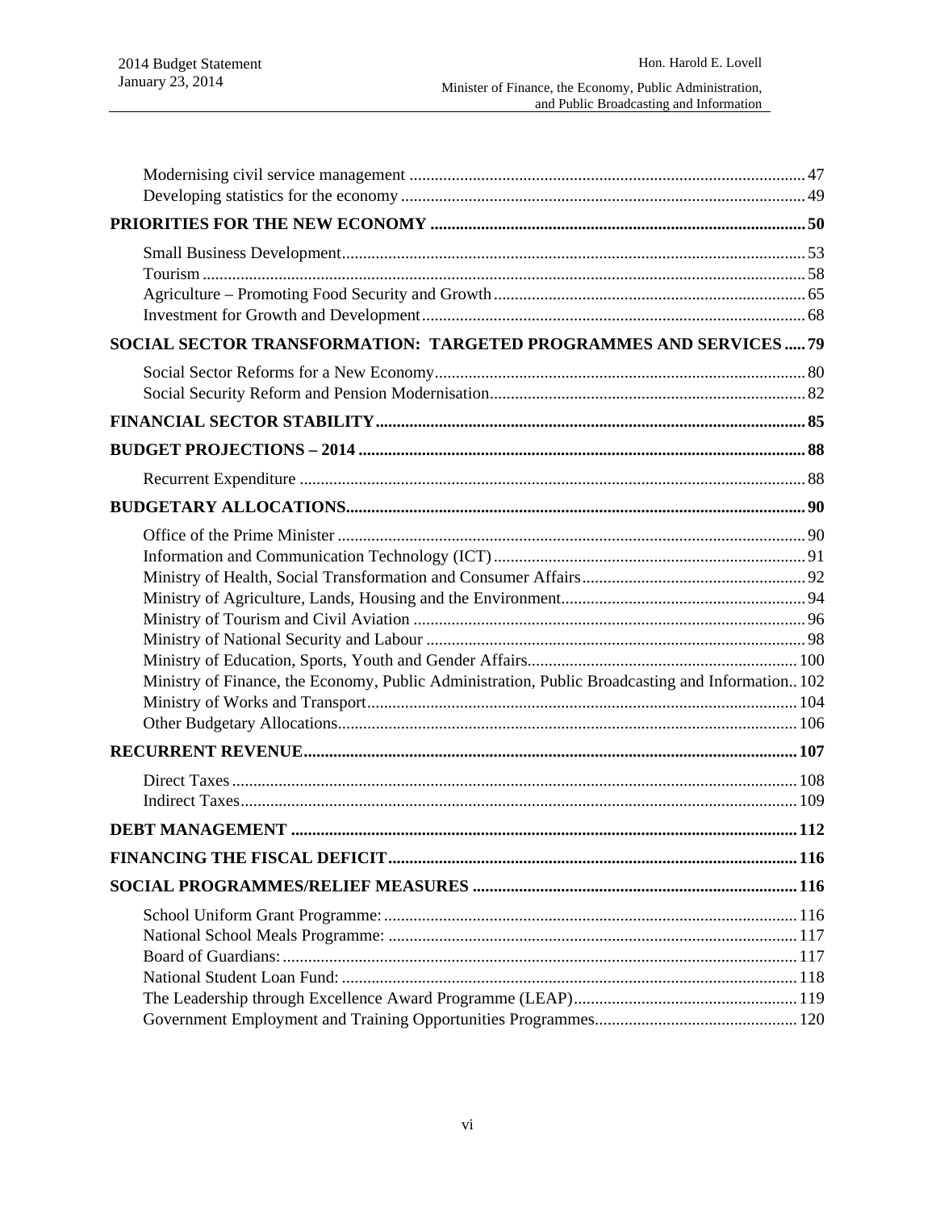Modernising civil service management ... 47
Developing statistics for the economy ... 49

**PRIORITIES FOR THE NEW ECONOMY ... 50**

Small Business Development ... 53
Tourism ... 58
Agriculture – Promoting Food Security and Growth ... 65
Investment for Growth and Development ... 68

**SOCIAL SECTOR TRANSFORMATION: TARGETED PROGRAMMES AND SERVICES ... 79**

Social Sector Reforms for a New Economy ... 80
Social Security Reform and Pension Modernisation ... 82

**FINANCIAL SECTOR STABILITY ... 85**

**BUDGET PROJECTIONS – 2014 ... 88**

Recurrent Expenditure ... 88

**BUDGETARY ALLOCATIONS ... 90**

Office of the Prime Minister ... 90
Information and Communication Technology (ICT) ... 91
Ministry of Health, Social Transformation and Consumer Affairs ... 92
Ministry of Agriculture, Lands, Housing and the Environment ... 94
Ministry of Tourism and Civil Aviation ... 96
Ministry of National Security and Labour ... 98
Ministry of Education, Sports, Youth and Gender Affairs ... 100
Ministry of Finance, the Economy, Public Administration, Public Broadcasting and Information ... 102
Ministry of Works and Transport ... 104
Other Budgetary Allocations ... 106

**RECURRENT REVENUE ... 107**

Direct Taxes ... 108
Indirect Taxes ... 109

**DEBT MANAGEMENT ... 112**

**FINANCING THE FISCAL DEFICIT ... 116**

**SOCIAL PROGRAMMES/RELIEF MEASURES ... 116**

School Uniform Grant Programme: ... 116
National School Meals Programme: ... 117
Board of Guardians: ... 117
National Student Loan Fund: ... 118
The Leadership through Excellence Award Programme (LEAP) ... 119
Government Employment and Training Opportunities Programmes ... 120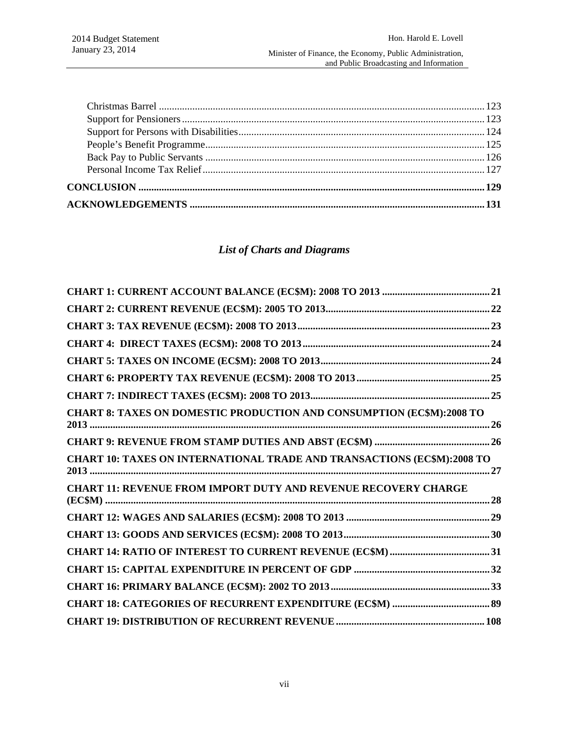Christmas Barrel ........................................................................................................................... 123
Support for Pensioners ................................................................................................................... 123
Support for Persons with Disabilities ............................................................................................. 124
People's Benefit Programme .......................................................................................................... 125
Back Pay to Public Servants .......................................................................................................... 126
Personal Income Tax Relief ........................................................................................................... 127

**CONCLUSION .................................................................................................................................. 129**

**ACKNOWLEDGEMENTS ................................................................................................................ 131**

## *List of Charts and Diagrams*

**CHART 1: CURRENT ACCOUNT BALANCE (EC$M): 2008 TO 2013 .......................................... 21**

**CHART 2: CURRENT REVENUE (EC$M): 2005 TO 2013 ............................................................... 22**

**CHART 3: TAX REVENUE (EC$M): 2008 TO 2013 .......................................................................... 23**

**CHART 4: DIRECT TAXES (EC$M): 2008 TO 2013 ......................................................................... 24**

**CHART 5: TAXES ON INCOME (EC$M): 2008 TO 2013 .................................................................. 24**

**CHART 6: PROPERTY TAX REVENUE (EC$M): 2008 TO 2013 ..................................................... 25**

**CHART 7: INDIRECT TAXES (EC$M): 2008 TO 2013 ...................................................................... 25**

**CHART 8: TAXES ON DOMESTIC PRODUCTION AND CONSUMPTION (EC$M):2008 TO 2013 .............................................................................................................................................. 26**

**CHART 9: REVENUE FROM STAMP DUTIES AND ABST (EC$M) ............................................. 26**

**CHART 10: TAXES ON INTERNATIONAL TRADE AND TRANSACTIONS (EC$M):2008 TO 2013 .............................................................................................................................................. 27**

**CHART 11: REVENUE FROM IMPORT DUTY AND REVENUE RECOVERY CHARGE (EC$M) .......................................................................................................................................... 28**

**CHART 12: WAGES AND SALARIES (EC$M): 2008 TO 2013 ........................................................ 29**

**CHART 13: GOODS AND SERVICES (EC$M): 2008 TO 2013 ......................................................... 30**

**CHART 14: RATIO OF INTEREST TO CURRENT REVENUE (EC$M) ....................................... 31**

**CHART 15: CAPITAL EXPENDITURE IN PERCENT OF GDP ..................................................... 32**

**CHART 16: PRIMARY BALANCE (EC$M): 2002 TO 2013 .............................................................. 33**

**CHART 18: CATEGORIES OF RECURRENT EXPENDITURE (EC$M) ...................................... 89**

**CHART 19: DISTRIBUTION OF RECURRENT REVENUE .......................................................... 108**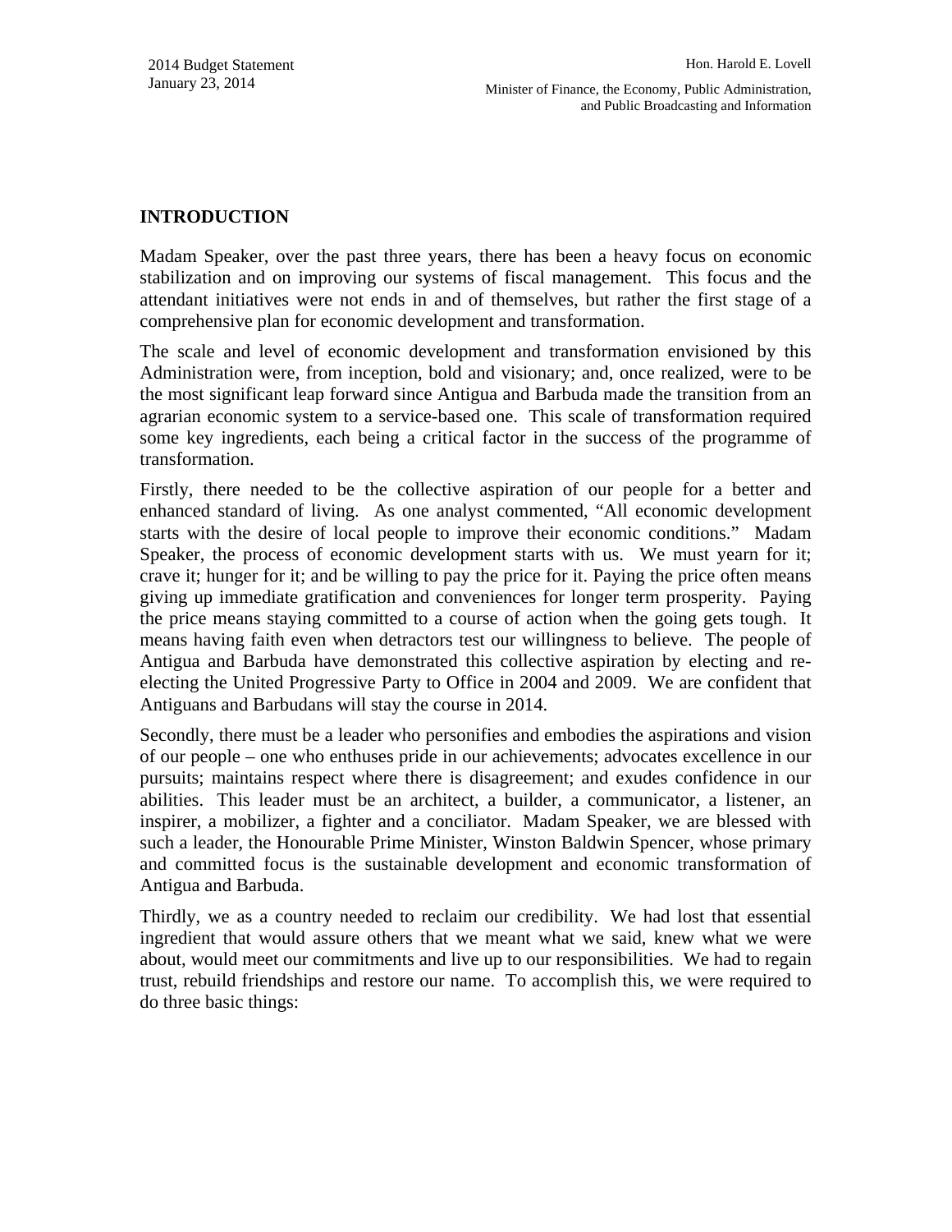## INTRODUCTION

Madam Speaker, over the past three years, there has been a heavy focus on economic stabilization and on improving our systems of fiscal management. This focus and the attendant initiatives were not ends in and of themselves, but rather the first stage of a comprehensive plan for economic development and transformation.

The scale and level of economic development and transformation envisioned by this Administration were, from inception, bold and visionary; and, once realized, were to be the most significant leap forward since Antigua and Barbuda made the transition from an agrarian economic system to a service-based one. This scale of transformation required some key ingredients, each being a critical factor in the success of the programme of transformation.

Firstly, there needed to be the collective aspiration of our people for a better and enhanced standard of living. As one analyst commented, "All economic development starts with the desire of local people to improve their economic conditions." Madam Speaker, the process of economic development starts with us. We must yearn for it; crave it; hunger for it; and be willing to pay the price for it. Paying the price often means giving up immediate gratification and conveniences for longer term prosperity. Paying the price means staying committed to a course of action when the going gets tough. It means having faith even when detractors test our willingness to believe. The people of Antigua and Barbuda have demonstrated this collective aspiration by electing and re-electing the United Progressive Party to Office in 2004 and 2009. We are confident that Antiguans and Barbudans will stay the course in 2014.

Secondly, there must be a leader who personifies and embodies the aspirations and vision of our people – one who enthuses pride in our achievements; advocates excellence in our pursuits; maintains respect where there is disagreement; and exudes confidence in our abilities. This leader must be an architect, a builder, a communicator, a listener, an inspirer, a mobilizer, a fighter and a conciliator. Madam Speaker, we are blessed with such a leader, the Honourable Prime Minister, Winston Baldwin Spencer, whose primary and committed focus is the sustainable development and economic transformation of Antigua and Barbuda.

Thirdly, we as a country needed to reclaim our credibility. We had lost that essential ingredient that would assure others that we meant what we said, knew what we were about, would meet our commitments and live up to our responsibilities. We had to regain trust, rebuild friendships and restore our name. To accomplish this, we were required to do three basic things: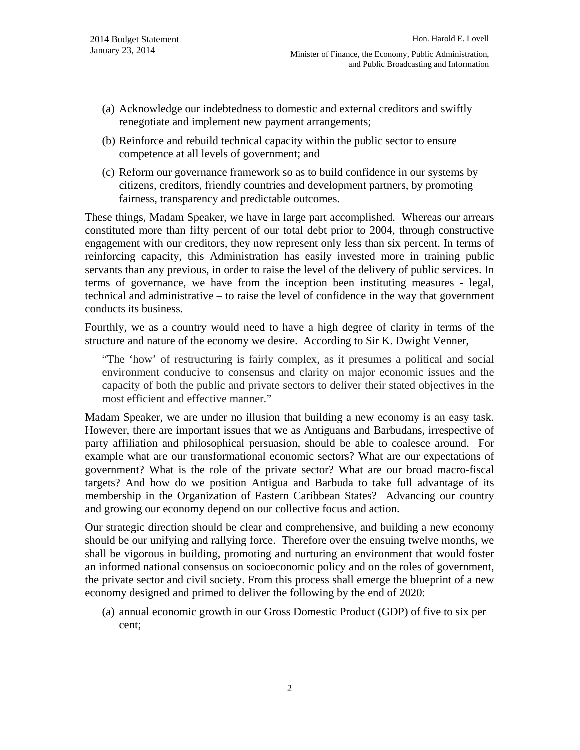(a) Acknowledge our indebtedness to domestic and external creditors and swiftly renegotiate and implement new payment arrangements;

(b) Reinforce and rebuild technical capacity within the public sector to ensure competence at all levels of government; and

(c) Reform our governance framework so as to build confidence in our systems by citizens, creditors, friendly countries and development partners, by promoting fairness, transparency and predictable outcomes.

These things, Madam Speaker, we have in large part accomplished. Whereas our arrears constituted more than fifty percent of our total debt prior to 2004, through constructive engagement with our creditors, they now represent only less than six percent. In terms of reinforcing capacity, this Administration has easily invested more in training public servants than any previous, in order to raise the level of the delivery of public services. In terms of governance, we have from the inception been instituting measures - legal, technical and administrative – to raise the level of confidence in the way that government conducts its business.

Fourthly, we as a country would need to have a high degree of clarity in terms of the structure and nature of the economy we desire. According to Sir K. Dwight Venner,

> "The 'how' of restructuring is fairly complex, as it presumes a political and social environment conducive to consensus and clarity on major economic issues and the capacity of both the public and private sectors to deliver their stated objectives in the most efficient and effective manner."

Madam Speaker, we are under no illusion that building a new economy is an easy task. However, there are important issues that we as Antiguans and Barbudans, irrespective of party affiliation and philosophical persuasion, should be able to coalesce around. For example what are our transformational economic sectors? What are our expectations of government? What is the role of the private sector? What are our broad macro-fiscal targets? And how do we position Antigua and Barbuda to take full advantage of its membership in the Organization of Eastern Caribbean States? Advancing our country and growing our economy depend on our collective focus and action.

Our strategic direction should be clear and comprehensive, and building a new economy should be our unifying and rallying force. Therefore over the ensuing twelve months, we shall be vigorous in building, promoting and nurturing an environment that would foster an informed national consensus on socioeconomic policy and on the roles of government, the private sector and civil society. From this process shall emerge the blueprint of a new economy designed and primed to deliver the following by the end of 2020:

(a) annual economic growth in our Gross Domestic Product (GDP) of five to six per cent;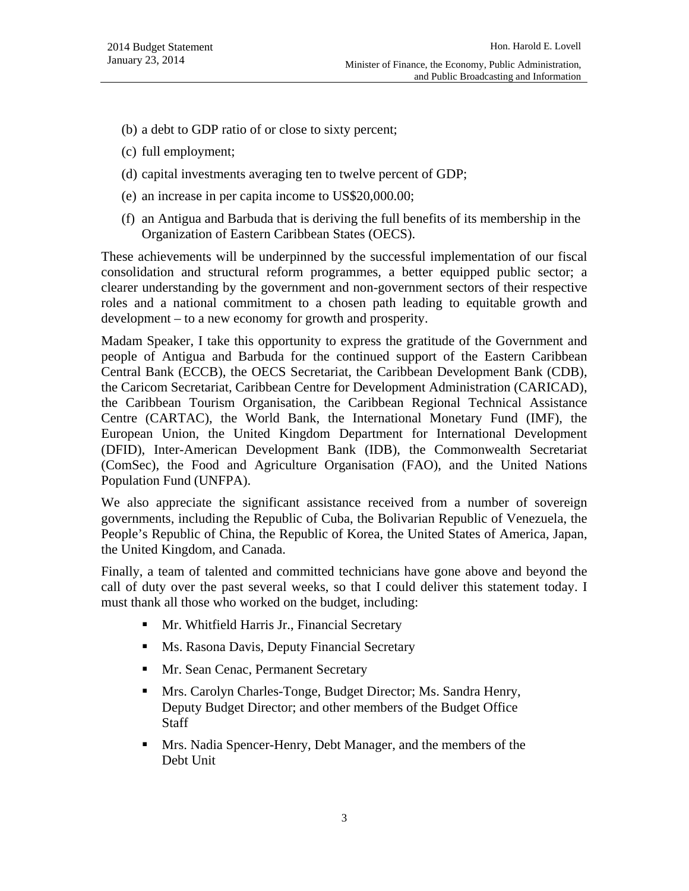(b) a debt to GDP ratio of or close to sixty percent;

(c) full employment;

(d) capital investments averaging ten to twelve percent of GDP;

(e) an increase in per capita income to US$20,000.00;

(f) an Antigua and Barbuda that is deriving the full benefits of its membership in the Organization of Eastern Caribbean States (OECS).

These achievements will be underpinned by the successful implementation of our fiscal consolidation and structural reform programmes, a better equipped public sector; a clearer understanding by the government and non-government sectors of their respective roles and a national commitment to a chosen path leading to equitable growth and development – to a new economy for growth and prosperity.

Madam Speaker, I take this opportunity to express the gratitude of the Government and people of Antigua and Barbuda for the continued support of the Eastern Caribbean Central Bank (ECCB), the OECS Secretariat, the Caribbean Development Bank (CDB), the Caricom Secretariat, Caribbean Centre for Development Administration (CARICAD), the Caribbean Tourism Organisation, the Caribbean Regional Technical Assistance Centre (CARTAC), the World Bank, the International Monetary Fund (IMF), the European Union, the United Kingdom Department for International Development (DFID), Inter-American Development Bank (IDB), the Commonwealth Secretariat (ComSec), the Food and Agriculture Organisation (FAO), and the United Nations Population Fund (UNFPA).

We also appreciate the significant assistance received from a number of sovereign governments, including the Republic of Cuba, the Bolivarian Republic of Venezuela, the People's Republic of China, the Republic of Korea, the United States of America, Japan, the United Kingdom, and Canada.

Finally, a team of talented and committed technicians have gone above and beyond the call of duty over the past several weeks, so that I could deliver this statement today. I must thank all those who worked on the budget, including:

- Mr. Whitfield Harris Jr., Financial Secretary
- Ms. Rasona Davis, Deputy Financial Secretary
- Mr. Sean Cenac, Permanent Secretary
- Mrs. Carolyn Charles-Tonge, Budget Director; Ms. Sandra Henry, Deputy Budget Director; and other members of the Budget Office Staff
- Mrs. Nadia Spencer-Henry, Debt Manager, and the members of the Debt Unit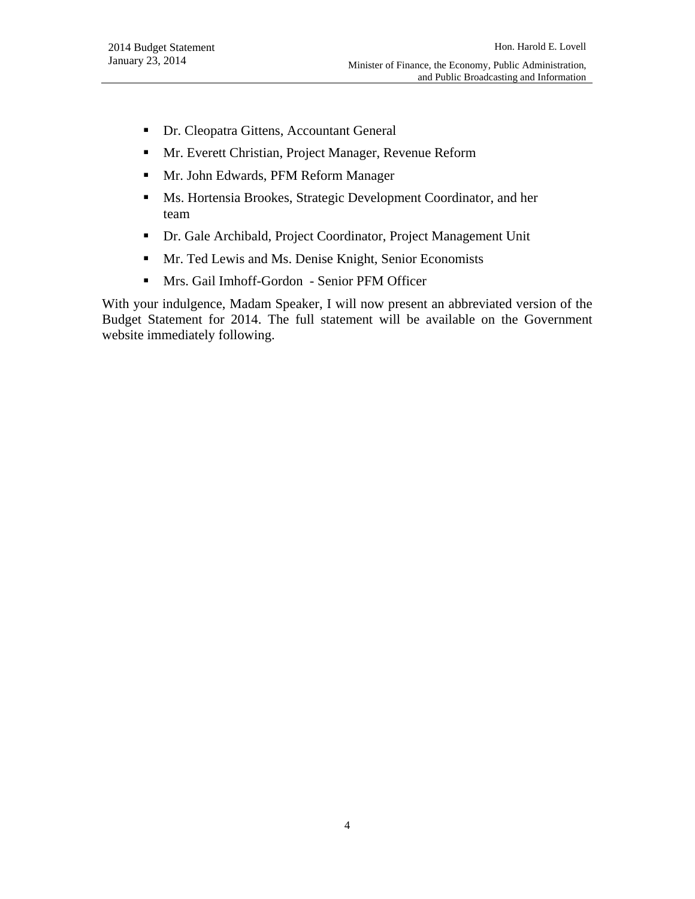- Dr. Cleopatra Gittens, Accountant General
- Mr. Everett Christian, Project Manager, Revenue Reform
- Mr. John Edwards, PFM Reform Manager
- Ms. Hortensia Brookes, Strategic Development Coordinator, and her team
- Dr. Gale Archibald, Project Coordinator, Project Management Unit
- Mr. Ted Lewis and Ms. Denise Knight, Senior Economists
- Mrs. Gail Imhoff-Gordon - Senior PFM Officer

With your indulgence, Madam Speaker, I will now present an abbreviated version of the Budget Statement for 2014. The full statement will be available on the Government website immediately following.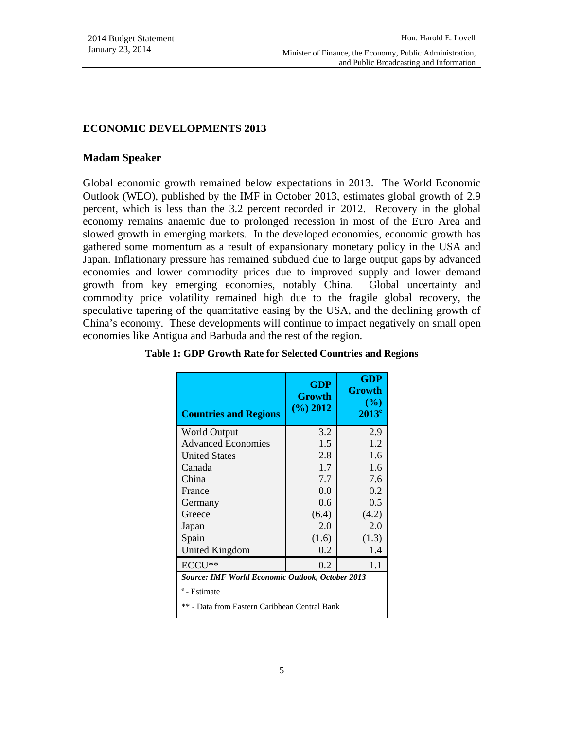## ECONOMIC DEVELOPMENTS 2013

### Madam Speaker

Global economic growth remained below expectations in 2013. The World Economic Outlook (WEO), published by the IMF in October 2013, estimates global growth of 2.9 percent, which is less than the 3.2 percent recorded in 2012. Recovery in the global economy remains anaemic due to prolonged recession in most of the Euro Area and slowed growth in emerging markets. In the developed economies, economic growth has gathered some momentum as a result of expansionary monetary policy in the USA and Japan. Inflationary pressure has remained subdued due to large output gaps by advanced economies and lower commodity prices due to improved supply and lower demand growth from key emerging economies, notably China. Global uncertainty and commodity price volatility remained high due to the fragile global recovery, the speculative tapering of the quantitative easing by the USA, and the declining growth of China's economy. These developments will continue to impact negatively on small open economies like Antigua and Barbuda and the rest of the region.

**Table 1: GDP Growth Rate for Selected Countries and Regions**

| Countries and Regions | GDP Growth (%) 2012 | GDP Growth (%) 2013[e] |
|---|---|---|
| World Output | 3.2 | 2.9 |
| Advanced Economies | 1.5 | 1.2 |
| United States | 2.8 | 1.6 |
| Canada | 1.7 | 1.6 |
| China | 7.7 | 7.6 |
| France | 0.0 | 0.2 |
| Germany | 0.6 | 0.5 |
| Greece | (6.4) | (4.2) |
| Japan | 2.0 | 2.0 |
| Spain | (1.6) | (1.3) |
| United Kingdom | 0.2 | 1.4 |
| ECCU** | 0.2 | 1.1 |

***Source: IMF World Economic Outlook, October 2013***

[e] - Estimate

** - Data from Eastern Caribbean Central Bank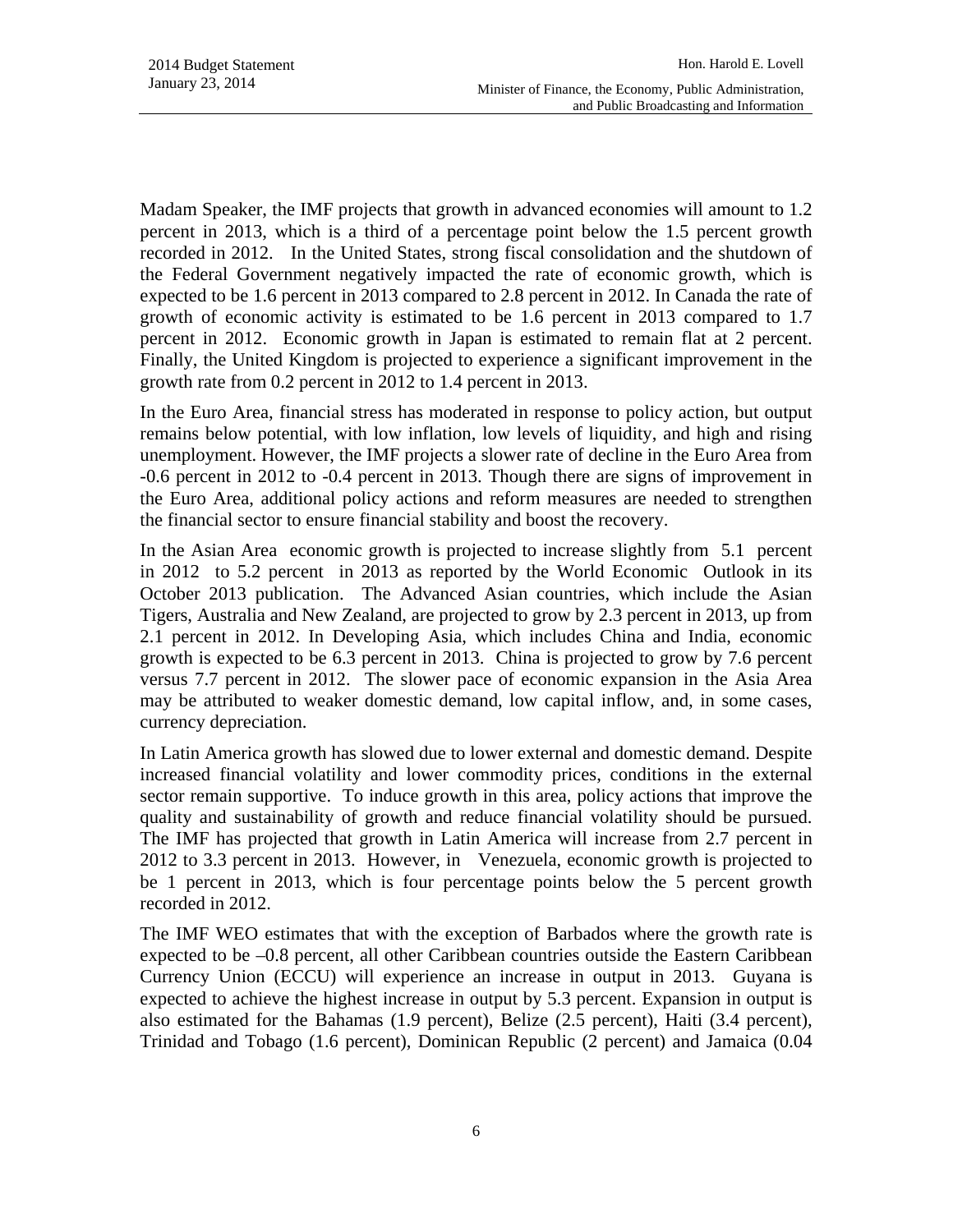Madam Speaker, the IMF projects that growth in advanced economies will amount to 1.2 percent in 2013, which is a third of a percentage point below the 1.5 percent growth recorded in 2012. In the United States, strong fiscal consolidation and the shutdown of the Federal Government negatively impacted the rate of economic growth, which is expected to be 1.6 percent in 2013 compared to 2.8 percent in 2012. In Canada the rate of growth of economic activity is estimated to be 1.6 percent in 2013 compared to 1.7 percent in 2012. Economic growth in Japan is estimated to remain flat at 2 percent. Finally, the United Kingdom is projected to experience a significant improvement in the growth rate from 0.2 percent in 2012 to 1.4 percent in 2013.

In the Euro Area, financial stress has moderated in response to policy action, but output remains below potential, with low inflation, low levels of liquidity, and high and rising unemployment. However, the IMF projects a slower rate of decline in the Euro Area from -0.6 percent in 2012 to -0.4 percent in 2013. Though there are signs of improvement in the Euro Area, additional policy actions and reform measures are needed to strengthen the financial sector to ensure financial stability and boost the recovery.

In the Asian Area economic growth is projected to increase slightly from 5.1 percent in 2012 to 5.2 percent in 2013 as reported by the World Economic Outlook in its October 2013 publication. The Advanced Asian countries, which include the Asian Tigers, Australia and New Zealand, are projected to grow by 2.3 percent in 2013, up from 2.1 percent in 2012. In Developing Asia, which includes China and India, economic growth is expected to be 6.3 percent in 2013. China is projected to grow by 7.6 percent versus 7.7 percent in 2012. The slower pace of economic expansion in the Asia Area may be attributed to weaker domestic demand, low capital inflow, and, in some cases, currency depreciation.

In Latin America growth has slowed due to lower external and domestic demand. Despite increased financial volatility and lower commodity prices, conditions in the external sector remain supportive. To induce growth in this area, policy actions that improve the quality and sustainability of growth and reduce financial volatility should be pursued. The IMF has projected that growth in Latin America will increase from 2.7 percent in 2012 to 3.3 percent in 2013. However, in Venezuela, economic growth is projected to be 1 percent in 2013, which is four percentage points below the 5 percent growth recorded in 2012.

The IMF WEO estimates that with the exception of Barbados where the growth rate is expected to be –0.8 percent, all other Caribbean countries outside the Eastern Caribbean Currency Union (ECCU) will experience an increase in output in 2013. Guyana is expected to achieve the highest increase in output by 5.3 percent. Expansion in output is also estimated for the Bahamas (1.9 percent), Belize (2.5 percent), Haiti (3.4 percent), Trinidad and Tobago (1.6 percent), Dominican Republic (2 percent) and Jamaica (0.04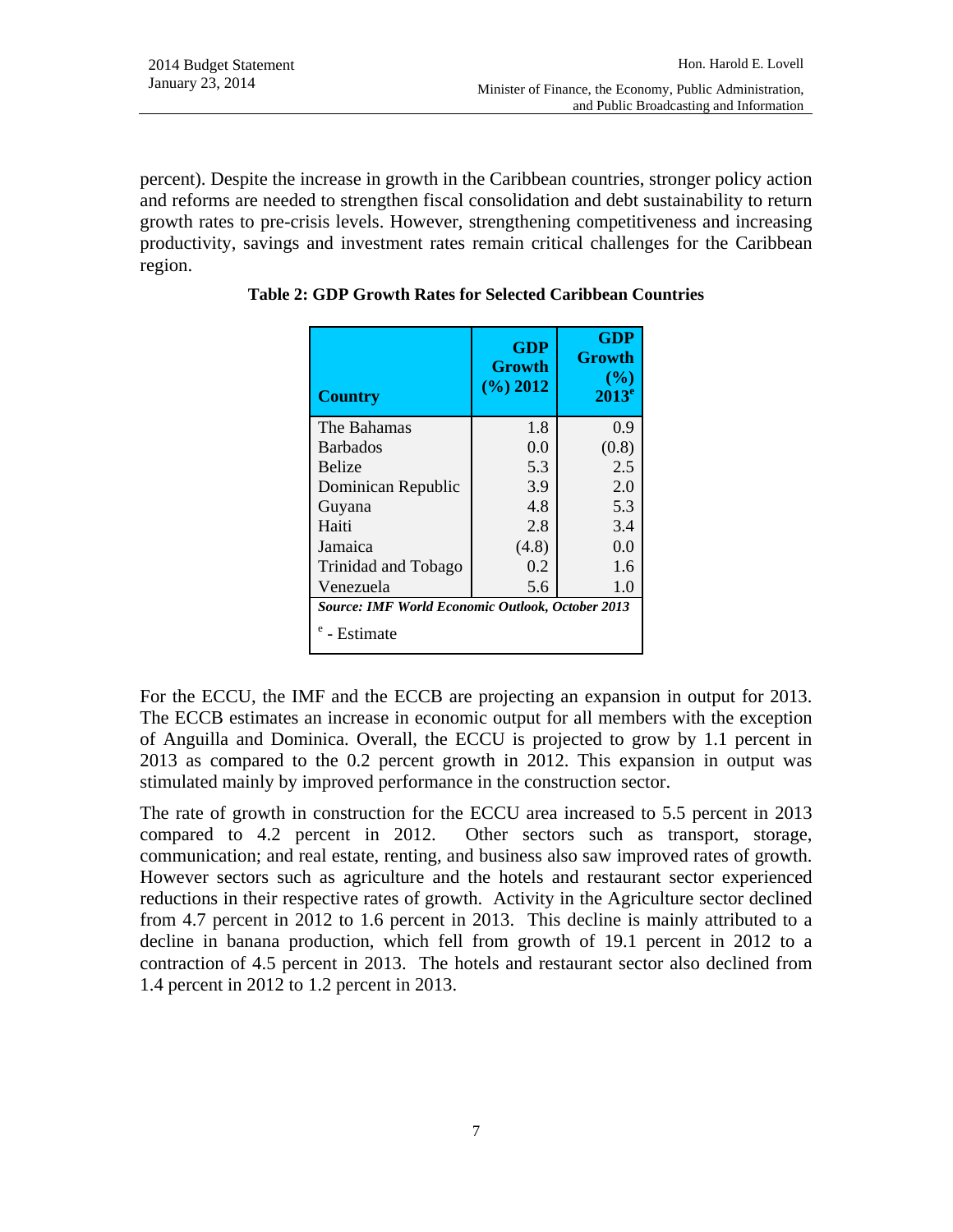percent). Despite the increase in growth in the Caribbean countries, stronger policy action and reforms are needed to strengthen fiscal consolidation and debt sustainability to return growth rates to pre-crisis levels. However, strengthening competitiveness and increasing productivity, savings and investment rates remain critical challenges for the Caribbean region.

**Table 2: GDP Growth Rates for Selected Caribbean Countries**

| Country | GDP Growth (%) 2012 | GDP Growth (%) 2013[e] |
|---|---|---|
| The Bahamas | 1.8 | 0.9 |
| Barbados | 0.0 | (0.8) |
| Belize | 5.3 | 2.5 |
| Dominican Republic | 3.9 | 2.0 |
| Guyana | 4.8 | 5.3 |
| Haiti | 2.8 | 3.4 |
| Jamaica | (4.8) | 0.0 |
| Trinidad and Tobago | 0.2 | 1.6 |
| Venezuela | 5.6 | 1.0 |

***Source: IMF World Economic Outlook, October 2013***

[e] - Estimate

For the ECCU, the IMF and the ECCB are projecting an expansion in output for 2013. The ECCB estimates an increase in economic output for all members with the exception of Anguilla and Dominica. Overall, the ECCU is projected to grow by 1.1 percent in 2013 as compared to the 0.2 percent growth in 2012. This expansion in output was stimulated mainly by improved performance in the construction sector.

The rate of growth in construction for the ECCU area increased to 5.5 percent in 2013 compared to 4.2 percent in 2012. Other sectors such as transport, storage, communication; and real estate, renting, and business also saw improved rates of growth. However sectors such as agriculture and the hotels and restaurant sector experienced reductions in their respective rates of growth. Activity in the Agriculture sector declined from 4.7 percent in 2012 to 1.6 percent in 2013. This decline is mainly attributed to a decline in banana production, which fell from growth of 19.1 percent in 2012 to a contraction of 4.5 percent in 2013. The hotels and restaurant sector also declined from 1.4 percent in 2012 to 1.2 percent in 2013.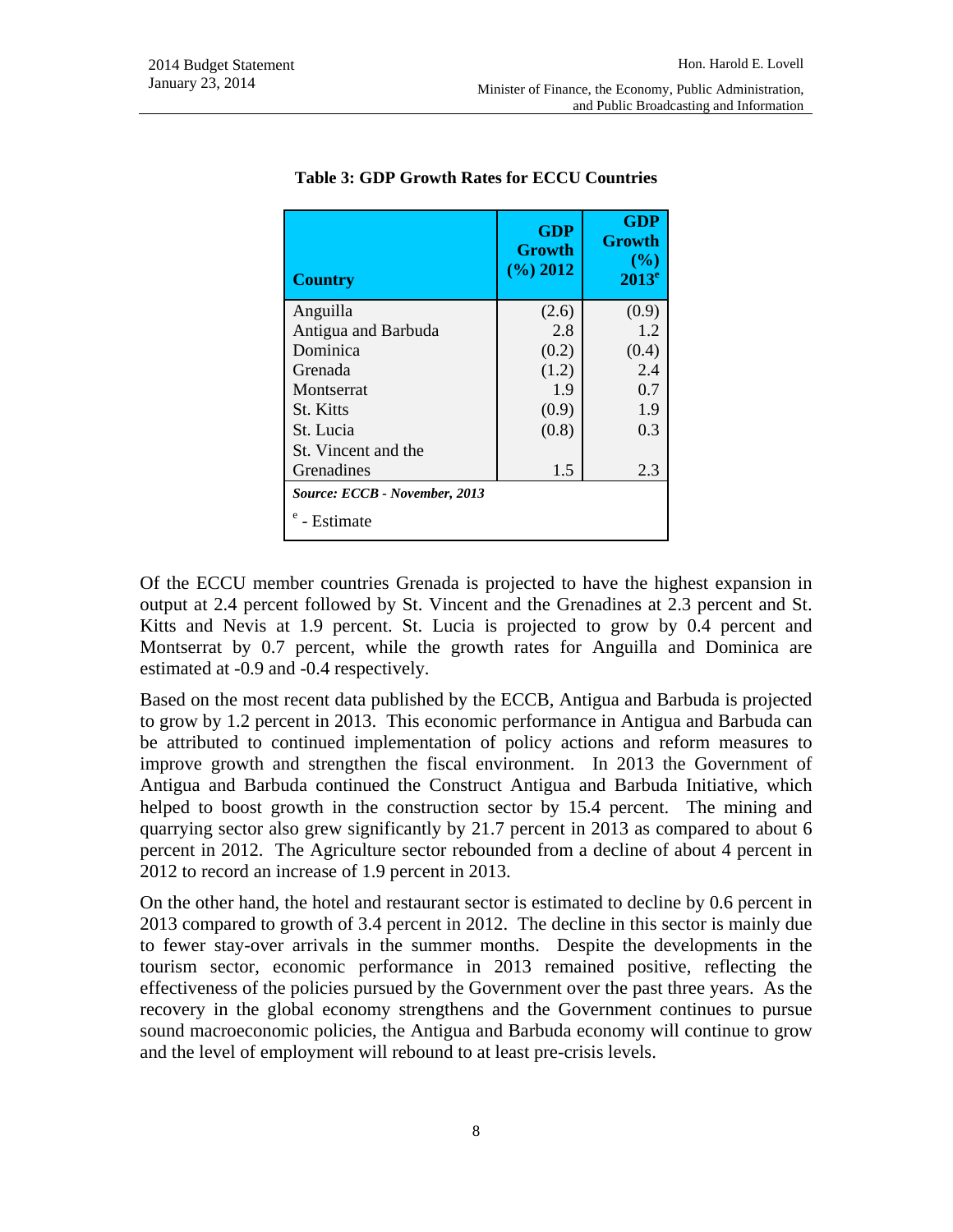**Table 3: GDP Growth Rates for ECCU Countries**

| Country | GDP Growth (%) 2012 | GDP Growth (%) 2013[e] |
|---|---|---|
| Anguilla | (2.6) | (0.9) |
| Antigua and Barbuda | 2.8 | 1.2 |
| Dominica | (0.2) | (0.4) |
| Grenada | (1.2) | 2.4 |
| Montserrat | 1.9 | 0.7 |
| St. Kitts | (0.9) | 1.9 |
| St. Lucia | (0.8) | 0.3 |
| St. Vincent and the Grenadines | 1.5 | 2.3 |

***Source: ECCB - November, 2013***

[e] - Estimate

Of the ECCU member countries Grenada is projected to have the highest expansion in output at 2.4 percent followed by St. Vincent and the Grenadines at 2.3 percent and St. Kitts and Nevis at 1.9 percent. St. Lucia is projected to grow by 0.4 percent and Montserrat by 0.7 percent, while the growth rates for Anguilla and Dominica are estimated at -0.9 and -0.4 respectively.

Based on the most recent data published by the ECCB, Antigua and Barbuda is projected to grow by 1.2 percent in 2013. This economic performance in Antigua and Barbuda can be attributed to continued implementation of policy actions and reform measures to improve growth and strengthen the fiscal environment. In 2013 the Government of Antigua and Barbuda continued the Construct Antigua and Barbuda Initiative, which helped to boost growth in the construction sector by 15.4 percent. The mining and quarrying sector also grew significantly by 21.7 percent in 2013 as compared to about 6 percent in 2012. The Agriculture sector rebounded from a decline of about 4 percent in 2012 to record an increase of 1.9 percent in 2013.

On the other hand, the hotel and restaurant sector is estimated to decline by 0.6 percent in 2013 compared to growth of 3.4 percent in 2012. The decline in this sector is mainly due to fewer stay-over arrivals in the summer months. Despite the developments in the tourism sector, economic performance in 2013 remained positive, reflecting the effectiveness of the policies pursued by the Government over the past three years. As the recovery in the global economy strengthens and the Government continues to pursue sound macroeconomic policies, the Antigua and Barbuda economy will continue to grow and the level of employment will rebound to at least pre-crisis levels.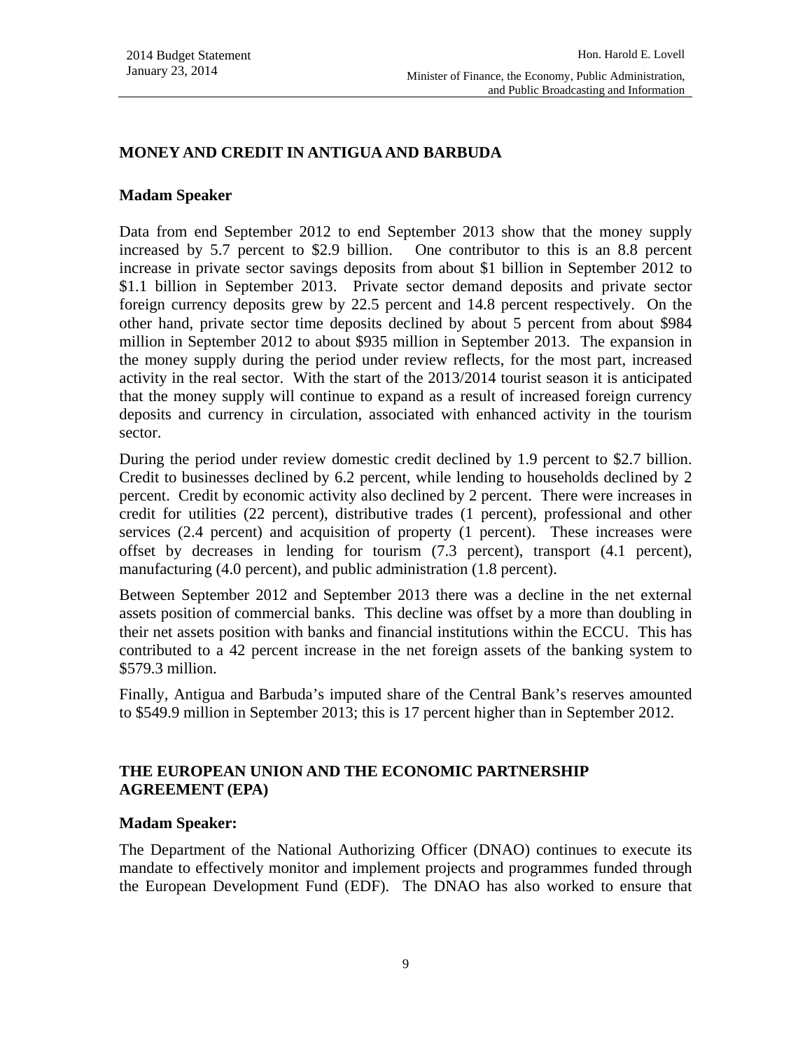## MONEY AND CREDIT IN ANTIGUA AND BARBUDA

**Madam Speaker**

Data from end September 2012 to end September 2013 show that the money supply increased by 5.7 percent to $2.9 billion. One contributor to this is an 8.8 percent increase in private sector savings deposits from about $1 billion in September 2012 to $1.1 billion in September 2013. Private sector demand deposits and private sector foreign currency deposits grew by 22.5 percent and 14.8 percent respectively. On the other hand, private sector time deposits declined by about 5 percent from about $984 million in September 2012 to about $935 million in September 2013. The expansion in the money supply during the period under review reflects, for the most part, increased activity in the real sector. With the start of the 2013/2014 tourist season it is anticipated that the money supply will continue to expand as a result of increased foreign currency deposits and currency in circulation, associated with enhanced activity in the tourism sector.

During the period under review domestic credit declined by 1.9 percent to $2.7 billion. Credit to businesses declined by 6.2 percent, while lending to households declined by 2 percent. Credit by economic activity also declined by 2 percent. There were increases in credit for utilities (22 percent), distributive trades (1 percent), professional and other services (2.4 percent) and acquisition of property (1 percent). These increases were offset by decreases in lending for tourism (7.3 percent), transport (4.1 percent), manufacturing (4.0 percent), and public administration (1.8 percent).

Between September 2012 and September 2013 there was a decline in the net external assets position of commercial banks. This decline was offset by a more than doubling in their net assets position with banks and financial institutions within the ECCU. This has contributed to a 42 percent increase in the net foreign assets of the banking system to $579.3 million.

Finally, Antigua and Barbuda's imputed share of the Central Bank's reserves amounted to $549.9 million in September 2013; this is 17 percent higher than in September 2012.

## THE EUROPEAN UNION AND THE ECONOMIC PARTNERSHIP AGREEMENT (EPA)

**Madam Speaker:**

The Department of the National Authorizing Officer (DNAO) continues to execute its mandate to effectively monitor and implement projects and programmes funded through the European Development Fund (EDF). The DNAO has also worked to ensure that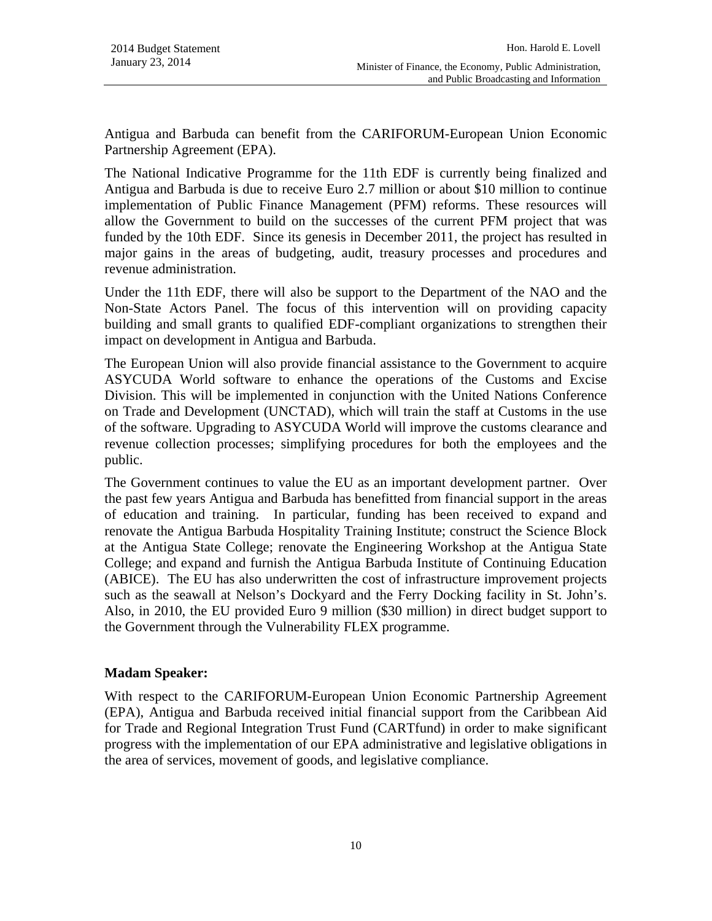Antigua and Barbuda can benefit from the CARIFORUM-European Union Economic Partnership Agreement (EPA).

The National Indicative Programme for the 11th EDF is currently being finalized and Antigua and Barbuda is due to receive Euro 2.7 million or about $10 million to continue implementation of Public Finance Management (PFM) reforms. These resources will allow the Government to build on the successes of the current PFM project that was funded by the 10th EDF. Since its genesis in December 2011, the project has resulted in major gains in the areas of budgeting, audit, treasury processes and procedures and revenue administration.

Under the 11th EDF, there will also be support to the Department of the NAO and the Non-State Actors Panel. The focus of this intervention will on providing capacity building and small grants to qualified EDF-compliant organizations to strengthen their impact on development in Antigua and Barbuda.

The European Union will also provide financial assistance to the Government to acquire ASYCUDA World software to enhance the operations of the Customs and Excise Division. This will be implemented in conjunction with the United Nations Conference on Trade and Development (UNCTAD), which will train the staff at Customs in the use of the software. Upgrading to ASYCUDA World will improve the customs clearance and revenue collection processes; simplifying procedures for both the employees and the public.

The Government continues to value the EU as an important development partner. Over the past few years Antigua and Barbuda has benefitted from financial support in the areas of education and training. In particular, funding has been received to expand and renovate the Antigua Barbuda Hospitality Training Institute; construct the Science Block at the Antigua State College; renovate the Engineering Workshop at the Antigua State College; and expand and furnish the Antigua Barbuda Institute of Continuing Education (ABICE). The EU has also underwritten the cost of infrastructure improvement projects such as the seawall at Nelson's Dockyard and the Ferry Docking facility in St. John's. Also, in 2010, the EU provided Euro 9 million ($30 million) in direct budget support to the Government through the Vulnerability FLEX programme.

**Madam Speaker:**

With respect to the CARIFORUM-European Union Economic Partnership Agreement (EPA), Antigua and Barbuda received initial financial support from the Caribbean Aid for Trade and Regional Integration Trust Fund (CARTfund) in order to make significant progress with the implementation of our EPA administrative and legislative obligations in the area of services, movement of goods, and legislative compliance.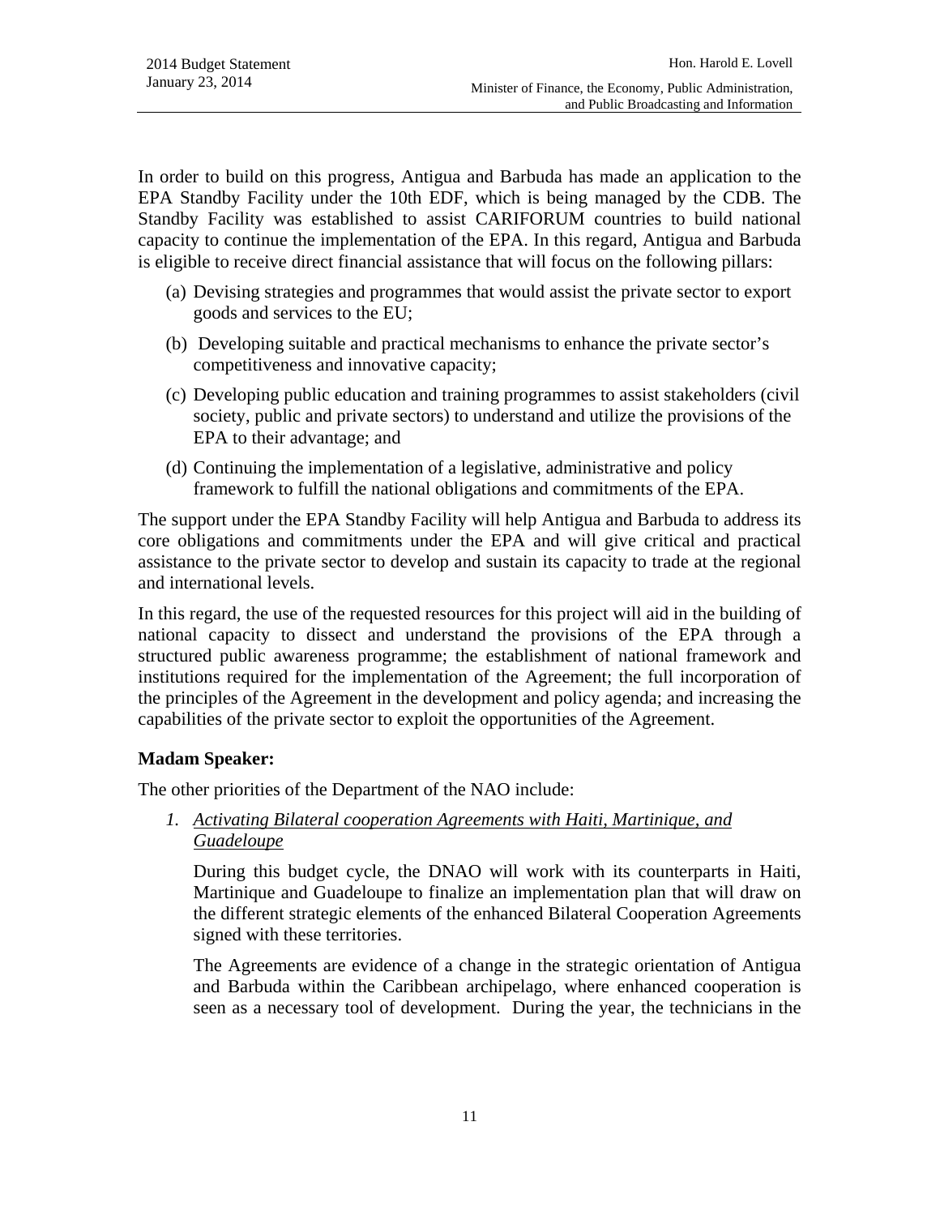In order to build on this progress, Antigua and Barbuda has made an application to the EPA Standby Facility under the 10th EDF, which is being managed by the CDB. The Standby Facility was established to assist CARIFORUM countries to build national capacity to continue the implementation of the EPA. In this regard, Antigua and Barbuda is eligible to receive direct financial assistance that will focus on the following pillars:

(a) Devising strategies and programmes that would assist the private sector to export goods and services to the EU;

(b) Developing suitable and practical mechanisms to enhance the private sector's competitiveness and innovative capacity;

(c) Developing public education and training programmes to assist stakeholders (civil society, public and private sectors) to understand and utilize the provisions of the EPA to their advantage; and

(d) Continuing the implementation of a legislative, administrative and policy framework to fulfill the national obligations and commitments of the EPA.

The support under the EPA Standby Facility will help Antigua and Barbuda to address its core obligations and commitments under the EPA and will give critical and practical assistance to the private sector to develop and sustain its capacity to trade at the regional and international levels.

In this regard, the use of the requested resources for this project will aid in the building of national capacity to dissect and understand the provisions of the EPA through a structured public awareness programme; the establishment of national framework and institutions required for the implementation of the Agreement; the full incorporation of the principles of the Agreement in the development and policy agenda; and increasing the capabilities of the private sector to exploit the opportunities of the Agreement.

**Madam Speaker:**

The other priorities of the Department of the NAO include:

1. *Activating Bilateral cooperation Agreements with Haiti, Martinique, and Guadeloupe*

   During this budget cycle, the DNAO will work with its counterparts in Haiti, Martinique and Guadeloupe to finalize an implementation plan that will draw on the different strategic elements of the enhanced Bilateral Cooperation Agreements signed with these territories.

   The Agreements are evidence of a change in the strategic orientation of Antigua and Barbuda within the Caribbean archipelago, where enhanced cooperation is seen as a necessary tool of development. During the year, the technicians in the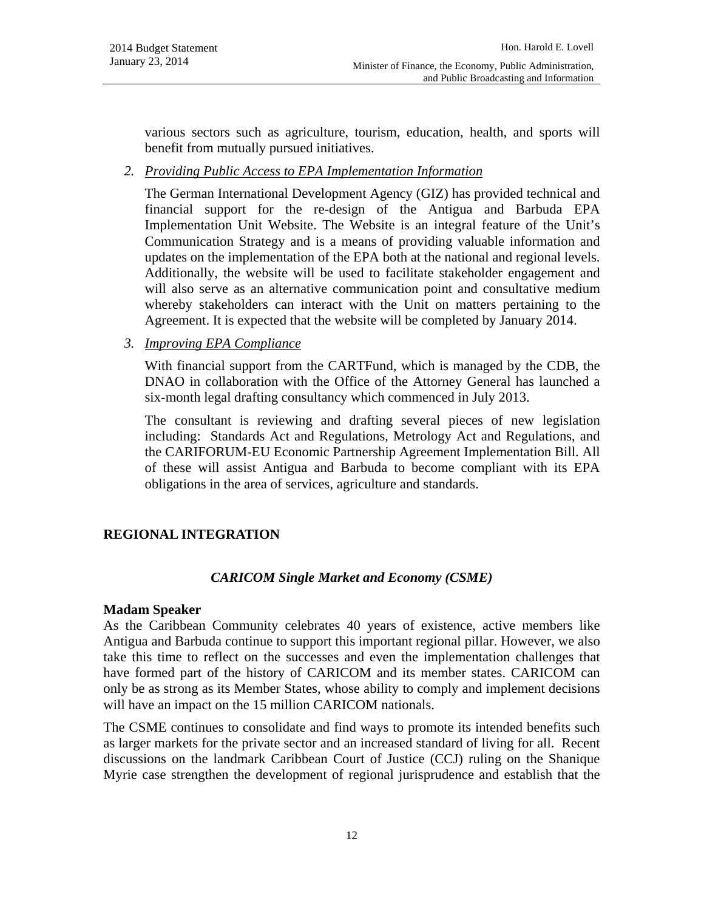various sectors such as agriculture, tourism, education, health, and sports will benefit from mutually pursued initiatives.

2. *Providing Public Access to EPA Implementation Information*

   The German International Development Agency (GIZ) has provided technical and financial support for the re-design of the Antigua and Barbuda EPA Implementation Unit Website. The Website is an integral feature of the Unit's Communication Strategy and is a means of providing valuable information and updates on the implementation of the EPA both at the national and regional levels. Additionally, the website will be used to facilitate stakeholder engagement and will also serve as an alternative communication point and consultative medium whereby stakeholders can interact with the Unit on matters pertaining to the Agreement. It is expected that the website will be completed by January 2014.

3. *Improving EPA Compliance*

   With financial support from the CARTFund, which is managed by the CDB, the DNAO in collaboration with the Office of the Attorney General has launched a six-month legal drafting consultancy which commenced in July 2013.

   The consultant is reviewing and drafting several pieces of new legislation including: Standards Act and Regulations, Metrology Act and Regulations, and the CARIFORUM-EU Economic Partnership Agreement Implementation Bill. All of these will assist Antigua and Barbuda to become compliant with its EPA obligations in the area of services, agriculture and standards.

## REGIONAL INTEGRATION

### *CARICOM Single Market and Economy (CSME)*

**Madam Speaker**

As the Caribbean Community celebrates 40 years of existence, active members like Antigua and Barbuda continue to support this important regional pillar. However, we also take this time to reflect on the successes and even the implementation challenges that have formed part of the history of CARICOM and its member states. CARICOM can only be as strong as its Member States, whose ability to comply and implement decisions will have an impact on the 15 million CARICOM nationals.

The CSME continues to consolidate and find ways to promote its intended benefits such as larger markets for the private sector and an increased standard of living for all. Recent discussions on the landmark Caribbean Court of Justice (CCJ) ruling on the Shanique Myrie case strengthen the development of regional jurisprudence and establish that the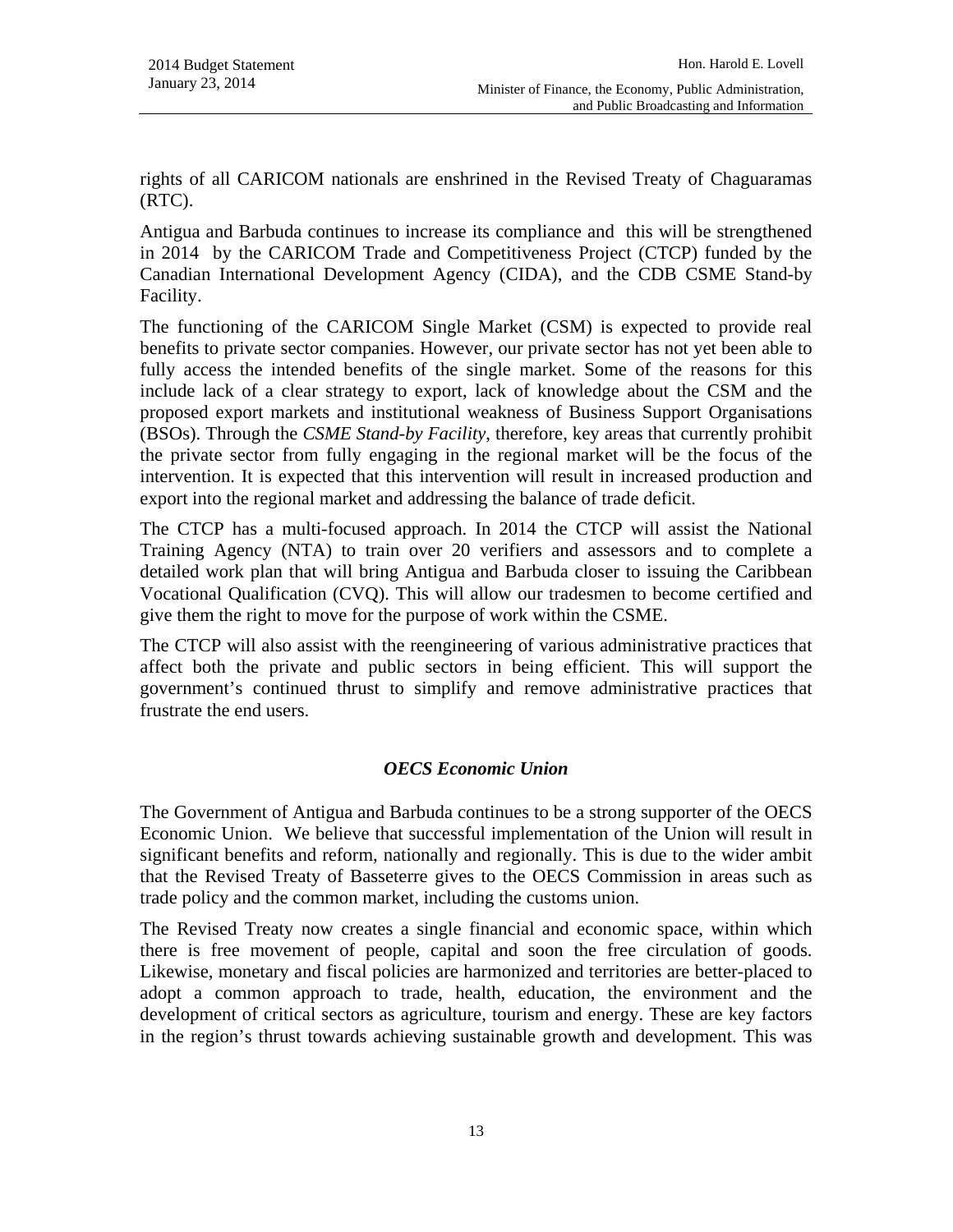rights of all CARICOM nationals are enshrined in the Revised Treaty of Chaguaramas (RTC).

Antigua and Barbuda continues to increase its compliance and this will be strengthened in 2014 by the CARICOM Trade and Competitiveness Project (CTCP) funded by the Canadian International Development Agency (CIDA), and the CDB CSME Stand-by Facility.

The functioning of the CARICOM Single Market (CSM) is expected to provide real benefits to private sector companies. However, our private sector has not yet been able to fully access the intended benefits of the single market. Some of the reasons for this include lack of a clear strategy to export, lack of knowledge about the CSM and the proposed export markets and institutional weakness of Business Support Organisations (BSOs). Through the *CSME Stand-by Facility*, therefore, key areas that currently prohibit the private sector from fully engaging in the regional market will be the focus of the intervention. It is expected that this intervention will result in increased production and export into the regional market and addressing the balance of trade deficit.

The CTCP has a multi-focused approach. In 2014 the CTCP will assist the National Training Agency (NTA) to train over 20 verifiers and assessors and to complete a detailed work plan that will bring Antigua and Barbuda closer to issuing the Caribbean Vocational Qualification (CVQ). This will allow our tradesmen to become certified and give them the right to move for the purpose of work within the CSME.

The CTCP will also assist with the reengineering of various administrative practices that affect both the private and public sectors in being efficient. This will support the government's continued thrust to simplify and remove administrative practices that frustrate the end users.

### *OECS Economic Union*

The Government of Antigua and Barbuda continues to be a strong supporter of the OECS Economic Union. We believe that successful implementation of the Union will result in significant benefits and reform, nationally and regionally. This is due to the wider ambit that the Revised Treaty of Basseterre gives to the OECS Commission in areas such as trade policy and the common market, including the customs union.

The Revised Treaty now creates a single financial and economic space, within which there is free movement of people, capital and soon the free circulation of goods. Likewise, monetary and fiscal policies are harmonized and territories are better-placed to adopt a common approach to trade, health, education, the environment and the development of critical sectors as agriculture, tourism and energy. These are key factors in the region's thrust towards achieving sustainable growth and development. This was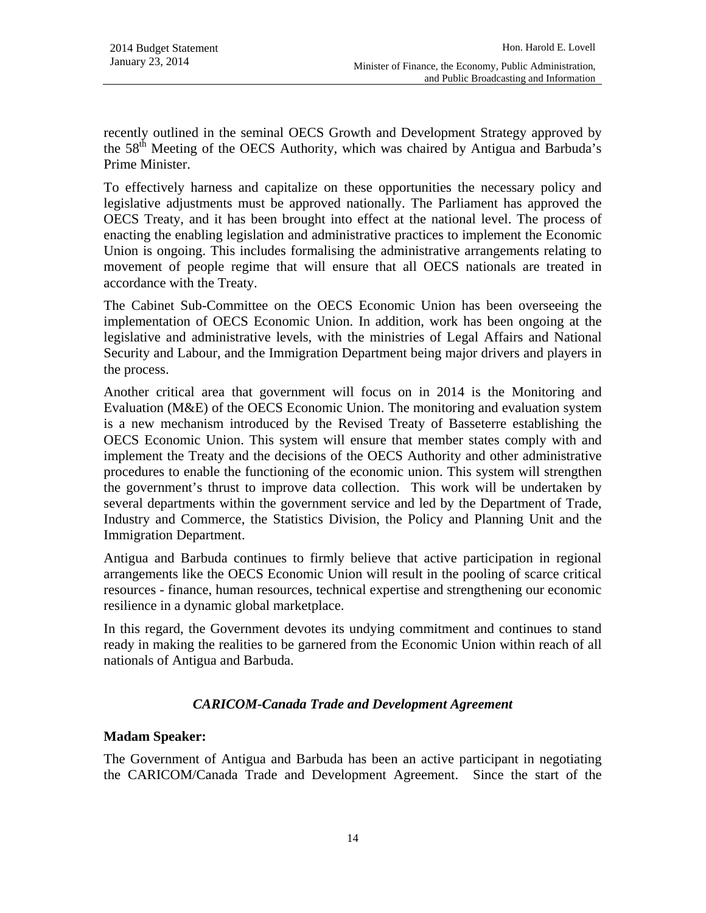recently outlined in the seminal OECS Growth and Development Strategy approved by the 58th Meeting of the OECS Authority, which was chaired by Antigua and Barbuda's Prime Minister.

To effectively harness and capitalize on these opportunities the necessary policy and legislative adjustments must be approved nationally. The Parliament has approved the OECS Treaty, and it has been brought into effect at the national level. The process of enacting the enabling legislation and administrative practices to implement the Economic Union is ongoing. This includes formalising the administrative arrangements relating to movement of people regime that will ensure that all OECS nationals are treated in accordance with the Treaty.

The Cabinet Sub-Committee on the OECS Economic Union has been overseeing the implementation of OECS Economic Union. In addition, work has been ongoing at the legislative and administrative levels, with the ministries of Legal Affairs and National Security and Labour, and the Immigration Department being major drivers and players in the process.

Another critical area that government will focus on in 2014 is the Monitoring and Evaluation (M&E) of the OECS Economic Union. The monitoring and evaluation system is a new mechanism introduced by the Revised Treaty of Basseterre establishing the OECS Economic Union. This system will ensure that member states comply with and implement the Treaty and the decisions of the OECS Authority and other administrative procedures to enable the functioning of the economic union. This system will strengthen the government's thrust to improve data collection. This work will be undertaken by several departments within the government service and led by the Department of Trade, Industry and Commerce, the Statistics Division, the Policy and Planning Unit and the Immigration Department.

Antigua and Barbuda continues to firmly believe that active participation in regional arrangements like the OECS Economic Union will result in the pooling of scarce critical resources - finance, human resources, technical expertise and strengthening our economic resilience in a dynamic global marketplace.

In this regard, the Government devotes its undying commitment and continues to stand ready in making the realities to be garnered from the Economic Union within reach of all nationals of Antigua and Barbuda.

### *CARICOM-Canada Trade and Development Agreement*

**Madam Speaker:**

The Government of Antigua and Barbuda has been an active participant in negotiating the CARICOM/Canada Trade and Development Agreement. Since the start of the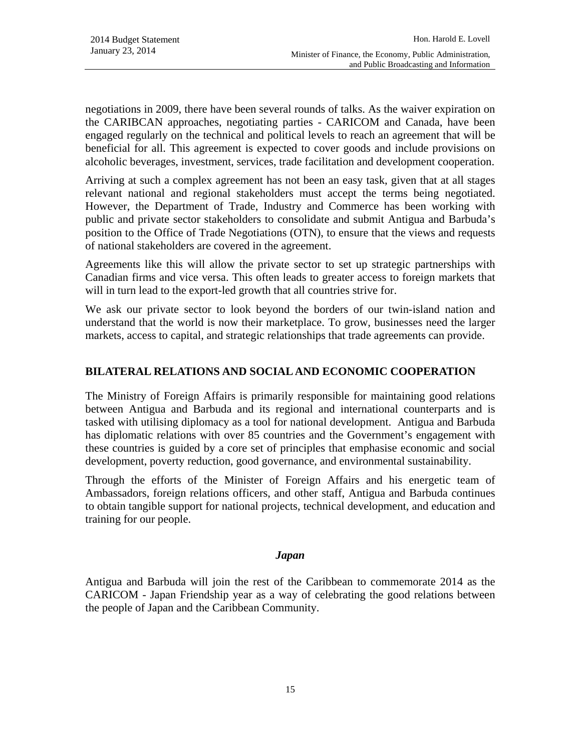negotiations in 2009, there have been several rounds of talks. As the waiver expiration on the CARIBCAN approaches, negotiating parties - CARICOM and Canada, have been engaged regularly on the technical and political levels to reach an agreement that will be beneficial for all. This agreement is expected to cover goods and include provisions on alcoholic beverages, investment, services, trade facilitation and development cooperation.

Arriving at such a complex agreement has not been an easy task, given that at all stages relevant national and regional stakeholders must accept the terms being negotiated. However, the Department of Trade, Industry and Commerce has been working with public and private sector stakeholders to consolidate and submit Antigua and Barbuda's position to the Office of Trade Negotiations (OTN), to ensure that the views and requests of national stakeholders are covered in the agreement.

Agreements like this will allow the private sector to set up strategic partnerships with Canadian firms and vice versa. This often leads to greater access to foreign markets that will in turn lead to the export-led growth that all countries strive for.

We ask our private sector to look beyond the borders of our twin-island nation and understand that the world is now their marketplace. To grow, businesses need the larger markets, access to capital, and strategic relationships that trade agreements can provide.

## BILATERAL RELATIONS AND SOCIAL AND ECONOMIC COOPERATION

The Ministry of Foreign Affairs is primarily responsible for maintaining good relations between Antigua and Barbuda and its regional and international counterparts and is tasked with utilising diplomacy as a tool for national development. Antigua and Barbuda has diplomatic relations with over 85 countries and the Government's engagement with these countries is guided by a core set of principles that emphasise economic and social development, poverty reduction, good governance, and environmental sustainability.

Through the efforts of the Minister of Foreign Affairs and his energetic team of Ambassadors, foreign relations officers, and other staff, Antigua and Barbuda continues to obtain tangible support for national projects, technical development, and education and training for our people.

### *Japan*

Antigua and Barbuda will join the rest of the Caribbean to commemorate 2014 as the CARICOM - Japan Friendship year as a way of celebrating the good relations between the people of Japan and the Caribbean Community.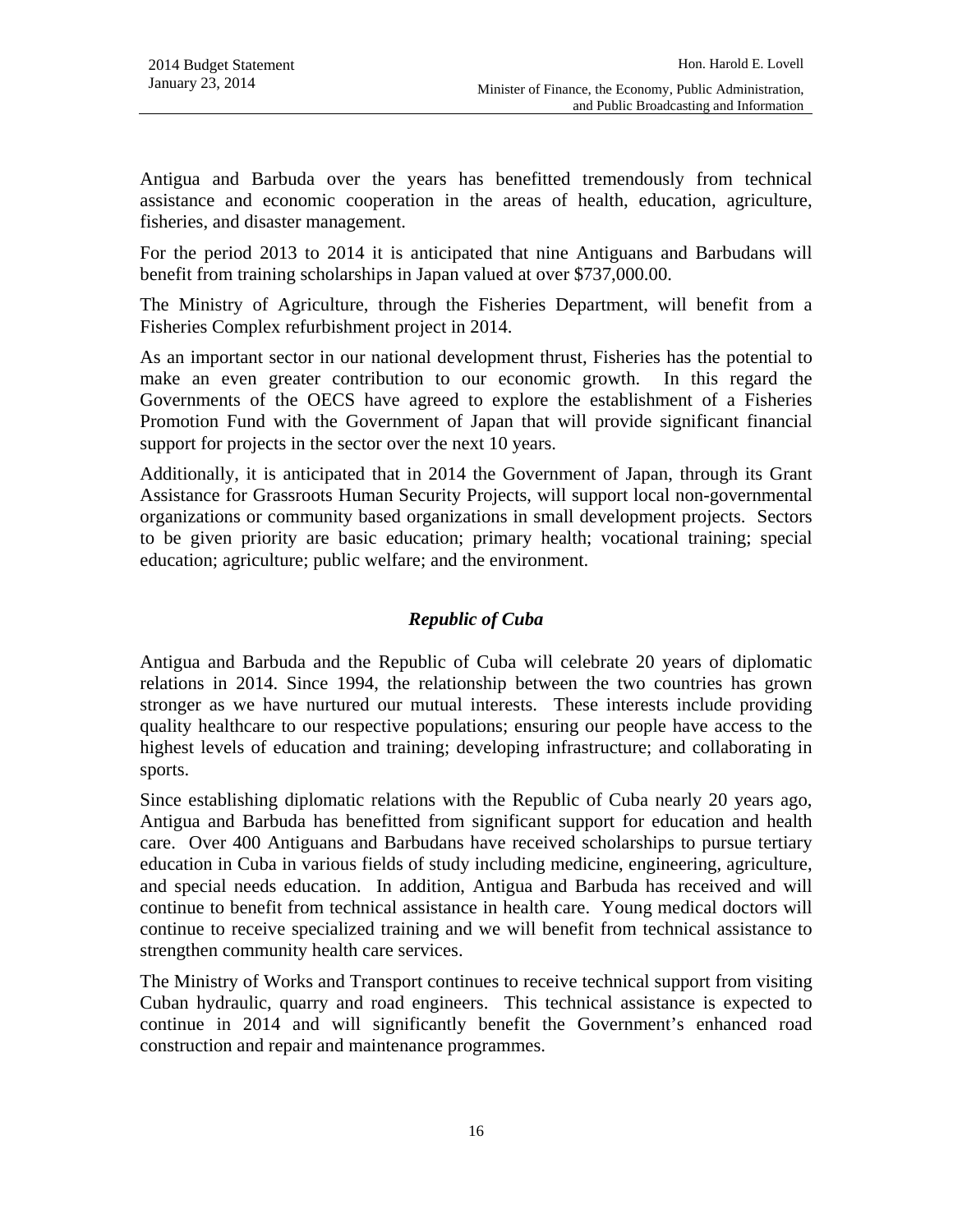Antigua and Barbuda over the years has benefitted tremendously from technical assistance and economic cooperation in the areas of health, education, agriculture, fisheries, and disaster management.

For the period 2013 to 2014 it is anticipated that nine Antiguans and Barbudans will benefit from training scholarships in Japan valued at over $737,000.00.

The Ministry of Agriculture, through the Fisheries Department, will benefit from a Fisheries Complex refurbishment project in 2014.

As an important sector in our national development thrust, Fisheries has the potential to make an even greater contribution to our economic growth. In this regard the Governments of the OECS have agreed to explore the establishment of a Fisheries Promotion Fund with the Government of Japan that will provide significant financial support for projects in the sector over the next 10 years.

Additionally, it is anticipated that in 2014 the Government of Japan, through its Grant Assistance for Grassroots Human Security Projects, will support local non-governmental organizations or community based organizations in small development projects. Sectors to be given priority are basic education; primary health; vocational training; special education; agriculture; public welfare; and the environment.

### *Republic of Cuba*

Antigua and Barbuda and the Republic of Cuba will celebrate 20 years of diplomatic relations in 2014. Since 1994, the relationship between the two countries has grown stronger as we have nurtured our mutual interests. These interests include providing quality healthcare to our respective populations; ensuring our people have access to the highest levels of education and training; developing infrastructure; and collaborating in sports.

Since establishing diplomatic relations with the Republic of Cuba nearly 20 years ago, Antigua and Barbuda has benefitted from significant support for education and health care. Over 400 Antiguans and Barbudans have received scholarships to pursue tertiary education in Cuba in various fields of study including medicine, engineering, agriculture, and special needs education. In addition, Antigua and Barbuda has received and will continue to benefit from technical assistance in health care. Young medical doctors will continue to receive specialized training and we will benefit from technical assistance to strengthen community health care services.

The Ministry of Works and Transport continues to receive technical support from visiting Cuban hydraulic, quarry and road engineers. This technical assistance is expected to continue in 2014 and will significantly benefit the Government's enhanced road construction and repair and maintenance programmes.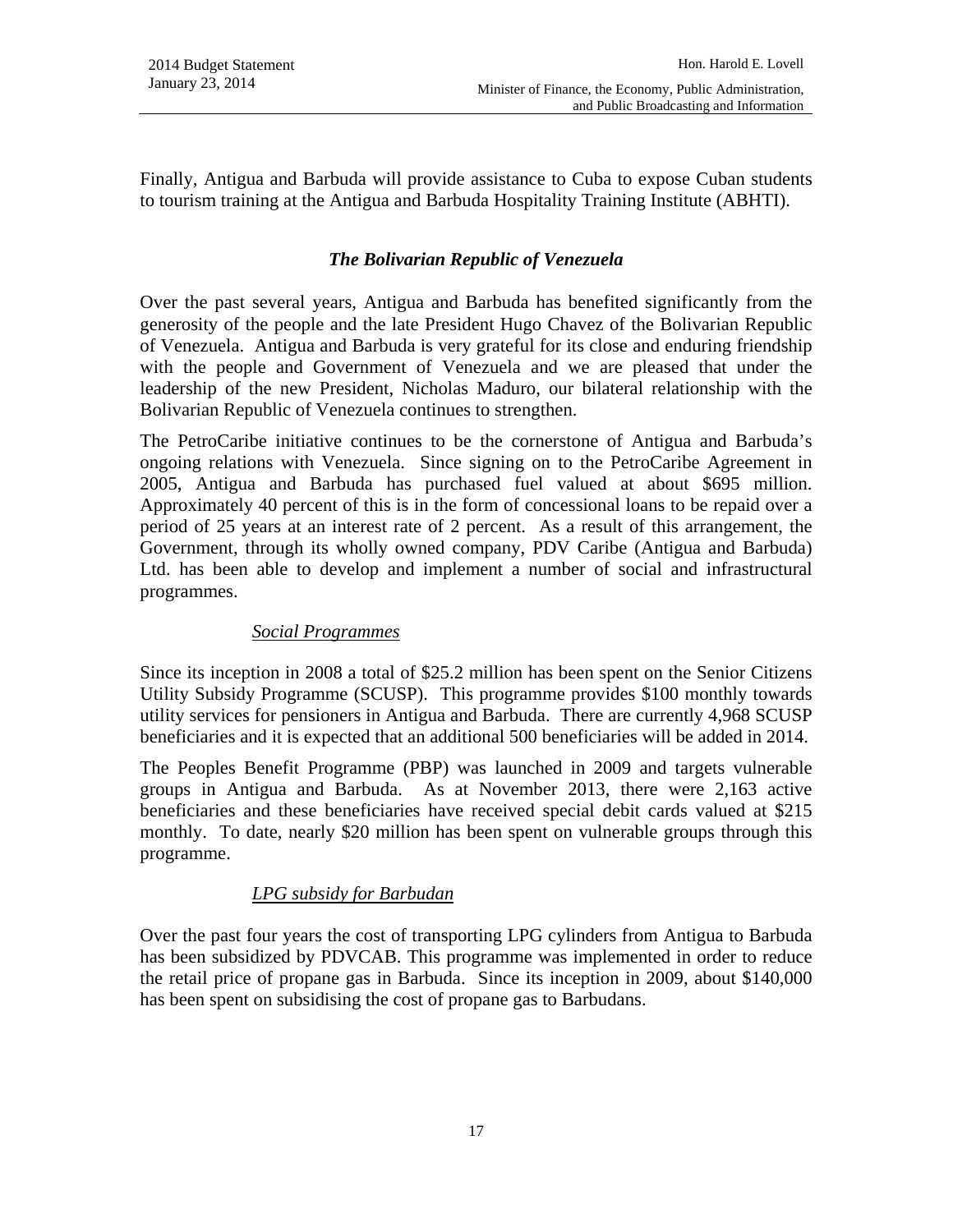Finally, Antigua and Barbuda will provide assistance to Cuba to expose Cuban students to tourism training at the Antigua and Barbuda Hospitality Training Institute (ABHTI).

### *The Bolivarian Republic of Venezuela*

Over the past several years, Antigua and Barbuda has benefited significantly from the generosity of the people and the late President Hugo Chavez of the Bolivarian Republic of Venezuela. Antigua and Barbuda is very grateful for its close and enduring friendship with the people and Government of Venezuela and we are pleased that under the leadership of the new President, Nicholas Maduro, our bilateral relationship with the Bolivarian Republic of Venezuela continues to strengthen.

The PetroCaribe initiative continues to be the cornerstone of Antigua and Barbuda's ongoing relations with Venezuela. Since signing on to the PetroCaribe Agreement in 2005, Antigua and Barbuda has purchased fuel valued at about $695 million. Approximately 40 percent of this is in the form of concessional loans to be repaid over a period of 25 years at an interest rate of 2 percent. As a result of this arrangement, the Government, through its wholly owned company, PDV Caribe (Antigua and Barbuda) Ltd. has been able to develop and implement a number of social and infrastructural programmes.

#### *Social Programmes*

Since its inception in 2008 a total of $25.2 million has been spent on the Senior Citizens Utility Subsidy Programme (SCUSP). This programme provides $100 monthly towards utility services for pensioners in Antigua and Barbuda. There are currently 4,968 SCUSP beneficiaries and it is expected that an additional 500 beneficiaries will be added in 2014.

The Peoples Benefit Programme (PBP) was launched in 2009 and targets vulnerable groups in Antigua and Barbuda. As at November 2013, there were 2,163 active beneficiaries and these beneficiaries have received special debit cards valued at $215 monthly. To date, nearly $20 million has been spent on vulnerable groups through this programme.

#### *LPG subsidy for Barbudan*

Over the past four years the cost of transporting LPG cylinders from Antigua to Barbuda has been subsidized by PDVCAB. This programme was implemented in order to reduce the retail price of propane gas in Barbuda. Since its inception in 2009, about $140,000 has been spent on subsidising the cost of propane gas to Barbudans.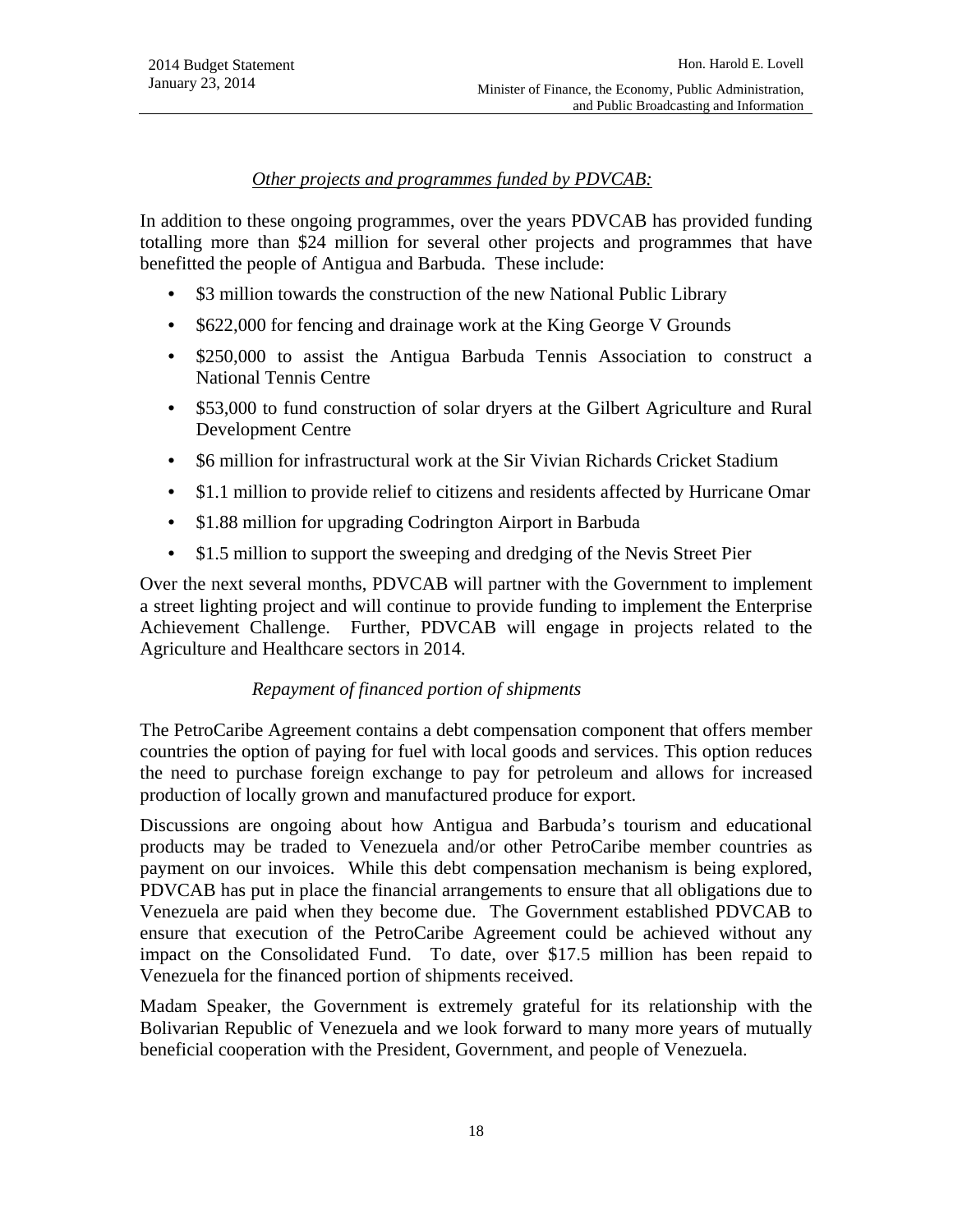*<u>Other projects and programmes funded by PDVCAB:</u>*

In addition to these ongoing programmes, over the years PDVCAB has provided funding totalling more than $24 million for several other projects and programmes that have benefitted the people of Antigua and Barbuda. These include:

- $3 million towards the construction of the new National Public Library
- $622,000 for fencing and drainage work at the King George V Grounds
- $250,000 to assist the Antigua Barbuda Tennis Association to construct a National Tennis Centre
- $53,000 to fund construction of solar dryers at the Gilbert Agriculture and Rural Development Centre
- $6 million for infrastructural work at the Sir Vivian Richards Cricket Stadium
- $1.1 million to provide relief to citizens and residents affected by Hurricane Omar
- $1.88 million for upgrading Codrington Airport in Barbuda
- $1.5 million to support the sweeping and dredging of the Nevis Street Pier

Over the next several months, PDVCAB will partner with the Government to implement a street lighting project and will continue to provide funding to implement the Enterprise Achievement Challenge. Further, PDVCAB will engage in projects related to the Agriculture and Healthcare sectors in 2014.

*Repayment of financed portion of shipments*

The PetroCaribe Agreement contains a debt compensation component that offers member countries the option of paying for fuel with local goods and services. This option reduces the need to purchase foreign exchange to pay for petroleum and allows for increased production of locally grown and manufactured produce for export.

Discussions are ongoing about how Antigua and Barbuda's tourism and educational products may be traded to Venezuela and/or other PetroCaribe member countries as payment on our invoices. While this debt compensation mechanism is being explored, PDVCAB has put in place the financial arrangements to ensure that all obligations due to Venezuela are paid when they become due. The Government established PDVCAB to ensure that execution of the PetroCaribe Agreement could be achieved without any impact on the Consolidated Fund. To date, over $17.5 million has been repaid to Venezuela for the financed portion of shipments received.

Madam Speaker, the Government is extremely grateful for its relationship with the Bolivarian Republic of Venezuela and we look forward to many more years of mutually beneficial cooperation with the President, Government, and people of Venezuela.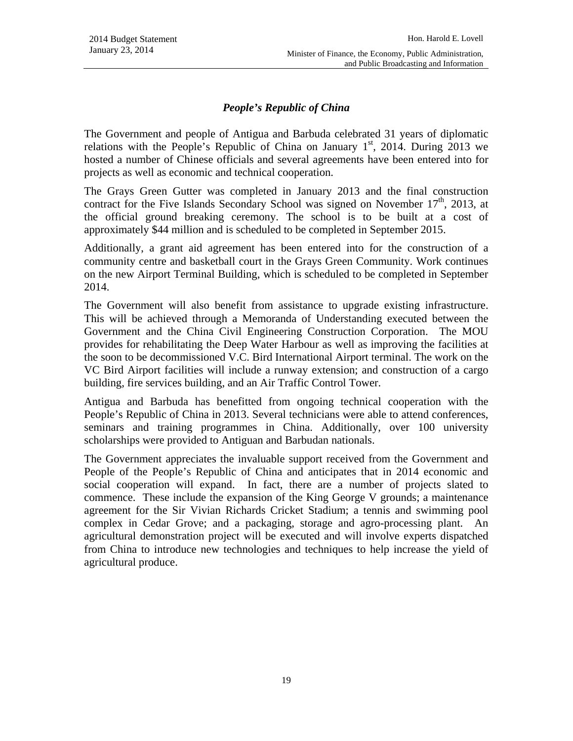## *People's Republic of China*

The Government and people of Antigua and Barbuda celebrated 31 years of diplomatic relations with the People's Republic of China on January 1st, 2014. During 2013 we hosted a number of Chinese officials and several agreements have been entered into for projects as well as economic and technical cooperation.

The Grays Green Gutter was completed in January 2013 and the final construction contract for the Five Islands Secondary School was signed on November 17th, 2013, at the official ground breaking ceremony. The school is to be built at a cost of approximately $44 million and is scheduled to be completed in September 2015.

Additionally, a grant aid agreement has been entered into for the construction of a community centre and basketball court in the Grays Green Community. Work continues on the new Airport Terminal Building, which is scheduled to be completed in September 2014.

The Government will also benefit from assistance to upgrade existing infrastructure. This will be achieved through a Memoranda of Understanding executed between the Government and the China Civil Engineering Construction Corporation. The MOU provides for rehabilitating the Deep Water Harbour as well as improving the facilities at the soon to be decommissioned V.C. Bird International Airport terminal. The work on the VC Bird Airport facilities will include a runway extension; and construction of a cargo building, fire services building, and an Air Traffic Control Tower.

Antigua and Barbuda has benefitted from ongoing technical cooperation with the People's Republic of China in 2013. Several technicians were able to attend conferences, seminars and training programmes in China. Additionally, over 100 university scholarships were provided to Antiguan and Barbudan nationals.

The Government appreciates the invaluable support received from the Government and People of the People's Republic of China and anticipates that in 2014 economic and social cooperation will expand. In fact, there are a number of projects slated to commence. These include the expansion of the King George V grounds; a maintenance agreement for the Sir Vivian Richards Cricket Stadium; a tennis and swimming pool complex in Cedar Grove; and a packaging, storage and agro-processing plant. An agricultural demonstration project will be executed and will involve experts dispatched from China to introduce new technologies and techniques to help increase the yield of agricultural produce.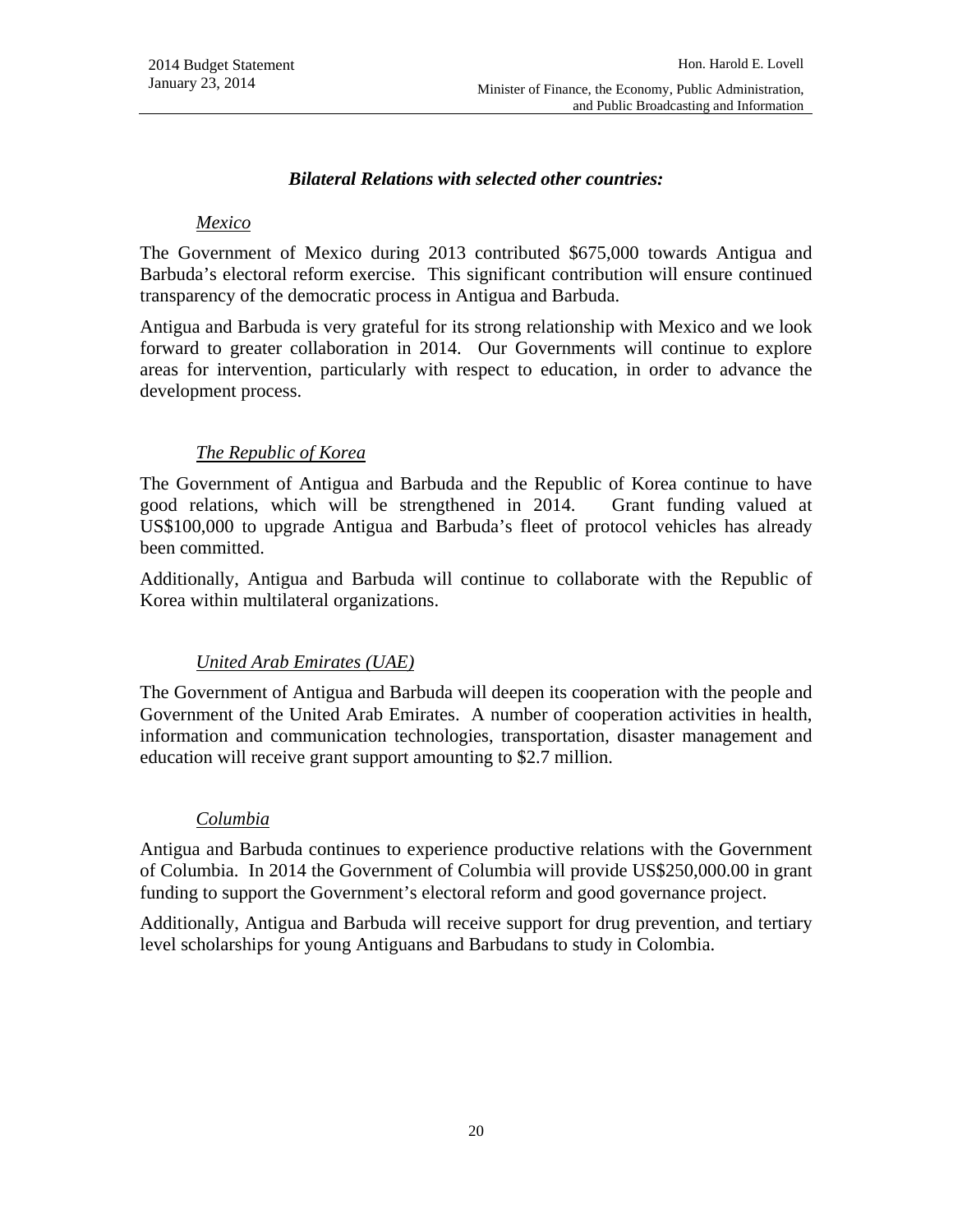### ***Bilateral Relations with selected other countries:***

#### *Mexico*

The Government of Mexico during 2013 contributed $675,000 towards Antigua and Barbuda's electoral reform exercise. This significant contribution will ensure continued transparency of the democratic process in Antigua and Barbuda.

Antigua and Barbuda is very grateful for its strong relationship with Mexico and we look forward to greater collaboration in 2014. Our Governments will continue to explore areas for intervention, particularly with respect to education, in order to advance the development process.

#### *The Republic of Korea*

The Government of Antigua and Barbuda and the Republic of Korea continue to have good relations, which will be strengthened in 2014. Grant funding valued at US$100,000 to upgrade Antigua and Barbuda's fleet of protocol vehicles has already been committed.

Additionally, Antigua and Barbuda will continue to collaborate with the Republic of Korea within multilateral organizations.

#### *United Arab Emirates (UAE)*

The Government of Antigua and Barbuda will deepen its cooperation with the people and Government of the United Arab Emirates. A number of cooperation activities in health, information and communication technologies, transportation, disaster management and education will receive grant support amounting to $2.7 million.

#### *Columbia*

Antigua and Barbuda continues to experience productive relations with the Government of Columbia. In 2014 the Government of Columbia will provide US$250,000.00 in grant funding to support the Government's electoral reform and good governance project.

Additionally, Antigua and Barbuda will receive support for drug prevention, and tertiary level scholarships for young Antiguans and Barbudans to study in Colombia.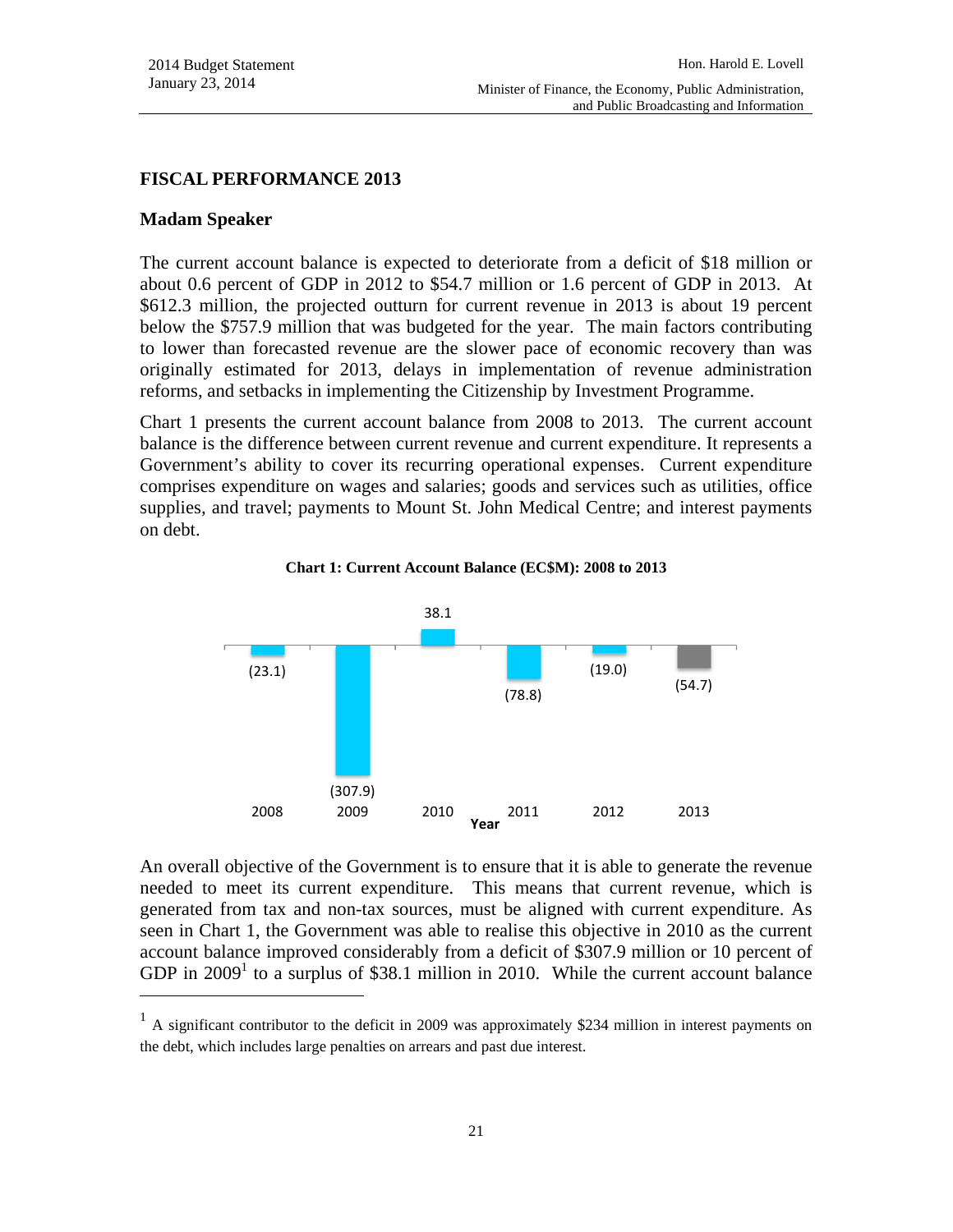## FISCAL PERFORMANCE 2013

### Madam Speaker

The current account balance is expected to deteriorate from a deficit of $18 million or about 0.6 percent of GDP in 2012 to $54.7 million or 1.6 percent of GDP in 2013. At $612.3 million, the projected outturn for current revenue in 2013 is about 19 percent below the $757.9 million that was budgeted for the year. The main factors contributing to lower than forecasted revenue are the slower pace of economic recovery than was originally estimated for 2013, delays in implementation of revenue administration reforms, and setbacks in implementing the Citizenship by Investment Programme.

Chart 1 presents the current account balance from 2008 to 2013. The current account balance is the difference between current revenue and current expenditure. It represents a Government's ability to cover its recurring operational expenses. Current expenditure comprises expenditure on wages and salaries; goods and services such as utilities, office supplies, and travel; payments to Mount St. John Medical Centre; and interest payments on debt.

**Chart 1: Current Account Balance (EC$M): 2008 to 2013**

| Year | Current Account Balance (EC$M) |
|---|---|
| 2008 | (23.1) |
| 2009 | (307.9) |
| 2010 | 38.1 |
| 2011 | (78.8) |
| 2012 | (19.0) |
| 2013 | (54.7) |

An overall objective of the Government is to ensure that it is able to generate the revenue needed to meet its current expenditure. This means that current revenue, which is generated from tax and non-tax sources, must be aligned with current expenditure. As seen in Chart 1, the Government was able to realise this objective in 2010 as the current account balance improved considerably from a deficit of $307.9 million or 10 percent of GDP in 2009[1] to a surplus of $38.1 million in 2010. While the current account balance

[1] A significant contributor to the deficit in 2009 was approximately $234 million in interest payments on the debt, which includes large penalties on arrears and past due interest.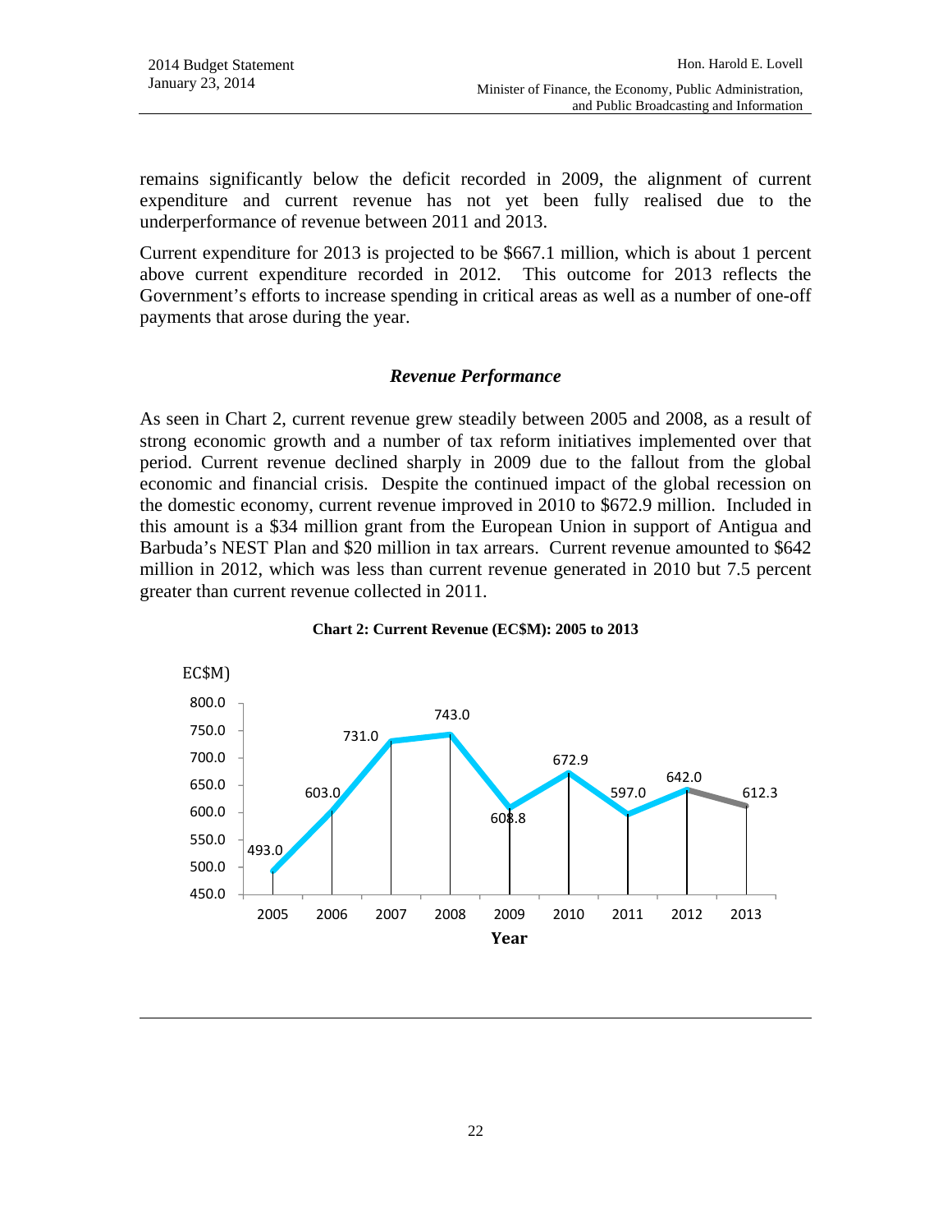remains significantly below the deficit recorded in 2009, the alignment of current expenditure and current revenue has not yet been fully realised due to the underperformance of revenue between 2011 and 2013.

Current expenditure for 2013 is projected to be $667.1 million, which is about 1 percent above current expenditure recorded in 2012. This outcome for 2013 reflects the Government's efforts to increase spending in critical areas as well as a number of one-off payments that arose during the year.

### *Revenue Performance*

As seen in Chart 2, current revenue grew steadily between 2005 and 2008, as a result of strong economic growth and a number of tax reform initiatives implemented over that period. Current revenue declined sharply in 2009 due to the fallout from the global economic and financial crisis. Despite the continued impact of the global recession on the domestic economy, current revenue improved in 2010 to $672.9 million. Included in this amount is a $34 million grant from the European Union in support of Antigua and Barbuda's NEST Plan and $20 million in tax arrears. Current revenue amounted to $642 million in 2012, which was less than current revenue generated in 2010 but 7.5 percent greater than current revenue collected in 2011.

**Chart 2: Current Revenue (EC$M): 2005 to 2013**

| Year | EC$M |
|---|---|
| 2005 | 493.0 |
| 2006 | 603.0 |
| 2007 | 731.0 |
| 2008 | 743.0 |
| 2009 | 608.8 |
| 2010 | 672.9 |
| 2011 | 597.0 |
| 2012 | 642.0 |
| 2013 | 612.3 |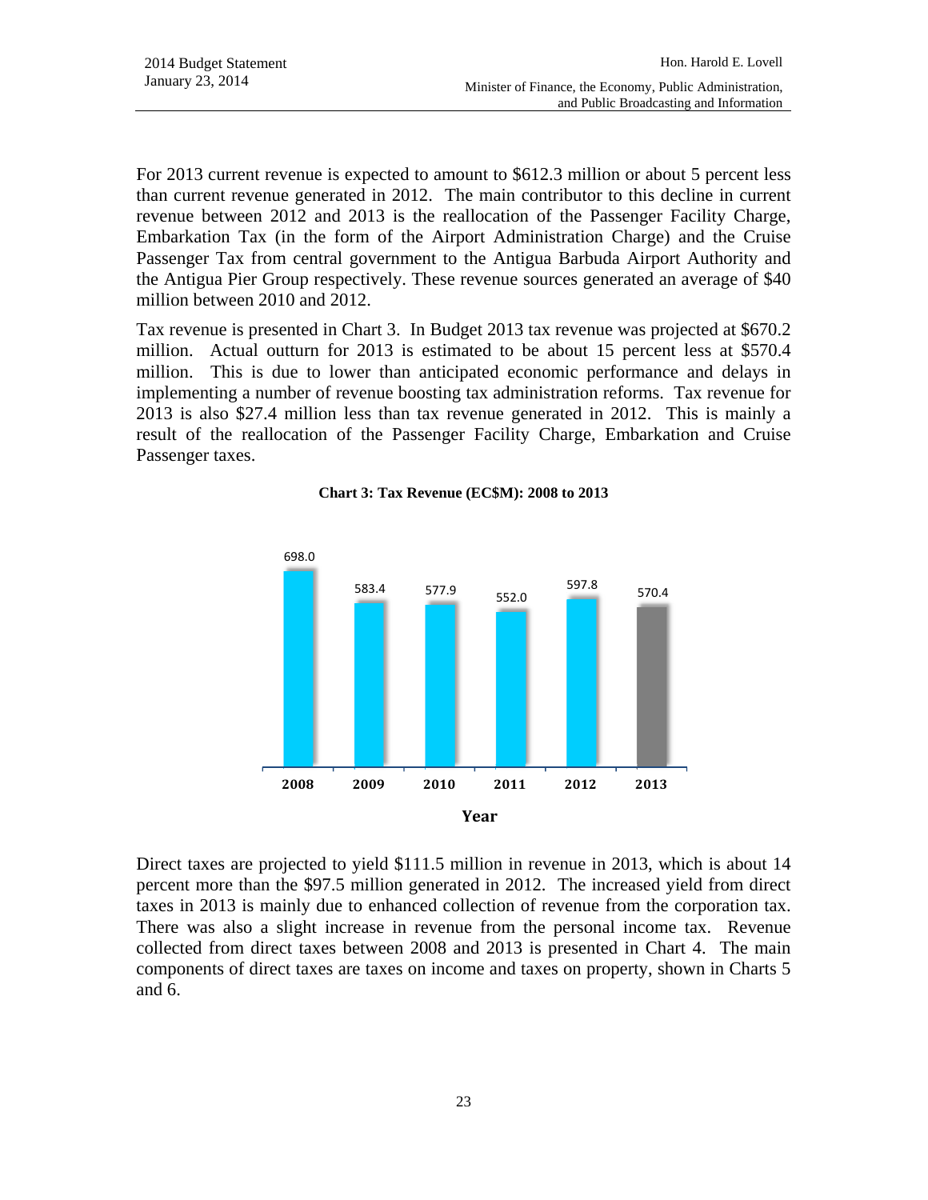For 2013 current revenue is expected to amount to $612.3 million or about 5 percent less than current revenue generated in 2012. The main contributor to this decline in current revenue between 2012 and 2013 is the reallocation of the Passenger Facility Charge, Embarkation Tax (in the form of the Airport Administration Charge) and the Cruise Passenger Tax from central government to the Antigua Barbuda Airport Authority and the Antigua Pier Group respectively. These revenue sources generated an average of $40 million between 2010 and 2012.

Tax revenue is presented in Chart 3. In Budget 2013 tax revenue was projected at $670.2 million. Actual outturn for 2013 is estimated to be about 15 percent less at $570.4 million. This is due to lower than anticipated economic performance and delays in implementing a number of revenue boosting tax administration reforms. Tax revenue for 2013 is also $27.4 million less than tax revenue generated in 2012. This is mainly a result of the reallocation of the Passenger Facility Charge, Embarkation and Cruise Passenger taxes.

**Chart 3: Tax Revenue (EC$M): 2008 to 2013**

| Year | 2008 | 2009 | 2010 | 2011 | 2012 | 2013 |
|---|---|---|---|---|---|---|
| Tax Revenue (EC$M) | 698.0 | 583.4 | 577.9 | 552.0 | 597.8 | 570.4 |

Direct taxes are projected to yield $111.5 million in revenue in 2013, which is about 14 percent more than the $97.5 million generated in 2012. The increased yield from direct taxes in 2013 is mainly due to enhanced collection of revenue from the corporation tax. There was also a slight increase in revenue from the personal income tax. Revenue collected from direct taxes between 2008 and 2013 is presented in Chart 4. The main components of direct taxes are taxes on income and taxes on property, shown in Charts 5 and 6.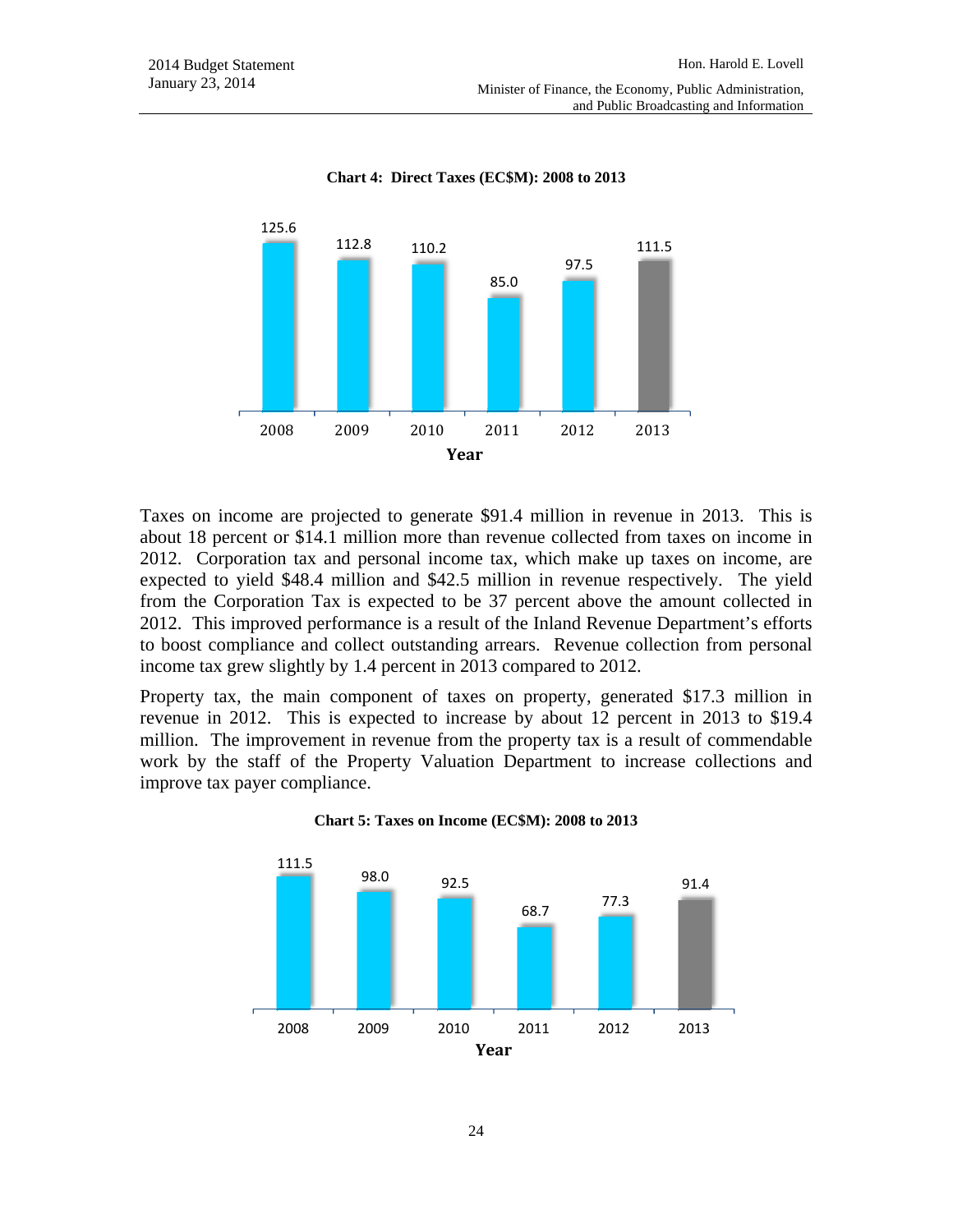**Chart 4: Direct Taxes (EC$M): 2008 to 2013**

| Year | 2008 | 2009 | 2010 | 2011 | 2012 | 2013 |
|---|---|---|---|---|---|---|
| Direct Taxes (EC$M) | 125.6 | 112.8 | 110.2 | 85.0 | 97.5 | 111.5 |

Taxes on income are projected to generate $91.4 million in revenue in 2013. This is about 18 percent or $14.1 million more than revenue collected from taxes on income in 2012. Corporation tax and personal income tax, which make up taxes on income, are expected to yield $48.4 million and $42.5 million in revenue respectively. The yield from the Corporation Tax is expected to be 37 percent above the amount collected in 2012. This improved performance is a result of the Inland Revenue Department's efforts to boost compliance and collect outstanding arrears. Revenue collection from personal income tax grew slightly by 1.4 percent in 2013 compared to 2012.

Property tax, the main component of taxes on property, generated $17.3 million in revenue in 2012. This is expected to increase by about 12 percent in 2013 to $19.4 million. The improvement in revenue from the property tax is a result of commendable work by the staff of the Property Valuation Department to increase collections and improve tax payer compliance.

**Chart 5: Taxes on Income (EC$M): 2008 to 2013**

| Year | 2008 | 2009 | 2010 | 2011 | 2012 | 2013 |
|---|---|---|---|---|---|---|
| Taxes on Income (EC$M) | 111.5 | 98.0 | 92.5 | 68.7 | 77.3 | 91.4 |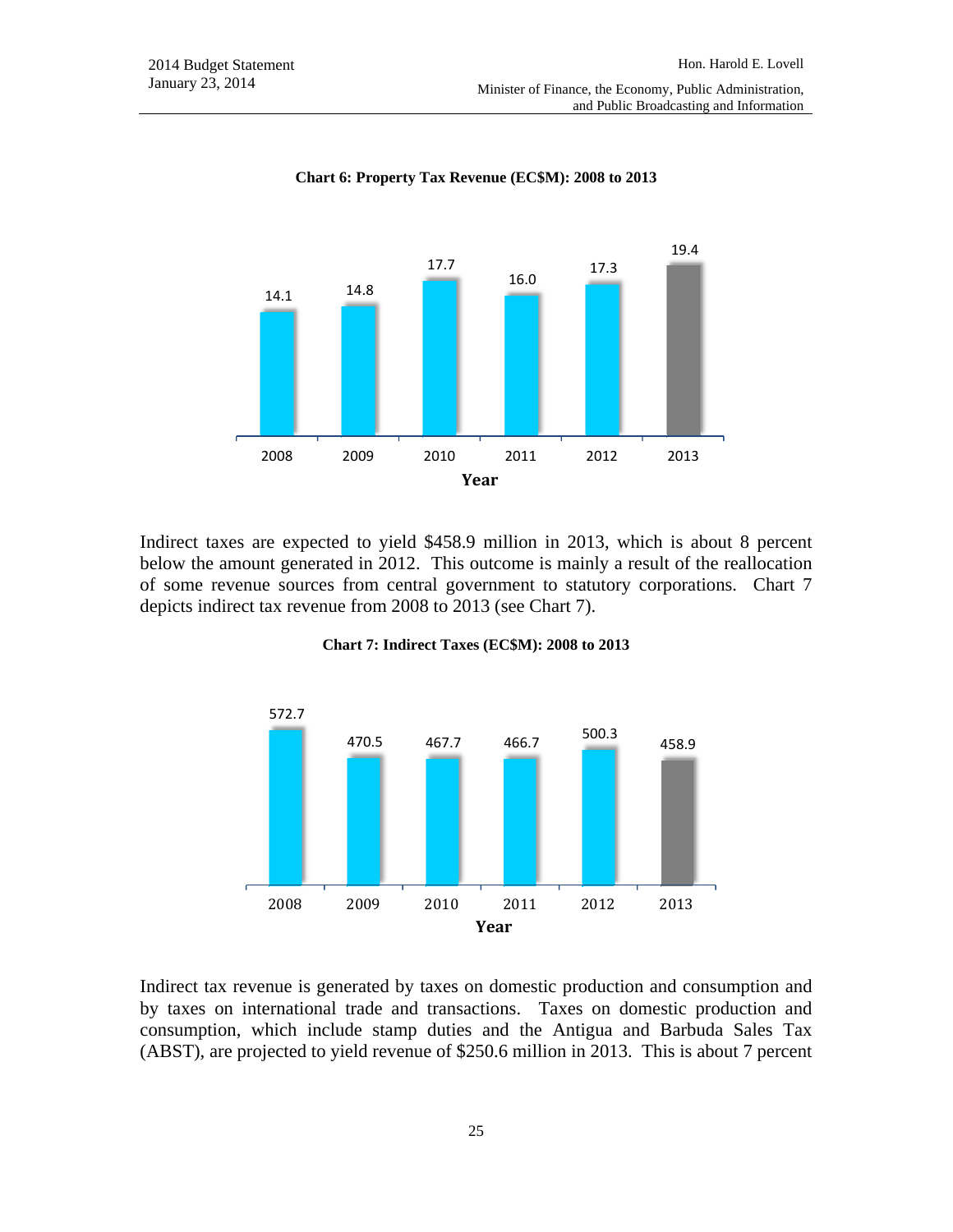**Chart 6: Property Tax Revenue (EC$M): 2008 to 2013**

| Year | 2008 | 2009 | 2010 | 2011 | 2012 | 2013 |
|---|---|---|---|---|---|---|
| EC$M | 14.1 | 14.8 | 17.7 | 16.0 | 17.3 | 19.4 |

Indirect taxes are expected to yield $458.9 million in 2013, which is about 8 percent below the amount generated in 2012. This outcome is mainly a result of the reallocation of some revenue sources from central government to statutory corporations. Chart 7 depicts indirect tax revenue from 2008 to 2013 (see Chart 7).

**Chart 7: Indirect Taxes (EC$M): 2008 to 2013**

| Year | 2008 | 2009 | 2010 | 2011 | 2012 | 2013 |
|---|---|---|---|---|---|---|
| EC$M | 572.7 | 470.5 | 467.7 | 466.7 | 500.3 | 458.9 |

Indirect tax revenue is generated by taxes on domestic production and consumption and by taxes on international trade and transactions. Taxes on domestic production and consumption, which include stamp duties and the Antigua and Barbuda Sales Tax (ABST), are projected to yield revenue of $250.6 million in 2013. This is about 7 percent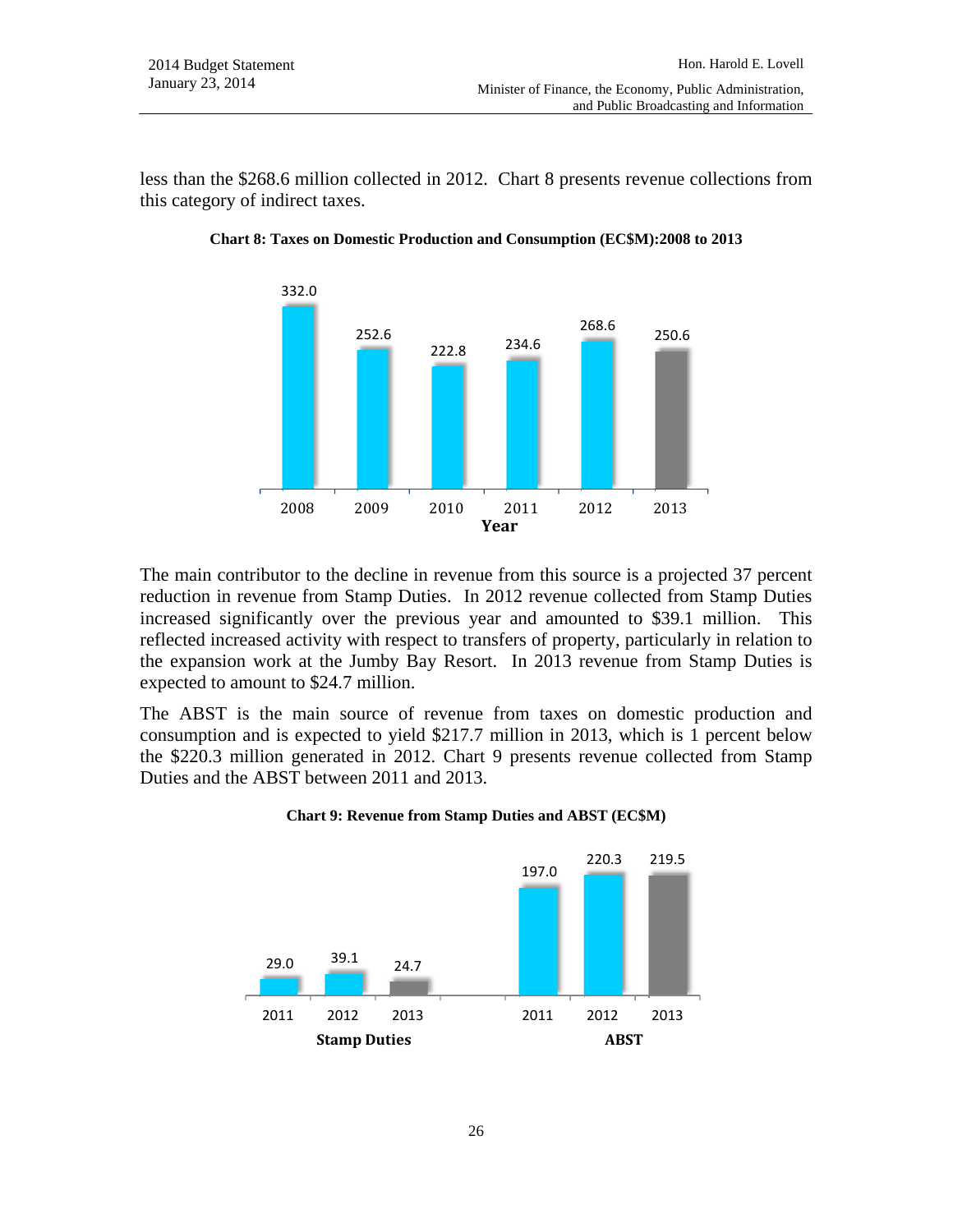less than the $268.6 million collected in 2012. Chart 8 presents revenue collections from this category of indirect taxes.

**Chart 8: Taxes on Domestic Production and Consumption (EC$M):2008 to 2013**

| Year | 2008 | 2009 | 2010 | 2011 | 2012 | 2013 |
|---|---|---|---|---|---|---|
| EC$M | 332.0 | 252.6 | 222.8 | 234.6 | 268.6 | 250.6 |

The main contributor to the decline in revenue from this source is a projected 37 percent reduction in revenue from Stamp Duties. In 2012 revenue collected from Stamp Duties increased significantly over the previous year and amounted to $39.1 million. This reflected increased activity with respect to transfers of property, particularly in relation to the expansion work at the Jumby Bay Resort. In 2013 revenue from Stamp Duties is expected to amount to $24.7 million.

The ABST is the main source of revenue from taxes on domestic production and consumption and is expected to yield $217.7 million in 2013, which is 1 percent below the $220.3 million generated in 2012. Chart 9 presents revenue collected from Stamp Duties and the ABST between 2011 and 2013.

**Chart 9: Revenue from Stamp Duties and ABST (EC$M)**

| | 2011 | 2012 | 2013 |
|---|---|---|---|
| Stamp Duties | 29.0 | 39.1 | 24.7 |
| ABST | 197.0 | 220.3 | 219.5 |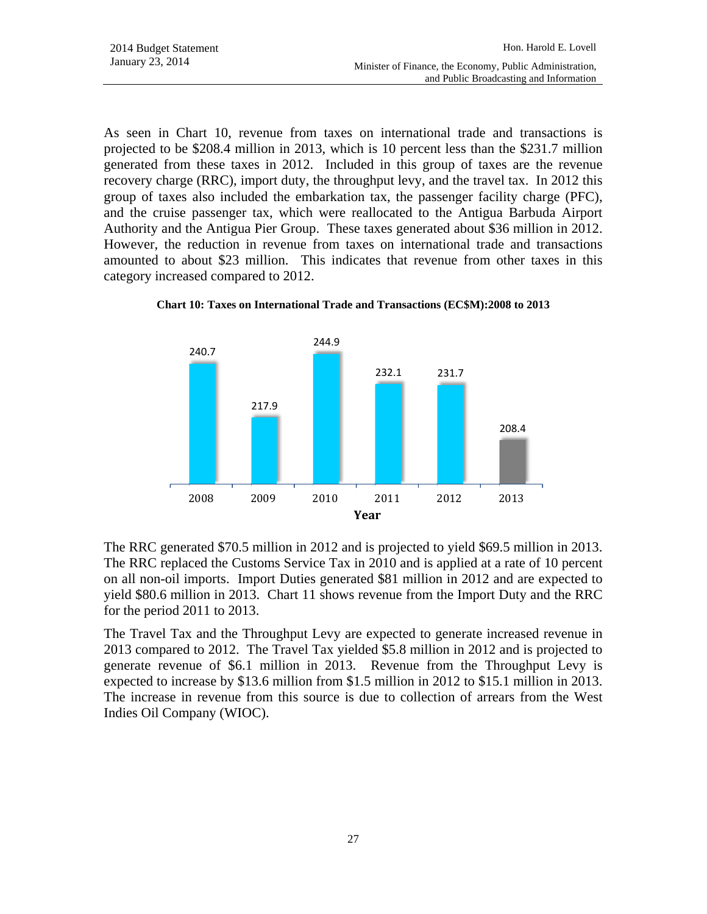As seen in Chart 10, revenue from taxes on international trade and transactions is projected to be $208.4 million in 2013, which is 10 percent less than the $231.7 million generated from these taxes in 2012. Included in this group of taxes are the revenue recovery charge (RRC), import duty, the throughput levy, and the travel tax. In 2012 this group of taxes also included the embarkation tax, the passenger facility charge (PFC), and the cruise passenger tax, which were reallocated to the Antigua Barbuda Airport Authority and the Antigua Pier Group. These taxes generated about $36 million in 2012. However, the reduction in revenue from taxes on international trade and transactions amounted to about $23 million. This indicates that revenue from other taxes in this category increased compared to 2012.

**Chart 10: Taxes on International Trade and Transactions (EC$M):2008 to 2013**

| Year | 2008 | 2009 | 2010 | 2011 | 2012 | 2013 |
|---|---|---|---|---|---|---|
| EC$M | 240.7 | 217.9 | 244.9 | 232.1 | 231.7 | 208.4 |

The RRC generated $70.5 million in 2012 and is projected to yield $69.5 million in 2013. The RRC replaced the Customs Service Tax in 2010 and is applied at a rate of 10 percent on all non-oil imports. Import Duties generated $81 million in 2012 and are expected to yield $80.6 million in 2013. Chart 11 shows revenue from the Import Duty and the RRC for the period 2011 to 2013.

The Travel Tax and the Throughput Levy are expected to generate increased revenue in 2013 compared to 2012. The Travel Tax yielded $5.8 million in 2012 and is projected to generate revenue of $6.1 million in 2013. Revenue from the Throughput Levy is expected to increase by $13.6 million from $1.5 million in 2012 to $15.1 million in 2013. The increase in revenue from this source is due to collection of arrears from the West Indies Oil Company (WIOC).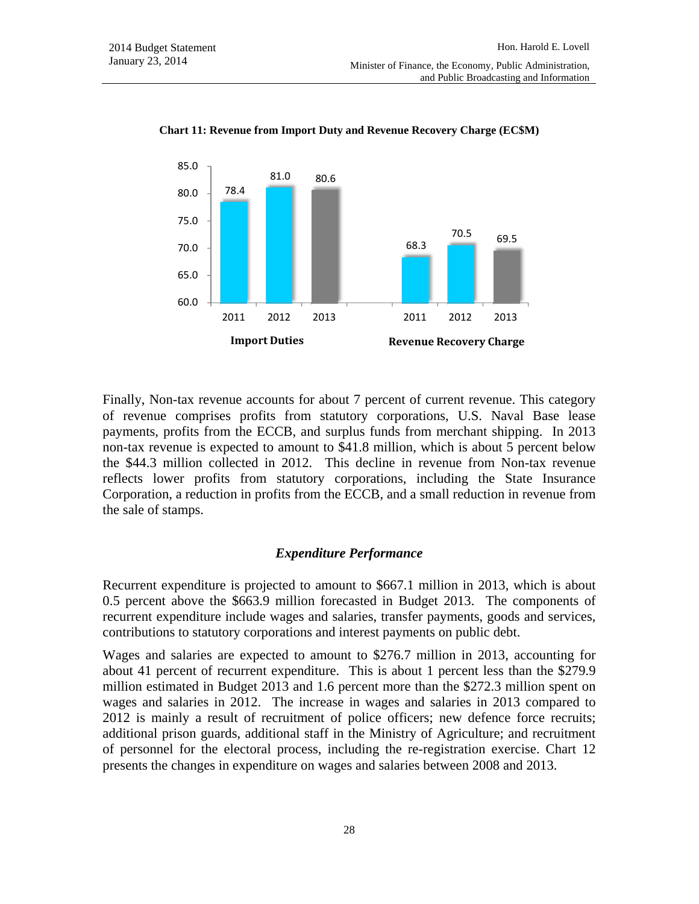**Chart 11: Revenue from Import Duty and Revenue Recovery Charge (EC$M)**

| | 2011 | 2012 | 2013 |
|---|---|---|---|
| Import Duties | 78.4 | 81.0 | 80.6 |
| Revenue Recovery Charge | 68.3 | 70.5 | 69.5 |

Finally, Non-tax revenue accounts for about 7 percent of current revenue. This category of revenue comprises profits from statutory corporations, U.S. Naval Base lease payments, profits from the ECCB, and surplus funds from merchant shipping. In 2013 non-tax revenue is expected to amount to $41.8 million, which is about 5 percent below the $44.3 million collected in 2012. This decline in revenue from Non-tax revenue reflects lower profits from statutory corporations, including the State Insurance Corporation, a reduction in profits from the ECCB, and a small reduction in revenue from the sale of stamps.

### *Expenditure Performance*

Recurrent expenditure is projected to amount to $667.1 million in 2013, which is about 0.5 percent above the $663.9 million forecasted in Budget 2013. The components of recurrent expenditure include wages and salaries, transfer payments, goods and services, contributions to statutory corporations and interest payments on public debt.

Wages and salaries are expected to amount to $276.7 million in 2013, accounting for about 41 percent of recurrent expenditure. This is about 1 percent less than the $279.9 million estimated in Budget 2013 and 1.6 percent more than the $272.3 million spent on wages and salaries in 2012. The increase in wages and salaries in 2013 compared to 2012 is mainly a result of recruitment of police officers; new defence force recruits; additional prison guards, additional staff in the Ministry of Agriculture; and recruitment of personnel for the electoral process, including the re-registration exercise. Chart 12 presents the changes in expenditure on wages and salaries between 2008 and 2013.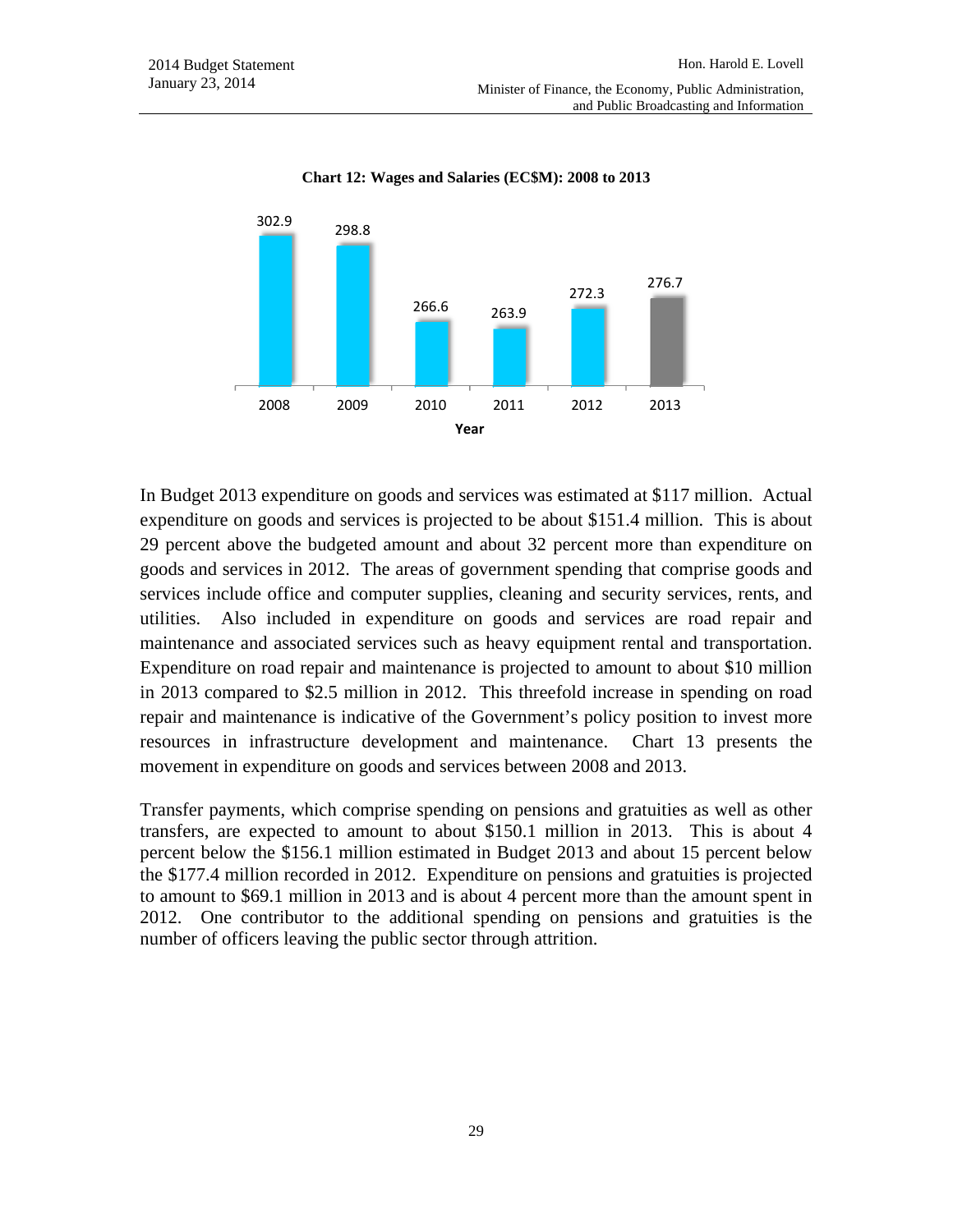**Chart 12: Wages and Salaries (EC$M): 2008 to 2013**

| Year | Wages and Salaries (EC$M) |
|---|---|
| 2008 | 302.9 |
| 2009 | 298.8 |
| 2010 | 266.6 |
| 2011 | 263.9 |
| 2012 | 272.3 |
| 2013 | 276.7 |

In Budget 2013 expenditure on goods and services was estimated at $117 million. Actual expenditure on goods and services is projected to be about $151.4 million. This is about 29 percent above the budgeted amount and about 32 percent more than expenditure on goods and services in 2012. The areas of government spending that comprise goods and services include office and computer supplies, cleaning and security services, rents, and utilities. Also included in expenditure on goods and services are road repair and maintenance and associated services such as heavy equipment rental and transportation. Expenditure on road repair and maintenance is projected to amount to about $10 million in 2013 compared to $2.5 million in 2012. This threefold increase in spending on road repair and maintenance is indicative of the Government's policy position to invest more resources in infrastructure development and maintenance. Chart 13 presents the movement in expenditure on goods and services between 2008 and 2013.

Transfer payments, which comprise spending on pensions and gratuities as well as other transfers, are expected to amount to about $150.1 million in 2013. This is about 4 percent below the $156.1 million estimated in Budget 2013 and about 15 percent below the $177.4 million recorded in 2012. Expenditure on pensions and gratuities is projected to amount to $69.1 million in 2013 and is about 4 percent more than the amount spent in 2012. One contributor to the additional spending on pensions and gratuities is the number of officers leaving the public sector through attrition.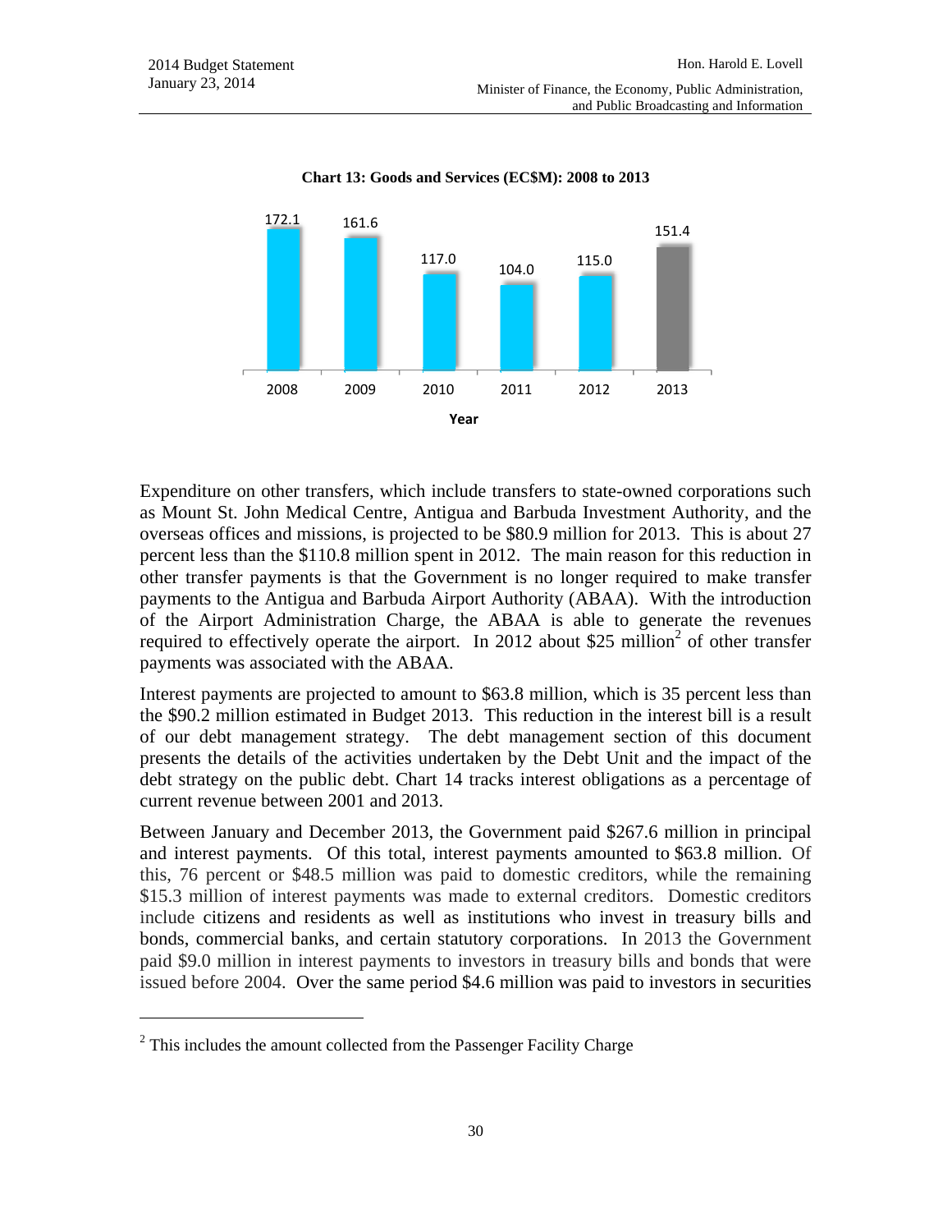**Chart 13: Goods and Services (EC$M): 2008 to 2013**

| Year | 2008 | 2009 | 2010 | 2011 | 2012 | 2013 |
|---|---|---|---|---|---|---|
| EC$M | 172.1 | 161.6 | 117.0 | 104.0 | 115.0 | 151.4 |

Expenditure on other transfers, which include transfers to state-owned corporations such as Mount St. John Medical Centre, Antigua and Barbuda Investment Authority, and the overseas offices and missions, is projected to be $80.9 million for 2013. This is about 27 percent less than the $110.8 million spent in 2012. The main reason for this reduction in other transfer payments is that the Government is no longer required to make transfer payments to the Antigua and Barbuda Airport Authority (ABAA). With the introduction of the Airport Administration Charge, the ABAA is able to generate the revenues required to effectively operate the airport. In 2012 about $25 million[2] of other transfer payments was associated with the ABAA.

Interest payments are projected to amount to $63.8 million, which is 35 percent less than the $90.2 million estimated in Budget 2013. This reduction in the interest bill is a result of our debt management strategy. The debt management section of this document presents the details of the activities undertaken by the Debt Unit and the impact of the debt strategy on the public debt. Chart 14 tracks interest obligations as a percentage of current revenue between 2001 and 2013.

Between January and December 2013, the Government paid $267.6 million in principal and interest payments. Of this total, interest payments amounted to $63.8 million. Of this, 76 percent or $48.5 million was paid to domestic creditors, while the remaining $15.3 million of interest payments was made to external creditors. Domestic creditors include citizens and residents as well as institutions who invest in treasury bills and bonds, commercial banks, and certain statutory corporations. In 2013 the Government paid $9.0 million in interest payments to investors in treasury bills and bonds that were issued before 2004. Over the same period $4.6 million was paid to investors in securities

[2] This includes the amount collected from the Passenger Facility Charge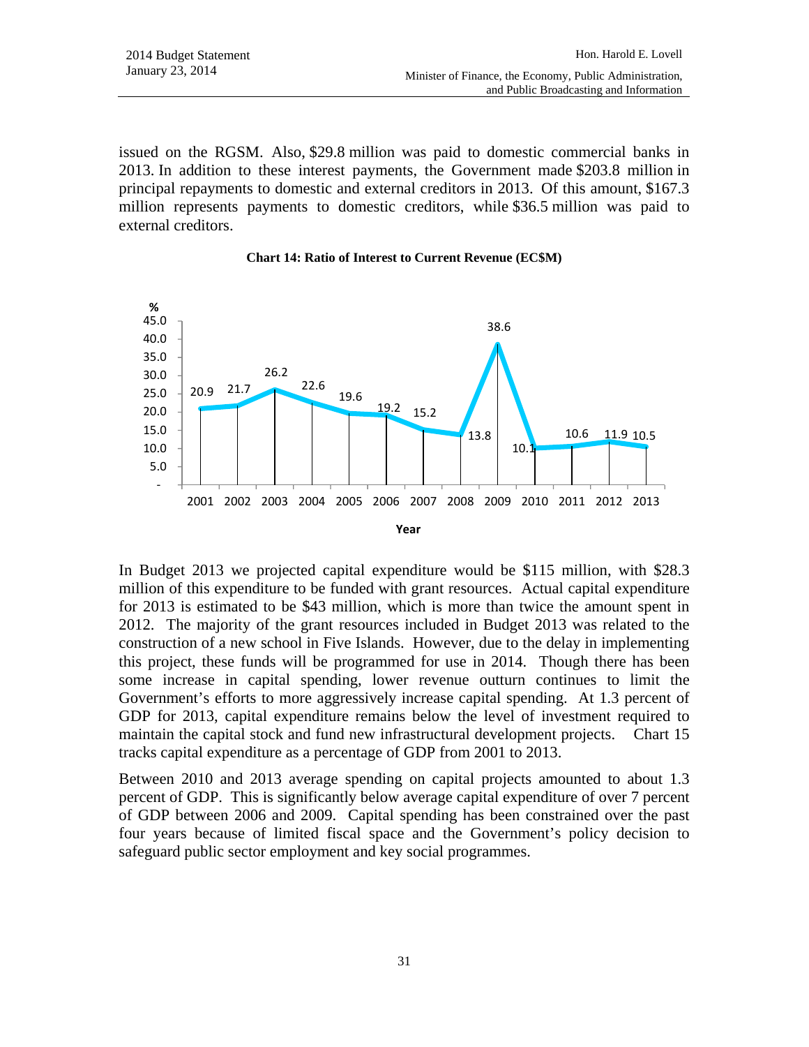issued on the RGSM. Also, $29.8 million was paid to domestic commercial banks in 2013. In addition to these interest payments, the Government made $203.8 million in principal repayments to domestic and external creditors in 2013. Of this amount, $167.3 million represents payments to domestic creditors, while $36.5 million was paid to external creditors.

**Chart 14: Ratio of Interest to Current Revenue (EC$M)**

| Year | % |
|---|---|
| 2001 | 20.9 |
| 2002 | 21.7 |
| 2003 | 26.2 |
| 2004 | 22.6 |
| 2005 | 19.6 |
| 2006 | 19.2 |
| 2007 | 15.2 |
| 2008 | 13.8 |
| 2009 | 38.6 |
| 2010 | 10.1 |
| 2011 | 10.6 |
| 2012 | 11.9 |
| 2013 | 10.5 |

In Budget 2013 we projected capital expenditure would be $115 million, with $28.3 million of this expenditure to be funded with grant resources. Actual capital expenditure for 2013 is estimated to be $43 million, which is more than twice the amount spent in 2012. The majority of the grant resources included in Budget 2013 was related to the construction of a new school in Five Islands. However, due to the delay in implementing this project, these funds will be programmed for use in 2014. Though there has been some increase in capital spending, lower revenue outturn continues to limit the Government's efforts to more aggressively increase capital spending. At 1.3 percent of GDP for 2013, capital expenditure remains below the level of investment required to maintain the capital stock and fund new infrastructural development projects. Chart 15 tracks capital expenditure as a percentage of GDP from 2001 to 2013.

Between 2010 and 2013 average spending on capital projects amounted to about 1.3 percent of GDP. This is significantly below average capital expenditure of over 7 percent of GDP between 2006 and 2009. Capital spending has been constrained over the past four years because of limited fiscal space and the Government's policy decision to safeguard public sector employment and key social programmes.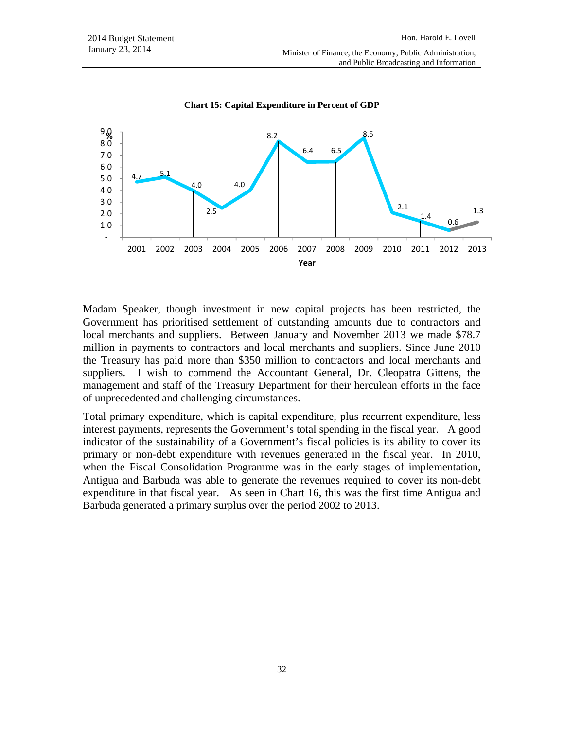**Chart 15: Capital Expenditure in Percent of GDP**

| Year | % |
|---|---|
| 2001 | 4.7 |
| 2002 | 5.1 |
| 2003 | 4.0 |
| 2004 | 2.5 |
| 2005 | 4.0 |
| 2006 | 8.2 |
| 2007 | 6.4 |
| 2008 | 6.5 |
| 2009 | 8.5 |
| 2010 | 2.1 |
| 2011 | 1.4 |
| 2012 | 0.6 |
| 2013 | 1.3 |

Madam Speaker, though investment in new capital projects has been restricted, the Government has prioritised settlement of outstanding amounts due to contractors and local merchants and suppliers. Between January and November 2013 we made $78.7 million in payments to contractors and local merchants and suppliers. Since June 2010 the Treasury has paid more than $350 million to contractors and local merchants and suppliers. I wish to commend the Accountant General, Dr. Cleopatra Gittens, the management and staff of the Treasury Department for their herculean efforts in the face of unprecedented and challenging circumstances.

Total primary expenditure, which is capital expenditure, plus recurrent expenditure, less interest payments, represents the Government's total spending in the fiscal year. A good indicator of the sustainability of a Government's fiscal policies is its ability to cover its primary or non-debt expenditure with revenues generated in the fiscal year. In 2010, when the Fiscal Consolidation Programme was in the early stages of implementation, Antigua and Barbuda was able to generate the revenues required to cover its non-debt expenditure in that fiscal year. As seen in Chart 16, this was the first time Antigua and Barbuda generated a primary surplus over the period 2002 to 2013.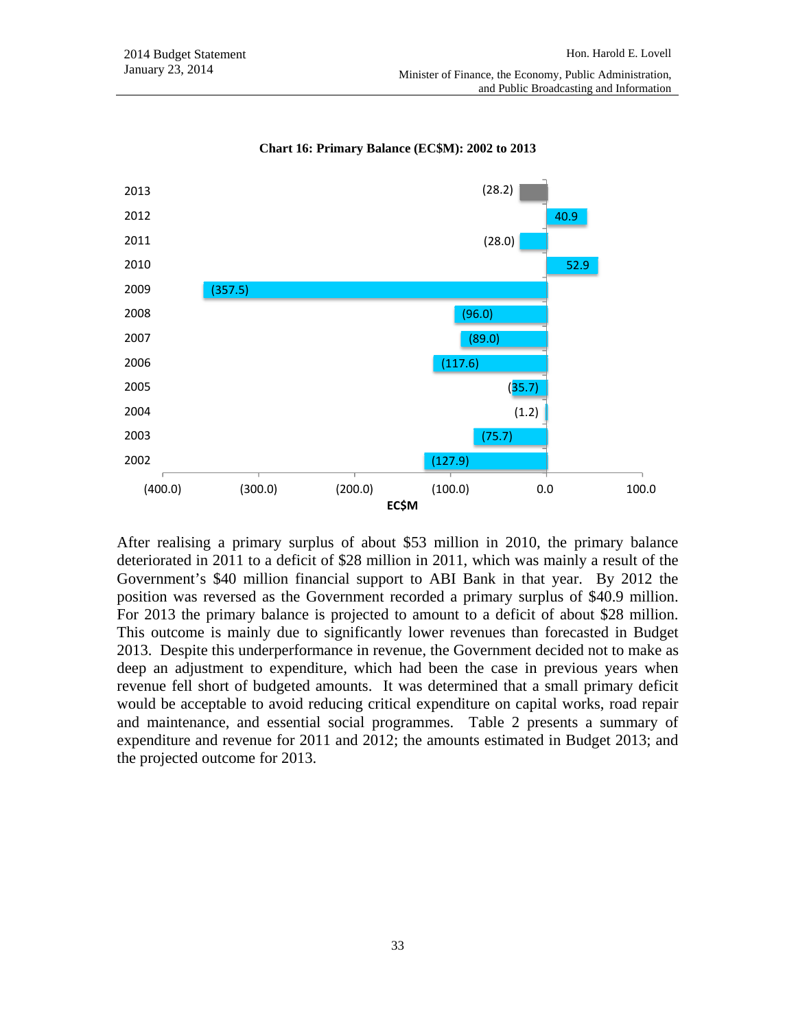**Chart 16: Primary Balance (EC$M): 2002 to 2013**

| Year | Primary Balance (EC$M) |
|---|---|
| 2013 | (28.2) |
| 2012 | 40.9 |
| 2011 | (28.0) |
| 2010 | 52.9 |
| 2009 | (357.5) |
| 2008 | (96.0) |
| 2007 | (89.0) |
| 2006 | (117.6) |
| 2005 | (35.7) |
| 2004 | (1.2) |
| 2003 | (75.7) |
| 2002 | (127.9) |

After realising a primary surplus of about $53 million in 2010, the primary balance deteriorated in 2011 to a deficit of $28 million in 2011, which was mainly a result of the Government's $40 million financial support to ABI Bank in that year. By 2012 the position was reversed as the Government recorded a primary surplus of $40.9 million. For 2013 the primary balance is projected to amount to a deficit of about $28 million. This outcome is mainly due to significantly lower revenues than forecasted in Budget 2013. Despite this underperformance in revenue, the Government decided not to make as deep an adjustment to expenditure, which had been the case in previous years when revenue fell short of budgeted amounts. It was determined that a small primary deficit would be acceptable to avoid reducing critical expenditure on capital works, road repair and maintenance, and essential social programmes. Table 2 presents a summary of expenditure and revenue for 2011 and 2012; the amounts estimated in Budget 2013; and the projected outcome for 2013.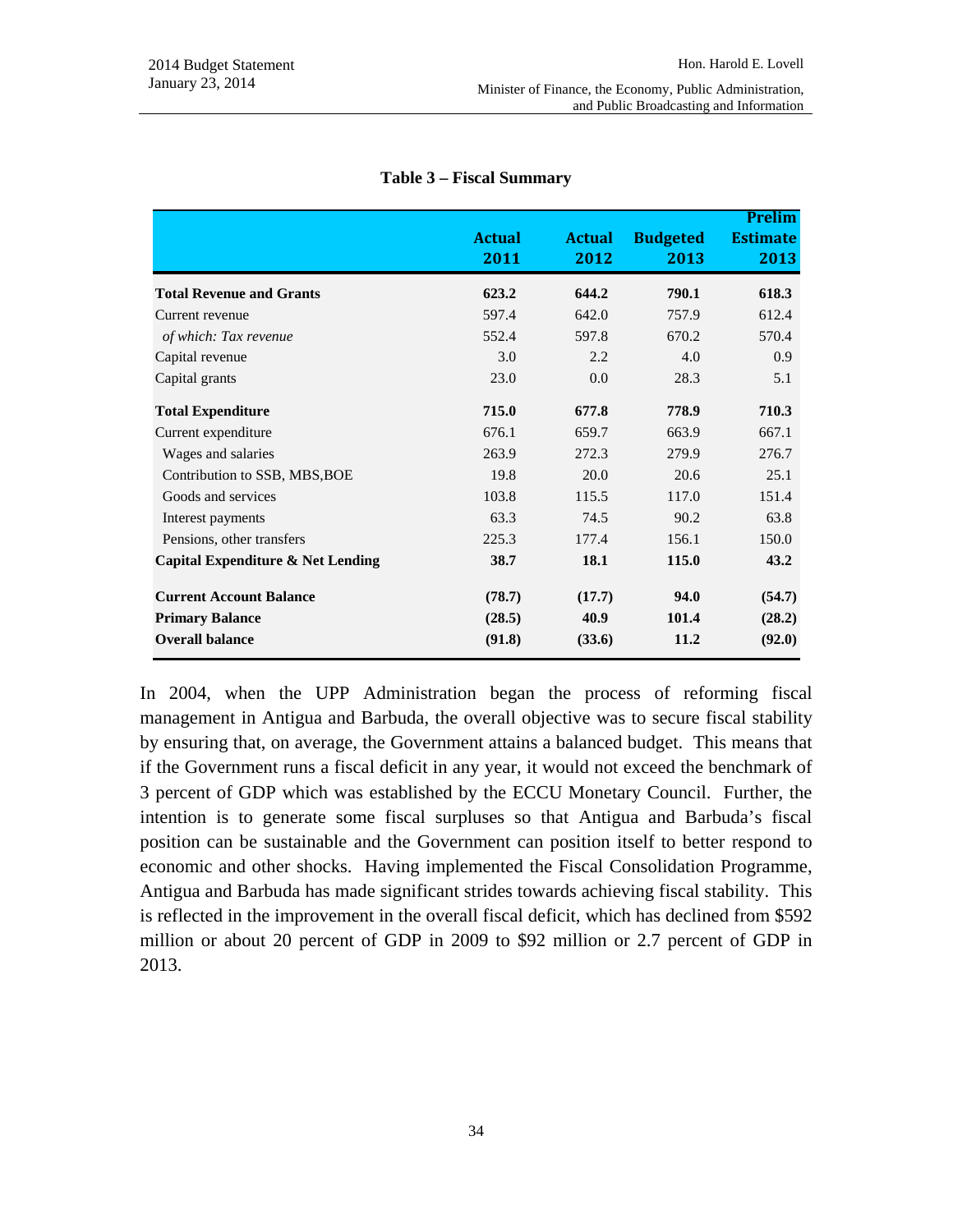**Table 3 – Fiscal Summary**

| | Actual 2011 | Actual 2012 | Budgeted 2013 | Prelim Estimate 2013 |
|---|---|---|---|---|
| **Total Revenue and Grants** | **623.2** | **644.2** | **790.1** | **618.3** |
| Current revenue | 597.4 | 642.0 | 757.9 | 612.4 |
| *of which: Tax revenue* | 552.4 | 597.8 | 670.2 | 570.4 |
| Capital revenue | 3.0 | 2.2 | 4.0 | 0.9 |
| Capital grants | 23.0 | 0.0 | 28.3 | 5.1 |
| **Total Expenditure** | **715.0** | **677.8** | **778.9** | **710.3** |
| Current expenditure | 676.1 | 659.7 | 663.9 | 667.1 |
| Wages and salaries | 263.9 | 272.3 | 279.9 | 276.7 |
| Contribution to SSB, MBS,BOE | 19.8 | 20.0 | 20.6 | 25.1 |
| Goods and services | 103.8 | 115.5 | 117.0 | 151.4 |
| Interest payments | 63.3 | 74.5 | 90.2 | 63.8 |
| Pensions, other transfers | 225.3 | 177.4 | 156.1 | 150.0 |
| **Capital Expenditure & Net Lending** | **38.7** | **18.1** | **115.0** | **43.2** |
| **Current Account Balance** | **(78.7)** | **(17.7)** | **94.0** | **(54.7)** |
| **Primary Balance** | **(28.5)** | **40.9** | **101.4** | **(28.2)** |
| **Overall balance** | **(91.8)** | **(33.6)** | **11.2** | **(92.0)** |

In 2004, when the UPP Administration began the process of reforming fiscal management in Antigua and Barbuda, the overall objective was to secure fiscal stability by ensuring that, on average, the Government attains a balanced budget. This means that if the Government runs a fiscal deficit in any year, it would not exceed the benchmark of 3 percent of GDP which was established by the ECCU Monetary Council. Further, the intention is to generate some fiscal surpluses so that Antigua and Barbuda's fiscal position can be sustainable and the Government can position itself to better respond to economic and other shocks. Having implemented the Fiscal Consolidation Programme, Antigua and Barbuda has made significant strides towards achieving fiscal stability. This is reflected in the improvement in the overall fiscal deficit, which has declined from $592 million or about 20 percent of GDP in 2009 to $92 million or 2.7 percent of GDP in 2013.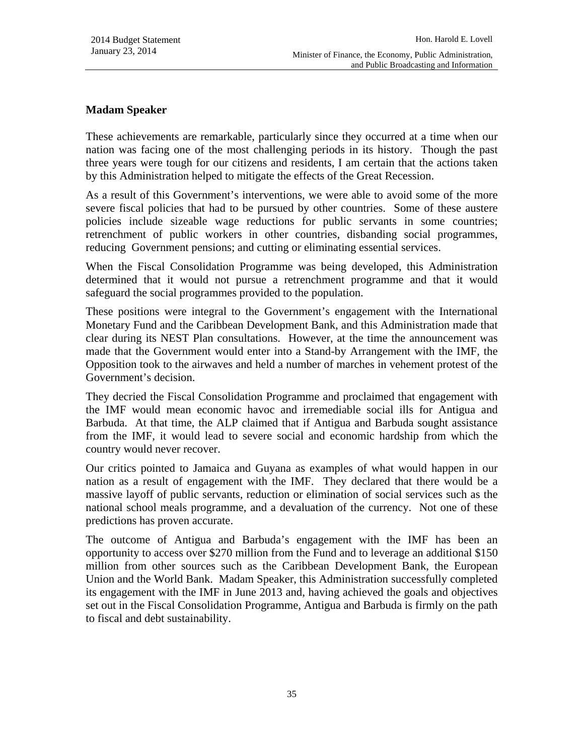**Madam Speaker**

These achievements are remarkable, particularly since they occurred at a time when our nation was facing one of the most challenging periods in its history. Though the past three years were tough for our citizens and residents, I am certain that the actions taken by this Administration helped to mitigate the effects of the Great Recession.

As a result of this Government's interventions, we were able to avoid some of the more severe fiscal policies that had to be pursued by other countries. Some of these austere policies include sizeable wage reductions for public servants in some countries; retrenchment of public workers in other countries, disbanding social programmes, reducing Government pensions; and cutting or eliminating essential services.

When the Fiscal Consolidation Programme was being developed, this Administration determined that it would not pursue a retrenchment programme and that it would safeguard the social programmes provided to the population.

These positions were integral to the Government's engagement with the International Monetary Fund and the Caribbean Development Bank, and this Administration made that clear during its NEST Plan consultations. However, at the time the announcement was made that the Government would enter into a Stand-by Arrangement with the IMF, the Opposition took to the airwaves and held a number of marches in vehement protest of the Government's decision.

They decried the Fiscal Consolidation Programme and proclaimed that engagement with the IMF would mean economic havoc and irremediable social ills for Antigua and Barbuda. At that time, the ALP claimed that if Antigua and Barbuda sought assistance from the IMF, it would lead to severe social and economic hardship from which the country would never recover.

Our critics pointed to Jamaica and Guyana as examples of what would happen in our nation as a result of engagement with the IMF. They declared that there would be a massive layoff of public servants, reduction or elimination of social services such as the national school meals programme, and a devaluation of the currency. Not one of these predictions has proven accurate.

The outcome of Antigua and Barbuda's engagement with the IMF has been an opportunity to access over $270 million from the Fund and to leverage an additional $150 million from other sources such as the Caribbean Development Bank, the European Union and the World Bank. Madam Speaker, this Administration successfully completed its engagement with the IMF in June 2013 and, having achieved the goals and objectives set out in the Fiscal Consolidation Programme, Antigua and Barbuda is firmly on the path to fiscal and debt sustainability.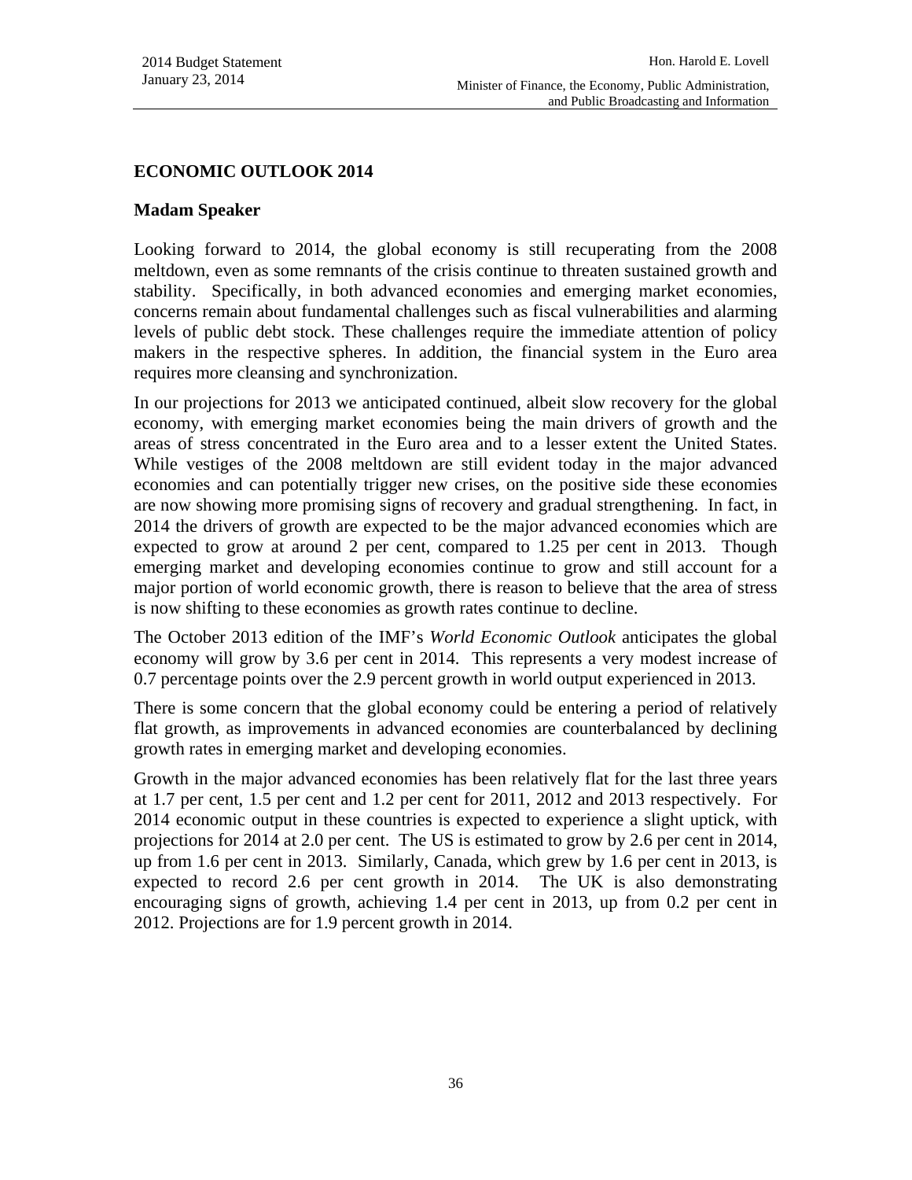## ECONOMIC OUTLOOK 2014

### Madam Speaker

Looking forward to 2014, the global economy is still recuperating from the 2008 meltdown, even as some remnants of the crisis continue to threaten sustained growth and stability. Specifically, in both advanced economies and emerging market economies, concerns remain about fundamental challenges such as fiscal vulnerabilities and alarming levels of public debt stock. These challenges require the immediate attention of policy makers in the respective spheres. In addition, the financial system in the Euro area requires more cleansing and synchronization.

In our projections for 2013 we anticipated continued, albeit slow recovery for the global economy, with emerging market economies being the main drivers of growth and the areas of stress concentrated in the Euro area and to a lesser extent the United States. While vestiges of the 2008 meltdown are still evident today in the major advanced economies and can potentially trigger new crises, on the positive side these economies are now showing more promising signs of recovery and gradual strengthening. In fact, in 2014 the drivers of growth are expected to be the major advanced economies which are expected to grow at around 2 per cent, compared to 1.25 per cent in 2013. Though emerging market and developing economies continue to grow and still account for a major portion of world economic growth, there is reason to believe that the area of stress is now shifting to these economies as growth rates continue to decline.

The October 2013 edition of the IMF's *World Economic Outlook* anticipates the global economy will grow by 3.6 per cent in 2014. This represents a very modest increase of 0.7 percentage points over the 2.9 percent growth in world output experienced in 2013.

There is some concern that the global economy could be entering a period of relatively flat growth, as improvements in advanced economies are counterbalanced by declining growth rates in emerging market and developing economies.

Growth in the major advanced economies has been relatively flat for the last three years at 1.7 per cent, 1.5 per cent and 1.2 per cent for 2011, 2012 and 2013 respectively. For 2014 economic output in these countries is expected to experience a slight uptick, with projections for 2014 at 2.0 per cent. The US is estimated to grow by 2.6 per cent in 2014, up from 1.6 per cent in 2013. Similarly, Canada, which grew by 1.6 per cent in 2013, is expected to record 2.6 per cent growth in 2014. The UK is also demonstrating encouraging signs of growth, achieving 1.4 per cent in 2013, up from 0.2 per cent in 2012. Projections are for 1.9 percent growth in 2014.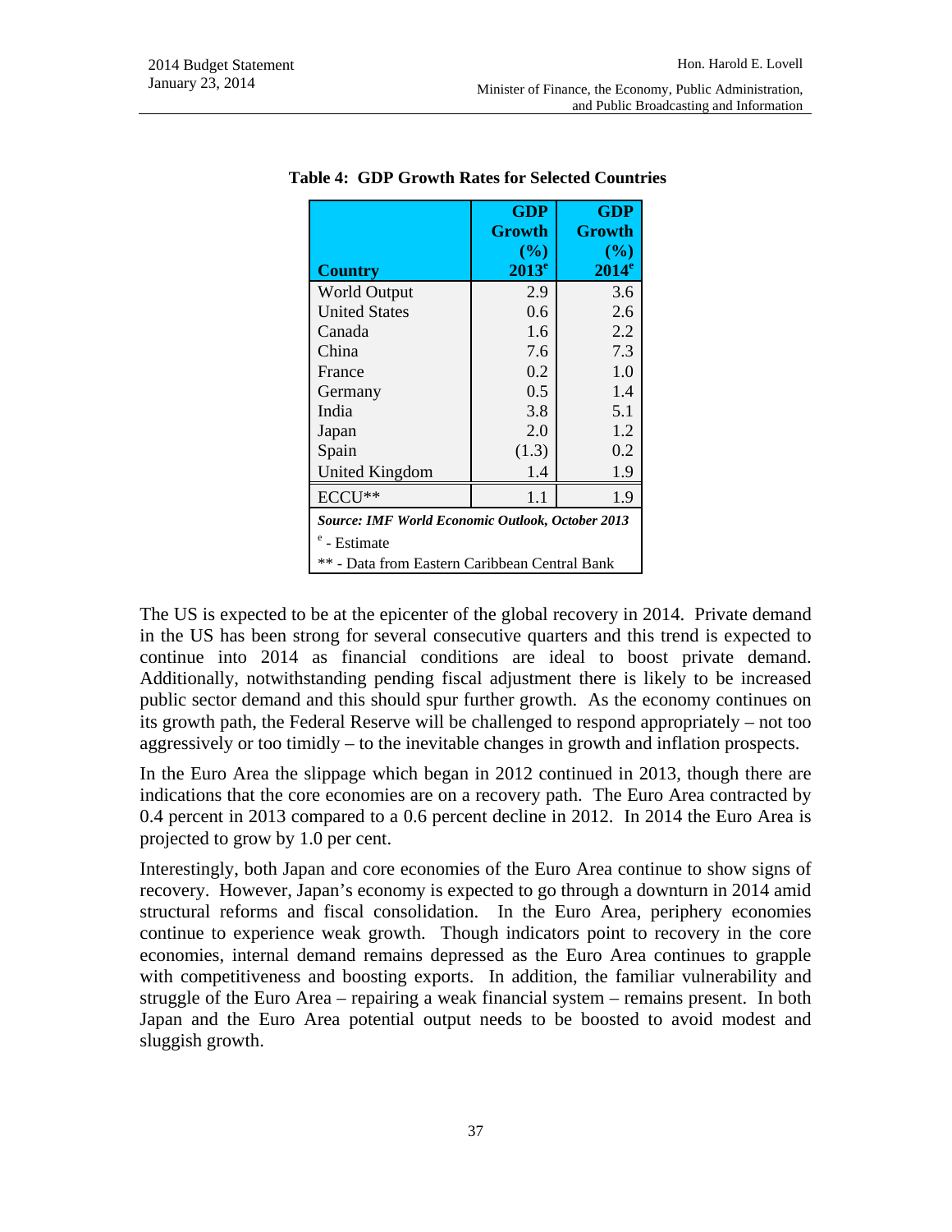**Table 4: GDP Growth Rates for Selected Countries**

| Country | GDP Growth (%) 2013[e] | GDP Growth (%) 2014[e] |
|---|---|---|
| World Output | 2.9 | 3.6 |
| United States | 0.6 | 2.6 |
| Canada | 1.6 | 2.2 |
| China | 7.6 | 7.3 |
| France | 0.2 | 1.0 |
| Germany | 0.5 | 1.4 |
| India | 3.8 | 5.1 |
| Japan | 2.0 | 1.2 |
| Spain | (1.3) | 0.2 |
| United Kingdom | 1.4 | 1.9 |
| ECCU** | 1.1 | 1.9 |

***Source: IMF World Economic Outlook, October 2013***

[e] - Estimate

** - Data from Eastern Caribbean Central Bank

The US is expected to be at the epicenter of the global recovery in 2014. Private demand in the US has been strong for several consecutive quarters and this trend is expected to continue into 2014 as financial conditions are ideal to boost private demand. Additionally, notwithstanding pending fiscal adjustment there is likely to be increased public sector demand and this should spur further growth. As the economy continues on its growth path, the Federal Reserve will be challenged to respond appropriately – not too aggressively or too timidly – to the inevitable changes in growth and inflation prospects.

In the Euro Area the slippage which began in 2012 continued in 2013, though there are indications that the core economies are on a recovery path. The Euro Area contracted by 0.4 percent in 2013 compared to a 0.6 percent decline in 2012. In 2014 the Euro Area is projected to grow by 1.0 per cent.

Interestingly, both Japan and core economies of the Euro Area continue to show signs of recovery. However, Japan's economy is expected to go through a downturn in 2014 amid structural reforms and fiscal consolidation. In the Euro Area, periphery economies continue to experience weak growth. Though indicators point to recovery in the core economies, internal demand remains depressed as the Euro Area continues to grapple with competitiveness and boosting exports. In addition, the familiar vulnerability and struggle of the Euro Area – repairing a weak financial system – remains present. In both Japan and the Euro Area potential output needs to be boosted to avoid modest and sluggish growth.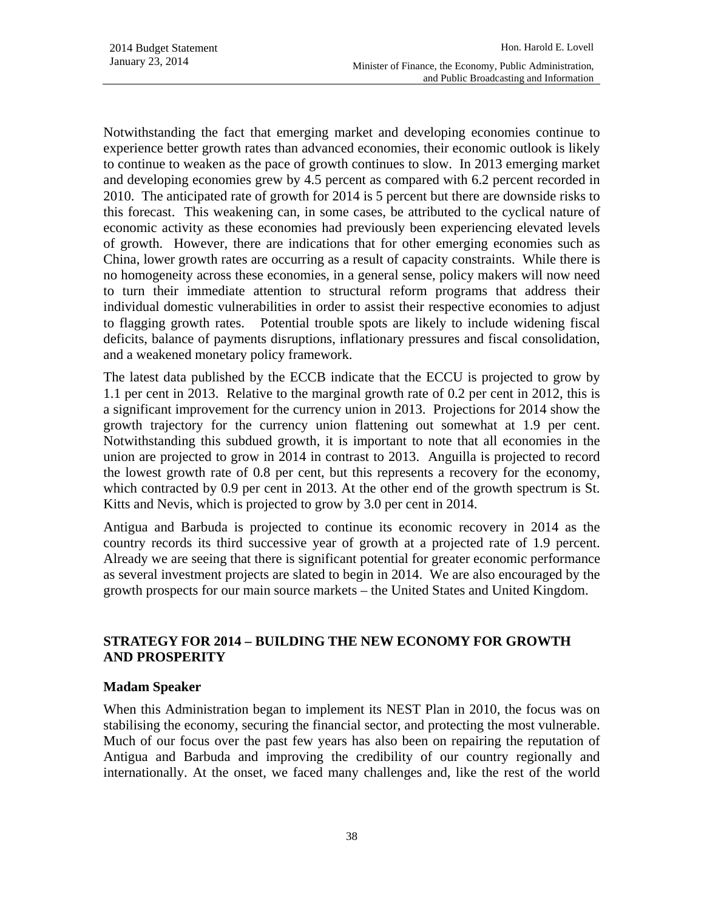Notwithstanding the fact that emerging market and developing economies continue to experience better growth rates than advanced economies, their economic outlook is likely to continue to weaken as the pace of growth continues to slow. In 2013 emerging market and developing economies grew by 4.5 percent as compared with 6.2 percent recorded in 2010. The anticipated rate of growth for 2014 is 5 percent but there are downside risks to this forecast. This weakening can, in some cases, be attributed to the cyclical nature of economic activity as these economies had previously been experiencing elevated levels of growth. However, there are indications that for other emerging economies such as China, lower growth rates are occurring as a result of capacity constraints. While there is no homogeneity across these economies, in a general sense, policy makers will now need to turn their immediate attention to structural reform programs that address their individual domestic vulnerabilities in order to assist their respective economies to adjust to flagging growth rates. Potential trouble spots are likely to include widening fiscal deficits, balance of payments disruptions, inflationary pressures and fiscal consolidation, and a weakened monetary policy framework.

The latest data published by the ECCB indicate that the ECCU is projected to grow by 1.1 per cent in 2013. Relative to the marginal growth rate of 0.2 per cent in 2012, this is a significant improvement for the currency union in 2013. Projections for 2014 show the growth trajectory for the currency union flattening out somewhat at 1.9 per cent. Notwithstanding this subdued growth, it is important to note that all economies in the union are projected to grow in 2014 in contrast to 2013. Anguilla is projected to record the lowest growth rate of 0.8 per cent, but this represents a recovery for the economy, which contracted by 0.9 per cent in 2013. At the other end of the growth spectrum is St. Kitts and Nevis, which is projected to grow by 3.0 per cent in 2014.

Antigua and Barbuda is projected to continue its economic recovery in 2014 as the country records its third successive year of growth at a projected rate of 1.9 percent. Already we are seeing that there is significant potential for greater economic performance as several investment projects are slated to begin in 2014. We are also encouraged by the growth prospects for our main source markets – the United States and United Kingdom.

## STRATEGY FOR 2014 – BUILDING THE NEW ECONOMY FOR GROWTH AND PROSPERITY

### Madam Speaker

When this Administration began to implement its NEST Plan in 2010, the focus was on stabilising the economy, securing the financial sector, and protecting the most vulnerable. Much of our focus over the past few years has also been on repairing the reputation of Antigua and Barbuda and improving the credibility of our country regionally and internationally. At the onset, we faced many challenges and, like the rest of the world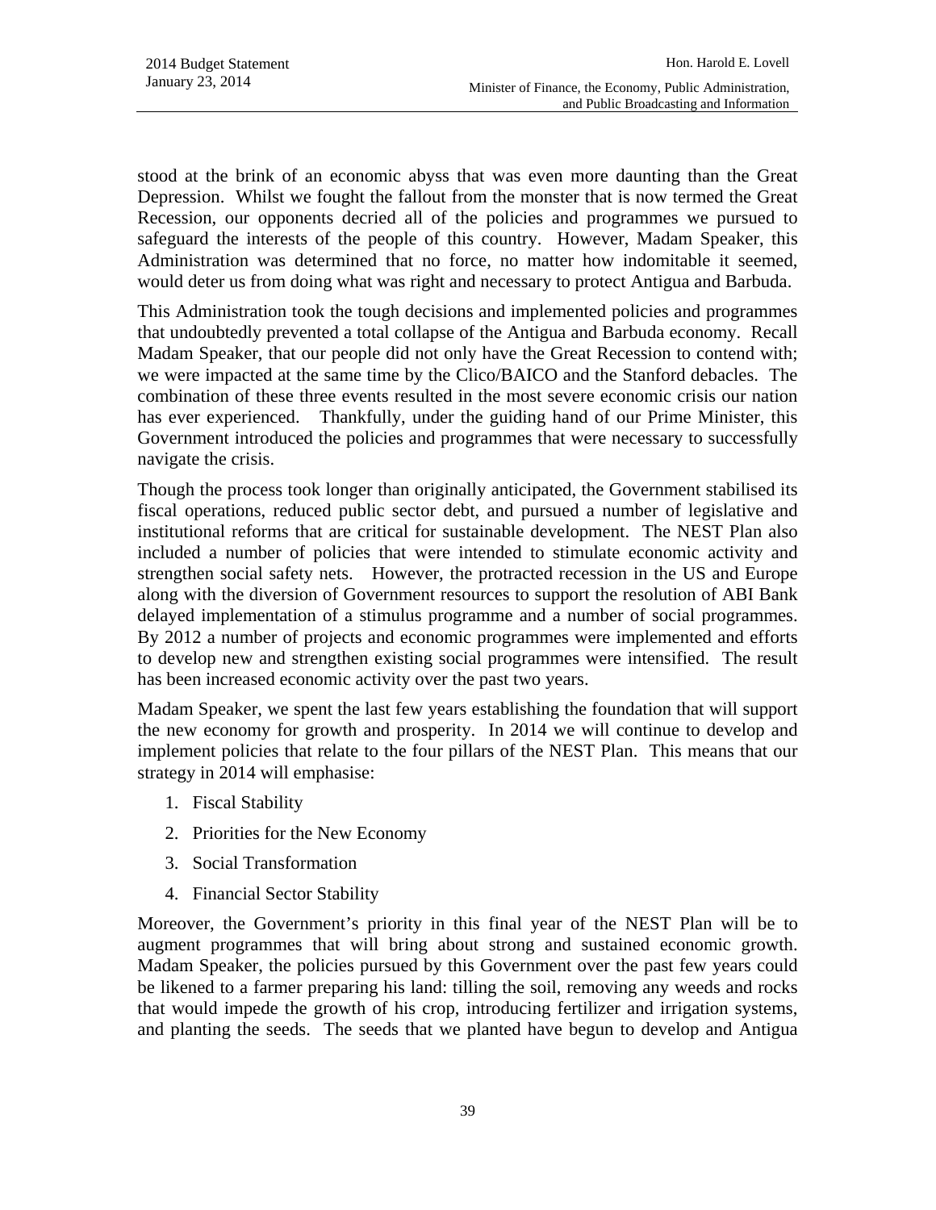stood at the brink of an economic abyss that was even more daunting than the Great Depression. Whilst we fought the fallout from the monster that is now termed the Great Recession, our opponents decried all of the policies and programmes we pursued to safeguard the interests of the people of this country. However, Madam Speaker, this Administration was determined that no force, no matter how indomitable it seemed, would deter us from doing what was right and necessary to protect Antigua and Barbuda.

This Administration took the tough decisions and implemented policies and programmes that undoubtedly prevented a total collapse of the Antigua and Barbuda economy. Recall Madam Speaker, that our people did not only have the Great Recession to contend with; we were impacted at the same time by the Clico/BAICO and the Stanford debacles. The combination of these three events resulted in the most severe economic crisis our nation has ever experienced. Thankfully, under the guiding hand of our Prime Minister, this Government introduced the policies and programmes that were necessary to successfully navigate the crisis.

Though the process took longer than originally anticipated, the Government stabilised its fiscal operations, reduced public sector debt, and pursued a number of legislative and institutional reforms that are critical for sustainable development. The NEST Plan also included a number of policies that were intended to stimulate economic activity and strengthen social safety nets. However, the protracted recession in the US and Europe along with the diversion of Government resources to support the resolution of ABI Bank delayed implementation of a stimulus programme and a number of social programmes. By 2012 a number of projects and economic programmes were implemented and efforts to develop new and strengthen existing social programmes were intensified. The result has been increased economic activity over the past two years.

Madam Speaker, we spent the last few years establishing the foundation that will support the new economy for growth and prosperity. In 2014 we will continue to develop and implement policies that relate to the four pillars of the NEST Plan. This means that our strategy in 2014 will emphasise:

1. Fiscal Stability
2. Priorities for the New Economy
3. Social Transformation
4. Financial Sector Stability

Moreover, the Government's priority in this final year of the NEST Plan will be to augment programmes that will bring about strong and sustained economic growth. Madam Speaker, the policies pursued by this Government over the past few years could be likened to a farmer preparing his land: tilling the soil, removing any weeds and rocks that would impede the growth of his crop, introducing fertilizer and irrigation systems, and planting the seeds. The seeds that we planted have begun to develop and Antigua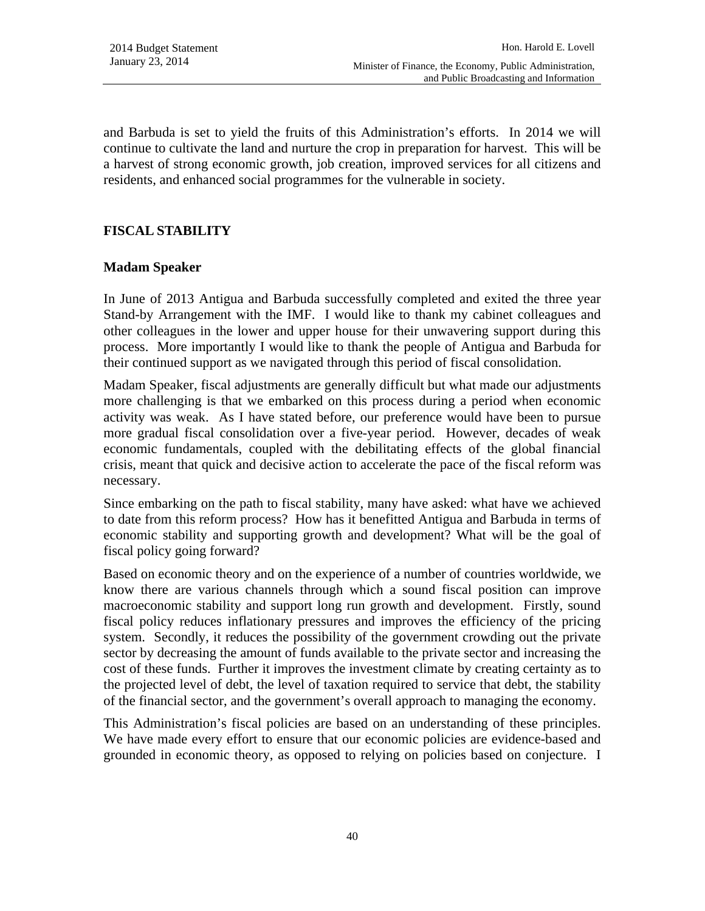and Barbuda is set to yield the fruits of this Administration's efforts. In 2014 we will continue to cultivate the land and nurture the crop in preparation for harvest. This will be a harvest of strong economic growth, job creation, improved services for all citizens and residents, and enhanced social programmes for the vulnerable in society.

## FISCAL STABILITY

**Madam Speaker**

In June of 2013 Antigua and Barbuda successfully completed and exited the three year Stand-by Arrangement with the IMF. I would like to thank my cabinet colleagues and other colleagues in the lower and upper house for their unwavering support during this process. More importantly I would like to thank the people of Antigua and Barbuda for their continued support as we navigated through this period of fiscal consolidation.

Madam Speaker, fiscal adjustments are generally difficult but what made our adjustments more challenging is that we embarked on this process during a period when economic activity was weak. As I have stated before, our preference would have been to pursue more gradual fiscal consolidation over a five-year period. However, decades of weak economic fundamentals, coupled with the debilitating effects of the global financial crisis, meant that quick and decisive action to accelerate the pace of the fiscal reform was necessary.

Since embarking on the path to fiscal stability, many have asked: what have we achieved to date from this reform process? How has it benefitted Antigua and Barbuda in terms of economic stability and supporting growth and development? What will be the goal of fiscal policy going forward?

Based on economic theory and on the experience of a number of countries worldwide, we know there are various channels through which a sound fiscal position can improve macroeconomic stability and support long run growth and development. Firstly, sound fiscal policy reduces inflationary pressures and improves the efficiency of the pricing system. Secondly, it reduces the possibility of the government crowding out the private sector by decreasing the amount of funds available to the private sector and increasing the cost of these funds. Further it improves the investment climate by creating certainty as to the projected level of debt, the level of taxation required to service that debt, the stability of the financial sector, and the government's overall approach to managing the economy.

This Administration's fiscal policies are based on an understanding of these principles. We have made every effort to ensure that our economic policies are evidence-based and grounded in economic theory, as opposed to relying on policies based on conjecture. I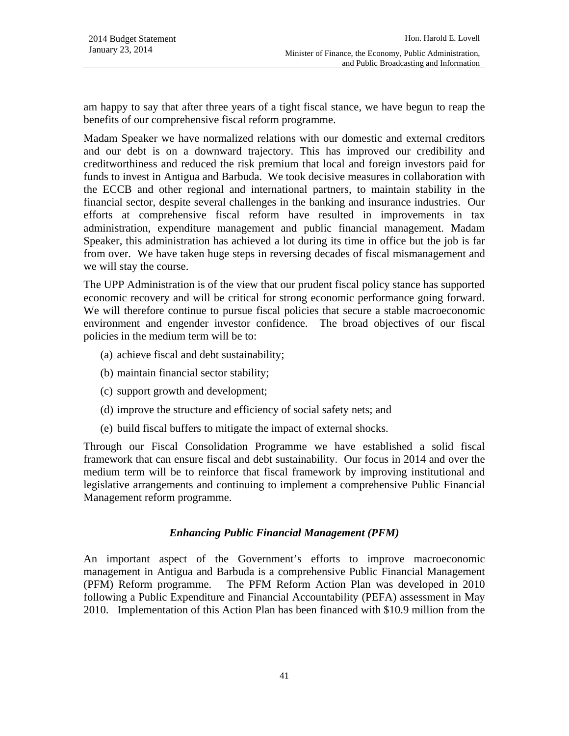am happy to say that after three years of a tight fiscal stance, we have begun to reap the benefits of our comprehensive fiscal reform programme.

Madam Speaker we have normalized relations with our domestic and external creditors and our debt is on a downward trajectory. This has improved our credibility and creditworthiness and reduced the risk premium that local and foreign investors paid for funds to invest in Antigua and Barbuda. We took decisive measures in collaboration with the ECCB and other regional and international partners, to maintain stability in the financial sector, despite several challenges in the banking and insurance industries. Our efforts at comprehensive fiscal reform have resulted in improvements in tax administration, expenditure management and public financial management. Madam Speaker, this administration has achieved a lot during its time in office but the job is far from over. We have taken huge steps in reversing decades of fiscal mismanagement and we will stay the course.

The UPP Administration is of the view that our prudent fiscal policy stance has supported economic recovery and will be critical for strong economic performance going forward. We will therefore continue to pursue fiscal policies that secure a stable macroeconomic environment and engender investor confidence. The broad objectives of our fiscal policies in the medium term will be to:

(a) achieve fiscal and debt sustainability;

(b) maintain financial sector stability;

(c) support growth and development;

(d) improve the structure and efficiency of social safety nets; and

(e) build fiscal buffers to mitigate the impact of external shocks.

Through our Fiscal Consolidation Programme we have established a solid fiscal framework that can ensure fiscal and debt sustainability. Our focus in 2014 and over the medium term will be to reinforce that fiscal framework by improving institutional and legislative arrangements and continuing to implement a comprehensive Public Financial Management reform programme.

### *Enhancing Public Financial Management (PFM)*

An important aspect of the Government's efforts to improve macroeconomic management in Antigua and Barbuda is a comprehensive Public Financial Management (PFM) Reform programme. The PFM Reform Action Plan was developed in 2010 following a Public Expenditure and Financial Accountability (PEFA) assessment in May 2010. Implementation of this Action Plan has been financed with $10.9 million from the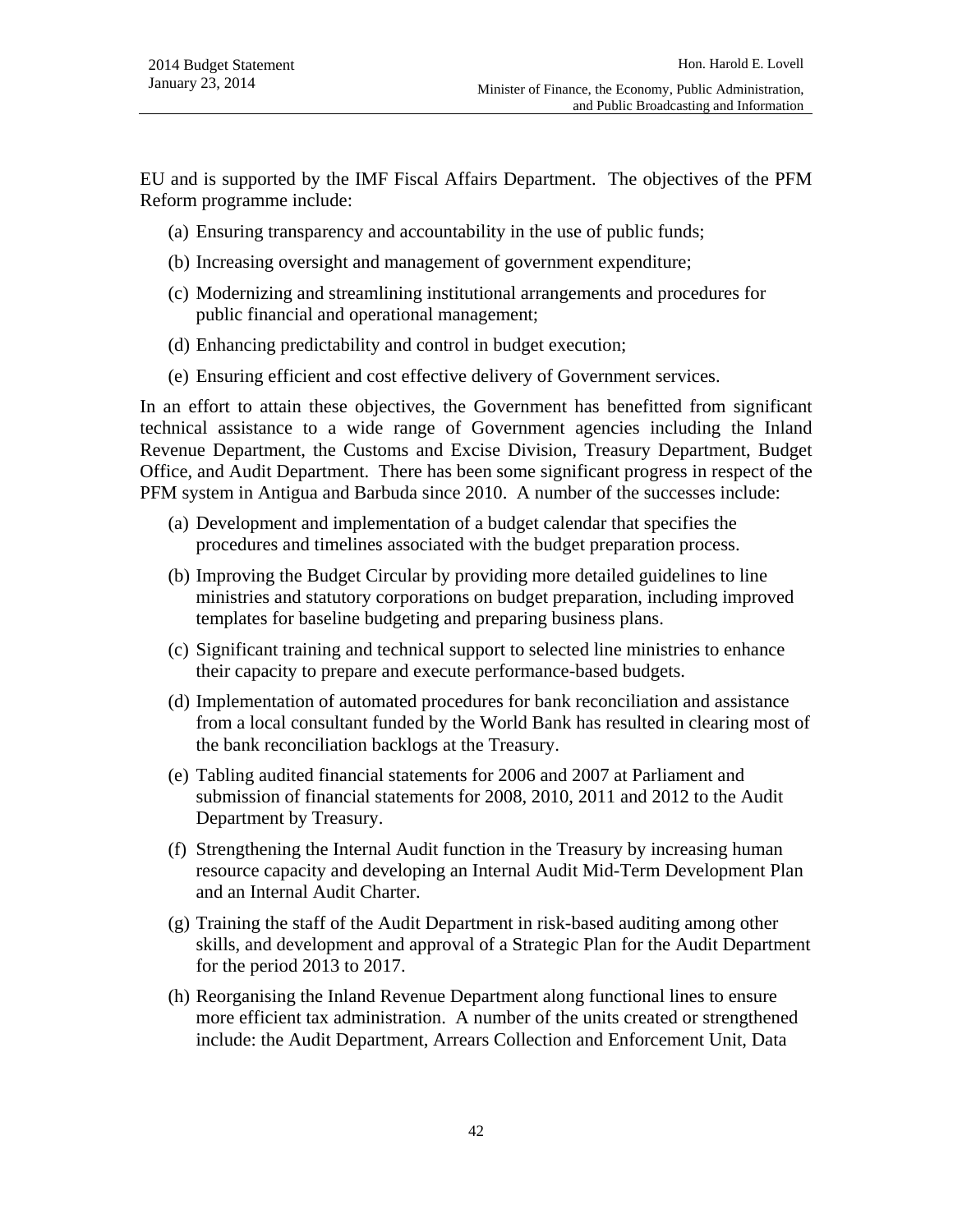EU and is supported by the IMF Fiscal Affairs Department. The objectives of the PFM Reform programme include:

(a) Ensuring transparency and accountability in the use of public funds;

(b) Increasing oversight and management of government expenditure;

(c) Modernizing and streamlining institutional arrangements and procedures for public financial and operational management;

(d) Enhancing predictability and control in budget execution;

(e) Ensuring efficient and cost effective delivery of Government services.

In an effort to attain these objectives, the Government has benefitted from significant technical assistance to a wide range of Government agencies including the Inland Revenue Department, the Customs and Excise Division, Treasury Department, Budget Office, and Audit Department. There has been some significant progress in respect of the PFM system in Antigua and Barbuda since 2010. A number of the successes include:

(a) Development and implementation of a budget calendar that specifies the procedures and timelines associated with the budget preparation process.

(b) Improving the Budget Circular by providing more detailed guidelines to line ministries and statutory corporations on budget preparation, including improved templates for baseline budgeting and preparing business plans.

(c) Significant training and technical support to selected line ministries to enhance their capacity to prepare and execute performance-based budgets.

(d) Implementation of automated procedures for bank reconciliation and assistance from a local consultant funded by the World Bank has resulted in clearing most of the bank reconciliation backlogs at the Treasury.

(e) Tabling audited financial statements for 2006 and 2007 at Parliament and submission of financial statements for 2008, 2010, 2011 and 2012 to the Audit Department by Treasury.

(f) Strengthening the Internal Audit function in the Treasury by increasing human resource capacity and developing an Internal Audit Mid-Term Development Plan and an Internal Audit Charter.

(g) Training the staff of the Audit Department in risk-based auditing among other skills, and development and approval of a Strategic Plan for the Audit Department for the period 2013 to 2017.

(h) Reorganising the Inland Revenue Department along functional lines to ensure more efficient tax administration. A number of the units created or strengthened include: the Audit Department, Arrears Collection and Enforcement Unit, Data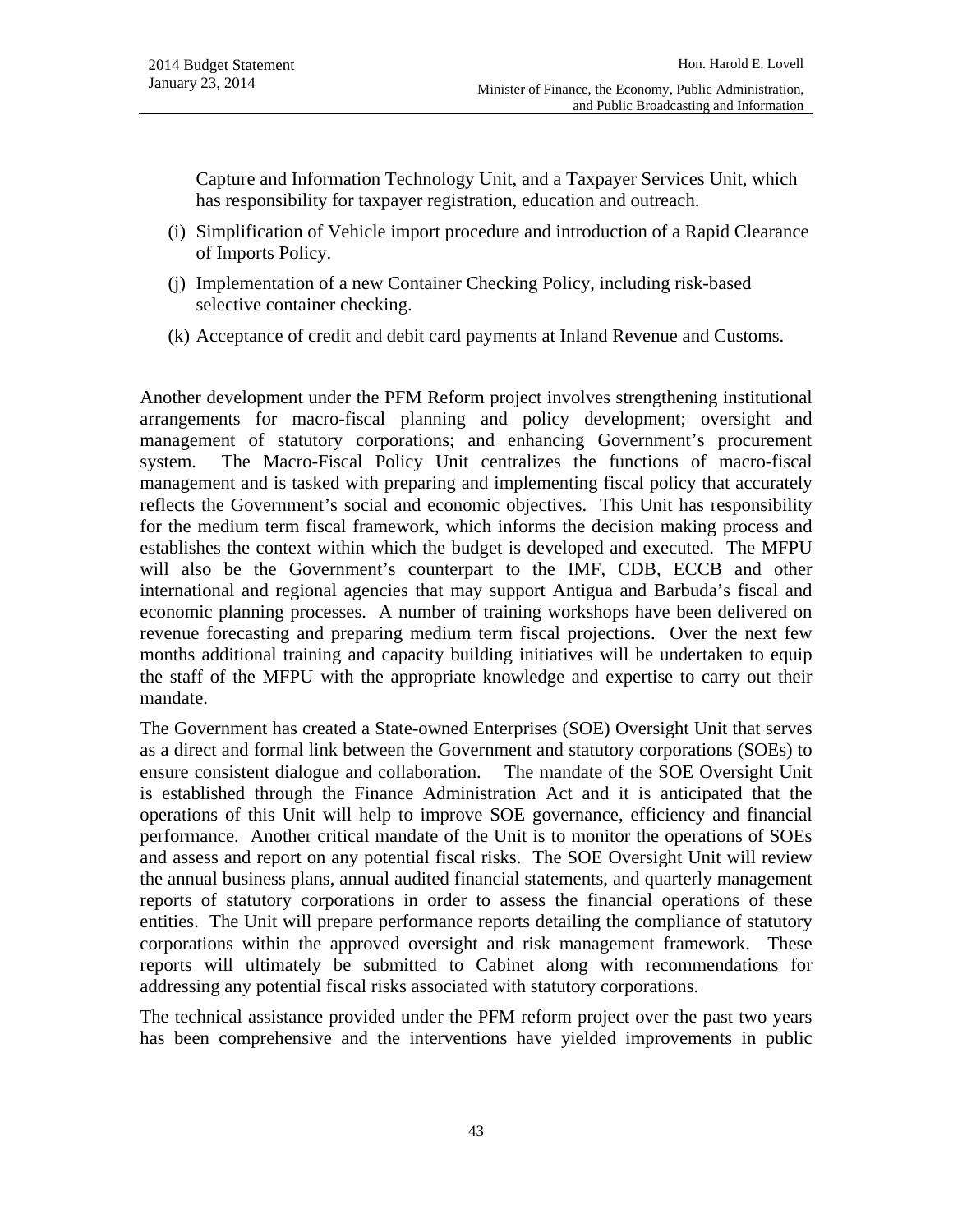Capture and Information Technology Unit, and a Taxpayer Services Unit, which has responsibility for taxpayer registration, education and outreach.

(i) Simplification of Vehicle import procedure and introduction of a Rapid Clearance of Imports Policy.

(j) Implementation of a new Container Checking Policy, including risk-based selective container checking.

(k) Acceptance of credit and debit card payments at Inland Revenue and Customs.

Another development under the PFM Reform project involves strengthening institutional arrangements for macro-fiscal planning and policy development; oversight and management of statutory corporations; and enhancing Government's procurement system. The Macro-Fiscal Policy Unit centralizes the functions of macro-fiscal management and is tasked with preparing and implementing fiscal policy that accurately reflects the Government's social and economic objectives. This Unit has responsibility for the medium term fiscal framework, which informs the decision making process and establishes the context within which the budget is developed and executed. The MFPU will also be the Government's counterpart to the IMF, CDB, ECCB and other international and regional agencies that may support Antigua and Barbuda's fiscal and economic planning processes. A number of training workshops have been delivered on revenue forecasting and preparing medium term fiscal projections. Over the next few months additional training and capacity building initiatives will be undertaken to equip the staff of the MFPU with the appropriate knowledge and expertise to carry out their mandate.

The Government has created a State-owned Enterprises (SOE) Oversight Unit that serves as a direct and formal link between the Government and statutory corporations (SOEs) to ensure consistent dialogue and collaboration. The mandate of the SOE Oversight Unit is established through the Finance Administration Act and it is anticipated that the operations of this Unit will help to improve SOE governance, efficiency and financial performance. Another critical mandate of the Unit is to monitor the operations of SOEs and assess and report on any potential fiscal risks. The SOE Oversight Unit will review the annual business plans, annual audited financial statements, and quarterly management reports of statutory corporations in order to assess the financial operations of these entities. The Unit will prepare performance reports detailing the compliance of statutory corporations within the approved oversight and risk management framework. These reports will ultimately be submitted to Cabinet along with recommendations for addressing any potential fiscal risks associated with statutory corporations.

The technical assistance provided under the PFM reform project over the past two years has been comprehensive and the interventions have yielded improvements in public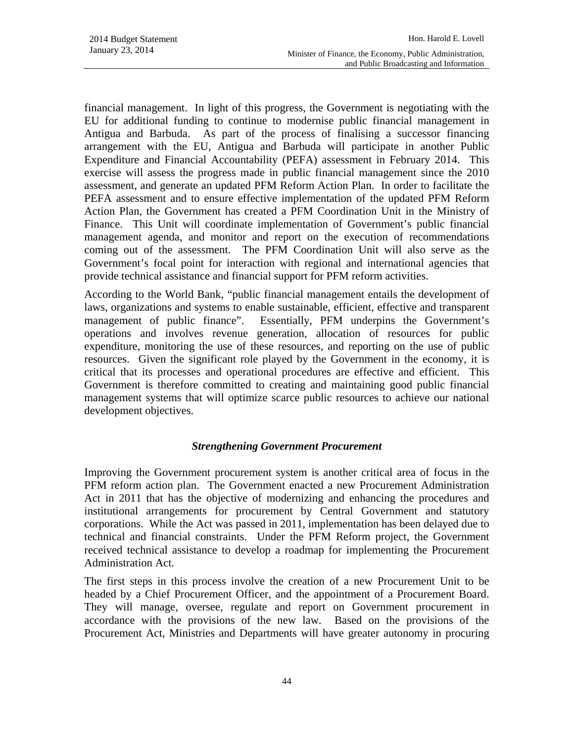financial management. In light of this progress, the Government is negotiating with the EU for additional funding to continue to modernise public financial management in Antigua and Barbuda. As part of the process of finalising a successor financing arrangement with the EU, Antigua and Barbuda will participate in another Public Expenditure and Financial Accountability (PEFA) assessment in February 2014. This exercise will assess the progress made in public financial management since the 2010 assessment, and generate an updated PFM Reform Action Plan. In order to facilitate the PEFA assessment and to ensure effective implementation of the updated PFM Reform Action Plan, the Government has created a PFM Coordination Unit in the Ministry of Finance. This Unit will coordinate implementation of Government's public financial management agenda, and monitor and report on the execution of recommendations coming out of the assessment. The PFM Coordination Unit will also serve as the Government's focal point for interaction with regional and international agencies that provide technical assistance and financial support for PFM reform activities.

According to the World Bank, "public financial management entails the development of laws, organizations and systems to enable sustainable, efficient, effective and transparent management of public finance". Essentially, PFM underpins the Government's operations and involves revenue generation, allocation of resources for public expenditure, monitoring the use of these resources, and reporting on the use of public resources. Given the significant role played by the Government in the economy, it is critical that its processes and operational procedures are effective and efficient. This Government is therefore committed to creating and maintaining good public financial management systems that will optimize scarce public resources to achieve our national development objectives.

### *Strengthening Government Procurement*

Improving the Government procurement system is another critical area of focus in the PFM reform action plan. The Government enacted a new Procurement Administration Act in 2011 that has the objective of modernizing and enhancing the procedures and institutional arrangements for procurement by Central Government and statutory corporations. While the Act was passed in 2011, implementation has been delayed due to technical and financial constraints. Under the PFM Reform project, the Government received technical assistance to develop a roadmap for implementing the Procurement Administration Act.

The first steps in this process involve the creation of a new Procurement Unit to be headed by a Chief Procurement Officer, and the appointment of a Procurement Board. They will manage, oversee, regulate and report on Government procurement in accordance with the provisions of the new law. Based on the provisions of the Procurement Act, Ministries and Departments will have greater autonomy in procuring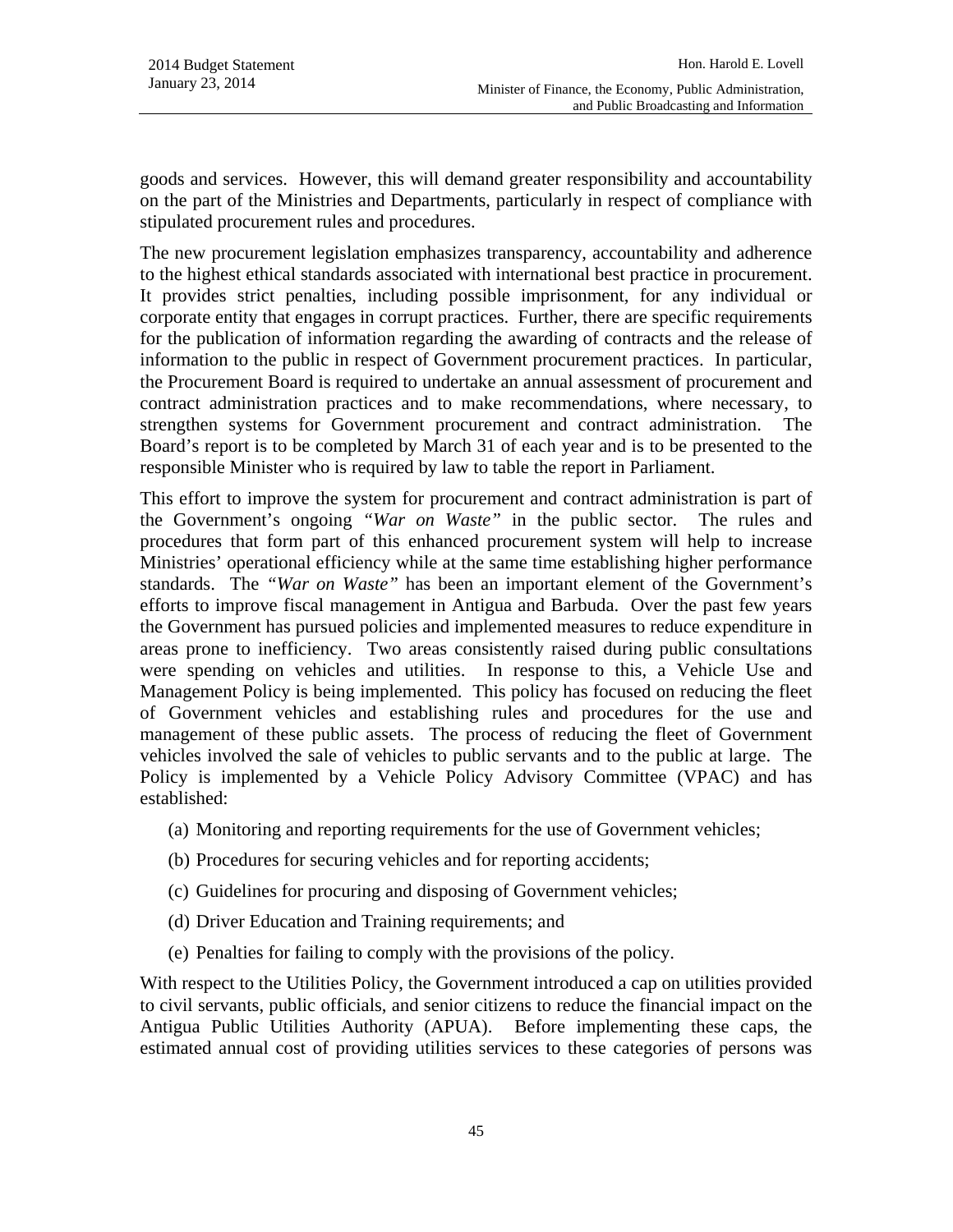goods and services. However, this will demand greater responsibility and accountability on the part of the Ministries and Departments, particularly in respect of compliance with stipulated procurement rules and procedures.

The new procurement legislation emphasizes transparency, accountability and adherence to the highest ethical standards associated with international best practice in procurement. It provides strict penalties, including possible imprisonment, for any individual or corporate entity that engages in corrupt practices. Further, there are specific requirements for the publication of information regarding the awarding of contracts and the release of information to the public in respect of Government procurement practices. In particular, the Procurement Board is required to undertake an annual assessment of procurement and contract administration practices and to make recommendations, where necessary, to strengthen systems for Government procurement and contract administration. The Board's report is to be completed by March 31 of each year and is to be presented to the responsible Minister who is required by law to table the report in Parliament.

This effort to improve the system for procurement and contract administration is part of the Government's ongoing *"War on Waste"* in the public sector. The rules and procedures that form part of this enhanced procurement system will help to increase Ministries' operational efficiency while at the same time establishing higher performance standards. The *"War on Waste"* has been an important element of the Government's efforts to improve fiscal management in Antigua and Barbuda. Over the past few years the Government has pursued policies and implemented measures to reduce expenditure in areas prone to inefficiency. Two areas consistently raised during public consultations were spending on vehicles and utilities. In response to this, a Vehicle Use and Management Policy is being implemented. This policy has focused on reducing the fleet of Government vehicles and establishing rules and procedures for the use and management of these public assets. The process of reducing the fleet of Government vehicles involved the sale of vehicles to public servants and to the public at large. The Policy is implemented by a Vehicle Policy Advisory Committee (VPAC) and has established:

(a) Monitoring and reporting requirements for the use of Government vehicles;

(b) Procedures for securing vehicles and for reporting accidents;

(c) Guidelines for procuring and disposing of Government vehicles;

(d) Driver Education and Training requirements; and

(e) Penalties for failing to comply with the provisions of the policy.

With respect to the Utilities Policy, the Government introduced a cap on utilities provided to civil servants, public officials, and senior citizens to reduce the financial impact on the Antigua Public Utilities Authority (APUA). Before implementing these caps, the estimated annual cost of providing utilities services to these categories of persons was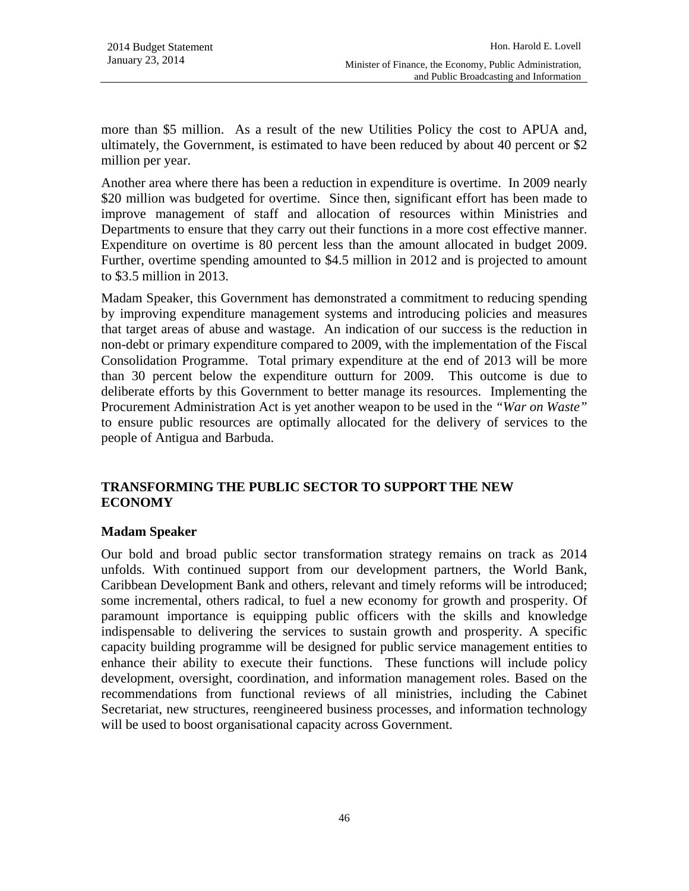more than $5 million. As a result of the new Utilities Policy the cost to APUA and, ultimately, the Government, is estimated to have been reduced by about 40 percent or $2 million per year.

Another area where there has been a reduction in expenditure is overtime. In 2009 nearly $20 million was budgeted for overtime. Since then, significant effort has been made to improve management of staff and allocation of resources within Ministries and Departments to ensure that they carry out their functions in a more cost effective manner. Expenditure on overtime is 80 percent less than the amount allocated in budget 2009. Further, overtime spending amounted to $4.5 million in 2012 and is projected to amount to $3.5 million in 2013.

Madam Speaker, this Government has demonstrated a commitment to reducing spending by improving expenditure management systems and introducing policies and measures that target areas of abuse and wastage. An indication of our success is the reduction in non-debt or primary expenditure compared to 2009, with the implementation of the Fiscal Consolidation Programme. Total primary expenditure at the end of 2013 will be more than 30 percent below the expenditure outturn for 2009. This outcome is due to deliberate efforts by this Government to better manage its resources. Implementing the Procurement Administration Act is yet another weapon to be used in the *"War on Waste"* to ensure public resources are optimally allocated for the delivery of services to the people of Antigua and Barbuda.

## TRANSFORMING THE PUBLIC SECTOR TO SUPPORT THE NEW ECONOMY

### Madam Speaker

Our bold and broad public sector transformation strategy remains on track as 2014 unfolds. With continued support from our development partners, the World Bank, Caribbean Development Bank and others, relevant and timely reforms will be introduced; some incremental, others radical, to fuel a new economy for growth and prosperity. Of paramount importance is equipping public officers with the skills and knowledge indispensable to delivering the services to sustain growth and prosperity. A specific capacity building programme will be designed for public service management entities to enhance their ability to execute their functions. These functions will include policy development, oversight, coordination, and information management roles. Based on the recommendations from functional reviews of all ministries, including the Cabinet Secretariat, new structures, reengineered business processes, and information technology will be used to boost organisational capacity across Government.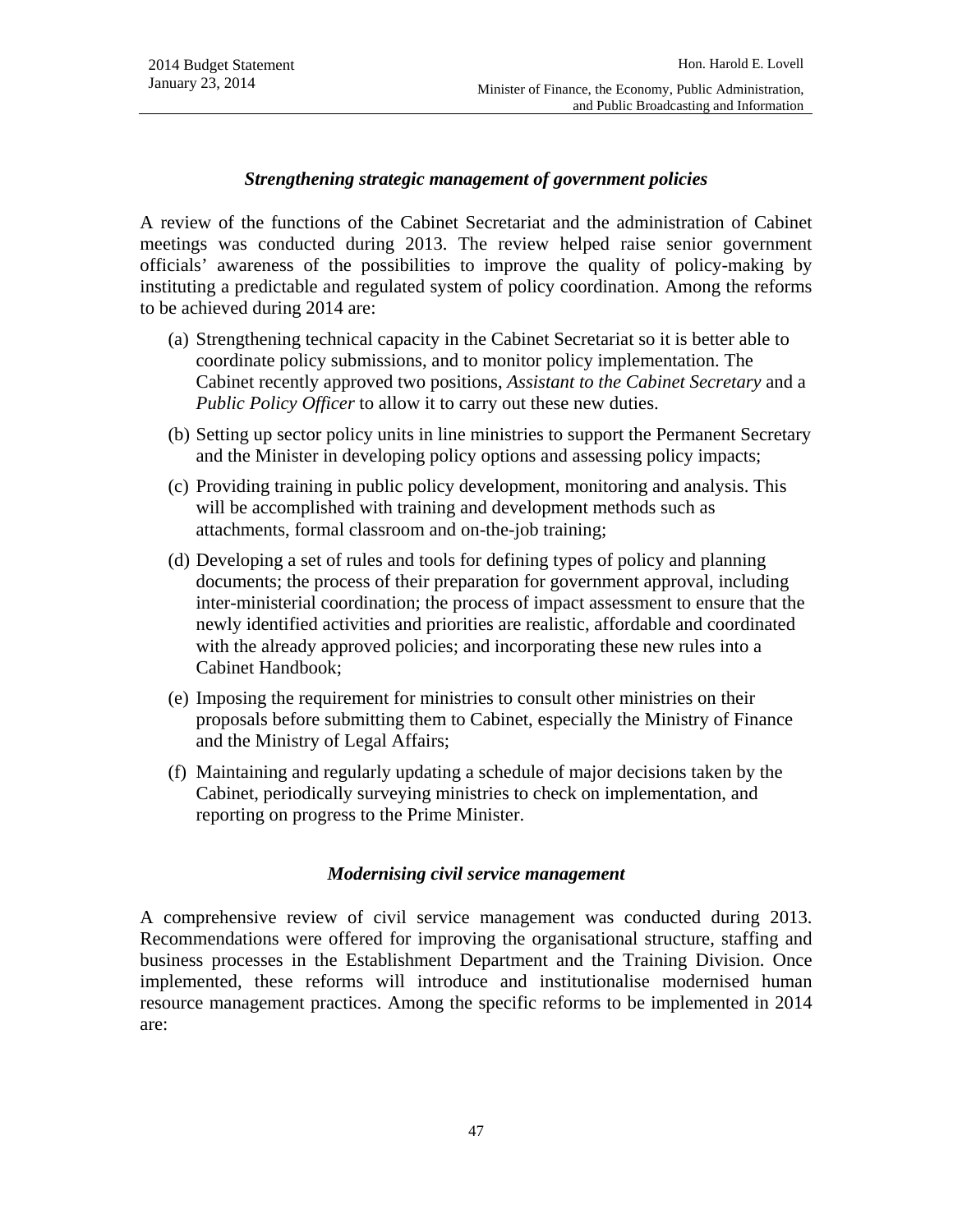### *Strengthening strategic management of government policies*

A review of the functions of the Cabinet Secretariat and the administration of Cabinet meetings was conducted during 2013. The review helped raise senior government officials' awareness of the possibilities to improve the quality of policy-making by instituting a predictable and regulated system of policy coordination. Among the reforms to be achieved during 2014 are:

(a) Strengthening technical capacity in the Cabinet Secretariat so it is better able to coordinate policy submissions, and to monitor policy implementation. The Cabinet recently approved two positions, *Assistant to the Cabinet Secretary* and a *Public Policy Officer* to allow it to carry out these new duties.

(b) Setting up sector policy units in line ministries to support the Permanent Secretary and the Minister in developing policy options and assessing policy impacts;

(c) Providing training in public policy development, monitoring and analysis. This will be accomplished with training and development methods such as attachments, formal classroom and on-the-job training;

(d) Developing a set of rules and tools for defining types of policy and planning documents; the process of their preparation for government approval, including inter-ministerial coordination; the process of impact assessment to ensure that the newly identified activities and priorities are realistic, affordable and coordinated with the already approved policies; and incorporating these new rules into a Cabinet Handbook;

(e) Imposing the requirement for ministries to consult other ministries on their proposals before submitting them to Cabinet, especially the Ministry of Finance and the Ministry of Legal Affairs;

(f) Maintaining and regularly updating a schedule of major decisions taken by the Cabinet, periodically surveying ministries to check on implementation, and reporting on progress to the Prime Minister.

### *Modernising civil service management*

A comprehensive review of civil service management was conducted during 2013. Recommendations were offered for improving the organisational structure, staffing and business processes in the Establishment Department and the Training Division. Once implemented, these reforms will introduce and institutionalise modernised human resource management practices. Among the specific reforms to be implemented in 2014 are: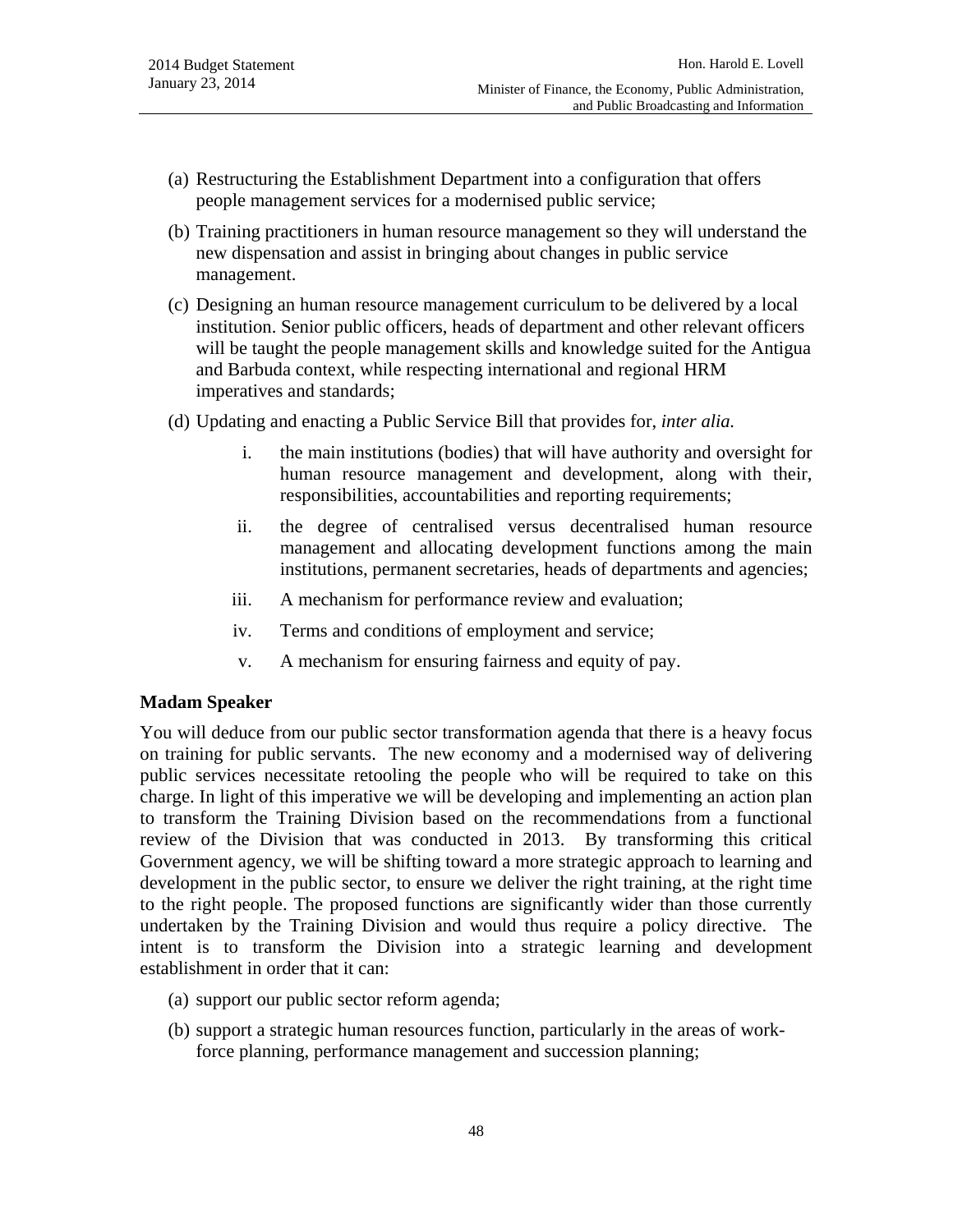(a) Restructuring the Establishment Department into a configuration that offers people management services for a modernised public service;

(b) Training practitioners in human resource management so they will understand the new dispensation and assist in bringing about changes in public service management.

(c) Designing an human resource management curriculum to be delivered by a local institution. Senior public officers, heads of department and other relevant officers will be taught the people management skills and knowledge suited for the Antigua and Barbuda context, while respecting international and regional HRM imperatives and standards;

(d) Updating and enacting a Public Service Bill that provides for, *inter alia.*

   i. the main institutions (bodies) that will have authority and oversight for human resource management and development, along with their, responsibilities, accountabilities and reporting requirements;

   ii. the degree of centralised versus decentralised human resource management and allocating development functions among the main institutions, permanent secretaries, heads of departments and agencies;

   iii. A mechanism for performance review and evaluation;

   iv. Terms and conditions of employment and service;

   v. A mechanism for ensuring fairness and equity of pay.

**Madam Speaker**

You will deduce from our public sector transformation agenda that there is a heavy focus on training for public servants. The new economy and a modernised way of delivering public services necessitate retooling the people who will be required to take on this charge. In light of this imperative we will be developing and implementing an action plan to transform the Training Division based on the recommendations from a functional review of the Division that was conducted in 2013. By transforming this critical Government agency, we will be shifting toward a more strategic approach to learning and development in the public sector, to ensure we deliver the right training, at the right time to the right people. The proposed functions are significantly wider than those currently undertaken by the Training Division and would thus require a policy directive. The intent is to transform the Division into a strategic learning and development establishment in order that it can:

(a) support our public sector reform agenda;

(b) support a strategic human resources function, particularly in the areas of work-force planning, performance management and succession planning;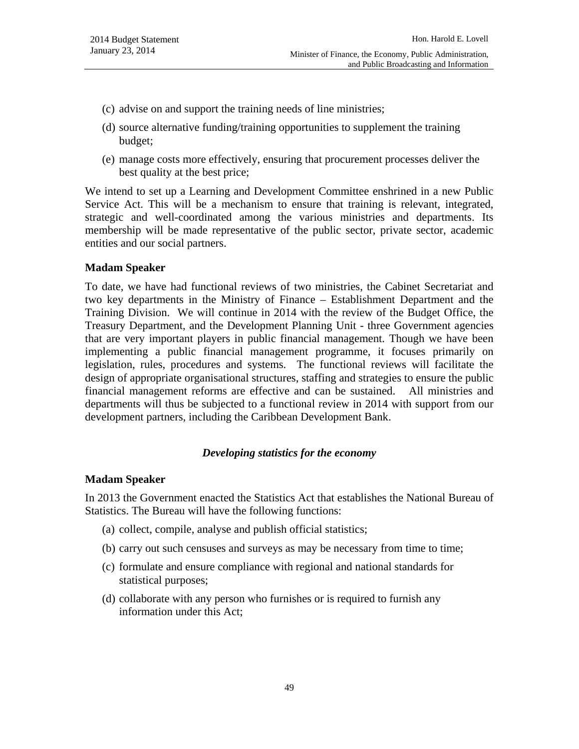(c) advise on and support the training needs of line ministries;

(d) source alternative funding/training opportunities to supplement the training budget;

(e) manage costs more effectively, ensuring that procurement processes deliver the best quality at the best price;

We intend to set up a Learning and Development Committee enshrined in a new Public Service Act. This will be a mechanism to ensure that training is relevant, integrated, strategic and well-coordinated among the various ministries and departments. Its membership will be made representative of the public sector, private sector, academic entities and our social partners.

**Madam Speaker**

To date, we have had functional reviews of two ministries, the Cabinet Secretariat and two key departments in the Ministry of Finance – Establishment Department and the Training Division. We will continue in 2014 with the review of the Budget Office, the Treasury Department, and the Development Planning Unit - three Government agencies that are very important players in public financial management. Though we have been implementing a public financial management programme, it focuses primarily on legislation, rules, procedures and systems. The functional reviews will facilitate the design of appropriate organisational structures, staffing and strategies to ensure the public financial management reforms are effective and can be sustained. All ministries and departments will thus be subjected to a functional review in 2014 with support from our development partners, including the Caribbean Development Bank.

### *Developing statistics for the economy*

**Madam Speaker**

In 2013 the Government enacted the Statistics Act that establishes the National Bureau of Statistics. The Bureau will have the following functions:

(a) collect, compile, analyse and publish official statistics;

(b) carry out such censuses and surveys as may be necessary from time to time;

(c) formulate and ensure compliance with regional and national standards for statistical purposes;

(d) collaborate with any person who furnishes or is required to furnish any information under this Act;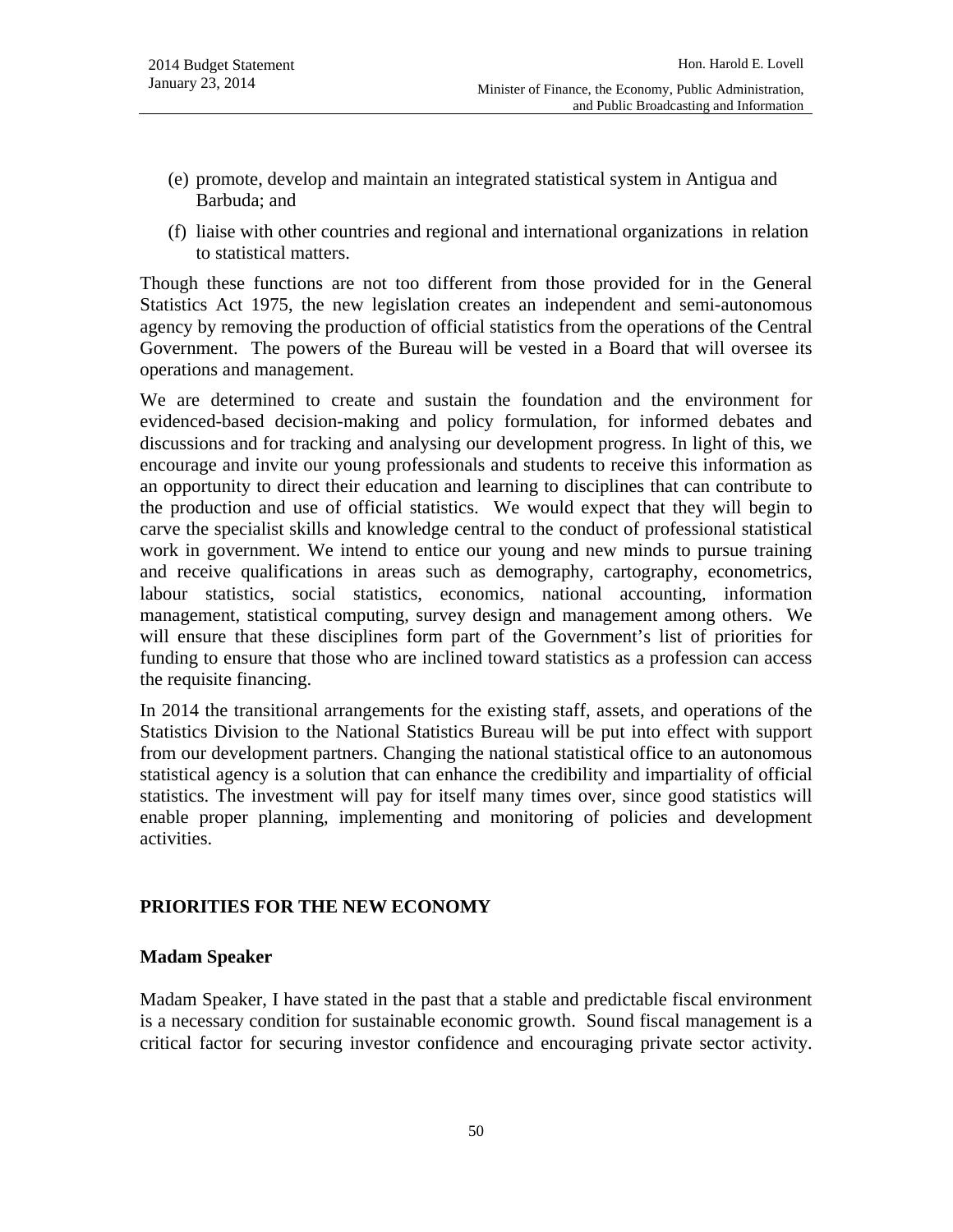(e) promote, develop and maintain an integrated statistical system in Antigua and Barbuda; and

(f) liaise with other countries and regional and international organizations in relation to statistical matters.

Though these functions are not too different from those provided for in the General Statistics Act 1975, the new legislation creates an independent and semi-autonomous agency by removing the production of official statistics from the operations of the Central Government. The powers of the Bureau will be vested in a Board that will oversee its operations and management.

We are determined to create and sustain the foundation and the environment for evidenced-based decision-making and policy formulation, for informed debates and discussions and for tracking and analysing our development progress. In light of this, we encourage and invite our young professionals and students to receive this information as an opportunity to direct their education and learning to disciplines that can contribute to the production and use of official statistics. We would expect that they will begin to carve the specialist skills and knowledge central to the conduct of professional statistical work in government. We intend to entice our young and new minds to pursue training and receive qualifications in areas such as demography, cartography, econometrics, labour statistics, social statistics, economics, national accounting, information management, statistical computing, survey design and management among others. We will ensure that these disciplines form part of the Government's list of priorities for funding to ensure that those who are inclined toward statistics as a profession can access the requisite financing.

In 2014 the transitional arrangements for the existing staff, assets, and operations of the Statistics Division to the National Statistics Bureau will be put into effect with support from our development partners. Changing the national statistical office to an autonomous statistical agency is a solution that can enhance the credibility and impartiality of official statistics. The investment will pay for itself many times over, since good statistics will enable proper planning, implementing and monitoring of policies and development activities.

## PRIORITIES FOR THE NEW ECONOMY

### Madam Speaker

Madam Speaker, I have stated in the past that a stable and predictable fiscal environment is a necessary condition for sustainable economic growth. Sound fiscal management is a critical factor for securing investor confidence and encouraging private sector activity.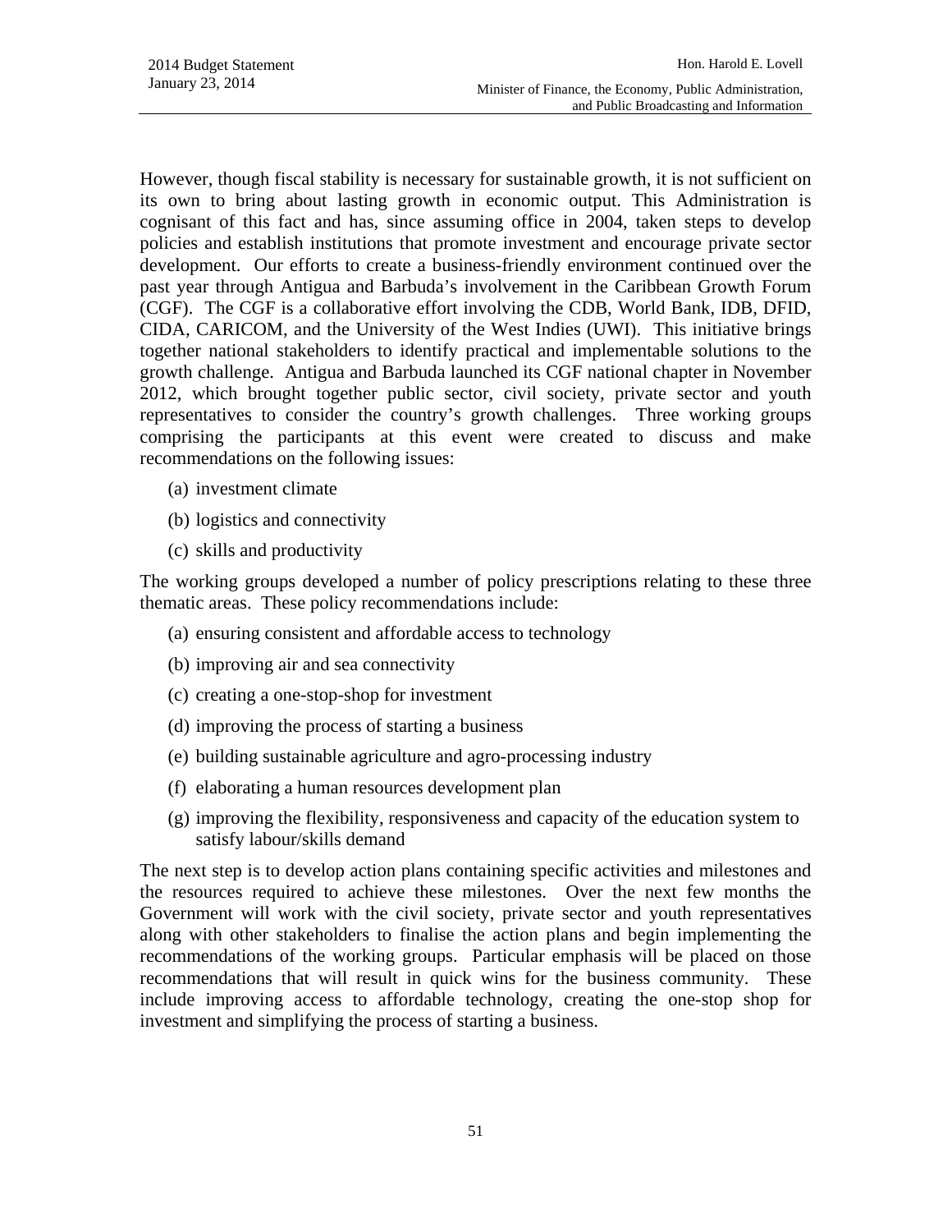However, though fiscal stability is necessary for sustainable growth, it is not sufficient on its own to bring about lasting growth in economic output. This Administration is cognisant of this fact and has, since assuming office in 2004, taken steps to develop policies and establish institutions that promote investment and encourage private sector development. Our efforts to create a business-friendly environment continued over the past year through Antigua and Barbuda's involvement in the Caribbean Growth Forum (CGF). The CGF is a collaborative effort involving the CDB, World Bank, IDB, DFID, CIDA, CARICOM, and the University of the West Indies (UWI). This initiative brings together national stakeholders to identify practical and implementable solutions to the growth challenge. Antigua and Barbuda launched its CGF national chapter in November 2012, which brought together public sector, civil society, private sector and youth representatives to consider the country's growth challenges. Three working groups comprising the participants at this event were created to discuss and make recommendations on the following issues:

(a) investment climate

(b) logistics and connectivity

(c) skills and productivity

The working groups developed a number of policy prescriptions relating to these three thematic areas. These policy recommendations include:

(a) ensuring consistent and affordable access to technology

(b) improving air and sea connectivity

(c) creating a one-stop-shop for investment

(d) improving the process of starting a business

(e) building sustainable agriculture and agro-processing industry

(f) elaborating a human resources development plan

(g) improving the flexibility, responsiveness and capacity of the education system to satisfy labour/skills demand

The next step is to develop action plans containing specific activities and milestones and the resources required to achieve these milestones. Over the next few months the Government will work with the civil society, private sector and youth representatives along with other stakeholders to finalise the action plans and begin implementing the recommendations of the working groups. Particular emphasis will be placed on those recommendations that will result in quick wins for the business community. These include improving access to affordable technology, creating the one-stop shop for investment and simplifying the process of starting a business.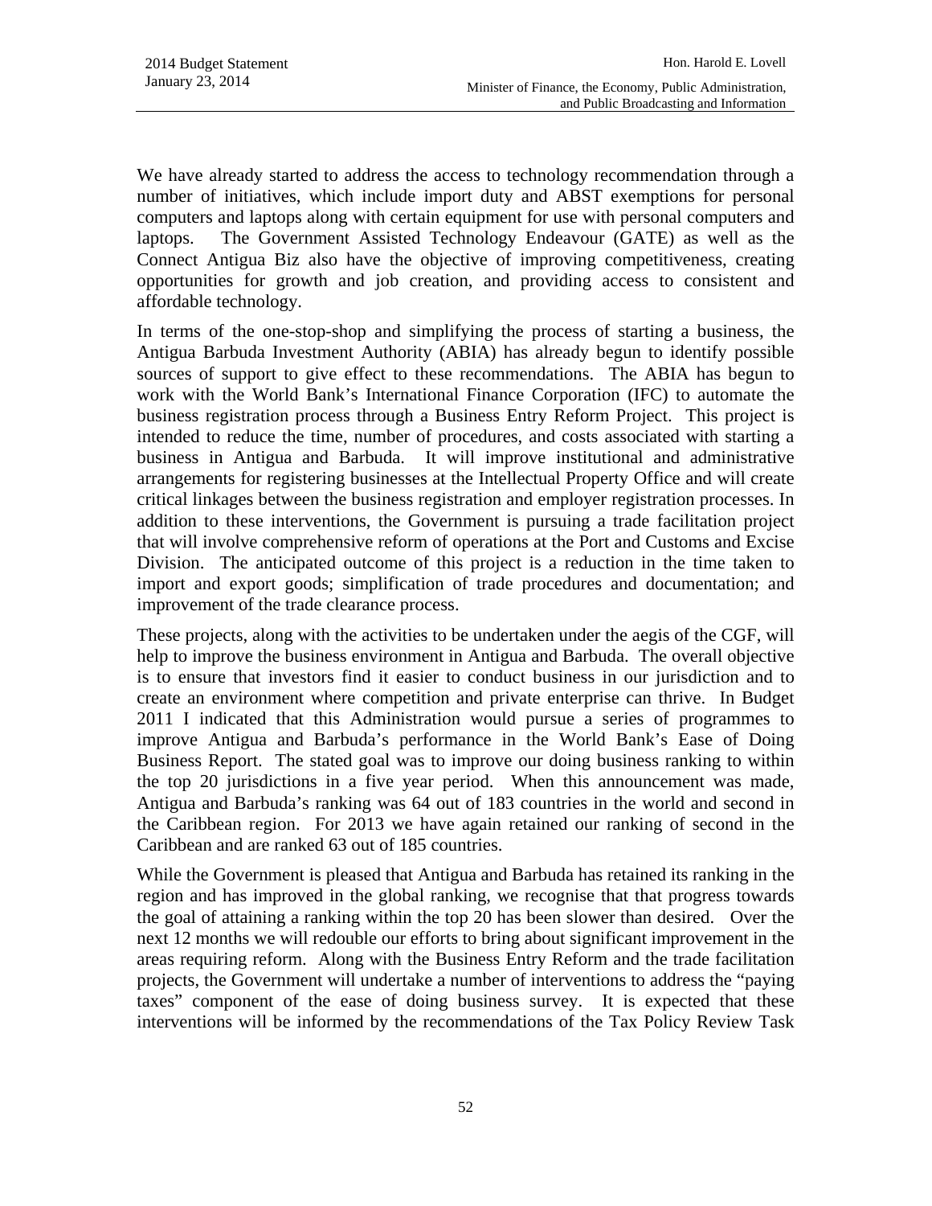We have already started to address the access to technology recommendation through a number of initiatives, which include import duty and ABST exemptions for personal computers and laptops along with certain equipment for use with personal computers and laptops. The Government Assisted Technology Endeavour (GATE) as well as the Connect Antigua Biz also have the objective of improving competitiveness, creating opportunities for growth and job creation, and providing access to consistent and affordable technology.

In terms of the one-stop-shop and simplifying the process of starting a business, the Antigua Barbuda Investment Authority (ABIA) has already begun to identify possible sources of support to give effect to these recommendations. The ABIA has begun to work with the World Bank's International Finance Corporation (IFC) to automate the business registration process through a Business Entry Reform Project. This project is intended to reduce the time, number of procedures, and costs associated with starting a business in Antigua and Barbuda. It will improve institutional and administrative arrangements for registering businesses at the Intellectual Property Office and will create critical linkages between the business registration and employer registration processes. In addition to these interventions, the Government is pursuing a trade facilitation project that will involve comprehensive reform of operations at the Port and Customs and Excise Division. The anticipated outcome of this project is a reduction in the time taken to import and export goods; simplification of trade procedures and documentation; and improvement of the trade clearance process.

These projects, along with the activities to be undertaken under the aegis of the CGF, will help to improve the business environment in Antigua and Barbuda. The overall objective is to ensure that investors find it easier to conduct business in our jurisdiction and to create an environment where competition and private enterprise can thrive. In Budget 2011 I indicated that this Administration would pursue a series of programmes to improve Antigua and Barbuda's performance in the World Bank's Ease of Doing Business Report. The stated goal was to improve our doing business ranking to within the top 20 jurisdictions in a five year period. When this announcement was made, Antigua and Barbuda's ranking was 64 out of 183 countries in the world and second in the Caribbean region. For 2013 we have again retained our ranking of second in the Caribbean and are ranked 63 out of 185 countries.

While the Government is pleased that Antigua and Barbuda has retained its ranking in the region and has improved in the global ranking, we recognise that that progress towards the goal of attaining a ranking within the top 20 has been slower than desired. Over the next 12 months we will redouble our efforts to bring about significant improvement in the areas requiring reform. Along with the Business Entry Reform and the trade facilitation projects, the Government will undertake a number of interventions to address the "paying taxes" component of the ease of doing business survey. It is expected that these interventions will be informed by the recommendations of the Tax Policy Review Task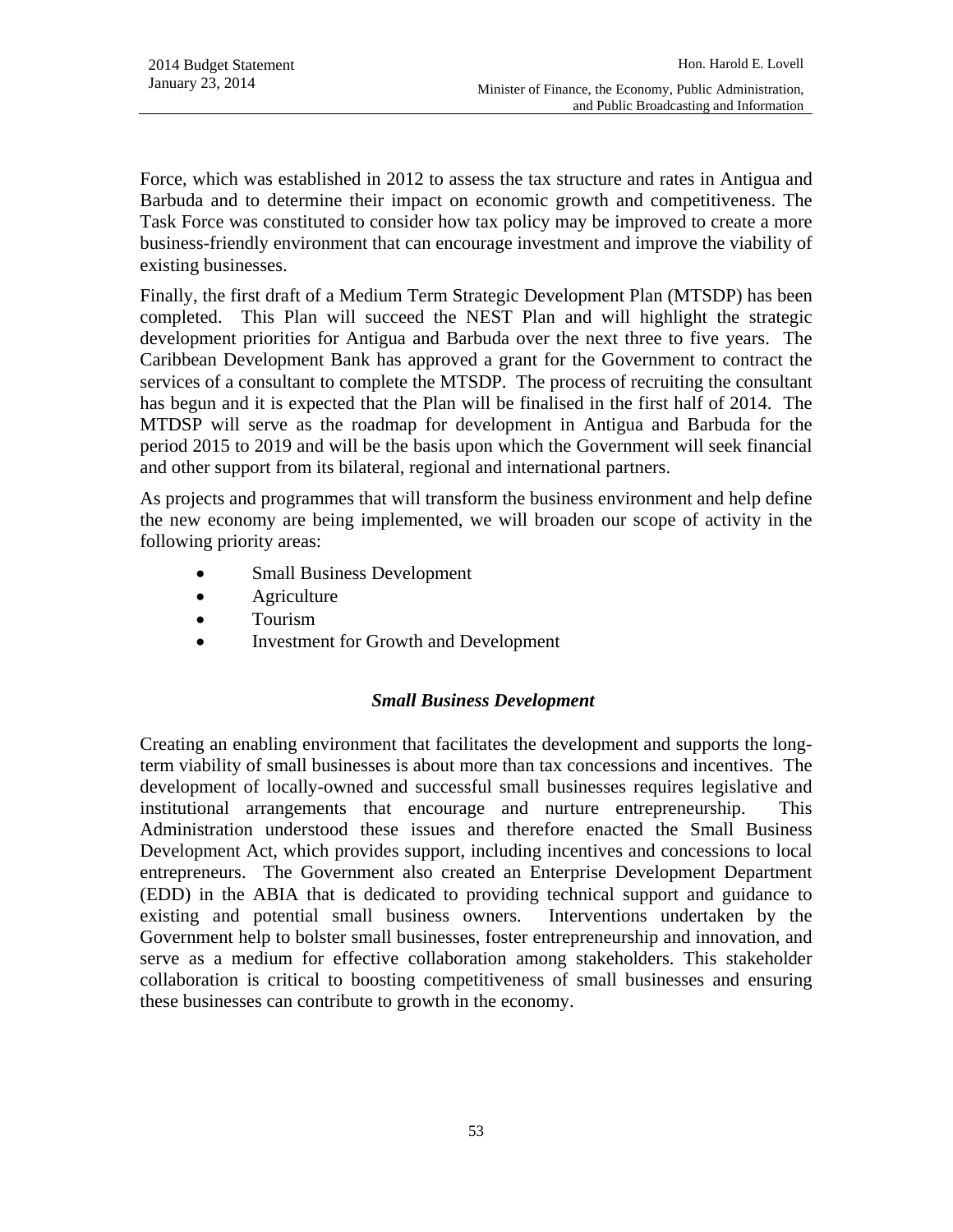Force, which was established in 2012 to assess the tax structure and rates in Antigua and Barbuda and to determine their impact on economic growth and competitiveness. The Task Force was constituted to consider how tax policy may be improved to create a more business-friendly environment that can encourage investment and improve the viability of existing businesses.

Finally, the first draft of a Medium Term Strategic Development Plan (MTSDP) has been completed. This Plan will succeed the NEST Plan and will highlight the strategic development priorities for Antigua and Barbuda over the next three to five years. The Caribbean Development Bank has approved a grant for the Government to contract the services of a consultant to complete the MTSDP. The process of recruiting the consultant has begun and it is expected that the Plan will be finalised in the first half of 2014. The MTDSP will serve as the roadmap for development in Antigua and Barbuda for the period 2015 to 2019 and will be the basis upon which the Government will seek financial and other support from its bilateral, regional and international partners.

As projects and programmes that will transform the business environment and help define the new economy are being implemented, we will broaden our scope of activity in the following priority areas:

- Small Business Development
- Agriculture
- Tourism
- Investment for Growth and Development

### *Small Business Development*

Creating an enabling environment that facilitates the development and supports the long-term viability of small businesses is about more than tax concessions and incentives. The development of locally-owned and successful small businesses requires legislative and institutional arrangements that encourage and nurture entrepreneurship. This Administration understood these issues and therefore enacted the Small Business Development Act, which provides support, including incentives and concessions to local entrepreneurs. The Government also created an Enterprise Development Department (EDD) in the ABIA that is dedicated to providing technical support and guidance to existing and potential small business owners. Interventions undertaken by the Government help to bolster small businesses, foster entrepreneurship and innovation, and serve as a medium for effective collaboration among stakeholders. This stakeholder collaboration is critical to boosting competitiveness of small businesses and ensuring these businesses can contribute to growth in the economy.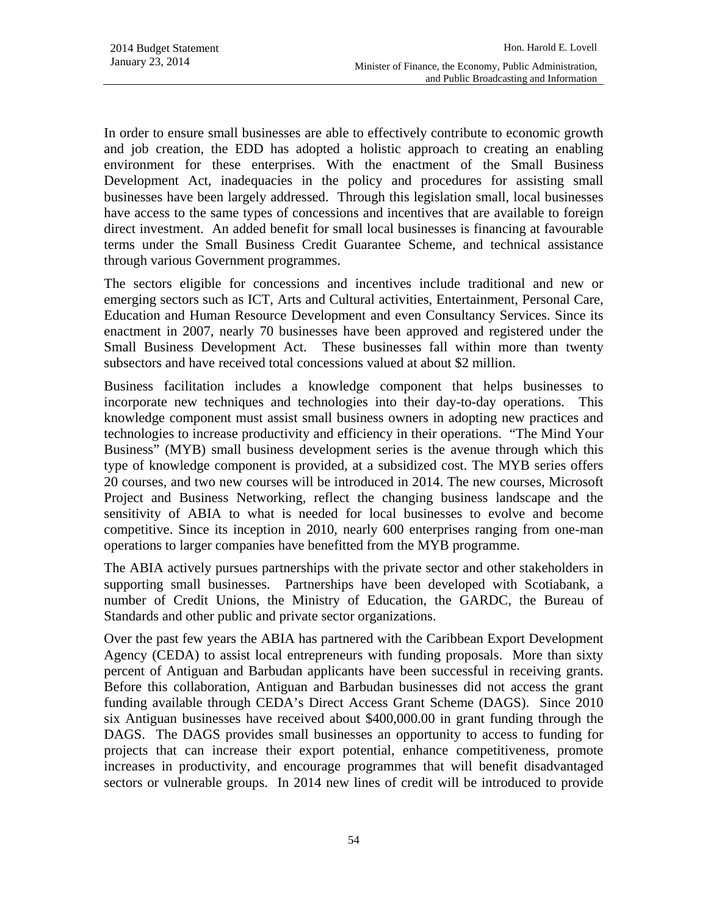In order to ensure small businesses are able to effectively contribute to economic growth and job creation, the EDD has adopted a holistic approach to creating an enabling environment for these enterprises. With the enactment of the Small Business Development Act, inadequacies in the policy and procedures for assisting small businesses have been largely addressed. Through this legislation small, local businesses have access to the same types of concessions and incentives that are available to foreign direct investment. An added benefit for small local businesses is financing at favourable terms under the Small Business Credit Guarantee Scheme, and technical assistance through various Government programmes.

The sectors eligible for concessions and incentives include traditional and new or emerging sectors such as ICT, Arts and Cultural activities, Entertainment, Personal Care, Education and Human Resource Development and even Consultancy Services. Since its enactment in 2007, nearly 70 businesses have been approved and registered under the Small Business Development Act. These businesses fall within more than twenty subsectors and have received total concessions valued at about $2 million.

Business facilitation includes a knowledge component that helps businesses to incorporate new techniques and technologies into their day-to-day operations. This knowledge component must assist small business owners in adopting new practices and technologies to increase productivity and efficiency in their operations. "The Mind Your Business" (MYB) small business development series is the avenue through which this type of knowledge component is provided, at a subsidized cost. The MYB series offers 20 courses, and two new courses will be introduced in 2014. The new courses, Microsoft Project and Business Networking, reflect the changing business landscape and the sensitivity of ABIA to what is needed for local businesses to evolve and become competitive. Since its inception in 2010, nearly 600 enterprises ranging from one-man operations to larger companies have benefitted from the MYB programme.

The ABIA actively pursues partnerships with the private sector and other stakeholders in supporting small businesses. Partnerships have been developed with Scotiabank, a number of Credit Unions, the Ministry of Education, the GARDC, the Bureau of Standards and other public and private sector organizations.

Over the past few years the ABIA has partnered with the Caribbean Export Development Agency (CEDA) to assist local entrepreneurs with funding proposals. More than sixty percent of Antiguan and Barbudan applicants have been successful in receiving grants. Before this collaboration, Antiguan and Barbudan businesses did not access the grant funding available through CEDA's Direct Access Grant Scheme (DAGS). Since 2010 six Antiguan businesses have received about $400,000.00 in grant funding through the DAGS. The DAGS provides small businesses an opportunity to access to funding for projects that can increase their export potential, enhance competitiveness, promote increases in productivity, and encourage programmes that will benefit disadvantaged sectors or vulnerable groups. In 2014 new lines of credit will be introduced to provide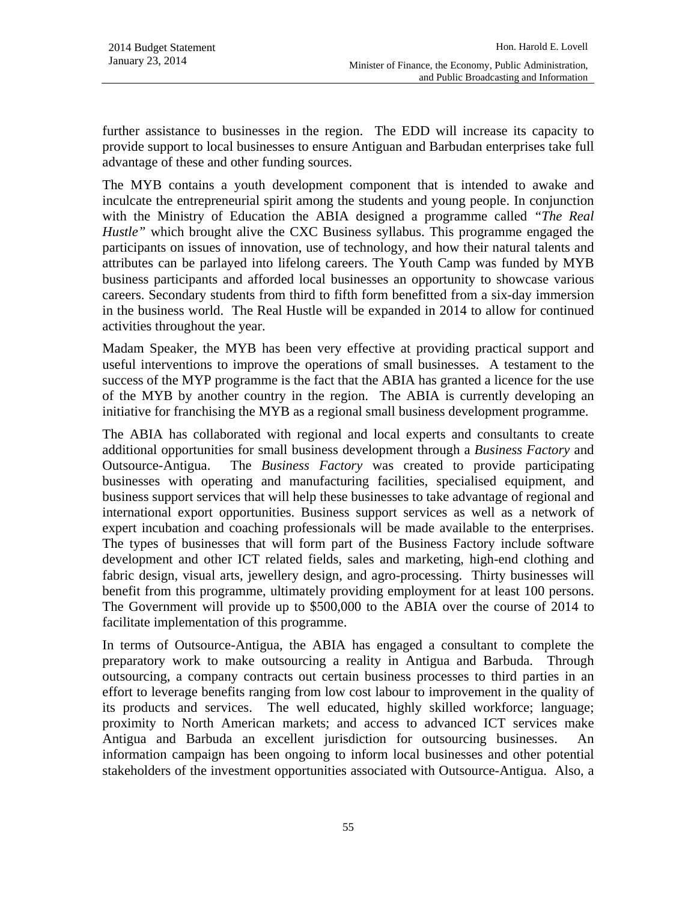further assistance to businesses in the region. The EDD will increase its capacity to provide support to local businesses to ensure Antiguan and Barbudan enterprises take full advantage of these and other funding sources.

The MYB contains a youth development component that is intended to awake and inculcate the entrepreneurial spirit among the students and young people. In conjunction with the Ministry of Education the ABIA designed a programme called *"The Real Hustle"* which brought alive the CXC Business syllabus. This programme engaged the participants on issues of innovation, use of technology, and how their natural talents and attributes can be parlayed into lifelong careers. The Youth Camp was funded by MYB business participants and afforded local businesses an opportunity to showcase various careers. Secondary students from third to fifth form benefitted from a six-day immersion in the business world. The Real Hustle will be expanded in 2014 to allow for continued activities throughout the year.

Madam Speaker, the MYB has been very effective at providing practical support and useful interventions to improve the operations of small businesses. A testament to the success of the MYP programme is the fact that the ABIA has granted a licence for the use of the MYB by another country in the region. The ABIA is currently developing an initiative for franchising the MYB as a regional small business development programme.

The ABIA has collaborated with regional and local experts and consultants to create additional opportunities for small business development through a *Business Factory* and Outsource-Antigua. The *Business Factory* was created to provide participating businesses with operating and manufacturing facilities, specialised equipment, and business support services that will help these businesses to take advantage of regional and international export opportunities. Business support services as well as a network of expert incubation and coaching professionals will be made available to the enterprises. The types of businesses that will form part of the Business Factory include software development and other ICT related fields, sales and marketing, high-end clothing and fabric design, visual arts, jewellery design, and agro-processing. Thirty businesses will benefit from this programme, ultimately providing employment for at least 100 persons. The Government will provide up to $500,000 to the ABIA over the course of 2014 to facilitate implementation of this programme.

In terms of Outsource-Antigua, the ABIA has engaged a consultant to complete the preparatory work to make outsourcing a reality in Antigua and Barbuda. Through outsourcing, a company contracts out certain business processes to third parties in an effort to leverage benefits ranging from low cost labour to improvement in the quality of its products and services. The well educated, highly skilled workforce; language; proximity to North American markets; and access to advanced ICT services make Antigua and Barbuda an excellent jurisdiction for outsourcing businesses. An information campaign has been ongoing to inform local businesses and other potential stakeholders of the investment opportunities associated with Outsource-Antigua. Also, a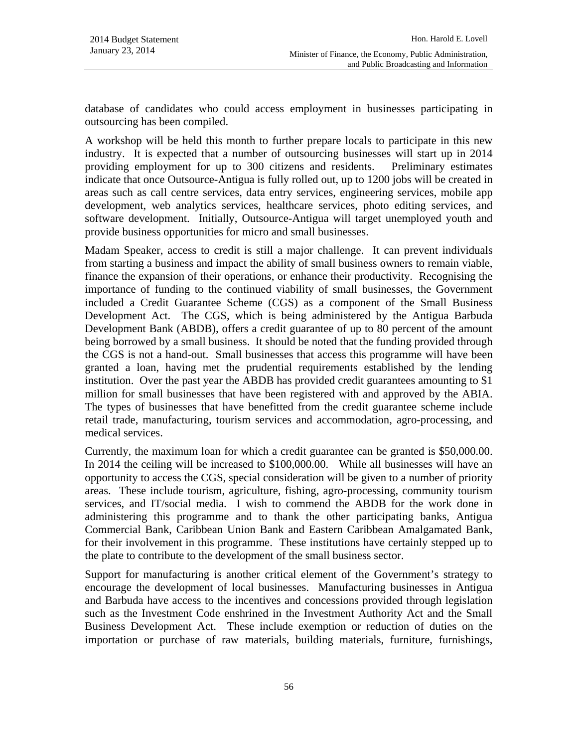database of candidates who could access employment in businesses participating in outsourcing has been compiled.

A workshop will be held this month to further prepare locals to participate in this new industry. It is expected that a number of outsourcing businesses will start up in 2014 providing employment for up to 300 citizens and residents. Preliminary estimates indicate that once Outsource-Antigua is fully rolled out, up to 1200 jobs will be created in areas such as call centre services, data entry services, engineering services, mobile app development, web analytics services, healthcare services, photo editing services, and software development. Initially, Outsource-Antigua will target unemployed youth and provide business opportunities for micro and small businesses.

Madam Speaker, access to credit is still a major challenge. It can prevent individuals from starting a business and impact the ability of small business owners to remain viable, finance the expansion of their operations, or enhance their productivity. Recognising the importance of funding to the continued viability of small businesses, the Government included a Credit Guarantee Scheme (CGS) as a component of the Small Business Development Act. The CGS, which is being administered by the Antigua Barbuda Development Bank (ABDB), offers a credit guarantee of up to 80 percent of the amount being borrowed by a small business. It should be noted that the funding provided through the CGS is not a hand-out. Small businesses that access this programme will have been granted a loan, having met the prudential requirements established by the lending institution. Over the past year the ABDB has provided credit guarantees amounting to $1 million for small businesses that have been registered with and approved by the ABIA. The types of businesses that have benefitted from the credit guarantee scheme include retail trade, manufacturing, tourism services and accommodation, agro-processing, and medical services.

Currently, the maximum loan for which a credit guarantee can be granted is $50,000.00. In 2014 the ceiling will be increased to $100,000.00. While all businesses will have an opportunity to access the CGS, special consideration will be given to a number of priority areas. These include tourism, agriculture, fishing, agro-processing, community tourism services, and IT/social media. I wish to commend the ABDB for the work done in administering this programme and to thank the other participating banks, Antigua Commercial Bank, Caribbean Union Bank and Eastern Caribbean Amalgamated Bank, for their involvement in this programme. These institutions have certainly stepped up to the plate to contribute to the development of the small business sector.

Support for manufacturing is another critical element of the Government's strategy to encourage the development of local businesses. Manufacturing businesses in Antigua and Barbuda have access to the incentives and concessions provided through legislation such as the Investment Code enshrined in the Investment Authority Act and the Small Business Development Act. These include exemption or reduction of duties on the importation or purchase of raw materials, building materials, furniture, furnishings,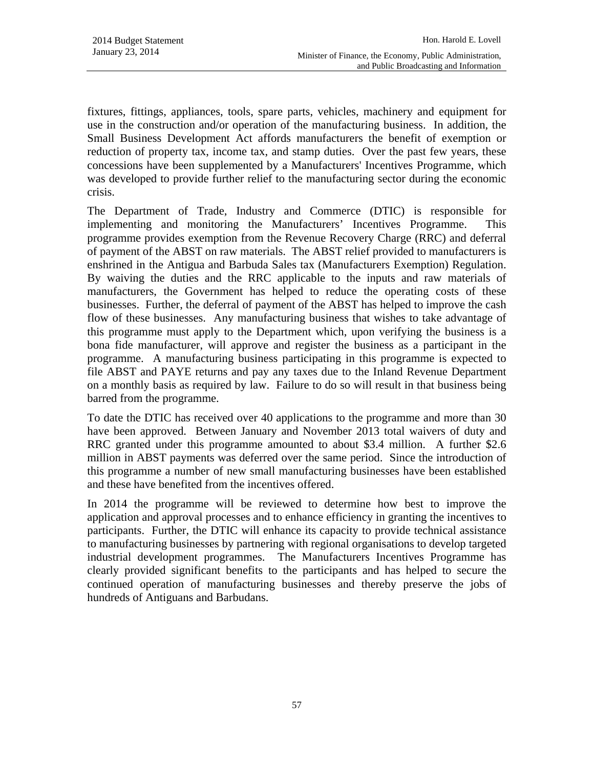fixtures, fittings, appliances, tools, spare parts, vehicles, machinery and equipment for use in the construction and/or operation of the manufacturing business. In addition, the Small Business Development Act affords manufacturers the benefit of exemption or reduction of property tax, income tax, and stamp duties. Over the past few years, these concessions have been supplemented by a Manufacturers' Incentives Programme, which was developed to provide further relief to the manufacturing sector during the economic crisis.

The Department of Trade, Industry and Commerce (DTIC) is responsible for implementing and monitoring the Manufacturers' Incentives Programme. This programme provides exemption from the Revenue Recovery Charge (RRC) and deferral of payment of the ABST on raw materials. The ABST relief provided to manufacturers is enshrined in the Antigua and Barbuda Sales tax (Manufacturers Exemption) Regulation. By waiving the duties and the RRC applicable to the inputs and raw materials of manufacturers, the Government has helped to reduce the operating costs of these businesses. Further, the deferral of payment of the ABST has helped to improve the cash flow of these businesses. Any manufacturing business that wishes to take advantage of this programme must apply to the Department which, upon verifying the business is a bona fide manufacturer, will approve and register the business as a participant in the programme. A manufacturing business participating in this programme is expected to file ABST and PAYE returns and pay any taxes due to the Inland Revenue Department on a monthly basis as required by law. Failure to do so will result in that business being barred from the programme.

To date the DTIC has received over 40 applications to the programme and more than 30 have been approved. Between January and November 2013 total waivers of duty and RRC granted under this programme amounted to about $3.4 million. A further $2.6 million in ABST payments was deferred over the same period. Since the introduction of this programme a number of new small manufacturing businesses have been established and these have benefited from the incentives offered.

In 2014 the programme will be reviewed to determine how best to improve the application and approval processes and to enhance efficiency in granting the incentives to participants. Further, the DTIC will enhance its capacity to provide technical assistance to manufacturing businesses by partnering with regional organisations to develop targeted industrial development programmes. The Manufacturers Incentives Programme has clearly provided significant benefits to the participants and has helped to secure the continued operation of manufacturing businesses and thereby preserve the jobs of hundreds of Antiguans and Barbudans.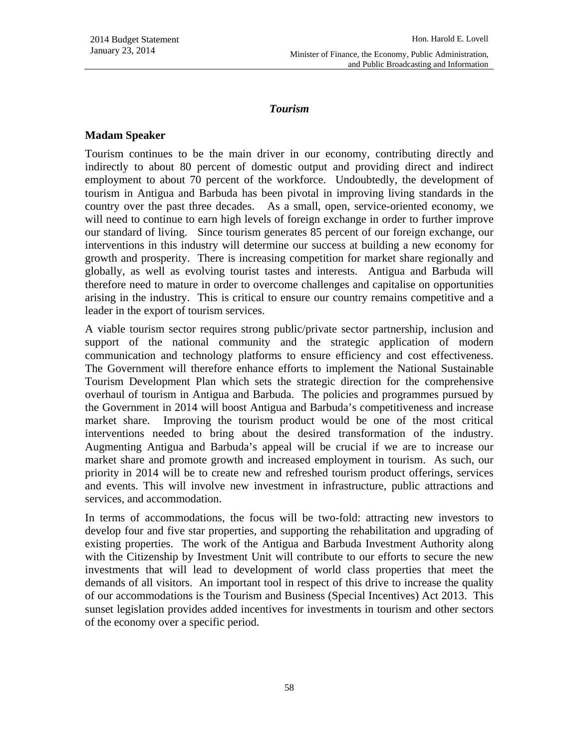### *Tourism*

**Madam Speaker**

Tourism continues to be the main driver in our economy, contributing directly and indirectly to about 80 percent of domestic output and providing direct and indirect employment to about 70 percent of the workforce. Undoubtedly, the development of tourism in Antigua and Barbuda has been pivotal in improving living standards in the country over the past three decades. As a small, open, service-oriented economy, we will need to continue to earn high levels of foreign exchange in order to further improve our standard of living. Since tourism generates 85 percent of our foreign exchange, our interventions in this industry will determine our success at building a new economy for growth and prosperity. There is increasing competition for market share regionally and globally, as well as evolving tourist tastes and interests. Antigua and Barbuda will therefore need to mature in order to overcome challenges and capitalise on opportunities arising in the industry. This is critical to ensure our country remains competitive and a leader in the export of tourism services.

A viable tourism sector requires strong public/private sector partnership, inclusion and support of the national community and the strategic application of modern communication and technology platforms to ensure efficiency and cost effectiveness. The Government will therefore enhance efforts to implement the National Sustainable Tourism Development Plan which sets the strategic direction for the comprehensive overhaul of tourism in Antigua and Barbuda. The policies and programmes pursued by the Government in 2014 will boost Antigua and Barbuda's competitiveness and increase market share. Improving the tourism product would be one of the most critical interventions needed to bring about the desired transformation of the industry. Augmenting Antigua and Barbuda's appeal will be crucial if we are to increase our market share and promote growth and increased employment in tourism. As such, our priority in 2014 will be to create new and refreshed tourism product offerings, services and events. This will involve new investment in infrastructure, public attractions and services, and accommodation.

In terms of accommodations, the focus will be two-fold: attracting new investors to develop four and five star properties, and supporting the rehabilitation and upgrading of existing properties. The work of the Antigua and Barbuda Investment Authority along with the Citizenship by Investment Unit will contribute to our efforts to secure the new investments that will lead to development of world class properties that meet the demands of all visitors. An important tool in respect of this drive to increase the quality of our accommodations is the Tourism and Business (Special Incentives) Act 2013. This sunset legislation provides added incentives for investments in tourism and other sectors of the economy over a specific period.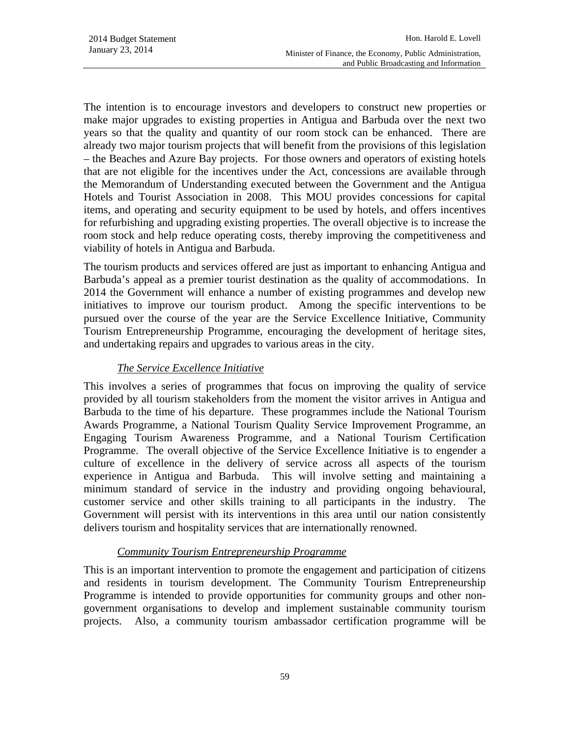The intention is to encourage investors and developers to construct new properties or make major upgrades to existing properties in Antigua and Barbuda over the next two years so that the quality and quantity of our room stock can be enhanced. There are already two major tourism projects that will benefit from the provisions of this legislation – the Beaches and Azure Bay projects. For those owners and operators of existing hotels that are not eligible for the incentives under the Act, concessions are available through the Memorandum of Understanding executed between the Government and the Antigua Hotels and Tourist Association in 2008. This MOU provides concessions for capital items, and operating and security equipment to be used by hotels, and offers incentives for refurbishing and upgrading existing properties. The overall objective is to increase the room stock and help reduce operating costs, thereby improving the competitiveness and viability of hotels in Antigua and Barbuda.

The tourism products and services offered are just as important to enhancing Antigua and Barbuda's appeal as a premier tourist destination as the quality of accommodations. In 2014 the Government will enhance a number of existing programmes and develop new initiatives to improve our tourism product. Among the specific interventions to be pursued over the course of the year are the Service Excellence Initiative, Community Tourism Entrepreneurship Programme, encouraging the development of heritage sites, and undertaking repairs and upgrades to various areas in the city.

*The Service Excellence Initiative*

This involves a series of programmes that focus on improving the quality of service provided by all tourism stakeholders from the moment the visitor arrives in Antigua and Barbuda to the time of his departure. These programmes include the National Tourism Awards Programme, a National Tourism Quality Service Improvement Programme, an Engaging Tourism Awareness Programme, and a National Tourism Certification Programme. The overall objective of the Service Excellence Initiative is to engender a culture of excellence in the delivery of service across all aspects of the tourism experience in Antigua and Barbuda. This will involve setting and maintaining a minimum standard of service in the industry and providing ongoing behavioural, customer service and other skills training to all participants in the industry. The Government will persist with its interventions in this area until our nation consistently delivers tourism and hospitality services that are internationally renowned.

*Community Tourism Entrepreneurship Programme*

This is an important intervention to promote the engagement and participation of citizens and residents in tourism development. The Community Tourism Entrepreneurship Programme is intended to provide opportunities for community groups and other non-government organisations to develop and implement sustainable community tourism projects. Also, a community tourism ambassador certification programme will be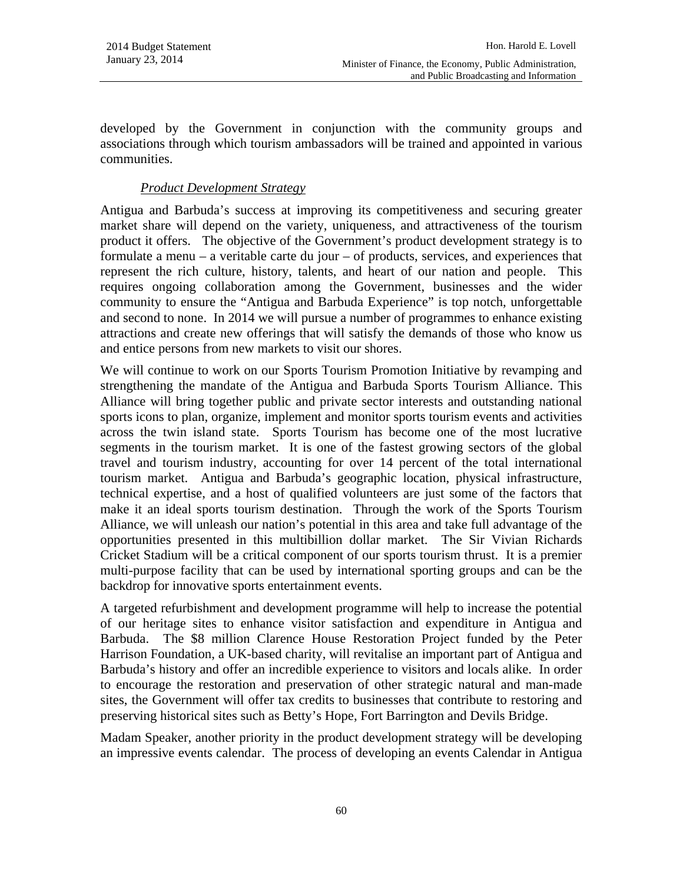developed by the Government in conjunction with the community groups and associations through which tourism ambassadors will be trained and appointed in various communities.

*Product Development Strategy*

Antigua and Barbuda's success at improving its competitiveness and securing greater market share will depend on the variety, uniqueness, and attractiveness of the tourism product it offers. The objective of the Government's product development strategy is to formulate a menu – a veritable carte du jour – of products, services, and experiences that represent the rich culture, history, talents, and heart of our nation and people. This requires ongoing collaboration among the Government, businesses and the wider community to ensure the "Antigua and Barbuda Experience" is top notch, unforgettable and second to none. In 2014 we will pursue a number of programmes to enhance existing attractions and create new offerings that will satisfy the demands of those who know us and entice persons from new markets to visit our shores.

We will continue to work on our Sports Tourism Promotion Initiative by revamping and strengthening the mandate of the Antigua and Barbuda Sports Tourism Alliance. This Alliance will bring together public and private sector interests and outstanding national sports icons to plan, organize, implement and monitor sports tourism events and activities across the twin island state. Sports Tourism has become one of the most lucrative segments in the tourism market. It is one of the fastest growing sectors of the global travel and tourism industry, accounting for over 14 percent of the total international tourism market. Antigua and Barbuda's geographic location, physical infrastructure, technical expertise, and a host of qualified volunteers are just some of the factors that make it an ideal sports tourism destination. Through the work of the Sports Tourism Alliance, we will unleash our nation's potential in this area and take full advantage of the opportunities presented in this multibillion dollar market. The Sir Vivian Richards Cricket Stadium will be a critical component of our sports tourism thrust. It is a premier multi-purpose facility that can be used by international sporting groups and can be the backdrop for innovative sports entertainment events.

A targeted refurbishment and development programme will help to increase the potential of our heritage sites to enhance visitor satisfaction and expenditure in Antigua and Barbuda. The $8 million Clarence House Restoration Project funded by the Peter Harrison Foundation, a UK-based charity, will revitalise an important part of Antigua and Barbuda's history and offer an incredible experience to visitors and locals alike. In order to encourage the restoration and preservation of other strategic natural and man-made sites, the Government will offer tax credits to businesses that contribute to restoring and preserving historical sites such as Betty's Hope, Fort Barrington and Devils Bridge.

Madam Speaker, another priority in the product development strategy will be developing an impressive events calendar. The process of developing an events Calendar in Antigua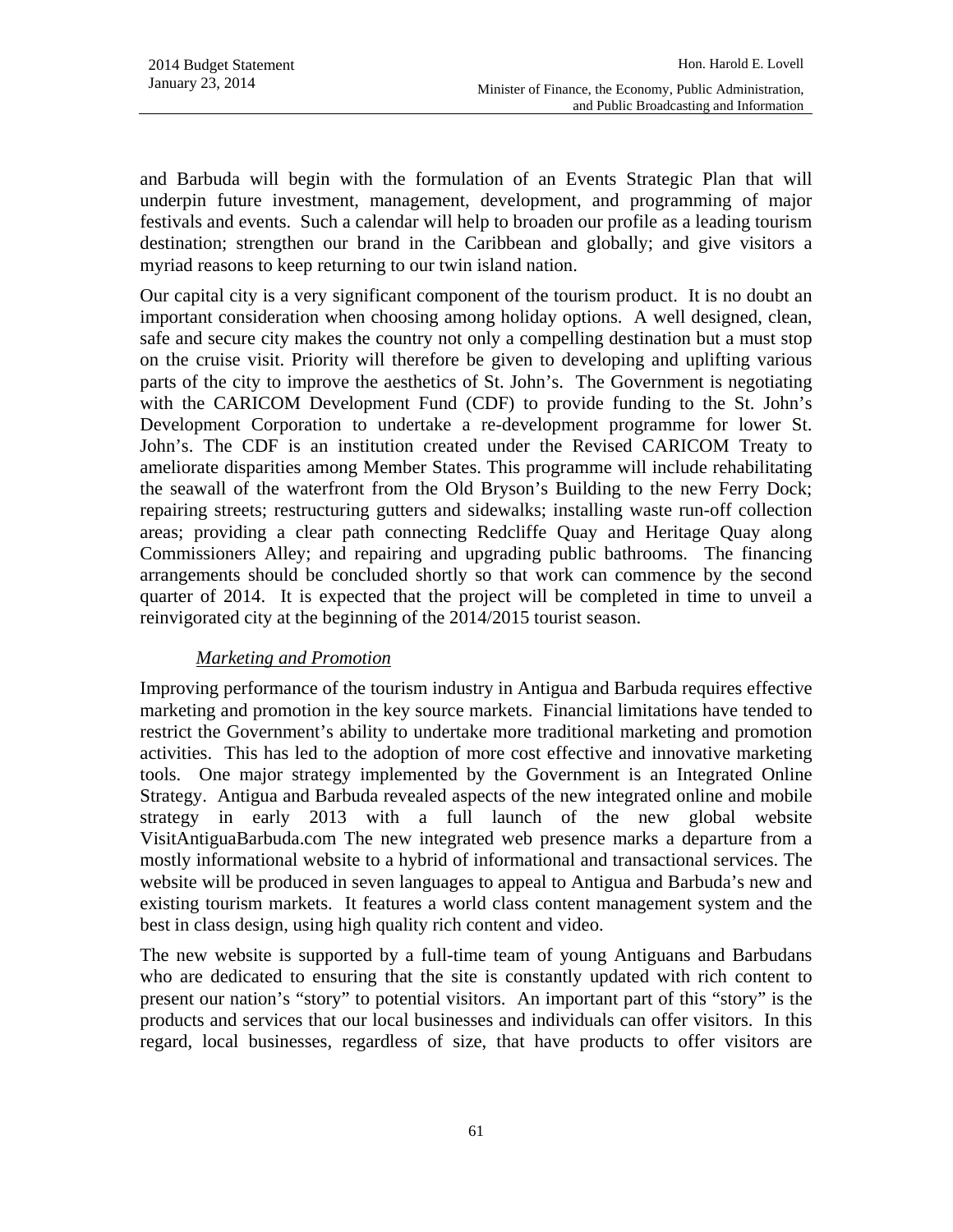and Barbuda will begin with the formulation of an Events Strategic Plan that will underpin future investment, management, development, and programming of major festivals and events. Such a calendar will help to broaden our profile as a leading tourism destination; strengthen our brand in the Caribbean and globally; and give visitors a myriad reasons to keep returning to our twin island nation.

Our capital city is a very significant component of the tourism product. It is no doubt an important consideration when choosing among holiday options. A well designed, clean, safe and secure city makes the country not only a compelling destination but a must stop on the cruise visit. Priority will therefore be given to developing and uplifting various parts of the city to improve the aesthetics of St. John's. The Government is negotiating with the CARICOM Development Fund (CDF) to provide funding to the St. John's Development Corporation to undertake a re-development programme for lower St. John's. The CDF is an institution created under the Revised CARICOM Treaty to ameliorate disparities among Member States. This programme will include rehabilitating the seawall of the waterfront from the Old Bryson's Building to the new Ferry Dock; repairing streets; restructuring gutters and sidewalks; installing waste run-off collection areas; providing a clear path connecting Redcliffe Quay and Heritage Quay along Commissioners Alley; and repairing and upgrading public bathrooms. The financing arrangements should be concluded shortly so that work can commence by the second quarter of 2014. It is expected that the project will be completed in time to unveil a reinvigorated city at the beginning of the 2014/2015 tourist season.

*Marketing and Promotion*

Improving performance of the tourism industry in Antigua and Barbuda requires effective marketing and promotion in the key source markets. Financial limitations have tended to restrict the Government's ability to undertake more traditional marketing and promotion activities. This has led to the adoption of more cost effective and innovative marketing tools. One major strategy implemented by the Government is an Integrated Online Strategy. Antigua and Barbuda revealed aspects of the new integrated online and mobile strategy in early 2013 with a full launch of the new global website VisitAntiguaBarbuda.com The new integrated web presence marks a departure from a mostly informational website to a hybrid of informational and transactional services. The website will be produced in seven languages to appeal to Antigua and Barbuda's new and existing tourism markets. It features a world class content management system and the best in class design, using high quality rich content and video.

The new website is supported by a full-time team of young Antiguans and Barbudans who are dedicated to ensuring that the site is constantly updated with rich content to present our nation's "story" to potential visitors. An important part of this "story" is the products and services that our local businesses and individuals can offer visitors. In this regard, local businesses, regardless of size, that have products to offer visitors are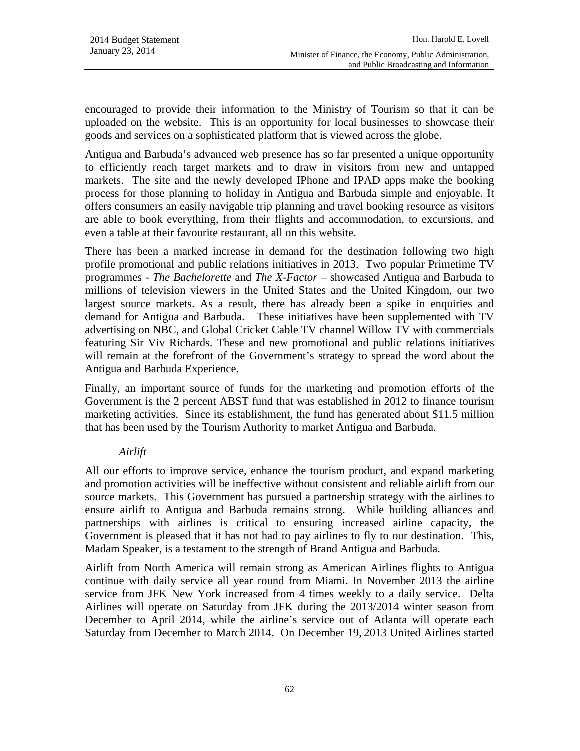encouraged to provide their information to the Ministry of Tourism so that it can be uploaded on the website. This is an opportunity for local businesses to showcase their goods and services on a sophisticated platform that is viewed across the globe.

Antigua and Barbuda's advanced web presence has so far presented a unique opportunity to efficiently reach target markets and to draw in visitors from new and untapped markets. The site and the newly developed IPhone and IPAD apps make the booking process for those planning to holiday in Antigua and Barbuda simple and enjoyable. It offers consumers an easily navigable trip planning and travel booking resource as visitors are able to book everything, from their flights and accommodation, to excursions, and even a table at their favourite restaurant, all on this website.

There has been a marked increase in demand for the destination following two high profile promotional and public relations initiatives in 2013. Two popular Primetime TV programmes - *The Bachelorette* and *The X-Factor* – showcased Antigua and Barbuda to millions of television viewers in the United States and the United Kingdom, our two largest source markets. As a result, there has already been a spike in enquiries and demand for Antigua and Barbuda. These initiatives have been supplemented with TV advertising on NBC, and Global Cricket Cable TV channel Willow TV with commercials featuring Sir Viv Richards. These and new promotional and public relations initiatives will remain at the forefront of the Government's strategy to spread the word about the Antigua and Barbuda Experience.

Finally, an important source of funds for the marketing and promotion efforts of the Government is the 2 percent ABST fund that was established in 2012 to finance tourism marketing activities. Since its establishment, the fund has generated about $11.5 million that has been used by the Tourism Authority to market Antigua and Barbuda.

*<u>Airlift</u>*

All our efforts to improve service, enhance the tourism product, and expand marketing and promotion activities will be ineffective without consistent and reliable airlift from our source markets. This Government has pursued a partnership strategy with the airlines to ensure airlift to Antigua and Barbuda remains strong. While building alliances and partnerships with airlines is critical to ensuring increased airline capacity, the Government is pleased that it has not had to pay airlines to fly to our destination. This, Madam Speaker, is a testament to the strength of Brand Antigua and Barbuda.

Airlift from North America will remain strong as American Airlines flights to Antigua continue with daily service all year round from Miami. In November 2013 the airline service from JFK New York increased from 4 times weekly to a daily service. Delta Airlines will operate on Saturday from JFK during the 2013/2014 winter season from December to April 2014, while the airline's service out of Atlanta will operate each Saturday from December to March 2014. On December 19, 2013 United Airlines started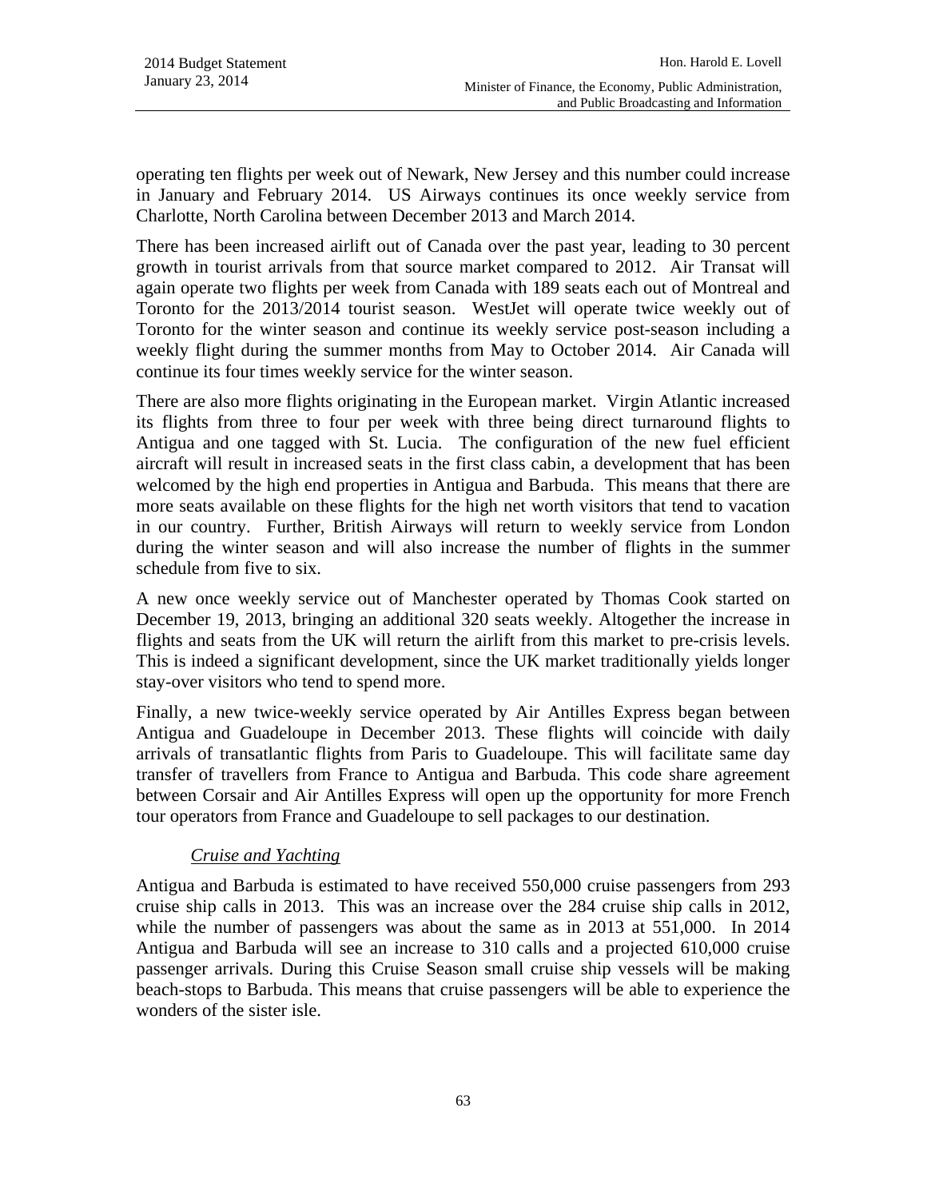operating ten flights per week out of Newark, New Jersey and this number could increase in January and February 2014. US Airways continues its once weekly service from Charlotte, North Carolina between December 2013 and March 2014.

There has been increased airlift out of Canada over the past year, leading to 30 percent growth in tourist arrivals from that source market compared to 2012. Air Transat will again operate two flights per week from Canada with 189 seats each out of Montreal and Toronto for the 2013/2014 tourist season. WestJet will operate twice weekly out of Toronto for the winter season and continue its weekly service post-season including a weekly flight during the summer months from May to October 2014. Air Canada will continue its four times weekly service for the winter season.

There are also more flights originating in the European market. Virgin Atlantic increased its flights from three to four per week with three being direct turnaround flights to Antigua and one tagged with St. Lucia. The configuration of the new fuel efficient aircraft will result in increased seats in the first class cabin, a development that has been welcomed by the high end properties in Antigua and Barbuda. This means that there are more seats available on these flights for the high net worth visitors that tend to vacation in our country. Further, British Airways will return to weekly service from London during the winter season and will also increase the number of flights in the summer schedule from five to six.

A new once weekly service out of Manchester operated by Thomas Cook started on December 19, 2013, bringing an additional 320 seats weekly. Altogether the increase in flights and seats from the UK will return the airlift from this market to pre-crisis levels. This is indeed a significant development, since the UK market traditionally yields longer stay-over visitors who tend to spend more.

Finally, a new twice-weekly service operated by Air Antilles Express began between Antigua and Guadeloupe in December 2013. These flights will coincide with daily arrivals of transatlantic flights from Paris to Guadeloupe. This will facilitate same day transfer of travellers from France to Antigua and Barbuda. This code share agreement between Corsair and Air Antilles Express will open up the opportunity for more French tour operators from France and Guadeloupe to sell packages to our destination.

*Cruise and Yachting*

Antigua and Barbuda is estimated to have received 550,000 cruise passengers from 293 cruise ship calls in 2013. This was an increase over the 284 cruise ship calls in 2012, while the number of passengers was about the same as in 2013 at 551,000. In 2014 Antigua and Barbuda will see an increase to 310 calls and a projected 610,000 cruise passenger arrivals. During this Cruise Season small cruise ship vessels will be making beach-stops to Barbuda. This means that cruise passengers will be able to experience the wonders of the sister isle.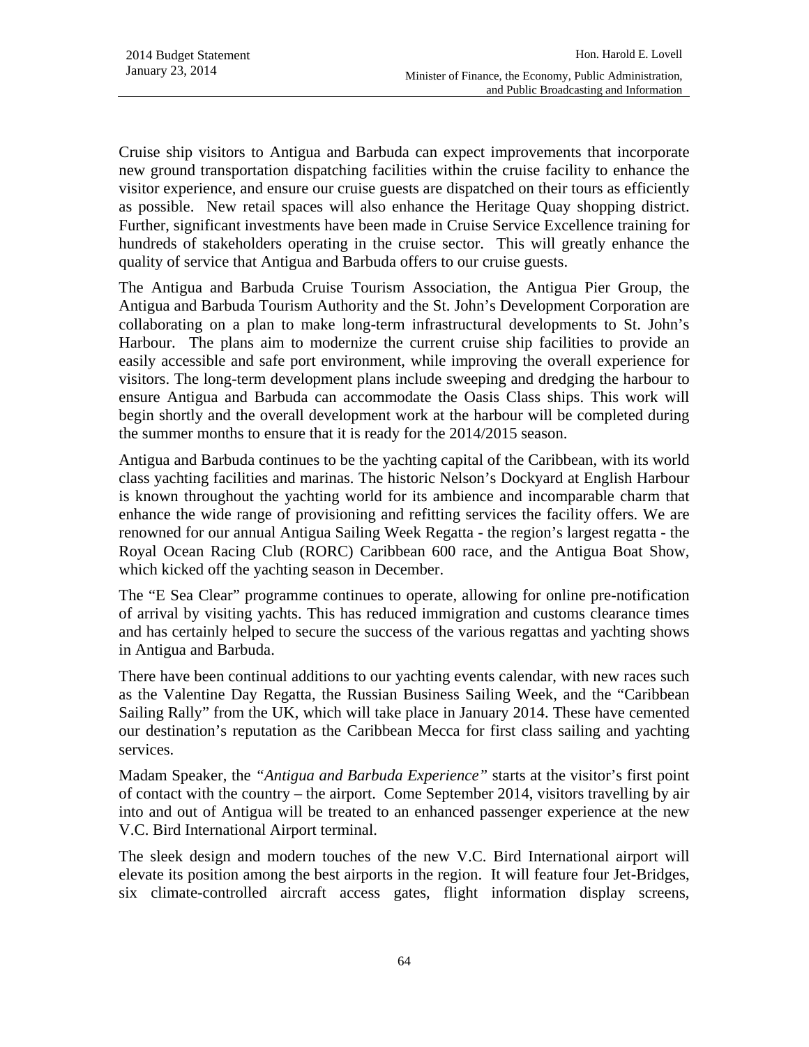Cruise ship visitors to Antigua and Barbuda can expect improvements that incorporate new ground transportation dispatching facilities within the cruise facility to enhance the visitor experience, and ensure our cruise guests are dispatched on their tours as efficiently as possible. New retail spaces will also enhance the Heritage Quay shopping district. Further, significant investments have been made in Cruise Service Excellence training for hundreds of stakeholders operating in the cruise sector. This will greatly enhance the quality of service that Antigua and Barbuda offers to our cruise guests.

The Antigua and Barbuda Cruise Tourism Association, the Antigua Pier Group, the Antigua and Barbuda Tourism Authority and the St. John's Development Corporation are collaborating on a plan to make long-term infrastructural developments to St. John's Harbour. The plans aim to modernize the current cruise ship facilities to provide an easily accessible and safe port environment, while improving the overall experience for visitors. The long-term development plans include sweeping and dredging the harbour to ensure Antigua and Barbuda can accommodate the Oasis Class ships. This work will begin shortly and the overall development work at the harbour will be completed during the summer months to ensure that it is ready for the 2014/2015 season.

Antigua and Barbuda continues to be the yachting capital of the Caribbean, with its world class yachting facilities and marinas. The historic Nelson's Dockyard at English Harbour is known throughout the yachting world for its ambience and incomparable charm that enhance the wide range of provisioning and refitting services the facility offers. We are renowned for our annual Antigua Sailing Week Regatta - the region's largest regatta - the Royal Ocean Racing Club (RORC) Caribbean 600 race, and the Antigua Boat Show, which kicked off the yachting season in December.

The "E Sea Clear" programme continues to operate, allowing for online pre-notification of arrival by visiting yachts. This has reduced immigration and customs clearance times and has certainly helped to secure the success of the various regattas and yachting shows in Antigua and Barbuda.

There have been continual additions to our yachting events calendar, with new races such as the Valentine Day Regatta, the Russian Business Sailing Week, and the "Caribbean Sailing Rally" from the UK, which will take place in January 2014. These have cemented our destination's reputation as the Caribbean Mecca for first class sailing and yachting services.

Madam Speaker, the *"Antigua and Barbuda Experience"* starts at the visitor's first point of contact with the country – the airport. Come September 2014, visitors travelling by air into and out of Antigua will be treated to an enhanced passenger experience at the new V.C. Bird International Airport terminal.

The sleek design and modern touches of the new V.C. Bird International airport will elevate its position among the best airports in the region. It will feature four Jet-Bridges, six climate-controlled aircraft access gates, flight information display screens,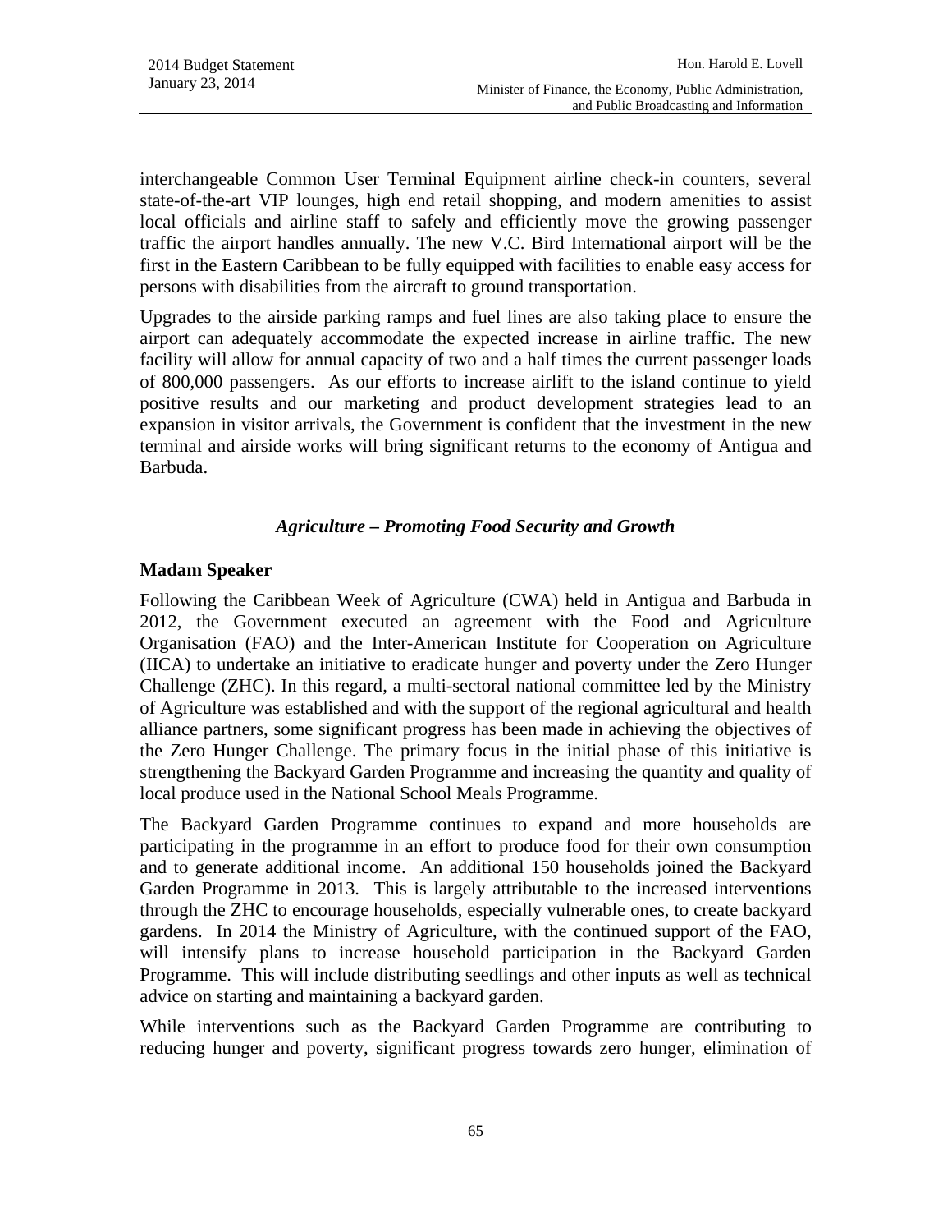interchangeable Common User Terminal Equipment airline check-in counters, several state-of-the-art VIP lounges, high end retail shopping, and modern amenities to assist local officials and airline staff to safely and efficiently move the growing passenger traffic the airport handles annually. The new V.C. Bird International airport will be the first in the Eastern Caribbean to be fully equipped with facilities to enable easy access for persons with disabilities from the aircraft to ground transportation.

Upgrades to the airside parking ramps and fuel lines are also taking place to ensure the airport can adequately accommodate the expected increase in airline traffic. The new facility will allow for annual capacity of two and a half times the current passenger loads of 800,000 passengers. As our efforts to increase airlift to the island continue to yield positive results and our marketing and product development strategies lead to an expansion in visitor arrivals, the Government is confident that the investment in the new terminal and airside works will bring significant returns to the economy of Antigua and Barbuda.

### *Agriculture – Promoting Food Security and Growth*

**Madam Speaker**

Following the Caribbean Week of Agriculture (CWA) held in Antigua and Barbuda in 2012, the Government executed an agreement with the Food and Agriculture Organisation (FAO) and the Inter-American Institute for Cooperation on Agriculture (IICA) to undertake an initiative to eradicate hunger and poverty under the Zero Hunger Challenge (ZHC). In this regard, a multi-sectoral national committee led by the Ministry of Agriculture was established and with the support of the regional agricultural and health alliance partners, some significant progress has been made in achieving the objectives of the Zero Hunger Challenge. The primary focus in the initial phase of this initiative is strengthening the Backyard Garden Programme and increasing the quantity and quality of local produce used in the National School Meals Programme.

The Backyard Garden Programme continues to expand and more households are participating in the programme in an effort to produce food for their own consumption and to generate additional income. An additional 150 households joined the Backyard Garden Programme in 2013. This is largely attributable to the increased interventions through the ZHC to encourage households, especially vulnerable ones, to create backyard gardens. In 2014 the Ministry of Agriculture, with the continued support of the FAO, will intensify plans to increase household participation in the Backyard Garden Programme. This will include distributing seedlings and other inputs as well as technical advice on starting and maintaining a backyard garden.

While interventions such as the Backyard Garden Programme are contributing to reducing hunger and poverty, significant progress towards zero hunger, elimination of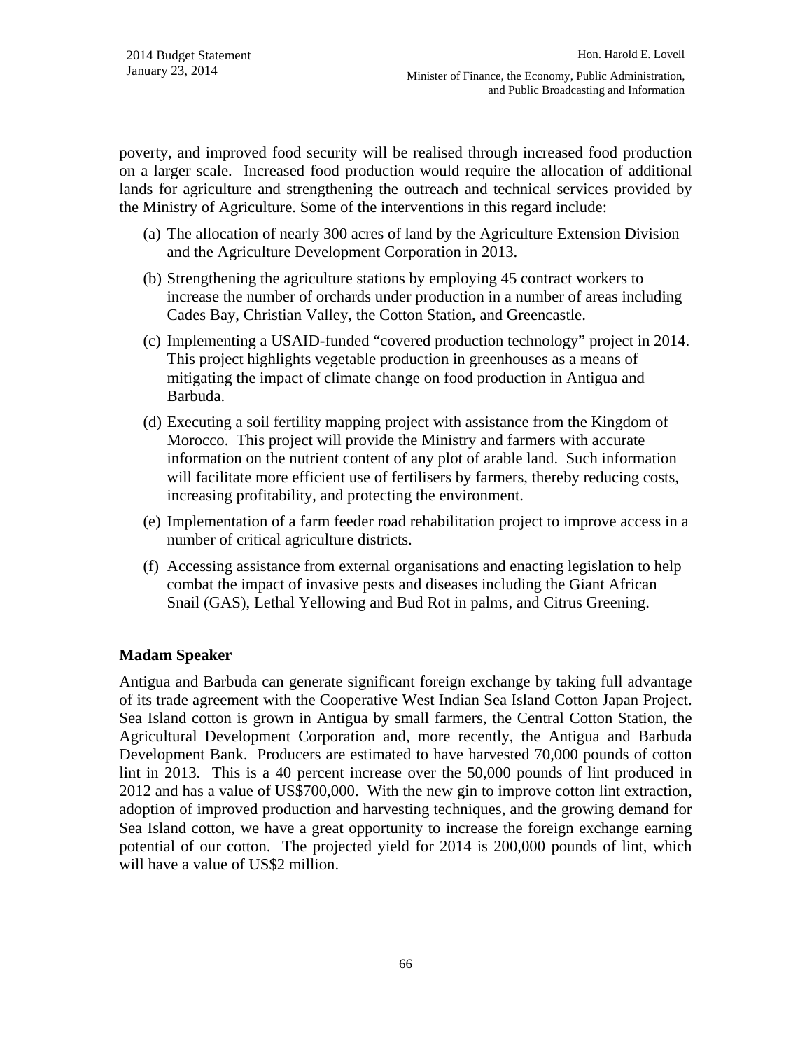poverty, and improved food security will be realised through increased food production on a larger scale. Increased food production would require the allocation of additional lands for agriculture and strengthening the outreach and technical services provided by the Ministry of Agriculture. Some of the interventions in this regard include:

(a) The allocation of nearly 300 acres of land by the Agriculture Extension Division and the Agriculture Development Corporation in 2013.

(b) Strengthening the agriculture stations by employing 45 contract workers to increase the number of orchards under production in a number of areas including Cades Bay, Christian Valley, the Cotton Station, and Greencastle.

(c) Implementing a USAID-funded "covered production technology" project in 2014. This project highlights vegetable production in greenhouses as a means of mitigating the impact of climate change on food production in Antigua and Barbuda.

(d) Executing a soil fertility mapping project with assistance from the Kingdom of Morocco. This project will provide the Ministry and farmers with accurate information on the nutrient content of any plot of arable land. Such information will facilitate more efficient use of fertilisers by farmers, thereby reducing costs, increasing profitability, and protecting the environment.

(e) Implementation of a farm feeder road rehabilitation project to improve access in a number of critical agriculture districts.

(f) Accessing assistance from external organisations and enacting legislation to help combat the impact of invasive pests and diseases including the Giant African Snail (GAS), Lethal Yellowing and Bud Rot in palms, and Citrus Greening.

**Madam Speaker**

Antigua and Barbuda can generate significant foreign exchange by taking full advantage of its trade agreement with the Cooperative West Indian Sea Island Cotton Japan Project. Sea Island cotton is grown in Antigua by small farmers, the Central Cotton Station, the Agricultural Development Corporation and, more recently, the Antigua and Barbuda Development Bank. Producers are estimated to have harvested 70,000 pounds of cotton lint in 2013. This is a 40 percent increase over the 50,000 pounds of lint produced in 2012 and has a value of US$700,000. With the new gin to improve cotton lint extraction, adoption of improved production and harvesting techniques, and the growing demand for Sea Island cotton, we have a great opportunity to increase the foreign exchange earning potential of our cotton. The projected yield for 2014 is 200,000 pounds of lint, which will have a value of US$2 million.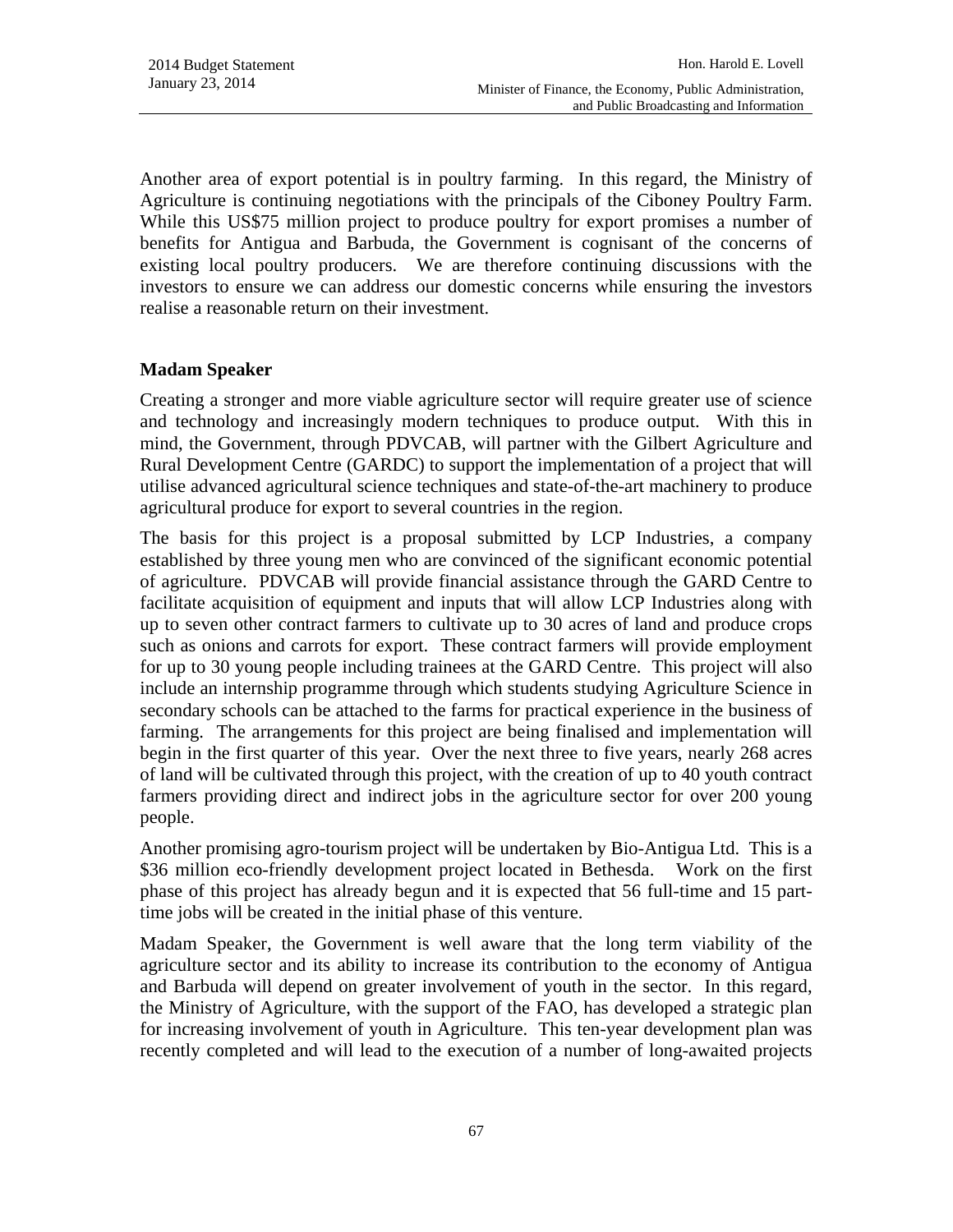Another area of export potential is in poultry farming. In this regard, the Ministry of Agriculture is continuing negotiations with the principals of the Ciboney Poultry Farm. While this US$75 million project to produce poultry for export promises a number of benefits for Antigua and Barbuda, the Government is cognisant of the concerns of existing local poultry producers. We are therefore continuing discussions with the investors to ensure we can address our domestic concerns while ensuring the investors realise a reasonable return on their investment.

**Madam Speaker**

Creating a stronger and more viable agriculture sector will require greater use of science and technology and increasingly modern techniques to produce output. With this in mind, the Government, through PDVCAB, will partner with the Gilbert Agriculture and Rural Development Centre (GARDC) to support the implementation of a project that will utilise advanced agricultural science techniques and state-of-the-art machinery to produce agricultural produce for export to several countries in the region.

The basis for this project is a proposal submitted by LCP Industries, a company established by three young men who are convinced of the significant economic potential of agriculture. PDVCAB will provide financial assistance through the GARD Centre to facilitate acquisition of equipment and inputs that will allow LCP Industries along with up to seven other contract farmers to cultivate up to 30 acres of land and produce crops such as onions and carrots for export. These contract farmers will provide employment for up to 30 young people including trainees at the GARD Centre. This project will also include an internship programme through which students studying Agriculture Science in secondary schools can be attached to the farms for practical experience in the business of farming. The arrangements for this project are being finalised and implementation will begin in the first quarter of this year. Over the next three to five years, nearly 268 acres of land will be cultivated through this project, with the creation of up to 40 youth contract farmers providing direct and indirect jobs in the agriculture sector for over 200 young people.

Another promising agro-tourism project will be undertaken by Bio-Antigua Ltd. This is a $36 million eco-friendly development project located in Bethesda. Work on the first phase of this project has already begun and it is expected that 56 full-time and 15 part-time jobs will be created in the initial phase of this venture.

Madam Speaker, the Government is well aware that the long term viability of the agriculture sector and its ability to increase its contribution to the economy of Antigua and Barbuda will depend on greater involvement of youth in the sector. In this regard, the Ministry of Agriculture, with the support of the FAO, has developed a strategic plan for increasing involvement of youth in Agriculture. This ten-year development plan was recently completed and will lead to the execution of a number of long-awaited projects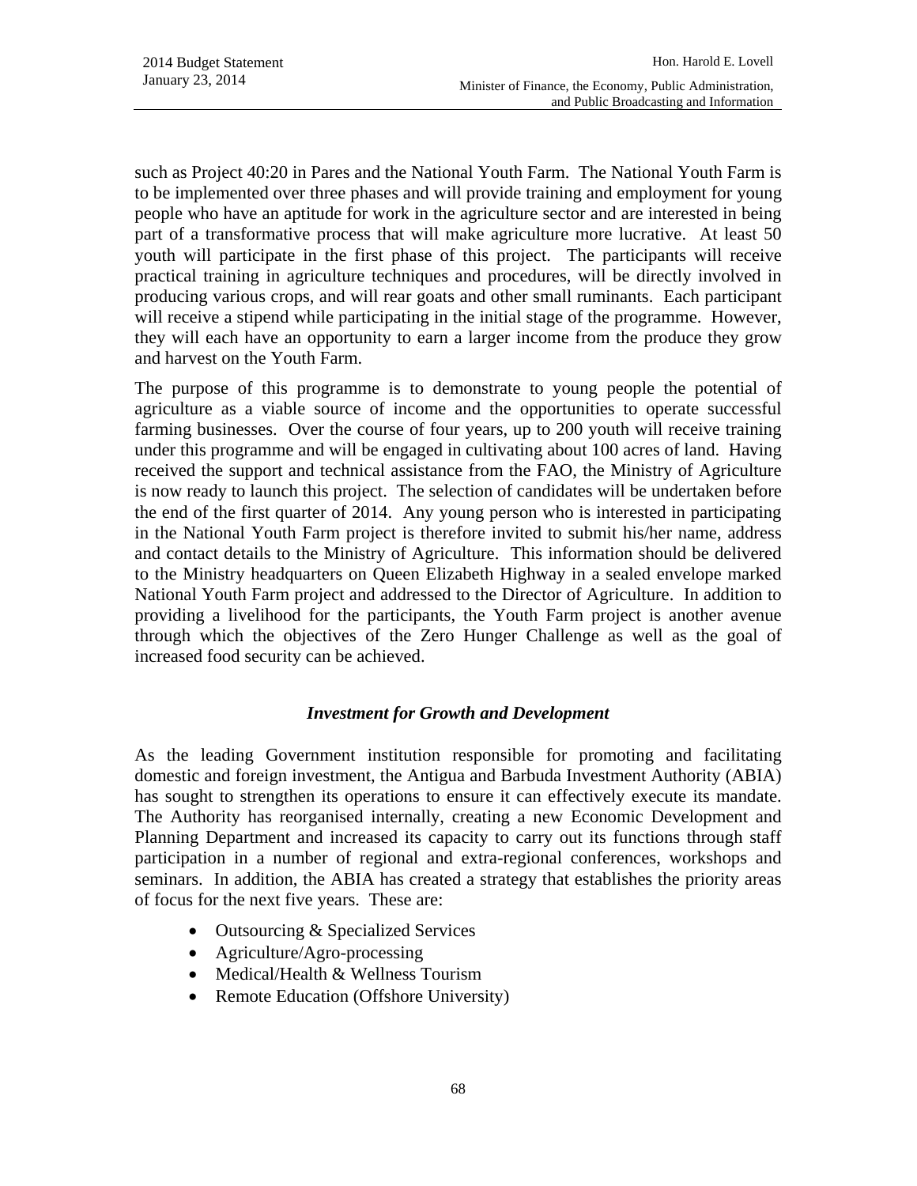such as Project 40:20 in Pares and the National Youth Farm. The National Youth Farm is to be implemented over three phases and will provide training and employment for young people who have an aptitude for work in the agriculture sector and are interested in being part of a transformative process that will make agriculture more lucrative. At least 50 youth will participate in the first phase of this project. The participants will receive practical training in agriculture techniques and procedures, will be directly involved in producing various crops, and will rear goats and other small ruminants. Each participant will receive a stipend while participating in the initial stage of the programme. However, they will each have an opportunity to earn a larger income from the produce they grow and harvest on the Youth Farm.

The purpose of this programme is to demonstrate to young people the potential of agriculture as a viable source of income and the opportunities to operate successful farming businesses. Over the course of four years, up to 200 youth will receive training under this programme and will be engaged in cultivating about 100 acres of land. Having received the support and technical assistance from the FAO, the Ministry of Agriculture is now ready to launch this project. The selection of candidates will be undertaken before the end of the first quarter of 2014. Any young person who is interested in participating in the National Youth Farm project is therefore invited to submit his/her name, address and contact details to the Ministry of Agriculture. This information should be delivered to the Ministry headquarters on Queen Elizabeth Highway in a sealed envelope marked National Youth Farm project and addressed to the Director of Agriculture. In addition to providing a livelihood for the participants, the Youth Farm project is another avenue through which the objectives of the Zero Hunger Challenge as well as the goal of increased food security can be achieved.

### *Investment for Growth and Development*

As the leading Government institution responsible for promoting and facilitating domestic and foreign investment, the Antigua and Barbuda Investment Authority (ABIA) has sought to strengthen its operations to ensure it can effectively execute its mandate. The Authority has reorganised internally, creating a new Economic Development and Planning Department and increased its capacity to carry out its functions through staff participation in a number of regional and extra-regional conferences, workshops and seminars. In addition, the ABIA has created a strategy that establishes the priority areas of focus for the next five years. These are:

- Outsourcing & Specialized Services
- Agriculture/Agro-processing
- Medical/Health & Wellness Tourism
- Remote Education (Offshore University)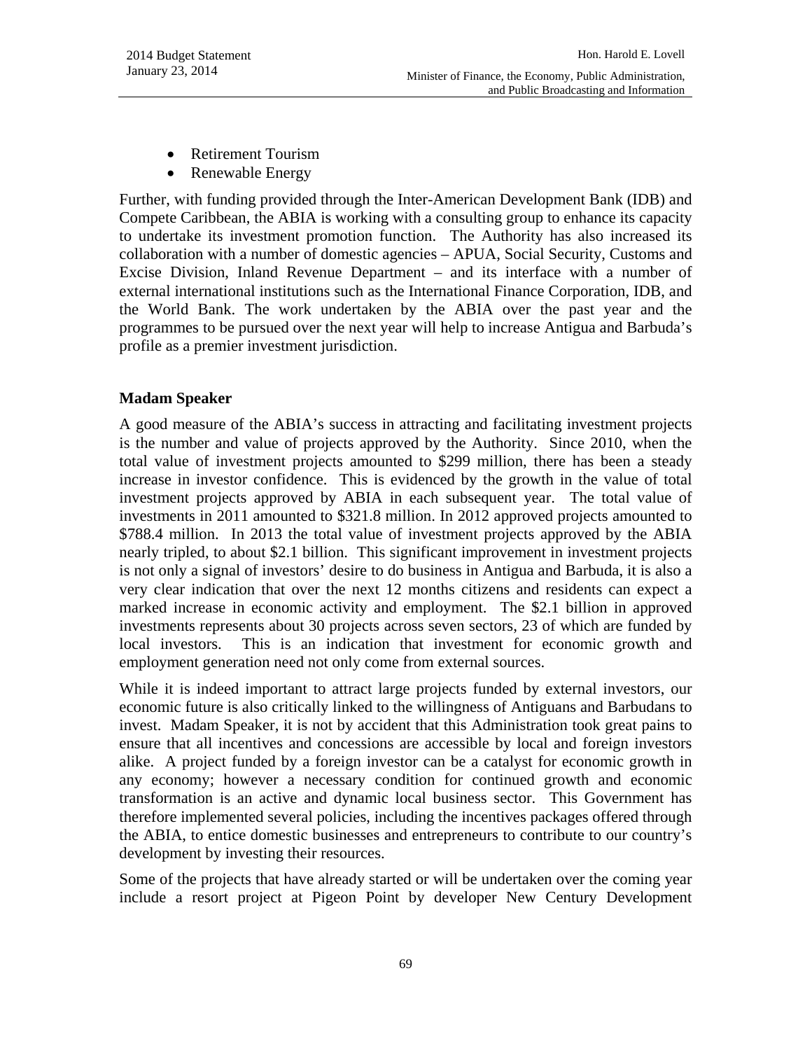- Retirement Tourism
- Renewable Energy

Further, with funding provided through the Inter-American Development Bank (IDB) and Compete Caribbean, the ABIA is working with a consulting group to enhance its capacity to undertake its investment promotion function. The Authority has also increased its collaboration with a number of domestic agencies – APUA, Social Security, Customs and Excise Division, Inland Revenue Department – and its interface with a number of external international institutions such as the International Finance Corporation, IDB, and the World Bank. The work undertaken by the ABIA over the past year and the programmes to be pursued over the next year will help to increase Antigua and Barbuda's profile as a premier investment jurisdiction.

**Madam Speaker**

A good measure of the ABIA's success in attracting and facilitating investment projects is the number and value of projects approved by the Authority. Since 2010, when the total value of investment projects amounted to $299 million, there has been a steady increase in investor confidence. This is evidenced by the growth in the value of total investment projects approved by ABIA in each subsequent year. The total value of investments in 2011 amounted to $321.8 million. In 2012 approved projects amounted to $788.4 million. In 2013 the total value of investment projects approved by the ABIA nearly tripled, to about $2.1 billion. This significant improvement in investment projects is not only a signal of investors' desire to do business in Antigua and Barbuda, it is also a very clear indication that over the next 12 months citizens and residents can expect a marked increase in economic activity and employment. The $2.1 billion in approved investments represents about 30 projects across seven sectors, 23 of which are funded by local investors. This is an indication that investment for economic growth and employment generation need not only come from external sources.

While it is indeed important to attract large projects funded by external investors, our economic future is also critically linked to the willingness of Antiguans and Barbudans to invest. Madam Speaker, it is not by accident that this Administration took great pains to ensure that all incentives and concessions are accessible by local and foreign investors alike. A project funded by a foreign investor can be a catalyst for economic growth in any economy; however a necessary condition for continued growth and economic transformation is an active and dynamic local business sector. This Government has therefore implemented several policies, including the incentives packages offered through the ABIA, to entice domestic businesses and entrepreneurs to contribute to our country's development by investing their resources.

Some of the projects that have already started or will be undertaken over the coming year include a resort project at Pigeon Point by developer New Century Development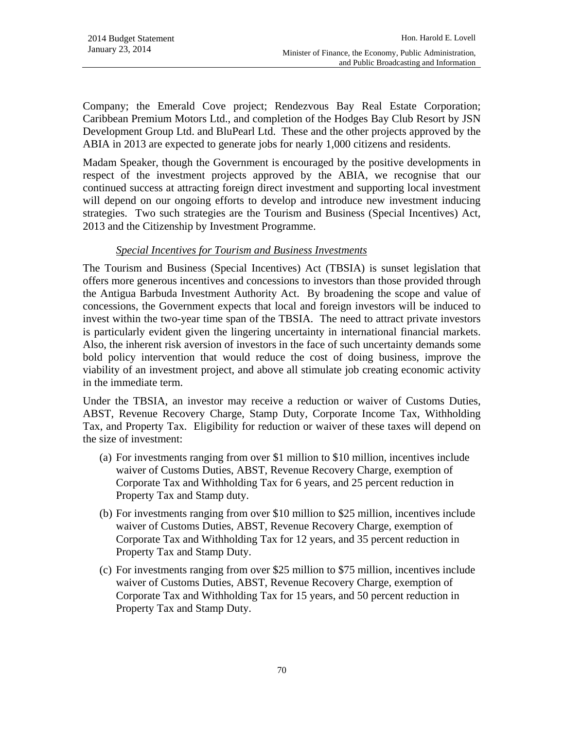Company; the Emerald Cove project; Rendezvous Bay Real Estate Corporation; Caribbean Premium Motors Ltd., and completion of the Hodges Bay Club Resort by JSN Development Group Ltd. and BluPearl Ltd. These and the other projects approved by the ABIA in 2013 are expected to generate jobs for nearly 1,000 citizens and residents.

Madam Speaker, though the Government is encouraged by the positive developments in respect of the investment projects approved by the ABIA, we recognise that our continued success at attracting foreign direct investment and supporting local investment will depend on our ongoing efforts to develop and introduce new investment inducing strategies. Two such strategies are the Tourism and Business (Special Incentives) Act, 2013 and the Citizenship by Investment Programme.

*Special Incentives for Tourism and Business Investments*

The Tourism and Business (Special Incentives) Act (TBSIA) is sunset legislation that offers more generous incentives and concessions to investors than those provided through the Antigua Barbuda Investment Authority Act. By broadening the scope and value of concessions, the Government expects that local and foreign investors will be induced to invest within the two-year time span of the TBSIA. The need to attract private investors is particularly evident given the lingering uncertainty in international financial markets. Also, the inherent risk aversion of investors in the face of such uncertainty demands some bold policy intervention that would reduce the cost of doing business, improve the viability of an investment project, and above all stimulate job creating economic activity in the immediate term.

Under the TBSIA, an investor may receive a reduction or waiver of Customs Duties, ABST, Revenue Recovery Charge, Stamp Duty, Corporate Income Tax, Withholding Tax, and Property Tax. Eligibility for reduction or waiver of these taxes will depend on the size of investment:

(a) For investments ranging from over $1 million to $10 million, incentives include waiver of Customs Duties, ABST, Revenue Recovery Charge, exemption of Corporate Tax and Withholding Tax for 6 years, and 25 percent reduction in Property Tax and Stamp duty.

(b) For investments ranging from over $10 million to $25 million, incentives include waiver of Customs Duties, ABST, Revenue Recovery Charge, exemption of Corporate Tax and Withholding Tax for 12 years, and 35 percent reduction in Property Tax and Stamp Duty.

(c) For investments ranging from over $25 million to $75 million, incentives include waiver of Customs Duties, ABST, Revenue Recovery Charge, exemption of Corporate Tax and Withholding Tax for 15 years, and 50 percent reduction in Property Tax and Stamp Duty.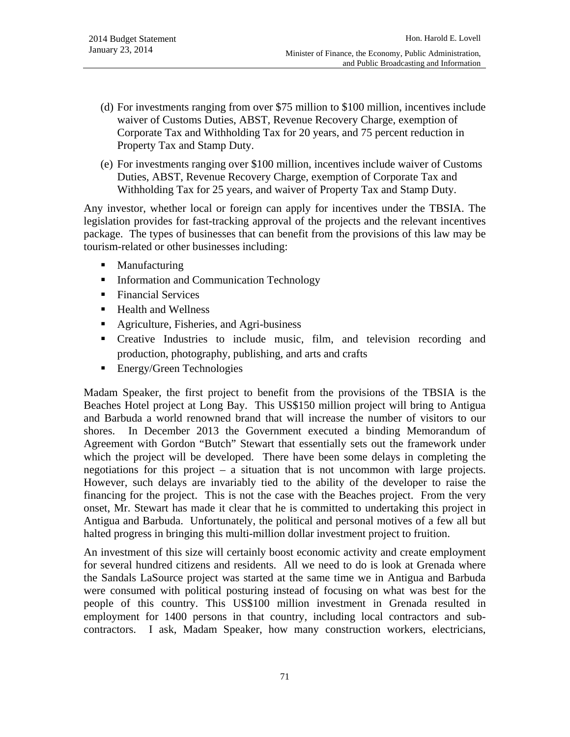(d) For investments ranging from over $75 million to $100 million, incentives include waiver of Customs Duties, ABST, Revenue Recovery Charge, exemption of Corporate Tax and Withholding Tax for 20 years, and 75 percent reduction in Property Tax and Stamp Duty.

(e) For investments ranging over $100 million, incentives include waiver of Customs Duties, ABST, Revenue Recovery Charge, exemption of Corporate Tax and Withholding Tax for 25 years, and waiver of Property Tax and Stamp Duty.

Any investor, whether local or foreign can apply for incentives under the TBSIA. The legislation provides for fast-tracking approval of the projects and the relevant incentives package. The types of businesses that can benefit from the provisions of this law may be tourism-related or other businesses including:

- Manufacturing
- Information and Communication Technology
- Financial Services
- Health and Wellness
- Agriculture, Fisheries, and Agri-business
- Creative Industries to include music, film, and television recording and production, photography, publishing, and arts and crafts
- Energy/Green Technologies

Madam Speaker, the first project to benefit from the provisions of the TBSIA is the Beaches Hotel project at Long Bay. This US$150 million project will bring to Antigua and Barbuda a world renowned brand that will increase the number of visitors to our shores. In December 2013 the Government executed a binding Memorandum of Agreement with Gordon "Butch" Stewart that essentially sets out the framework under which the project will be developed. There have been some delays in completing the negotiations for this project – a situation that is not uncommon with large projects. However, such delays are invariably tied to the ability of the developer to raise the financing for the project. This is not the case with the Beaches project. From the very onset, Mr. Stewart has made it clear that he is committed to undertaking this project in Antigua and Barbuda. Unfortunately, the political and personal motives of a few all but halted progress in bringing this multi-million dollar investment project to fruition.

An investment of this size will certainly boost economic activity and create employment for several hundred citizens and residents. All we need to do is look at Grenada where the Sandals LaSource project was started at the same time we in Antigua and Barbuda were consumed with political posturing instead of focusing on what was best for the people of this country. This US$100 million investment in Grenada resulted in employment for 1400 persons in that country, including local contractors and sub-contractors. I ask, Madam Speaker, how many construction workers, electricians,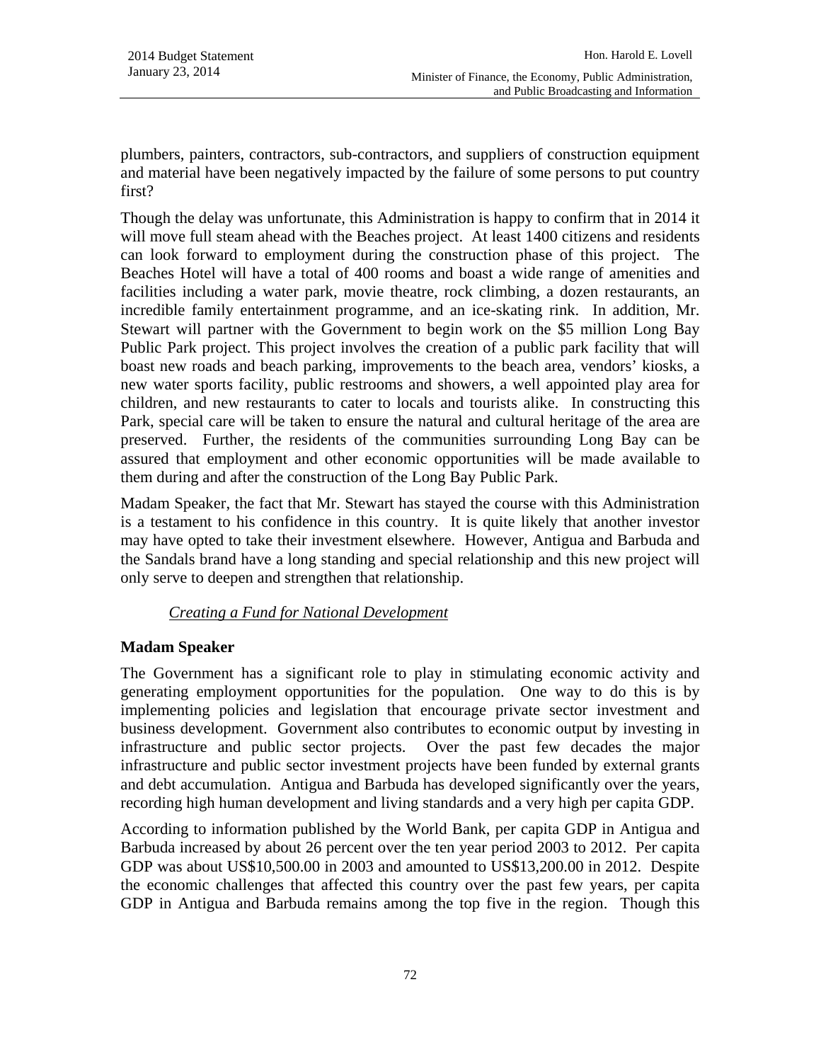plumbers, painters, contractors, sub-contractors, and suppliers of construction equipment and material have been negatively impacted by the failure of some persons to put country first?

Though the delay was unfortunate, this Administration is happy to confirm that in 2014 it will move full steam ahead with the Beaches project. At least 1400 citizens and residents can look forward to employment during the construction phase of this project. The Beaches Hotel will have a total of 400 rooms and boast a wide range of amenities and facilities including a water park, movie theatre, rock climbing, a dozen restaurants, an incredible family entertainment programme, and an ice-skating rink. In addition, Mr. Stewart will partner with the Government to begin work on the $5 million Long Bay Public Park project. This project involves the creation of a public park facility that will boast new roads and beach parking, improvements to the beach area, vendors' kiosks, a new water sports facility, public restrooms and showers, a well appointed play area for children, and new restaurants to cater to locals and tourists alike. In constructing this Park, special care will be taken to ensure the natural and cultural heritage of the area are preserved. Further, the residents of the communities surrounding Long Bay can be assured that employment and other economic opportunities will be made available to them during and after the construction of the Long Bay Public Park.

Madam Speaker, the fact that Mr. Stewart has stayed the course with this Administration is a testament to his confidence in this country. It is quite likely that another investor may have opted to take their investment elsewhere. However, Antigua and Barbuda and the Sandals brand have a long standing and special relationship and this new project will only serve to deepen and strengthen that relationship.

*Creating a Fund for National Development*

**Madam Speaker**

The Government has a significant role to play in stimulating economic activity and generating employment opportunities for the population. One way to do this is by implementing policies and legislation that encourage private sector investment and business development. Government also contributes to economic output by investing in infrastructure and public sector projects. Over the past few decades the major infrastructure and public sector investment projects have been funded by external grants and debt accumulation. Antigua and Barbuda has developed significantly over the years, recording high human development and living standards and a very high per capita GDP.

According to information published by the World Bank, per capita GDP in Antigua and Barbuda increased by about 26 percent over the ten year period 2003 to 2012. Per capita GDP was about US$10,500.00 in 2003 and amounted to US$13,200.00 in 2012. Despite the economic challenges that affected this country over the past few years, per capita GDP in Antigua and Barbuda remains among the top five in the region. Though this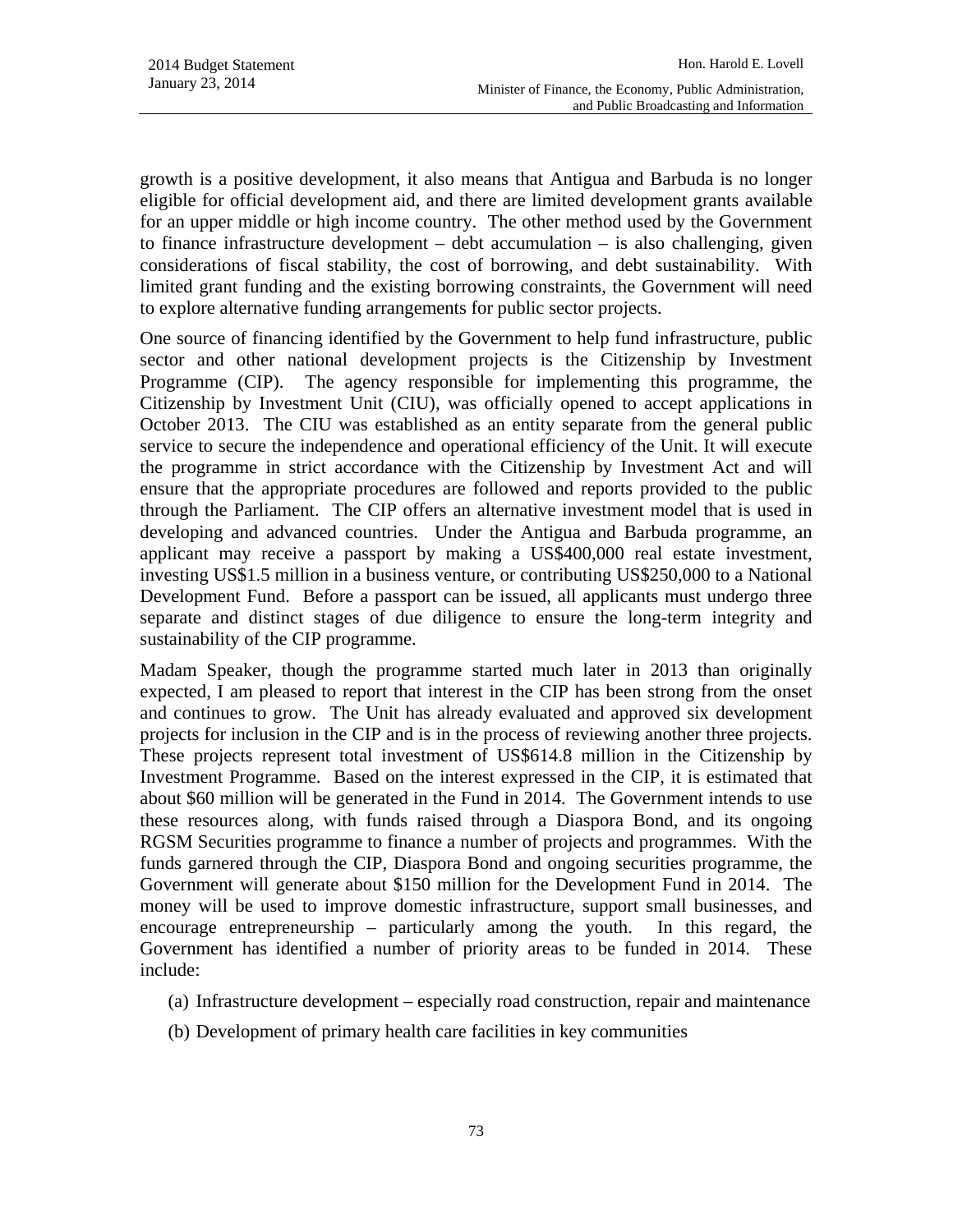growth is a positive development, it also means that Antigua and Barbuda is no longer eligible for official development aid, and there are limited development grants available for an upper middle or high income country. The other method used by the Government to finance infrastructure development – debt accumulation – is also challenging, given considerations of fiscal stability, the cost of borrowing, and debt sustainability. With limited grant funding and the existing borrowing constraints, the Government will need to explore alternative funding arrangements for public sector projects.

One source of financing identified by the Government to help fund infrastructure, public sector and other national development projects is the Citizenship by Investment Programme (CIP). The agency responsible for implementing this programme, the Citizenship by Investment Unit (CIU), was officially opened to accept applications in October 2013. The CIU was established as an entity separate from the general public service to secure the independence and operational efficiency of the Unit. It will execute the programme in strict accordance with the Citizenship by Investment Act and will ensure that the appropriate procedures are followed and reports provided to the public through the Parliament. The CIP offers an alternative investment model that is used in developing and advanced countries. Under the Antigua and Barbuda programme, an applicant may receive a passport by making a US$400,000 real estate investment, investing US$1.5 million in a business venture, or contributing US$250,000 to a National Development Fund. Before a passport can be issued, all applicants must undergo three separate and distinct stages of due diligence to ensure the long-term integrity and sustainability of the CIP programme.

Madam Speaker, though the programme started much later in 2013 than originally expected, I am pleased to report that interest in the CIP has been strong from the onset and continues to grow. The Unit has already evaluated and approved six development projects for inclusion in the CIP and is in the process of reviewing another three projects. These projects represent total investment of US$614.8 million in the Citizenship by Investment Programme. Based on the interest expressed in the CIP, it is estimated that about $60 million will be generated in the Fund in 2014. The Government intends to use these resources along, with funds raised through a Diaspora Bond, and its ongoing RGSM Securities programme to finance a number of projects and programmes. With the funds garnered through the CIP, Diaspora Bond and ongoing securities programme, the Government will generate about $150 million for the Development Fund in 2014. The money will be used to improve domestic infrastructure, support small businesses, and encourage entrepreneurship – particularly among the youth. In this regard, the Government has identified a number of priority areas to be funded in 2014. These include:

(a) Infrastructure development – especially road construction, repair and maintenance

(b) Development of primary health care facilities in key communities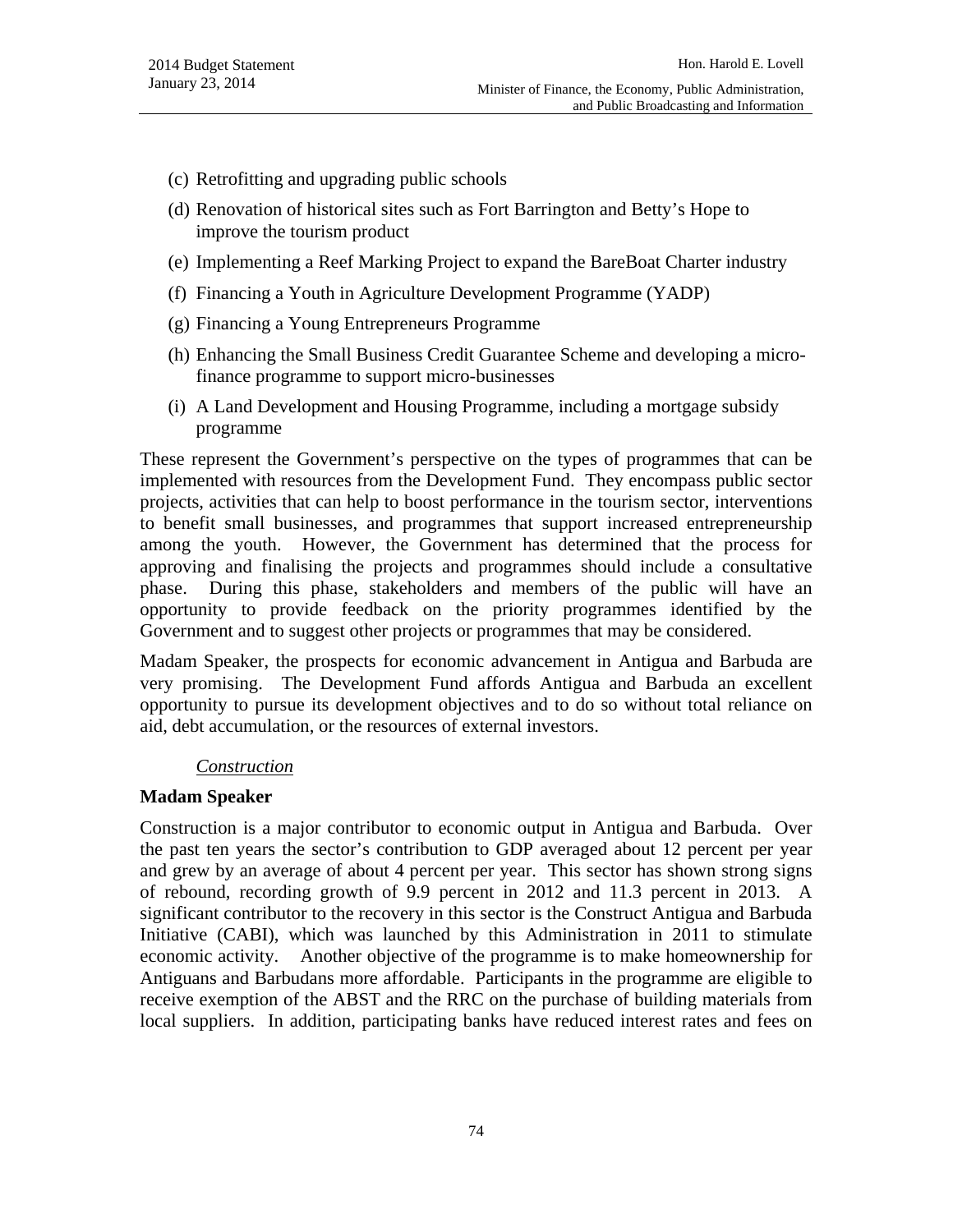(c) Retrofitting and upgrading public schools

(d) Renovation of historical sites such as Fort Barrington and Betty's Hope to improve the tourism product

(e) Implementing a Reef Marking Project to expand the BareBoat Charter industry

(f) Financing a Youth in Agriculture Development Programme (YADP)

(g) Financing a Young Entrepreneurs Programme

(h) Enhancing the Small Business Credit Guarantee Scheme and developing a micro-finance programme to support micro-businesses

(i) A Land Development and Housing Programme, including a mortgage subsidy programme

These represent the Government's perspective on the types of programmes that can be implemented with resources from the Development Fund. They encompass public sector projects, activities that can help to boost performance in the tourism sector, interventions to benefit small businesses, and programmes that support increased entrepreneurship among the youth. However, the Government has determined that the process for approving and finalising the projects and programmes should include a consultative phase. During this phase, stakeholders and members of the public will have an opportunity to provide feedback on the priority programmes identified by the Government and to suggest other projects or programmes that may be considered.

Madam Speaker, the prospects for economic advancement in Antigua and Barbuda are very promising. The Development Fund affords Antigua and Barbuda an excellent opportunity to pursue its development objectives and to do so without total reliance on aid, debt accumulation, or the resources of external investors.

*Construction*

**Madam Speaker**

Construction is a major contributor to economic output in Antigua and Barbuda. Over the past ten years the sector's contribution to GDP averaged about 12 percent per year and grew by an average of about 4 percent per year. This sector has shown strong signs of rebound, recording growth of 9.9 percent in 2012 and 11.3 percent in 2013. A significant contributor to the recovery in this sector is the Construct Antigua and Barbuda Initiative (CABI), which was launched by this Administration in 2011 to stimulate economic activity. Another objective of the programme is to make homeownership for Antiguans and Barbudans more affordable. Participants in the programme are eligible to receive exemption of the ABST and the RRC on the purchase of building materials from local suppliers. In addition, participating banks have reduced interest rates and fees on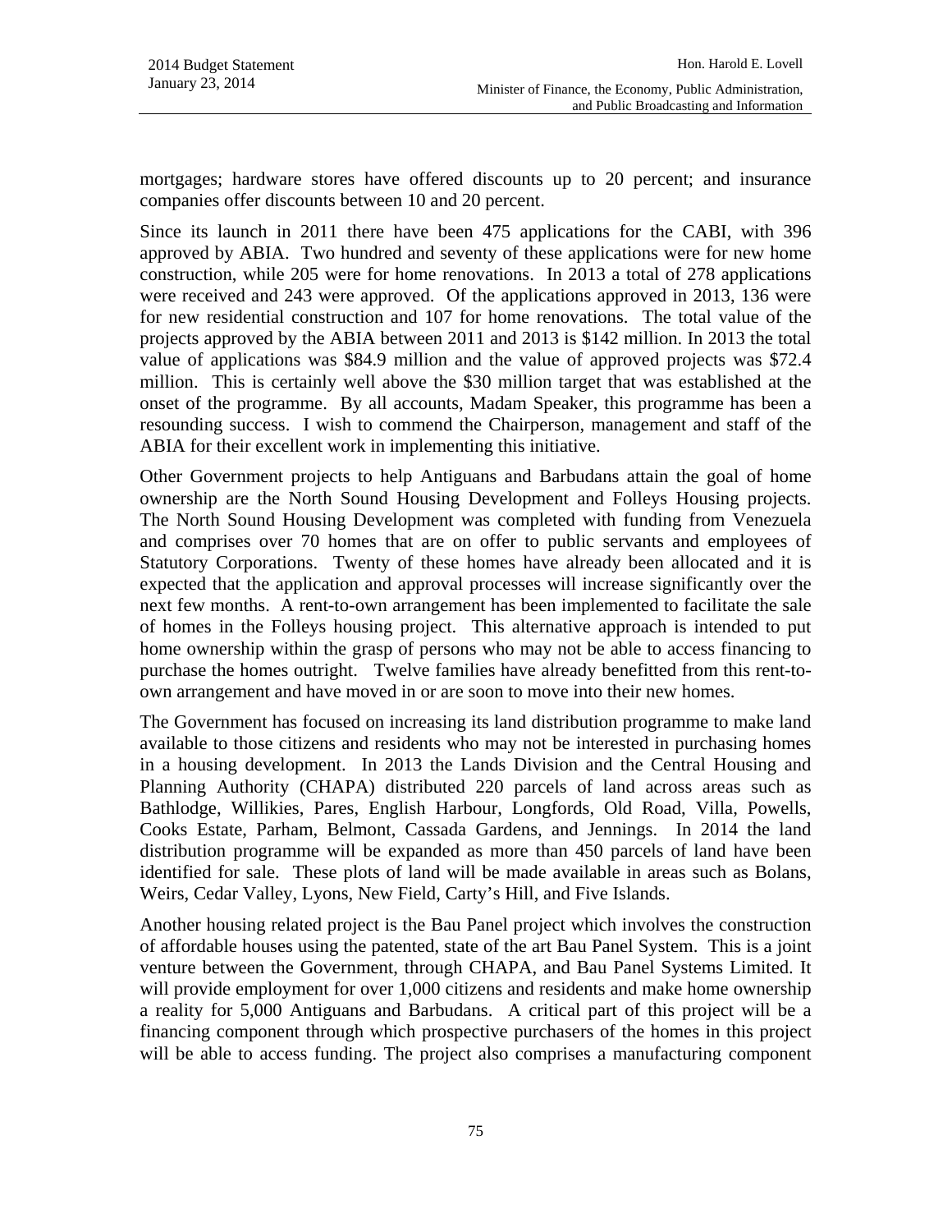mortgages; hardware stores have offered discounts up to 20 percent; and insurance companies offer discounts between 10 and 20 percent.

Since its launch in 2011 there have been 475 applications for the CABI, with 396 approved by ABIA. Two hundred and seventy of these applications were for new home construction, while 205 were for home renovations. In 2013 a total of 278 applications were received and 243 were approved. Of the applications approved in 2013, 136 were for new residential construction and 107 for home renovations. The total value of the projects approved by the ABIA between 2011 and 2013 is $142 million. In 2013 the total value of applications was $84.9 million and the value of approved projects was $72.4 million. This is certainly well above the $30 million target that was established at the onset of the programme. By all accounts, Madam Speaker, this programme has been a resounding success. I wish to commend the Chairperson, management and staff of the ABIA for their excellent work in implementing this initiative.

Other Government projects to help Antiguans and Barbudans attain the goal of home ownership are the North Sound Housing Development and Folleys Housing projects. The North Sound Housing Development was completed with funding from Venezuela and comprises over 70 homes that are on offer to public servants and employees of Statutory Corporations. Twenty of these homes have already been allocated and it is expected that the application and approval processes will increase significantly over the next few months. A rent-to-own arrangement has been implemented to facilitate the sale of homes in the Folleys housing project. This alternative approach is intended to put home ownership within the grasp of persons who may not be able to access financing to purchase the homes outright. Twelve families have already benefitted from this rent-to-own arrangement and have moved in or are soon to move into their new homes.

The Government has focused on increasing its land distribution programme to make land available to those citizens and residents who may not be interested in purchasing homes in a housing development. In 2013 the Lands Division and the Central Housing and Planning Authority (CHAPA) distributed 220 parcels of land across areas such as Bathlodge, Willikies, Pares, English Harbour, Longfords, Old Road, Villa, Powells, Cooks Estate, Parham, Belmont, Cassada Gardens, and Jennings. In 2014 the land distribution programme will be expanded as more than 450 parcels of land have been identified for sale. These plots of land will be made available in areas such as Bolans, Weirs, Cedar Valley, Lyons, New Field, Carty's Hill, and Five Islands.

Another housing related project is the Bau Panel project which involves the construction of affordable houses using the patented, state of the art Bau Panel System. This is a joint venture between the Government, through CHAPA, and Bau Panel Systems Limited. It will provide employment for over 1,000 citizens and residents and make home ownership a reality for 5,000 Antiguans and Barbudans. A critical part of this project will be a financing component through which prospective purchasers of the homes in this project will be able to access funding. The project also comprises a manufacturing component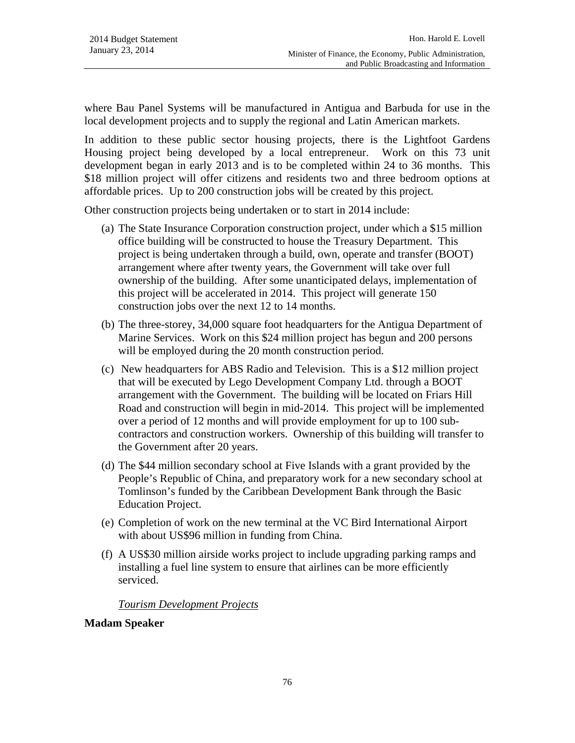where Bau Panel Systems will be manufactured in Antigua and Barbuda for use in the local development projects and to supply the regional and Latin American markets.

In addition to these public sector housing projects, there is the Lightfoot Gardens Housing project being developed by a local entrepreneur. Work on this 73 unit development began in early 2013 and is to be completed within 24 to 36 months. This $18 million project will offer citizens and residents two and three bedroom options at affordable prices. Up to 200 construction jobs will be created by this project.

Other construction projects being undertaken or to start in 2014 include:

(a) The State Insurance Corporation construction project, under which a $15 million office building will be constructed to house the Treasury Department. This project is being undertaken through a build, own, operate and transfer (BOOT) arrangement where after twenty years, the Government will take over full ownership of the building. After some unanticipated delays, implementation of this project will be accelerated in 2014. This project will generate 150 construction jobs over the next 12 to 14 months.

(b) The three-storey, 34,000 square foot headquarters for the Antigua Department of Marine Services. Work on this $24 million project has begun and 200 persons will be employed during the 20 month construction period.

(c) New headquarters for ABS Radio and Television. This is a $12 million project that will be executed by Lego Development Company Ltd. through a BOOT arrangement with the Government. The building will be located on Friars Hill Road and construction will begin in mid-2014. This project will be implemented over a period of 12 months and will provide employment for up to 100 sub-contractors and construction workers. Ownership of this building will transfer to the Government after 20 years.

(d) The $44 million secondary school at Five Islands with a grant provided by the People's Republic of China, and preparatory work for a new secondary school at Tomlinson's funded by the Caribbean Development Bank through the Basic Education Project.

(e) Completion of work on the new terminal at the VC Bird International Airport with about US$96 million in funding from China.

(f) A US$30 million airside works project to include upgrading parking ramps and installing a fuel line system to ensure that airlines can be more efficiently serviced.

*Tourism Development Projects*

**Madam Speaker**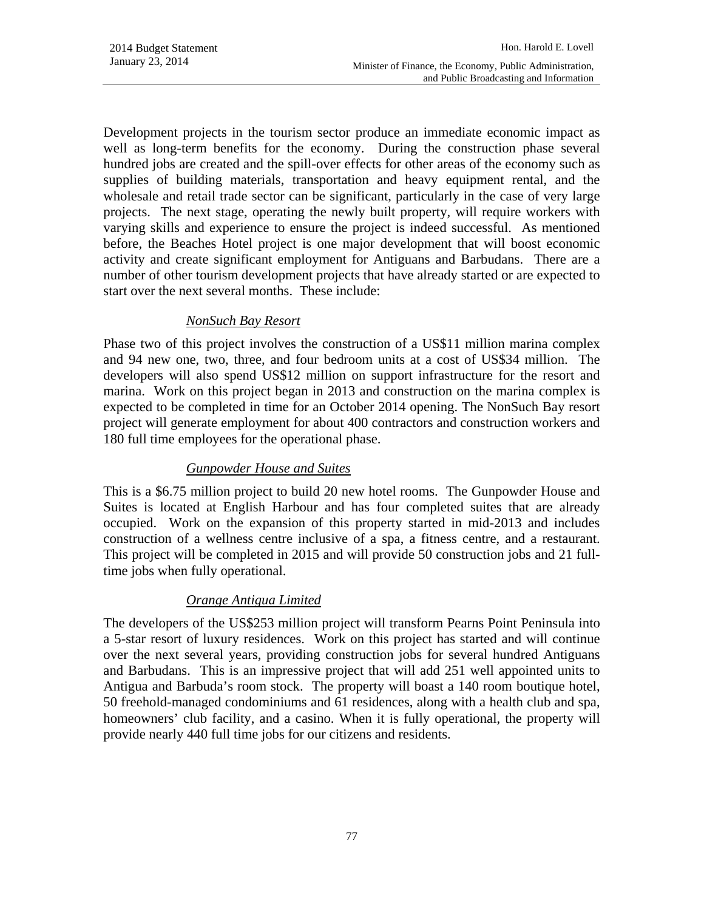Development projects in the tourism sector produce an immediate economic impact as well as long-term benefits for the economy. During the construction phase several hundred jobs are created and the spill-over effects for other areas of the economy such as supplies of building materials, transportation and heavy equipment rental, and the wholesale and retail trade sector can be significant, particularly in the case of very large projects. The next stage, operating the newly built property, will require workers with varying skills and experience to ensure the project is indeed successful. As mentioned before, the Beaches Hotel project is one major development that will boost economic activity and create significant employment for Antiguans and Barbudans. There are a number of other tourism development projects that have already started or are expected to start over the next several months. These include:

*NonSuch Bay Resort*

Phase two of this project involves the construction of a US$11 million marina complex and 94 new one, two, three, and four bedroom units at a cost of US$34 million. The developers will also spend US$12 million on support infrastructure for the resort and marina. Work on this project began in 2013 and construction on the marina complex is expected to be completed in time for an October 2014 opening. The NonSuch Bay resort project will generate employment for about 400 contractors and construction workers and 180 full time employees for the operational phase.

*Gunpowder House and Suites*

This is a $6.75 million project to build 20 new hotel rooms. The Gunpowder House and Suites is located at English Harbour and has four completed suites that are already occupied. Work on the expansion of this property started in mid-2013 and includes construction of a wellness centre inclusive of a spa, a fitness centre, and a restaurant. This project will be completed in 2015 and will provide 50 construction jobs and 21 full-time jobs when fully operational.

*Orange Antigua Limited*

The developers of the US$253 million project will transform Pearns Point Peninsula into a 5-star resort of luxury residences. Work on this project has started and will continue over the next several years, providing construction jobs for several hundred Antiguans and Barbudans. This is an impressive project that will add 251 well appointed units to Antigua and Barbuda's room stock. The property will boast a 140 room boutique hotel, 50 freehold-managed condominiums and 61 residences, along with a health club and spa, homeowners' club facility, and a casino. When it is fully operational, the property will provide nearly 440 full time jobs for our citizens and residents.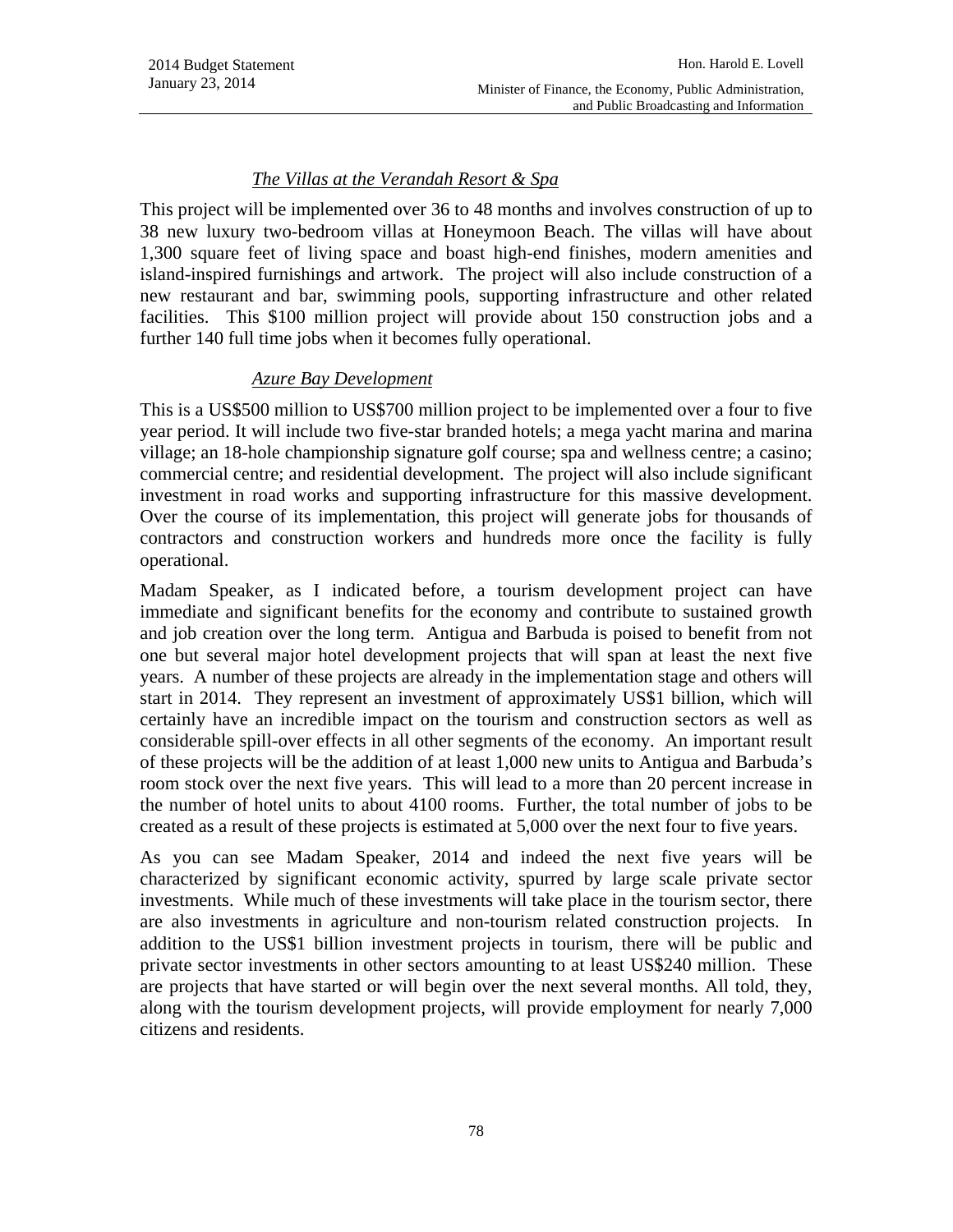*The Villas at the Verandah Resort & Spa*

This project will be implemented over 36 to 48 months and involves construction of up to 38 new luxury two-bedroom villas at Honeymoon Beach. The villas will have about 1,300 square feet of living space and boast high-end finishes, modern amenities and island-inspired furnishings and artwork. The project will also include construction of a new restaurant and bar, swimming pools, supporting infrastructure and other related facilities. This $100 million project will provide about 150 construction jobs and a further 140 full time jobs when it becomes fully operational.

*Azure Bay Development*

This is a US$500 million to US$700 million project to be implemented over a four to five year period. It will include two five-star branded hotels; a mega yacht marina and marina village; an 18-hole championship signature golf course; spa and wellness centre; a casino; commercial centre; and residential development. The project will also include significant investment in road works and supporting infrastructure for this massive development. Over the course of its implementation, this project will generate jobs for thousands of contractors and construction workers and hundreds more once the facility is fully operational.

Madam Speaker, as I indicated before, a tourism development project can have immediate and significant benefits for the economy and contribute to sustained growth and job creation over the long term. Antigua and Barbuda is poised to benefit from not one but several major hotel development projects that will span at least the next five years. A number of these projects are already in the implementation stage and others will start in 2014. They represent an investment of approximately US$1 billion, which will certainly have an incredible impact on the tourism and construction sectors as well as considerable spill-over effects in all other segments of the economy. An important result of these projects will be the addition of at least 1,000 new units to Antigua and Barbuda's room stock over the next five years. This will lead to a more than 20 percent increase in the number of hotel units to about 4100 rooms. Further, the total number of jobs to be created as a result of these projects is estimated at 5,000 over the next four to five years.

As you can see Madam Speaker, 2014 and indeed the next five years will be characterized by significant economic activity, spurred by large scale private sector investments. While much of these investments will take place in the tourism sector, there are also investments in agriculture and non-tourism related construction projects. In addition to the US$1 billion investment projects in tourism, there will be public and private sector investments in other sectors amounting to at least US$240 million. These are projects that have started or will begin over the next several months. All told, they, along with the tourism development projects, will provide employment for nearly 7,000 citizens and residents.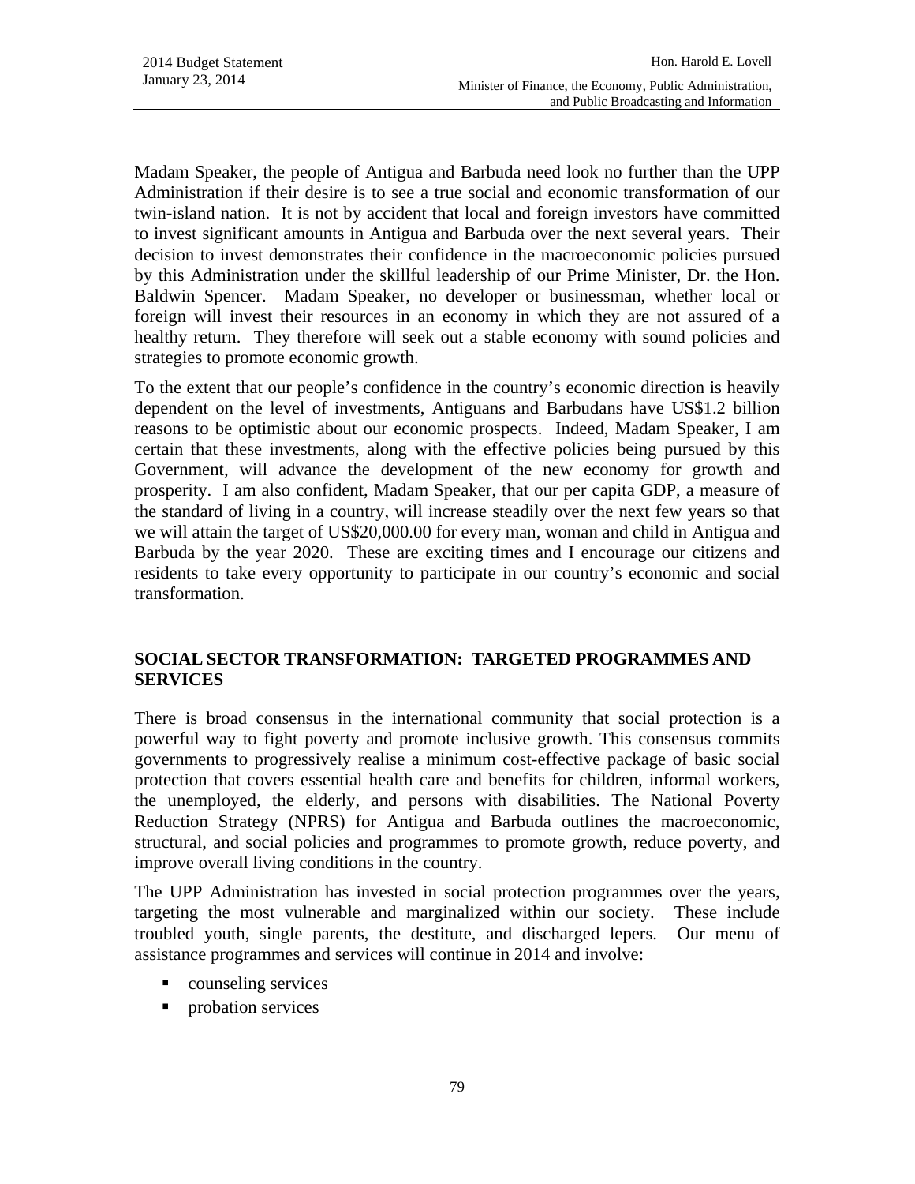Madam Speaker, the people of Antigua and Barbuda need look no further than the UPP Administration if their desire is to see a true social and economic transformation of our twin-island nation. It is not by accident that local and foreign investors have committed to invest significant amounts in Antigua and Barbuda over the next several years. Their decision to invest demonstrates their confidence in the macroeconomic policies pursued by this Administration under the skillful leadership of our Prime Minister, Dr. the Hon. Baldwin Spencer. Madam Speaker, no developer or businessman, whether local or foreign will invest their resources in an economy in which they are not assured of a healthy return. They therefore will seek out a stable economy with sound policies and strategies to promote economic growth.

To the extent that our people's confidence in the country's economic direction is heavily dependent on the level of investments, Antiguans and Barbudans have US$1.2 billion reasons to be optimistic about our economic prospects. Indeed, Madam Speaker, I am certain that these investments, along with the effective policies being pursued by this Government, will advance the development of the new economy for growth and prosperity. I am also confident, Madam Speaker, that our per capita GDP, a measure of the standard of living in a country, will increase steadily over the next few years so that we will attain the target of US$20,000.00 for every man, woman and child in Antigua and Barbuda by the year 2020. These are exciting times and I encourage our citizens and residents to take every opportunity to participate in our country's economic and social transformation.

## SOCIAL SECTOR TRANSFORMATION: TARGETED PROGRAMMES AND SERVICES

There is broad consensus in the international community that social protection is a powerful way to fight poverty and promote inclusive growth. This consensus commits governments to progressively realise a minimum cost-effective package of basic social protection that covers essential health care and benefits for children, informal workers, the unemployed, the elderly, and persons with disabilities. The National Poverty Reduction Strategy (NPRS) for Antigua and Barbuda outlines the macroeconomic, structural, and social policies and programmes to promote growth, reduce poverty, and improve overall living conditions in the country.

The UPP Administration has invested in social protection programmes over the years, targeting the most vulnerable and marginalized within our society. These include troubled youth, single parents, the destitute, and discharged lepers. Our menu of assistance programmes and services will continue in 2014 and involve:

- counseling services
- probation services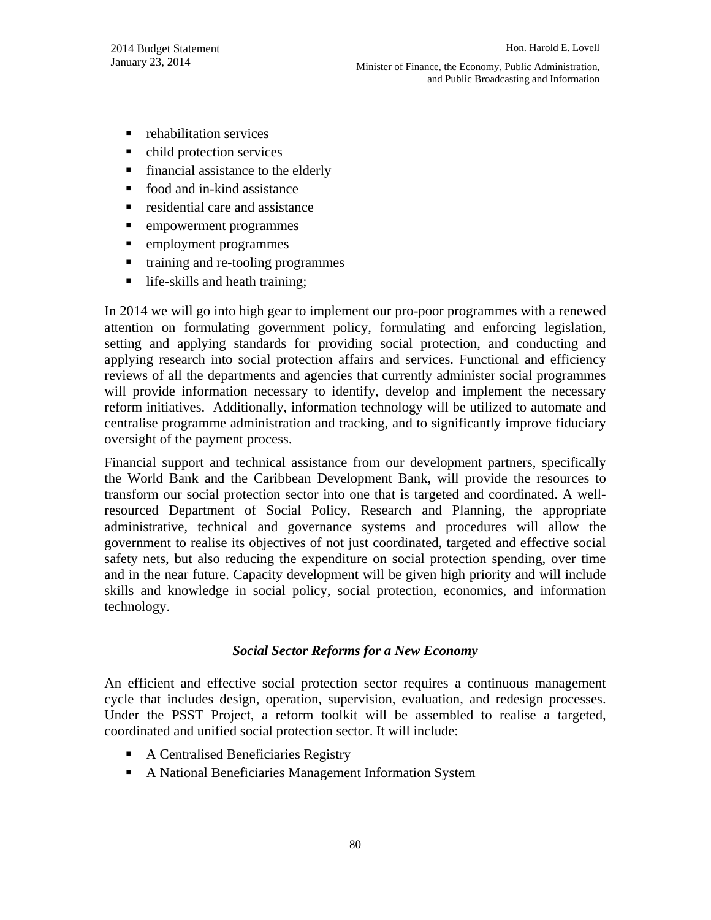- rehabilitation services
- child protection services
- financial assistance to the elderly
- food and in-kind assistance
- residential care and assistance
- empowerment programmes
- employment programmes
- training and re-tooling programmes
- life-skills and heath training;

In 2014 we will go into high gear to implement our pro-poor programmes with a renewed attention on formulating government policy, formulating and enforcing legislation, setting and applying standards for providing social protection, and conducting and applying research into social protection affairs and services. Functional and efficiency reviews of all the departments and agencies that currently administer social programmes will provide information necessary to identify, develop and implement the necessary reform initiatives. Additionally, information technology will be utilized to automate and centralise programme administration and tracking, and to significantly improve fiduciary oversight of the payment process.

Financial support and technical assistance from our development partners, specifically the World Bank and the Caribbean Development Bank, will provide the resources to transform our social protection sector into one that is targeted and coordinated. A well-resourced Department of Social Policy, Research and Planning, the appropriate administrative, technical and governance systems and procedures will allow the government to realise its objectives of not just coordinated, targeted and effective social safety nets, but also reducing the expenditure on social protection spending, over time and in the near future. Capacity development will be given high priority and will include skills and knowledge in social policy, social protection, economics, and information technology.

### *Social Sector Reforms for a New Economy*

An efficient and effective social protection sector requires a continuous management cycle that includes design, operation, supervision, evaluation, and redesign processes. Under the PSST Project, a reform toolkit will be assembled to realise a targeted, coordinated and unified social protection sector. It will include:

- A Centralised Beneficiaries Registry
- A National Beneficiaries Management Information System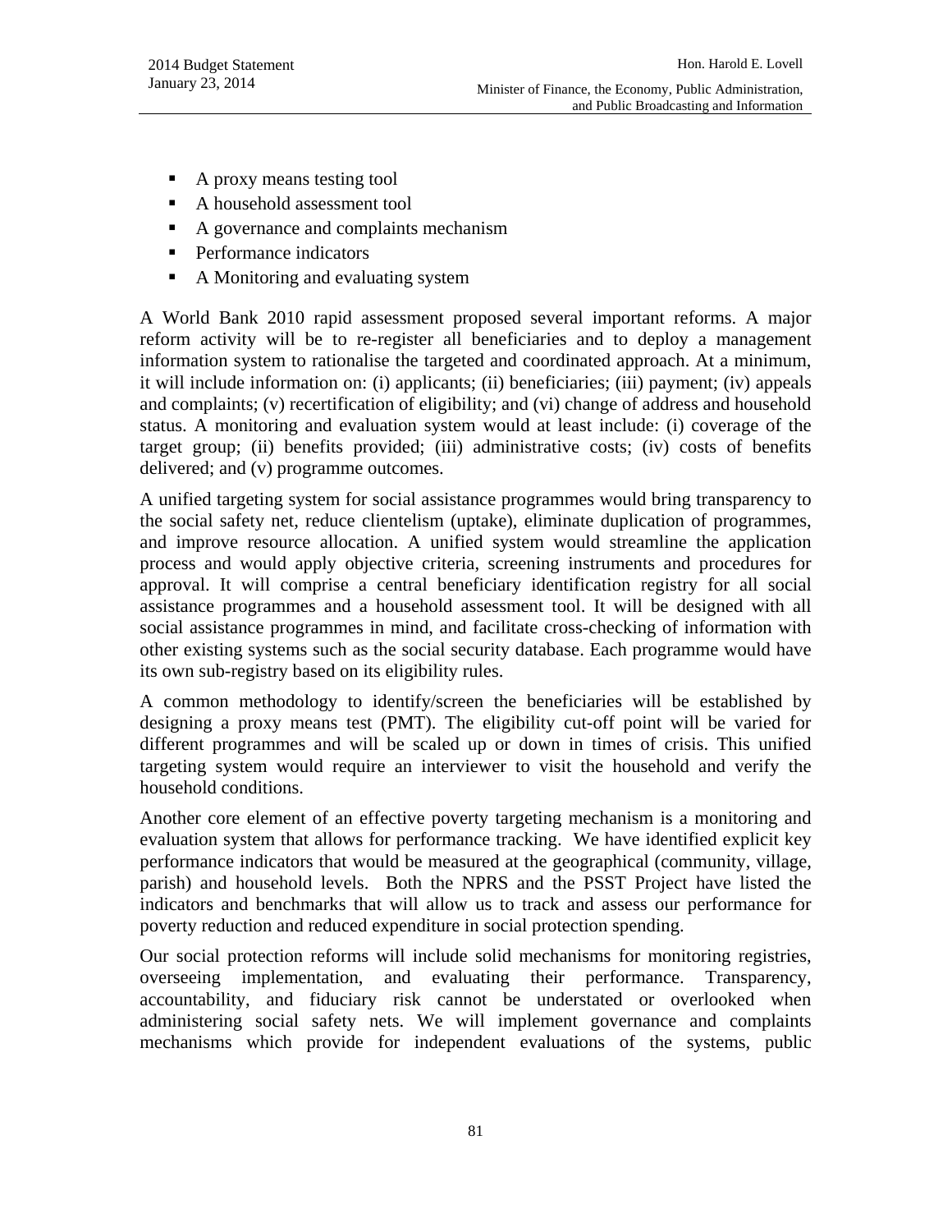- A proxy means testing tool
- A household assessment tool
- A governance and complaints mechanism
- Performance indicators
- A Monitoring and evaluating system

A World Bank 2010 rapid assessment proposed several important reforms. A major reform activity will be to re-register all beneficiaries and to deploy a management information system to rationalise the targeted and coordinated approach. At a minimum, it will include information on: (i) applicants; (ii) beneficiaries; (iii) payment; (iv) appeals and complaints; (v) recertification of eligibility; and (vi) change of address and household status. A monitoring and evaluation system would at least include: (i) coverage of the target group; (ii) benefits provided; (iii) administrative costs; (iv) costs of benefits delivered; and (v) programme outcomes.

A unified targeting system for social assistance programmes would bring transparency to the social safety net, reduce clientelism (uptake), eliminate duplication of programmes, and improve resource allocation. A unified system would streamline the application process and would apply objective criteria, screening instruments and procedures for approval. It will comprise a central beneficiary identification registry for all social assistance programmes and a household assessment tool. It will be designed with all social assistance programmes in mind, and facilitate cross-checking of information with other existing systems such as the social security database. Each programme would have its own sub-registry based on its eligibility rules.

A common methodology to identify/screen the beneficiaries will be established by designing a proxy means test (PMT). The eligibility cut-off point will be varied for different programmes and will be scaled up or down in times of crisis. This unified targeting system would require an interviewer to visit the household and verify the household conditions.

Another core element of an effective poverty targeting mechanism is a monitoring and evaluation system that allows for performance tracking. We have identified explicit key performance indicators that would be measured at the geographical (community, village, parish) and household levels. Both the NPRS and the PSST Project have listed the indicators and benchmarks that will allow us to track and assess our performance for poverty reduction and reduced expenditure in social protection spending.

Our social protection reforms will include solid mechanisms for monitoring registries, overseeing implementation, and evaluating their performance. Transparency, accountability, and fiduciary risk cannot be understated or overlooked when administering social safety nets. We will implement governance and complaints mechanisms which provide for independent evaluations of the systems, public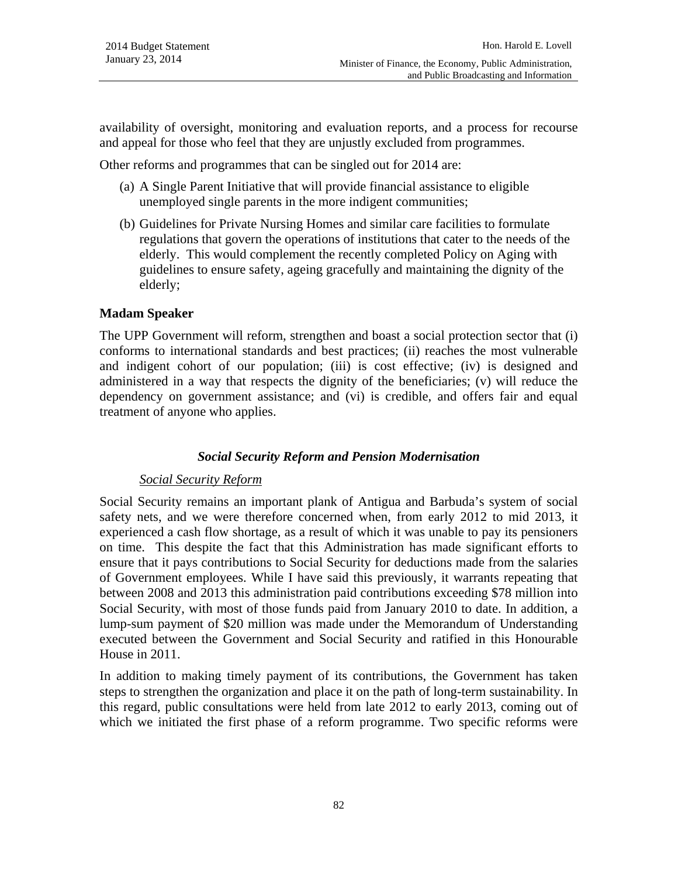availability of oversight, monitoring and evaluation reports, and a process for recourse and appeal for those who feel that they are unjustly excluded from programmes.

Other reforms and programmes that can be singled out for 2014 are:

(a) A Single Parent Initiative that will provide financial assistance to eligible unemployed single parents in the more indigent communities;

(b) Guidelines for Private Nursing Homes and similar care facilities to formulate regulations that govern the operations of institutions that cater to the needs of the elderly. This would complement the recently completed Policy on Aging with guidelines to ensure safety, ageing gracefully and maintaining the dignity of the elderly;

**Madam Speaker**

The UPP Government will reform, strengthen and boast a social protection sector that (i) conforms to international standards and best practices; (ii) reaches the most vulnerable and indigent cohort of our population; (iii) is cost effective; (iv) is designed and administered in a way that respects the dignity of the beneficiaries; (v) will reduce the dependency on government assistance; and (vi) is credible, and offers fair and equal treatment of anyone who applies.

### *Social Security Reform and Pension Modernisation*

#### Social Security Reform

Social Security remains an important plank of Antigua and Barbuda's system of social safety nets, and we were therefore concerned when, from early 2012 to mid 2013, it experienced a cash flow shortage, as a result of which it was unable to pay its pensioners on time. This despite the fact that this Administration has made significant efforts to ensure that it pays contributions to Social Security for deductions made from the salaries of Government employees. While I have said this previously, it warrants repeating that between 2008 and 2013 this administration paid contributions exceeding $78 million into Social Security, with most of those funds paid from January 2010 to date. In addition, a lump-sum payment of $20 million was made under the Memorandum of Understanding executed between the Government and Social Security and ratified in this Honourable House in 2011.

In addition to making timely payment of its contributions, the Government has taken steps to strengthen the organization and place it on the path of long-term sustainability. In this regard, public consultations were held from late 2012 to early 2013, coming out of which we initiated the first phase of a reform programme. Two specific reforms were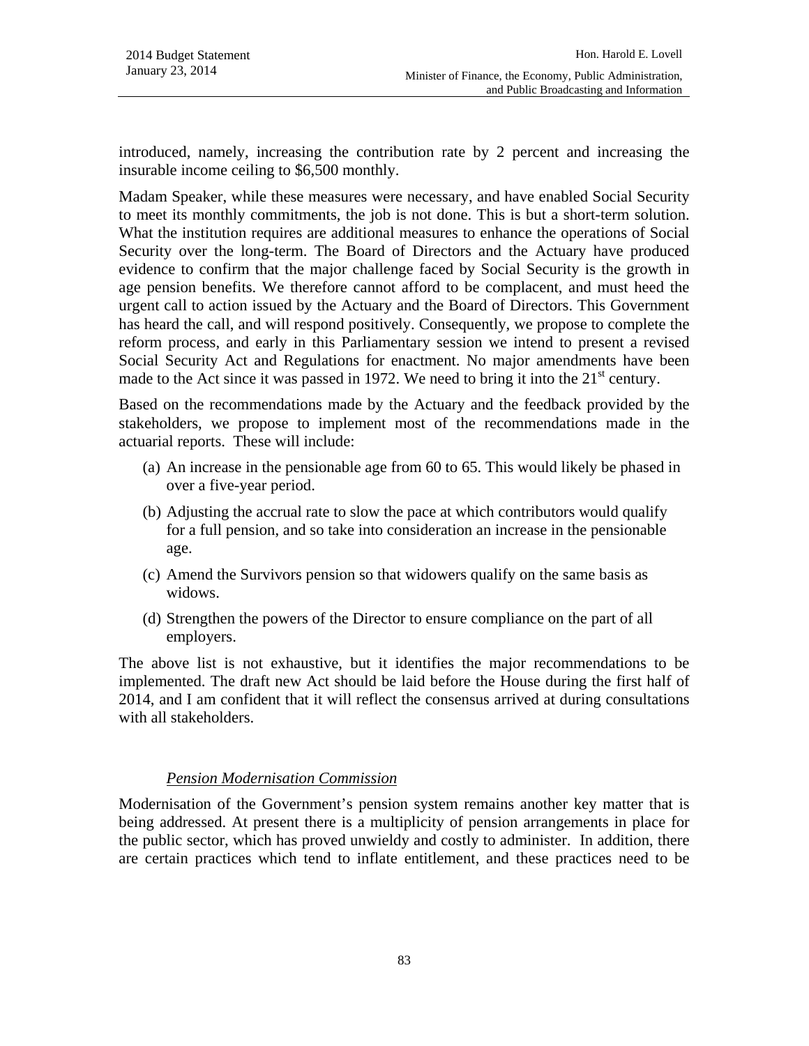introduced, namely, increasing the contribution rate by 2 percent and increasing the insurable income ceiling to $6,500 monthly.

Madam Speaker, while these measures were necessary, and have enabled Social Security to meet its monthly commitments, the job is not done. This is but a short-term solution. What the institution requires are additional measures to enhance the operations of Social Security over the long-term. The Board of Directors and the Actuary have produced evidence to confirm that the major challenge faced by Social Security is the growth in age pension benefits. We therefore cannot afford to be complacent, and must heed the urgent call to action issued by the Actuary and the Board of Directors. This Government has heard the call, and will respond positively. Consequently, we propose to complete the reform process, and early in this Parliamentary session we intend to present a revised Social Security Act and Regulations for enactment. No major amendments have been made to the Act since it was passed in 1972. We need to bring it into the 21st century.

Based on the recommendations made by the Actuary and the feedback provided by the stakeholders, we propose to implement most of the recommendations made in the actuarial reports. These will include:

(a) An increase in the pensionable age from 60 to 65. This would likely be phased in over a five-year period.

(b) Adjusting the accrual rate to slow the pace at which contributors would qualify for a full pension, and so take into consideration an increase in the pensionable age.

(c) Amend the Survivors pension so that widowers qualify on the same basis as widows.

(d) Strengthen the powers of the Director to ensure compliance on the part of all employers.

The above list is not exhaustive, but it identifies the major recommendations to be implemented. The draft new Act should be laid before the House during the first half of 2014, and I am confident that it will reflect the consensus arrived at during consultations with all stakeholders.

### *Pension Modernisation Commission*

Modernisation of the Government's pension system remains another key matter that is being addressed. At present there is a multiplicity of pension arrangements in place for the public sector, which has proved unwieldy and costly to administer. In addition, there are certain practices which tend to inflate entitlement, and these practices need to be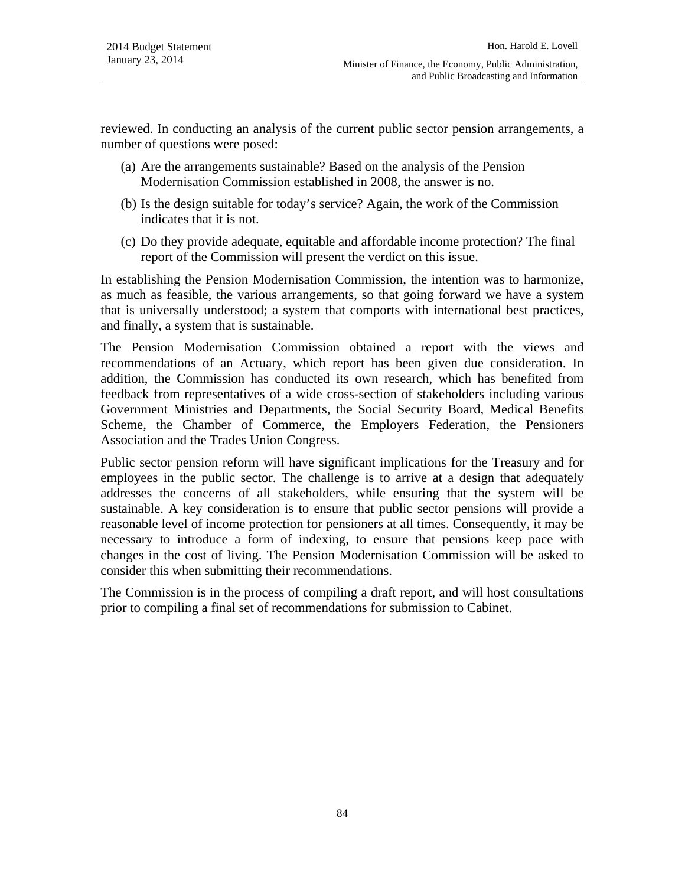reviewed. In conducting an analysis of the current public sector pension arrangements, a number of questions were posed:

(a) Are the arrangements sustainable? Based on the analysis of the Pension Modernisation Commission established in 2008, the answer is no.

(b) Is the design suitable for today's service? Again, the work of the Commission indicates that it is not.

(c) Do they provide adequate, equitable and affordable income protection? The final report of the Commission will present the verdict on this issue.

In establishing the Pension Modernisation Commission, the intention was to harmonize, as much as feasible, the various arrangements, so that going forward we have a system that is universally understood; a system that comports with international best practices, and finally, a system that is sustainable.

The Pension Modernisation Commission obtained a report with the views and recommendations of an Actuary, which report has been given due consideration. In addition, the Commission has conducted its own research, which has benefited from feedback from representatives of a wide cross-section of stakeholders including various Government Ministries and Departments, the Social Security Board, Medical Benefits Scheme, the Chamber of Commerce, the Employers Federation, the Pensioners Association and the Trades Union Congress.

Public sector pension reform will have significant implications for the Treasury and for employees in the public sector. The challenge is to arrive at a design that adequately addresses the concerns of all stakeholders, while ensuring that the system will be sustainable. A key consideration is to ensure that public sector pensions will provide a reasonable level of income protection for pensioners at all times. Consequently, it may be necessary to introduce a form of indexing, to ensure that pensions keep pace with changes in the cost of living. The Pension Modernisation Commission will be asked to consider this when submitting their recommendations.

The Commission is in the process of compiling a draft report, and will host consultations prior to compiling a final set of recommendations for submission to Cabinet.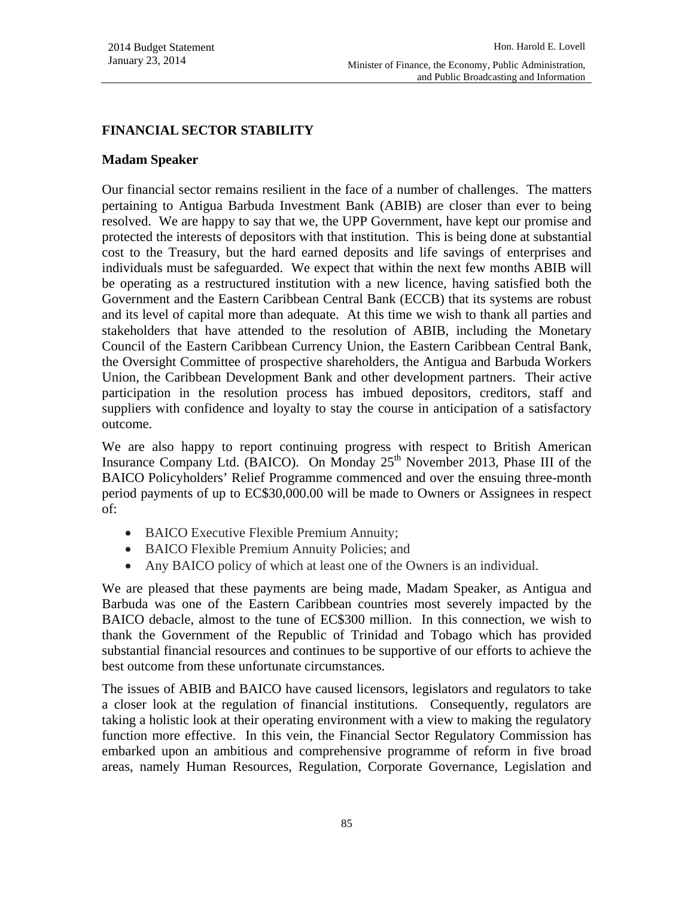## FINANCIAL SECTOR STABILITY

**Madam Speaker**

Our financial sector remains resilient in the face of a number of challenges. The matters pertaining to Antigua Barbuda Investment Bank (ABIB) are closer than ever to being resolved. We are happy to say that we, the UPP Government, have kept our promise and protected the interests of depositors with that institution. This is being done at substantial cost to the Treasury, but the hard earned deposits and life savings of enterprises and individuals must be safeguarded. We expect that within the next few months ABIB will be operating as a restructured institution with a new licence, having satisfied both the Government and the Eastern Caribbean Central Bank (ECCB) that its systems are robust and its level of capital more than adequate. At this time we wish to thank all parties and stakeholders that have attended to the resolution of ABIB, including the Monetary Council of the Eastern Caribbean Currency Union, the Eastern Caribbean Central Bank, the Oversight Committee of prospective shareholders, the Antigua and Barbuda Workers Union, the Caribbean Development Bank and other development partners. Their active participation in the resolution process has imbued depositors, creditors, staff and suppliers with confidence and loyalty to stay the course in anticipation of a satisfactory outcome.

We are also happy to report continuing progress with respect to British American Insurance Company Ltd. (BAICO). On Monday 25th November 2013, Phase III of the BAICO Policyholders' Relief Programme commenced and over the ensuing three-month period payments of up to EC$30,000.00 will be made to Owners or Assignees in respect of:

- BAICO Executive Flexible Premium Annuity;
- BAICO Flexible Premium Annuity Policies; and
- Any BAICO policy of which at least one of the Owners is an individual.

We are pleased that these payments are being made, Madam Speaker, as Antigua and Barbuda was one of the Eastern Caribbean countries most severely impacted by the BAICO debacle, almost to the tune of EC$300 million. In this connection, we wish to thank the Government of the Republic of Trinidad and Tobago which has provided substantial financial resources and continues to be supportive of our efforts to achieve the best outcome from these unfortunate circumstances.

The issues of ABIB and BAICO have caused licensors, legislators and regulators to take a closer look at the regulation of financial institutions. Consequently, regulators are taking a holistic look at their operating environment with a view to making the regulatory function more effective. In this vein, the Financial Sector Regulatory Commission has embarked upon an ambitious and comprehensive programme of reform in five broad areas, namely Human Resources, Regulation, Corporate Governance, Legislation and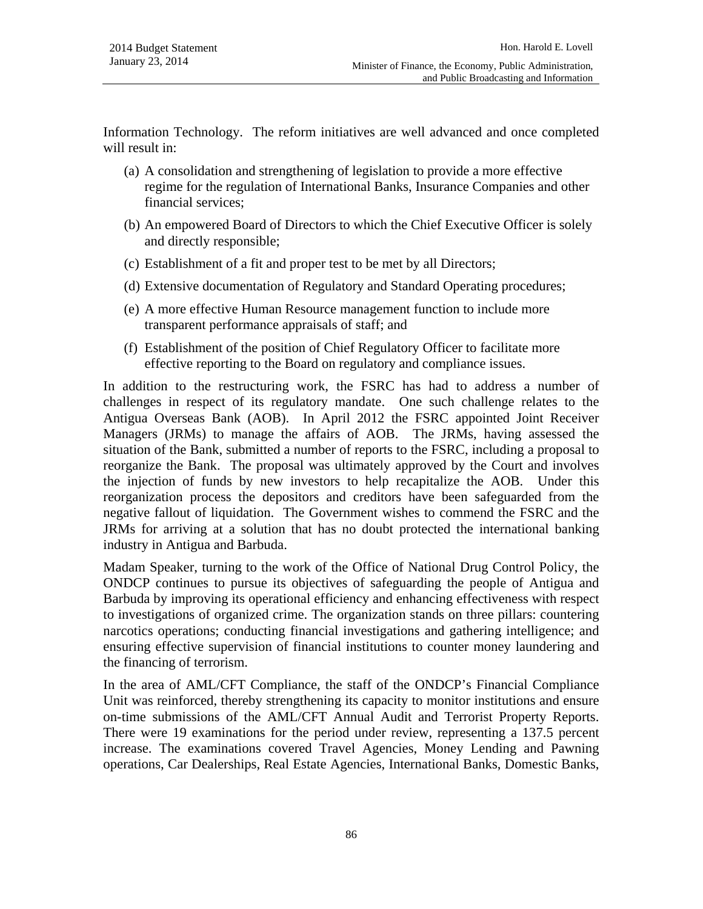Information Technology. The reform initiatives are well advanced and once completed will result in:

(a) A consolidation and strengthening of legislation to provide a more effective regime for the regulation of International Banks, Insurance Companies and other financial services;

(b) An empowered Board of Directors to which the Chief Executive Officer is solely and directly responsible;

(c) Establishment of a fit and proper test to be met by all Directors;

(d) Extensive documentation of Regulatory and Standard Operating procedures;

(e) A more effective Human Resource management function to include more transparent performance appraisals of staff; and

(f) Establishment of the position of Chief Regulatory Officer to facilitate more effective reporting to the Board on regulatory and compliance issues.

In addition to the restructuring work, the FSRC has had to address a number of challenges in respect of its regulatory mandate. One such challenge relates to the Antigua Overseas Bank (AOB). In April 2012 the FSRC appointed Joint Receiver Managers (JRMs) to manage the affairs of AOB. The JRMs, having assessed the situation of the Bank, submitted a number of reports to the FSRC, including a proposal to reorganize the Bank. The proposal was ultimately approved by the Court and involves the injection of funds by new investors to help recapitalize the AOB. Under this reorganization process the depositors and creditors have been safeguarded from the negative fallout of liquidation. The Government wishes to commend the FSRC and the JRMs for arriving at a solution that has no doubt protected the international banking industry in Antigua and Barbuda.

Madam Speaker, turning to the work of the Office of National Drug Control Policy, the ONDCP continues to pursue its objectives of safeguarding the people of Antigua and Barbuda by improving its operational efficiency and enhancing effectiveness with respect to investigations of organized crime. The organization stands on three pillars: countering narcotics operations; conducting financial investigations and gathering intelligence; and ensuring effective supervision of financial institutions to counter money laundering and the financing of terrorism.

In the area of AML/CFT Compliance, the staff of the ONDCP's Financial Compliance Unit was reinforced, thereby strengthening its capacity to monitor institutions and ensure on-time submissions of the AML/CFT Annual Audit and Terrorist Property Reports. There were 19 examinations for the period under review, representing a 137.5 percent increase. The examinations covered Travel Agencies, Money Lending and Pawning operations, Car Dealerships, Real Estate Agencies, International Banks, Domestic Banks,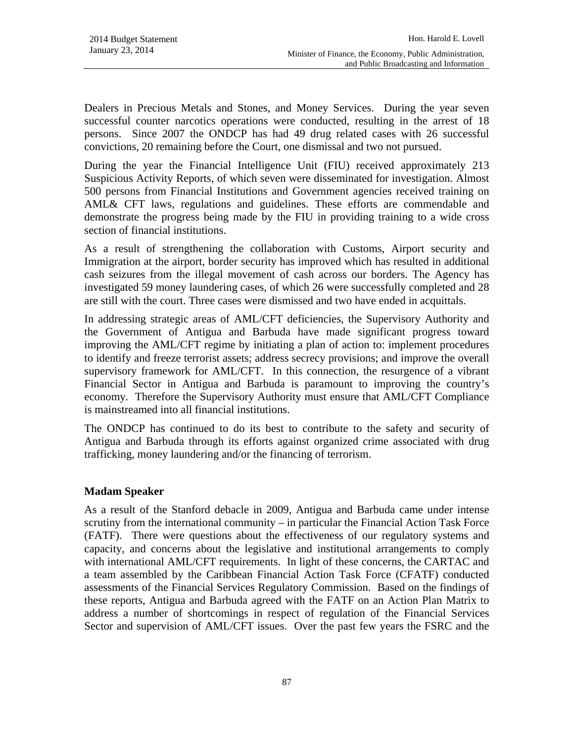Dealers in Precious Metals and Stones, and Money Services. During the year seven successful counter narcotics operations were conducted, resulting in the arrest of 18 persons. Since 2007 the ONDCP has had 49 drug related cases with 26 successful convictions, 20 remaining before the Court, one dismissal and two not pursued.

During the year the Financial Intelligence Unit (FIU) received approximately 213 Suspicious Activity Reports, of which seven were disseminated for investigation. Almost 500 persons from Financial Institutions and Government agencies received training on AML& CFT laws, regulations and guidelines. These efforts are commendable and demonstrate the progress being made by the FIU in providing training to a wide cross section of financial institutions.

As a result of strengthening the collaboration with Customs, Airport security and Immigration at the airport, border security has improved which has resulted in additional cash seizures from the illegal movement of cash across our borders. The Agency has investigated 59 money laundering cases, of which 26 were successfully completed and 28 are still with the court. Three cases were dismissed and two have ended in acquittals.

In addressing strategic areas of AML/CFT deficiencies, the Supervisory Authority and the Government of Antigua and Barbuda have made significant progress toward improving the AML/CFT regime by initiating a plan of action to: implement procedures to identify and freeze terrorist assets; address secrecy provisions; and improve the overall supervisory framework for AML/CFT. In this connection, the resurgence of a vibrant Financial Sector in Antigua and Barbuda is paramount to improving the country's economy. Therefore the Supervisory Authority must ensure that AML/CFT Compliance is mainstreamed into all financial institutions.

The ONDCP has continued to do its best to contribute to the safety and security of Antigua and Barbuda through its efforts against organized crime associated with drug trafficking, money laundering and/or the financing of terrorism.

**Madam Speaker**

As a result of the Stanford debacle in 2009, Antigua and Barbuda came under intense scrutiny from the international community – in particular the Financial Action Task Force (FATF). There were questions about the effectiveness of our regulatory systems and capacity, and concerns about the legislative and institutional arrangements to comply with international AML/CFT requirements. In light of these concerns, the CARTAC and a team assembled by the Caribbean Financial Action Task Force (CFATF) conducted assessments of the Financial Services Regulatory Commission. Based on the findings of these reports, Antigua and Barbuda agreed with the FATF on an Action Plan Matrix to address a number of shortcomings in respect of regulation of the Financial Services Sector and supervision of AML/CFT issues. Over the past few years the FSRC and the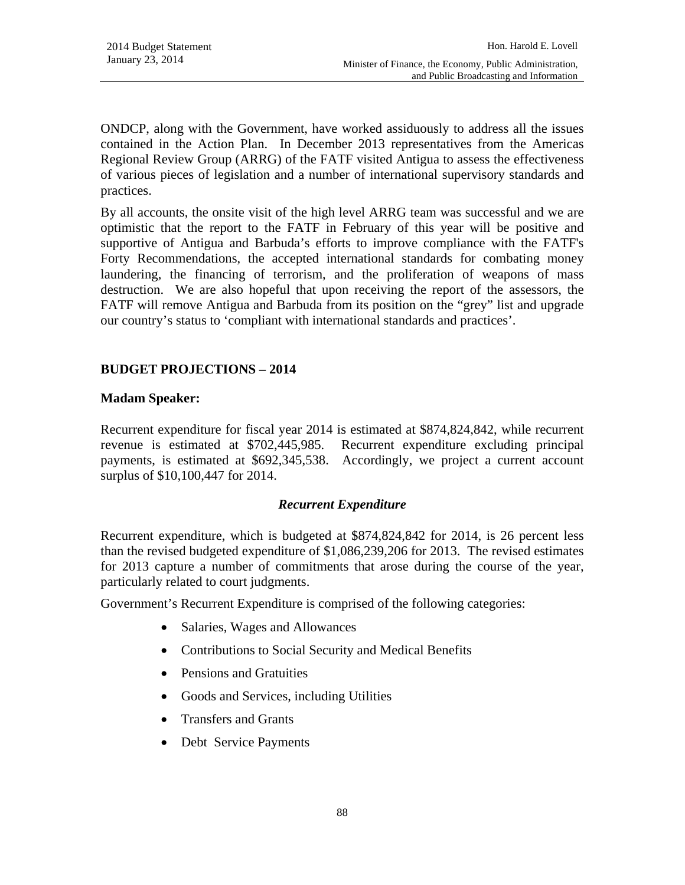ONDCP, along with the Government, have worked assiduously to address all the issues contained in the Action Plan. In December 2013 representatives from the Americas Regional Review Group (ARRG) of the FATF visited Antigua to assess the effectiveness of various pieces of legislation and a number of international supervisory standards and practices.

By all accounts, the onsite visit of the high level ARRG team was successful and we are optimistic that the report to the FATF in February of this year will be positive and supportive of Antigua and Barbuda's efforts to improve compliance with the FATF's Forty Recommendations, the accepted international standards for combating money laundering, the financing of terrorism, and the proliferation of weapons of mass destruction. We are also hopeful that upon receiving the report of the assessors, the FATF will remove Antigua and Barbuda from its position on the "grey" list and upgrade our country's status to 'compliant with international standards and practices'.

## BUDGET PROJECTIONS – 2014

**Madam Speaker:**

Recurrent expenditure for fiscal year 2014 is estimated at $874,824,842, while recurrent revenue is estimated at $702,445,985. Recurrent expenditure excluding principal payments, is estimated at $692,345,538. Accordingly, we project a current account surplus of $10,100,447 for 2014.

### *Recurrent Expenditure*

Recurrent expenditure, which is budgeted at $874,824,842 for 2014, is 26 percent less than the revised budgeted expenditure of $1,086,239,206 for 2013. The revised estimates for 2013 capture a number of commitments that arose during the course of the year, particularly related to court judgments.

Government's Recurrent Expenditure is comprised of the following categories:

- Salaries, Wages and Allowances
- Contributions to Social Security and Medical Benefits
- Pensions and Gratuities
- Goods and Services, including Utilities
- Transfers and Grants
- Debt Service Payments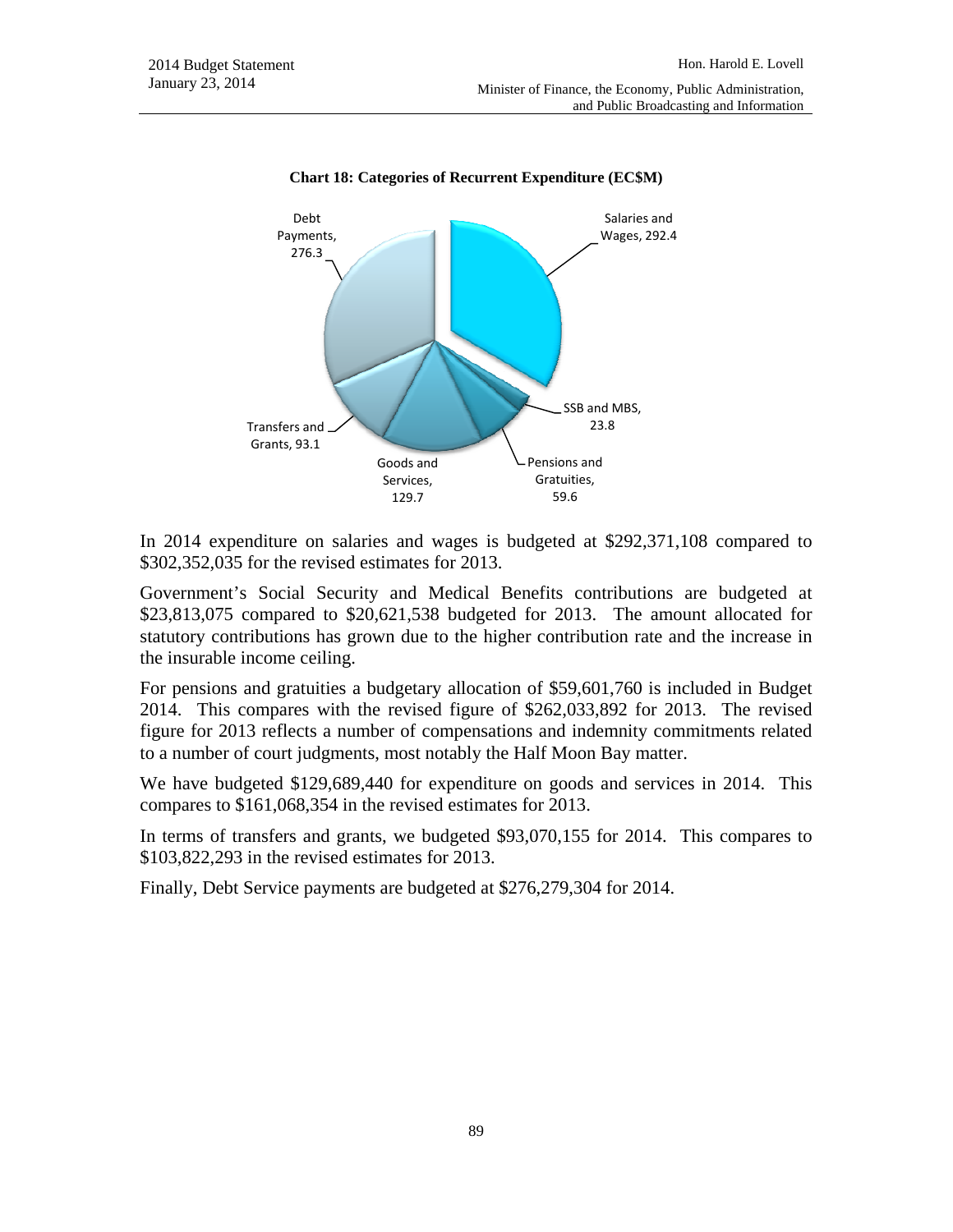**Chart 18: Categories of Recurrent Expenditure (EC$M)**

| Category | EC$M |
| --- | --- |
| Salaries and Wages | 292.4 |
| SSB and MBS | 23.8 |
| Pensions and Gratuities | 59.6 |
| Goods and Services | 129.7 |
| Transfers and Grants | 93.1 |
| Debt Payments | 276.3 |

In 2014 expenditure on salaries and wages is budgeted at $292,371,108 compared to $302,352,035 for the revised estimates for 2013.

Government's Social Security and Medical Benefits contributions are budgeted at $23,813,075 compared to $20,621,538 budgeted for 2013. The amount allocated for statutory contributions has grown due to the higher contribution rate and the increase in the insurable income ceiling.

For pensions and gratuities a budgetary allocation of $59,601,760 is included in Budget 2014. This compares with the revised figure of $262,033,892 for 2013. The revised figure for 2013 reflects a number of compensations and indemnity commitments related to a number of court judgments, most notably the Half Moon Bay matter.

We have budgeted $129,689,440 for expenditure on goods and services in 2014. This compares to $161,068,354 in the revised estimates for 2013.

In terms of transfers and grants, we budgeted $93,070,155 for 2014. This compares to $103,822,293 in the revised estimates for 2013.

Finally, Debt Service payments are budgeted at $276,279,304 for 2014.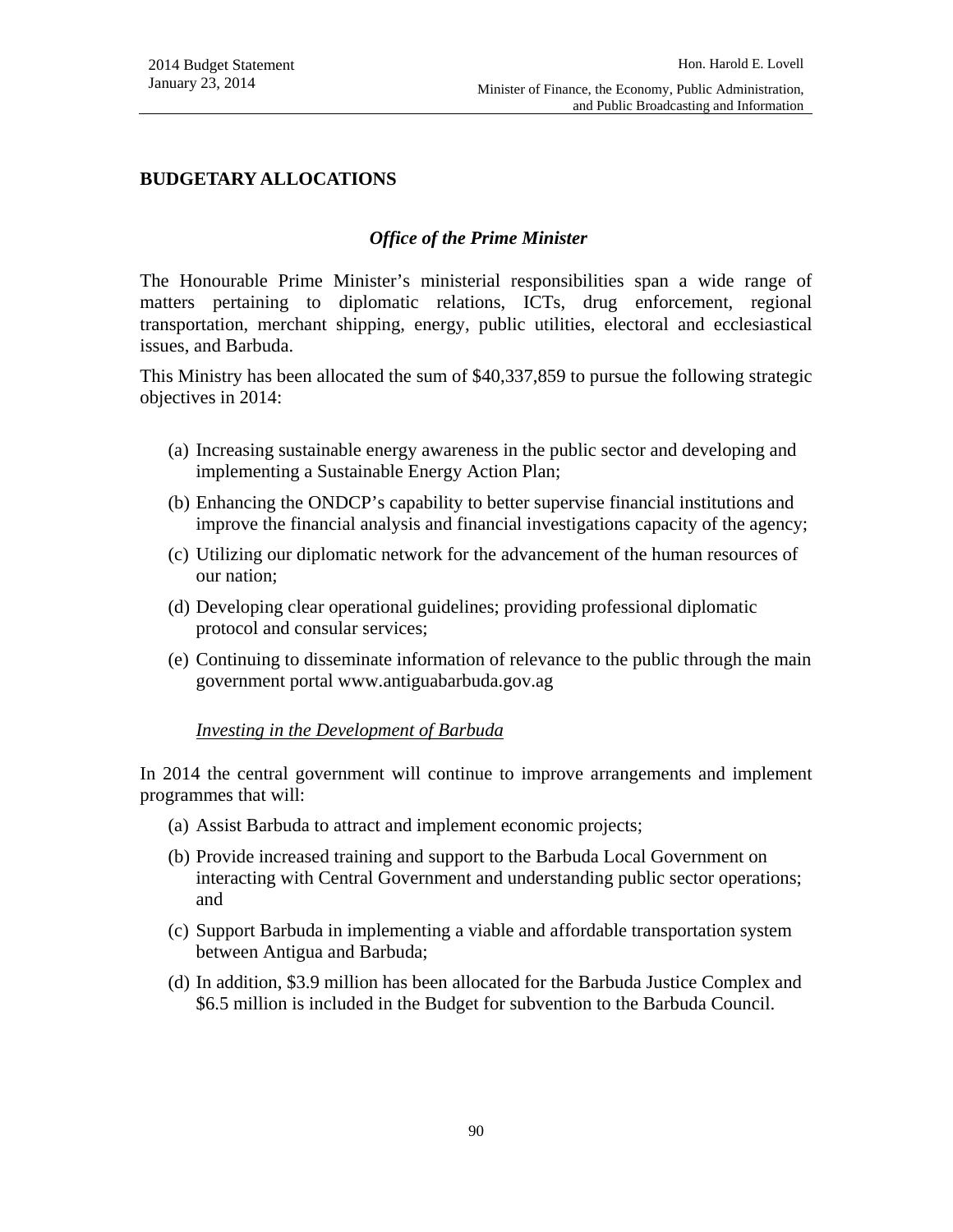## BUDGETARY ALLOCATIONS

### *Office of the Prime Minister*

The Honourable Prime Minister's ministerial responsibilities span a wide range of matters pertaining to diplomatic relations, ICTs, drug enforcement, regional transportation, merchant shipping, energy, public utilities, electoral and ecclesiastical issues, and Barbuda.

This Ministry has been allocated the sum of $40,337,859 to pursue the following strategic objectives in 2014:

(a) Increasing sustainable energy awareness in the public sector and developing and implementing a Sustainable Energy Action Plan;

(b) Enhancing the ONDCP's capability to better supervise financial institutions and improve the financial analysis and financial investigations capacity of the agency;

(c) Utilizing our diplomatic network for the advancement of the human resources of our nation;

(d) Developing clear operational guidelines; providing professional diplomatic protocol and consular services;

(e) Continuing to disseminate information of relevance to the public through the main government portal www.antiguabarbuda.gov.ag

*Investing in the Development of Barbuda*

In 2014 the central government will continue to improve arrangements and implement programmes that will:

(a) Assist Barbuda to attract and implement economic projects;

(b) Provide increased training and support to the Barbuda Local Government on interacting with Central Government and understanding public sector operations; and

(c) Support Barbuda in implementing a viable and affordable transportation system between Antigua and Barbuda;

(d) In addition, $3.9 million has been allocated for the Barbuda Justice Complex and $6.5 million is included in the Budget for subvention to the Barbuda Council.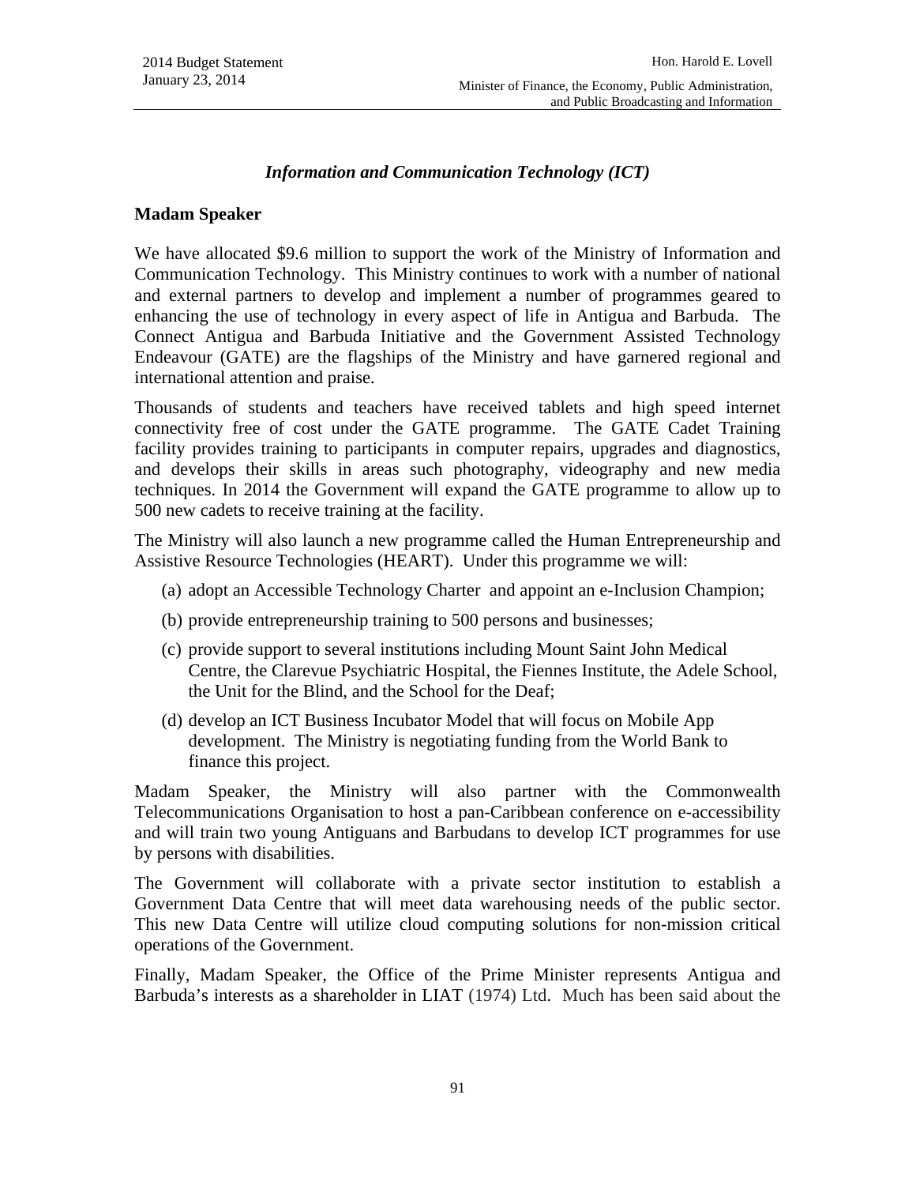### *Information and Communication Technology (ICT)*

**Madam Speaker**

We have allocated $9.6 million to support the work of the Ministry of Information and Communication Technology. This Ministry continues to work with a number of national and external partners to develop and implement a number of programmes geared to enhancing the use of technology in every aspect of life in Antigua and Barbuda. The Connect Antigua and Barbuda Initiative and the Government Assisted Technology Endeavour (GATE) are the flagships of the Ministry and have garnered regional and international attention and praise.

Thousands of students and teachers have received tablets and high speed internet connectivity free of cost under the GATE programme. The GATE Cadet Training facility provides training to participants in computer repairs, upgrades and diagnostics, and develops their skills in areas such photography, videography and new media techniques. In 2014 the Government will expand the GATE programme to allow up to 500 new cadets to receive training at the facility.

The Ministry will also launch a new programme called the Human Entrepreneurship and Assistive Resource Technologies (HEART). Under this programme we will:

(a) adopt an Accessible Technology Charter and appoint an e-Inclusion Champion;

(b) provide entrepreneurship training to 500 persons and businesses;

(c) provide support to several institutions including Mount Saint John Medical Centre, the Clarevue Psychiatric Hospital, the Fiennes Institute, the Adele School, the Unit for the Blind, and the School for the Deaf;

(d) develop an ICT Business Incubator Model that will focus on Mobile App development. The Ministry is negotiating funding from the World Bank to finance this project.

Madam Speaker, the Ministry will also partner with the Commonwealth Telecommunications Organisation to host a pan-Caribbean conference on e-accessibility and will train two young Antiguans and Barbudans to develop ICT programmes for use by persons with disabilities.

The Government will collaborate with a private sector institution to establish a Government Data Centre that will meet data warehousing needs of the public sector. This new Data Centre will utilize cloud computing solutions for non-mission critical operations of the Government.

Finally, Madam Speaker, the Office of the Prime Minister represents Antigua and Barbuda's interests as a shareholder in LIAT (1974) Ltd. Much has been said about the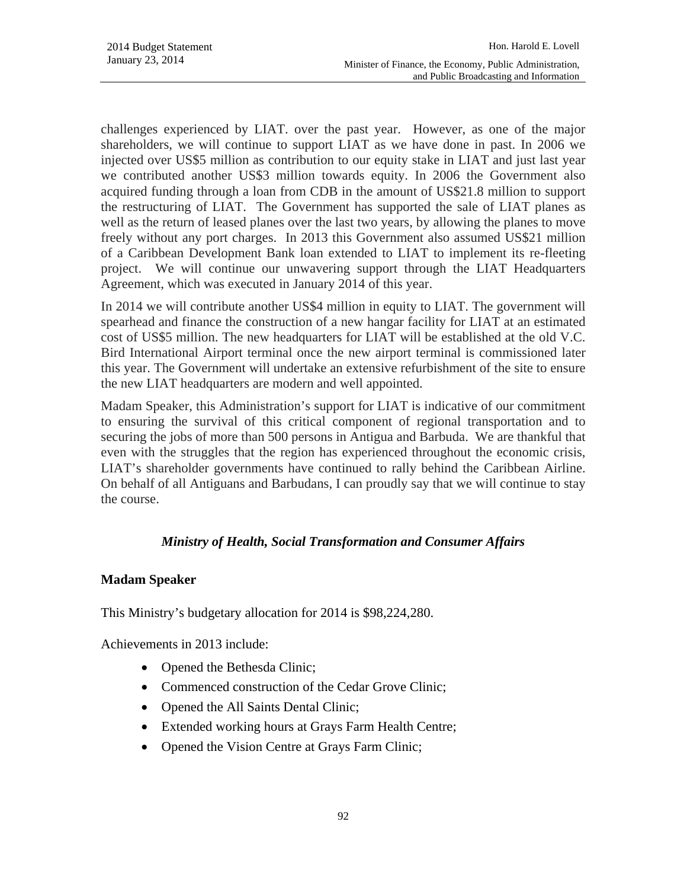challenges experienced by LIAT. over the past year. However, as one of the major shareholders, we will continue to support LIAT as we have done in past. In 2006 we injected over US$5 million as contribution to our equity stake in LIAT and just last year we contributed another US$3 million towards equity. In 2006 the Government also acquired funding through a loan from CDB in the amount of US$21.8 million to support the restructuring of LIAT. The Government has supported the sale of LIAT planes as well as the return of leased planes over the last two years, by allowing the planes to move freely without any port charges. In 2013 this Government also assumed US$21 million of a Caribbean Development Bank loan extended to LIAT to implement its re-fleeting project. We will continue our unwavering support through the LIAT Headquarters Agreement, which was executed in January 2014 of this year.

In 2014 we will contribute another US$4 million in equity to LIAT. The government will spearhead and finance the construction of a new hangar facility for LIAT at an estimated cost of US$5 million. The new headquarters for LIAT will be established at the old V.C. Bird International Airport terminal once the new airport terminal is commissioned later this year. The Government will undertake an extensive refurbishment of the site to ensure the new LIAT headquarters are modern and well appointed.

Madam Speaker, this Administration's support for LIAT is indicative of our commitment to ensuring the survival of this critical component of regional transportation and to securing the jobs of more than 500 persons in Antigua and Barbuda. We are thankful that even with the struggles that the region has experienced throughout the economic crisis, LIAT's shareholder governments have continued to rally behind the Caribbean Airline. On behalf of all Antiguans and Barbudans, I can proudly say that we will continue to stay the course.

### *Ministry of Health, Social Transformation and Consumer Affairs*

**Madam Speaker**

This Ministry's budgetary allocation for 2014 is $98,224,280.

Achievements in 2013 include:

- Opened the Bethesda Clinic;
- Commenced construction of the Cedar Grove Clinic;
- Opened the All Saints Dental Clinic;
- Extended working hours at Grays Farm Health Centre;
- Opened the Vision Centre at Grays Farm Clinic;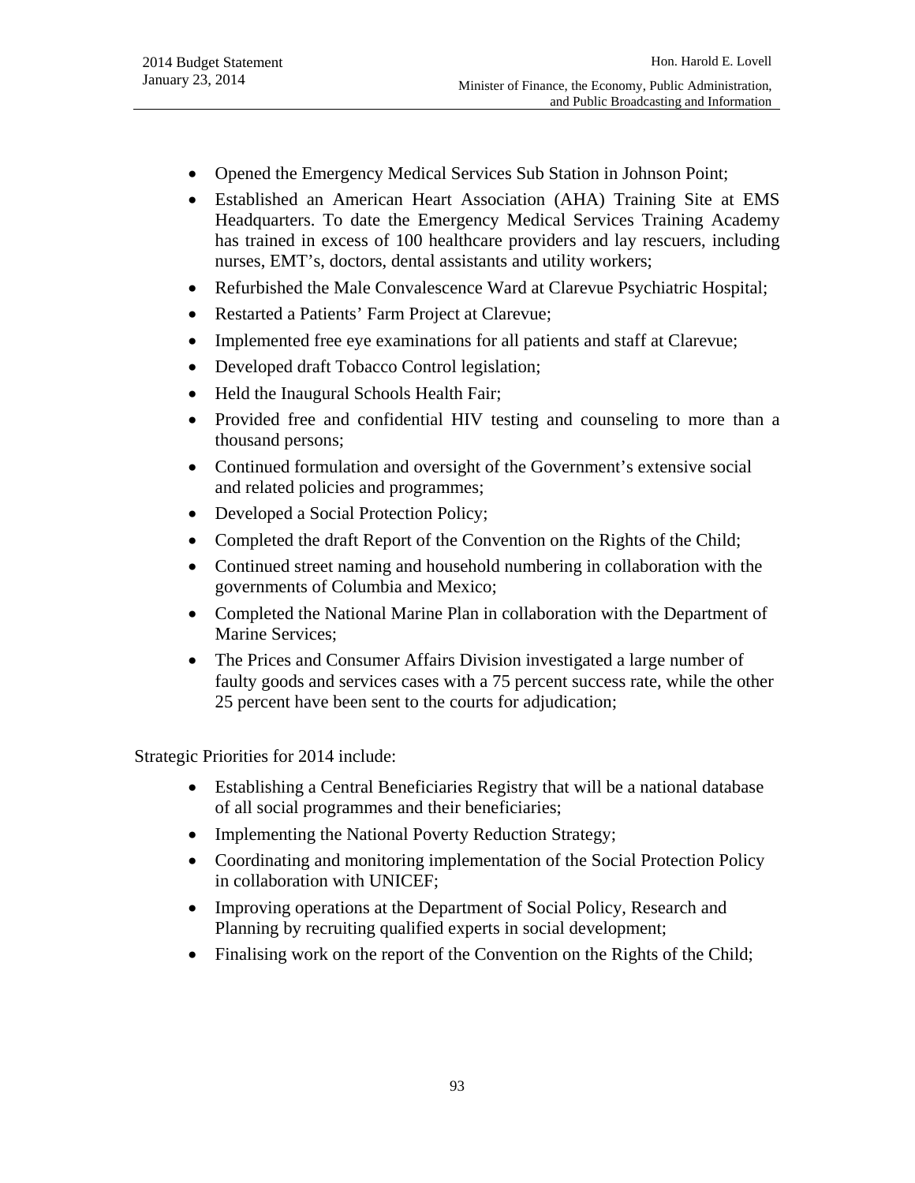- Opened the Emergency Medical Services Sub Station in Johnson Point;
- Established an American Heart Association (AHA) Training Site at EMS Headquarters. To date the Emergency Medical Services Training Academy has trained in excess of 100 healthcare providers and lay rescuers, including nurses, EMT's, doctors, dental assistants and utility workers;
- Refurbished the Male Convalescence Ward at Clarevue Psychiatric Hospital;
- Restarted a Patients' Farm Project at Clarevue;
- Implemented free eye examinations for all patients and staff at Clarevue;
- Developed draft Tobacco Control legislation;
- Held the Inaugural Schools Health Fair;
- Provided free and confidential HIV testing and counseling to more than a thousand persons;
- Continued formulation and oversight of the Government's extensive social and related policies and programmes;
- Developed a Social Protection Policy;
- Completed the draft Report of the Convention on the Rights of the Child;
- Continued street naming and household numbering in collaboration with the governments of Columbia and Mexico;
- Completed the National Marine Plan in collaboration with the Department of Marine Services;
- The Prices and Consumer Affairs Division investigated a large number of faulty goods and services cases with a 75 percent success rate, while the other 25 percent have been sent to the courts for adjudication;

Strategic Priorities for 2014 include:

- Establishing a Central Beneficiaries Registry that will be a national database of all social programmes and their beneficiaries;
- Implementing the National Poverty Reduction Strategy;
- Coordinating and monitoring implementation of the Social Protection Policy in collaboration with UNICEF;
- Improving operations at the Department of Social Policy, Research and Planning by recruiting qualified experts in social development;
- Finalising work on the report of the Convention on the Rights of the Child;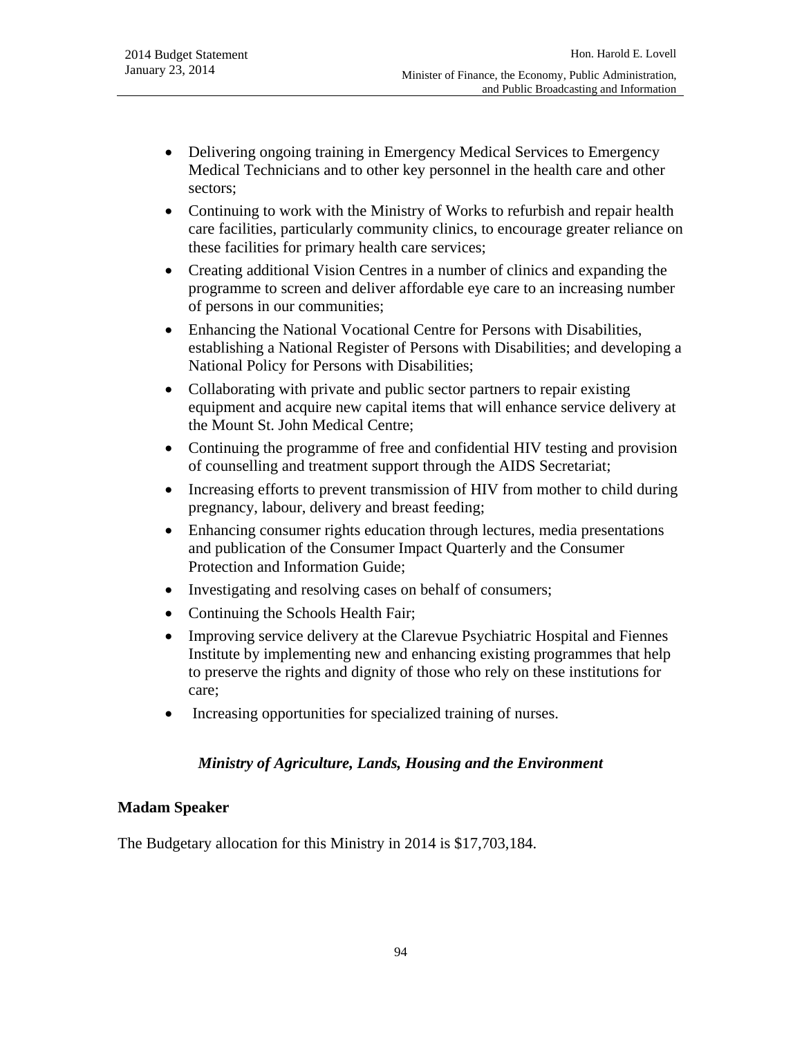- Delivering ongoing training in Emergency Medical Services to Emergency Medical Technicians and to other key personnel in the health care and other sectors;
- Continuing to work with the Ministry of Works to refurbish and repair health care facilities, particularly community clinics, to encourage greater reliance on these facilities for primary health care services;
- Creating additional Vision Centres in a number of clinics and expanding the programme to screen and deliver affordable eye care to an increasing number of persons in our communities;
- Enhancing the National Vocational Centre for Persons with Disabilities, establishing a National Register of Persons with Disabilities; and developing a National Policy for Persons with Disabilities;
- Collaborating with private and public sector partners to repair existing equipment and acquire new capital items that will enhance service delivery at the Mount St. John Medical Centre;
- Continuing the programme of free and confidential HIV testing and provision of counselling and treatment support through the AIDS Secretariat;
- Increasing efforts to prevent transmission of HIV from mother to child during pregnancy, labour, delivery and breast feeding;
- Enhancing consumer rights education through lectures, media presentations and publication of the Consumer Impact Quarterly and the Consumer Protection and Information Guide;
- Investigating and resolving cases on behalf of consumers;
- Continuing the Schools Health Fair;
- Improving service delivery at the Clarevue Psychiatric Hospital and Fiennes Institute by implementing new and enhancing existing programmes that help to preserve the rights and dignity of those who rely on these institutions for care;
- Increasing opportunities for specialized training of nurses.

### *Ministry of Agriculture, Lands, Housing and the Environment*

**Madam Speaker**

The Budgetary allocation for this Ministry in 2014 is $17,703,184.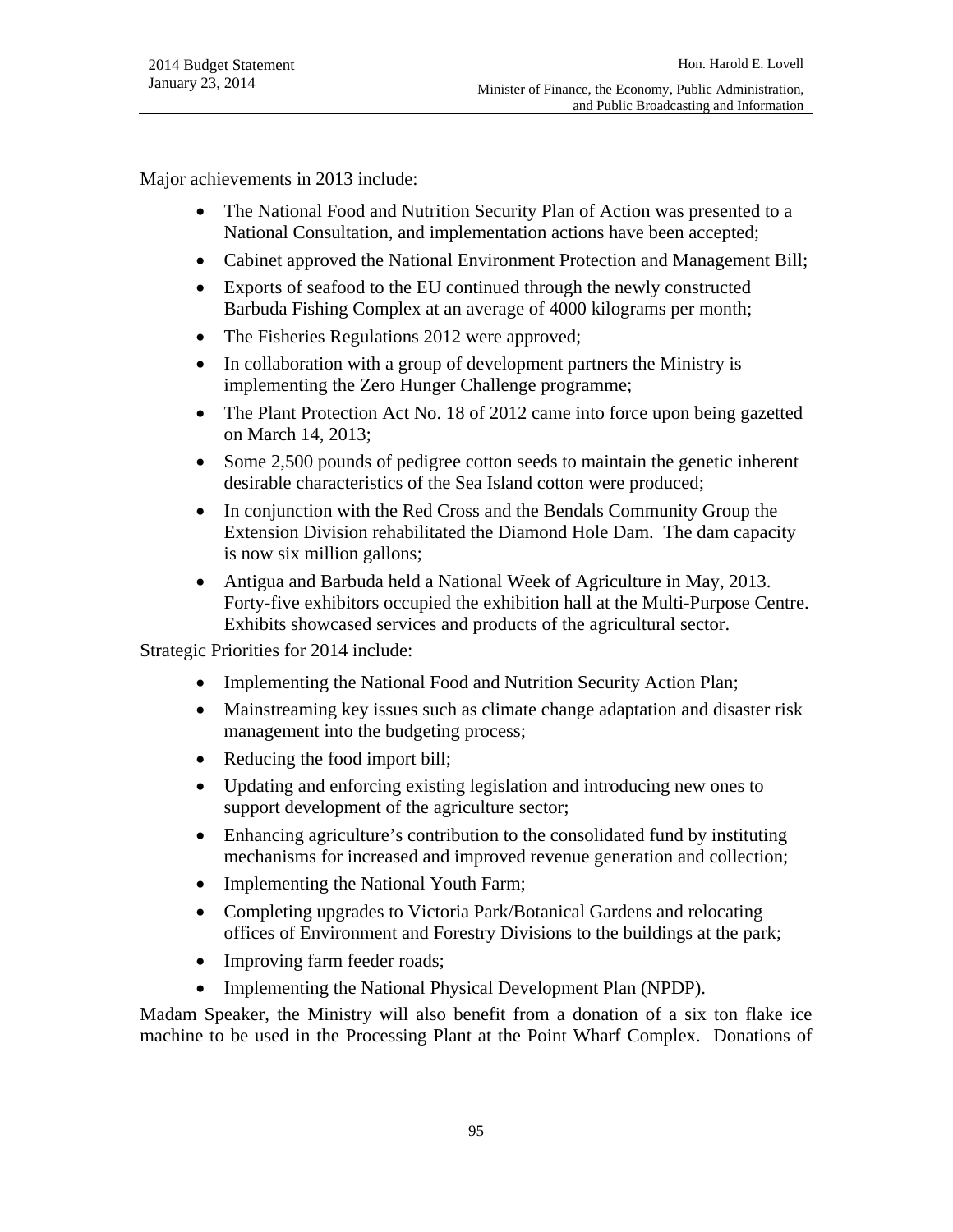Major achievements in 2013 include:

- The National Food and Nutrition Security Plan of Action was presented to a National Consultation, and implementation actions have been accepted;
- Cabinet approved the National Environment Protection and Management Bill;
- Exports of seafood to the EU continued through the newly constructed Barbuda Fishing Complex at an average of 4000 kilograms per month;
- The Fisheries Regulations 2012 were approved;
- In collaboration with a group of development partners the Ministry is implementing the Zero Hunger Challenge programme;
- The Plant Protection Act No. 18 of 2012 came into force upon being gazetted on March 14, 2013;
- Some 2,500 pounds of pedigree cotton seeds to maintain the genetic inherent desirable characteristics of the Sea Island cotton were produced;
- In conjunction with the Red Cross and the Bendals Community Group the Extension Division rehabilitated the Diamond Hole Dam. The dam capacity is now six million gallons;
- Antigua and Barbuda held a National Week of Agriculture in May, 2013. Forty-five exhibitors occupied the exhibition hall at the Multi-Purpose Centre. Exhibits showcased services and products of the agricultural sector.

Strategic Priorities for 2014 include:

- Implementing the National Food and Nutrition Security Action Plan;
- Mainstreaming key issues such as climate change adaptation and disaster risk management into the budgeting process;
- Reducing the food import bill;
- Updating and enforcing existing legislation and introducing new ones to support development of the agriculture sector;
- Enhancing agriculture's contribution to the consolidated fund by instituting mechanisms for increased and improved revenue generation and collection;
- Implementing the National Youth Farm;
- Completing upgrades to Victoria Park/Botanical Gardens and relocating offices of Environment and Forestry Divisions to the buildings at the park;
- Improving farm feeder roads;
- Implementing the National Physical Development Plan (NPDP).

Madam Speaker, the Ministry will also benefit from a donation of a six ton flake ice machine to be used in the Processing Plant at the Point Wharf Complex. Donations of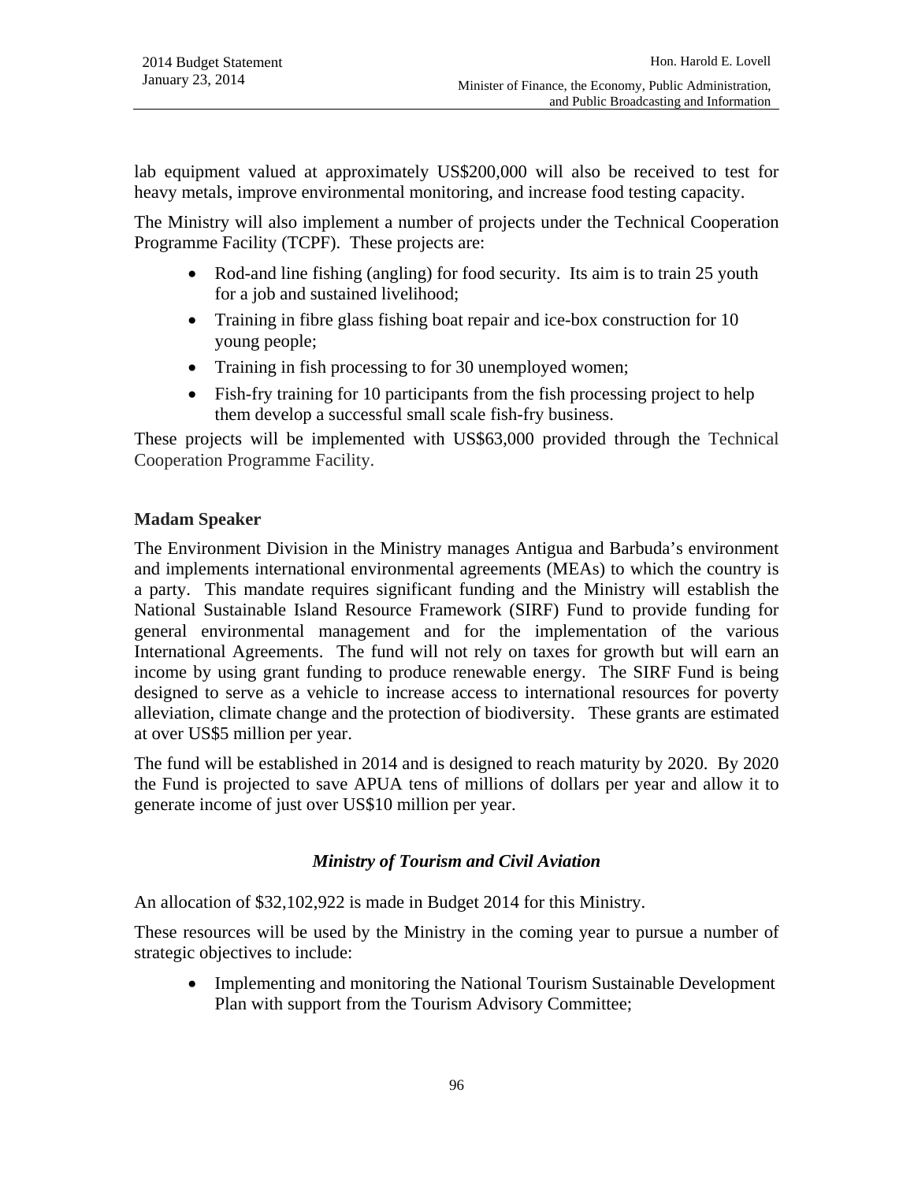lab equipment valued at approximately US$200,000 will also be received to test for heavy metals, improve environmental monitoring, and increase food testing capacity.

The Ministry will also implement a number of projects under the Technical Cooperation Programme Facility (TCPF). These projects are:

- Rod-and line fishing (angling) for food security. Its aim is to train 25 youth for a job and sustained livelihood;
- Training in fibre glass fishing boat repair and ice-box construction for 10 young people;
- Training in fish processing to for 30 unemployed women;
- Fish-fry training for 10 participants from the fish processing project to help them develop a successful small scale fish-fry business.

These projects will be implemented with US$63,000 provided through the Technical Cooperation Programme Facility.

**Madam Speaker**

The Environment Division in the Ministry manages Antigua and Barbuda's environment and implements international environmental agreements (MEAs) to which the country is a party. This mandate requires significant funding and the Ministry will establish the National Sustainable Island Resource Framework (SIRF) Fund to provide funding for general environmental management and for the implementation of the various International Agreements. The fund will not rely on taxes for growth but will earn an income by using grant funding to produce renewable energy. The SIRF Fund is being designed to serve as a vehicle to increase access to international resources for poverty alleviation, climate change and the protection of biodiversity. These grants are estimated at over US$5 million per year.

The fund will be established in 2014 and is designed to reach maturity by 2020. By 2020 the Fund is projected to save APUA tens of millions of dollars per year and allow it to generate income of just over US$10 million per year.

### *Ministry of Tourism and Civil Aviation*

An allocation of $32,102,922 is made in Budget 2014 for this Ministry.

These resources will be used by the Ministry in the coming year to pursue a number of strategic objectives to include:

- Implementing and monitoring the National Tourism Sustainable Development Plan with support from the Tourism Advisory Committee;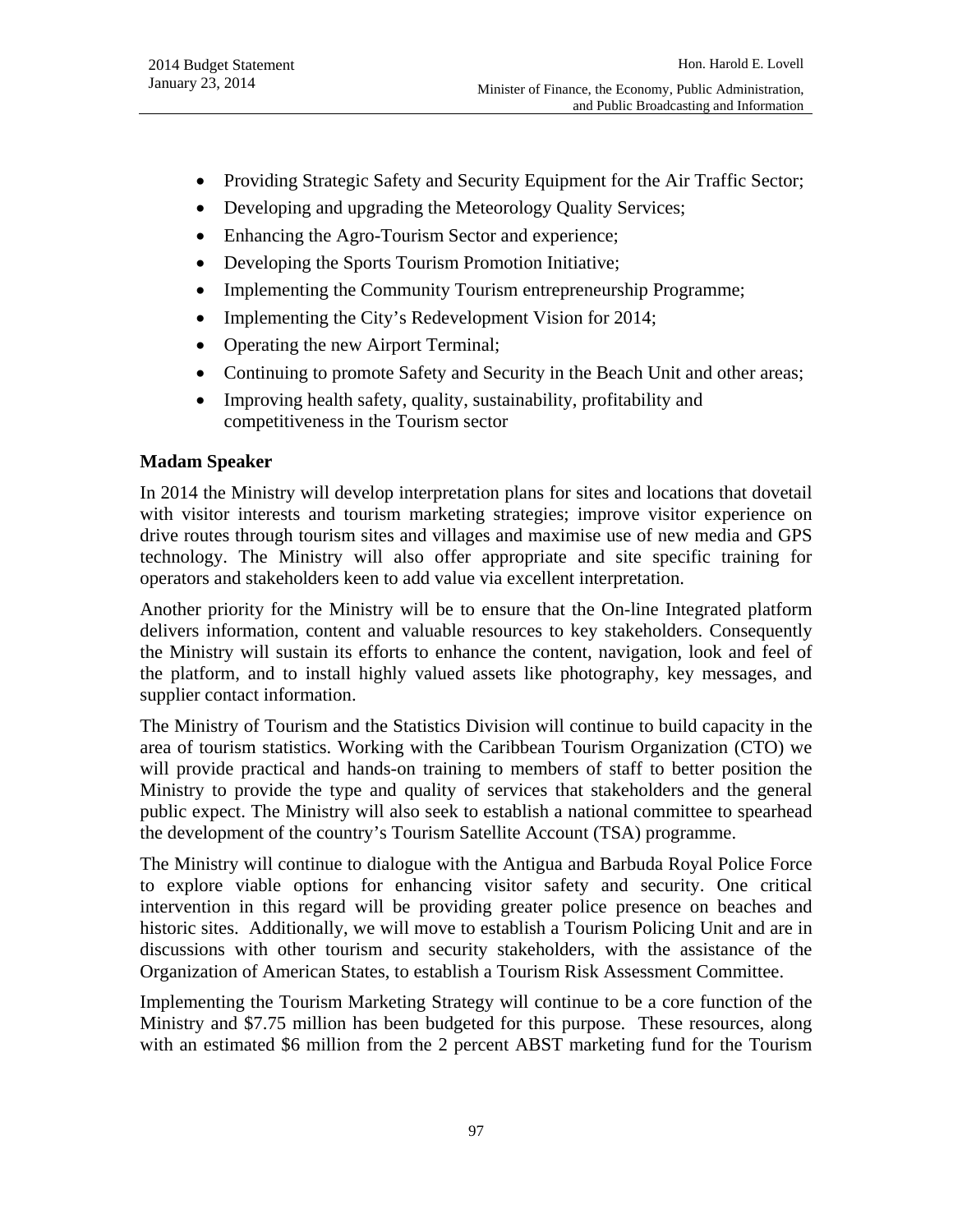- Providing Strategic Safety and Security Equipment for the Air Traffic Sector;
- Developing and upgrading the Meteorology Quality Services;
- Enhancing the Agro-Tourism Sector and experience;
- Developing the Sports Tourism Promotion Initiative;
- Implementing the Community Tourism entrepreneurship Programme;
- Implementing the City's Redevelopment Vision for 2014;
- Operating the new Airport Terminal;
- Continuing to promote Safety and Security in the Beach Unit and other areas;
- Improving health safety, quality, sustainability, profitability and competitiveness in the Tourism sector

**Madam Speaker**

In 2014 the Ministry will develop interpretation plans for sites and locations that dovetail with visitor interests and tourism marketing strategies; improve visitor experience on drive routes through tourism sites and villages and maximise use of new media and GPS technology. The Ministry will also offer appropriate and site specific training for operators and stakeholders keen to add value via excellent interpretation.

Another priority for the Ministry will be to ensure that the On-line Integrated platform delivers information, content and valuable resources to key stakeholders. Consequently the Ministry will sustain its efforts to enhance the content, navigation, look and feel of the platform, and to install highly valued assets like photography, key messages, and supplier contact information.

The Ministry of Tourism and the Statistics Division will continue to build capacity in the area of tourism statistics. Working with the Caribbean Tourism Organization (CTO) we will provide practical and hands-on training to members of staff to better position the Ministry to provide the type and quality of services that stakeholders and the general public expect. The Ministry will also seek to establish a national committee to spearhead the development of the country's Tourism Satellite Account (TSA) programme.

The Ministry will continue to dialogue with the Antigua and Barbuda Royal Police Force to explore viable options for enhancing visitor safety and security. One critical intervention in this regard will be providing greater police presence on beaches and historic sites. Additionally, we will move to establish a Tourism Policing Unit and are in discussions with other tourism and security stakeholders, with the assistance of the Organization of American States, to establish a Tourism Risk Assessment Committee.

Implementing the Tourism Marketing Strategy will continue to be a core function of the Ministry and $7.75 million has been budgeted for this purpose. These resources, along with an estimated $6 million from the 2 percent ABST marketing fund for the Tourism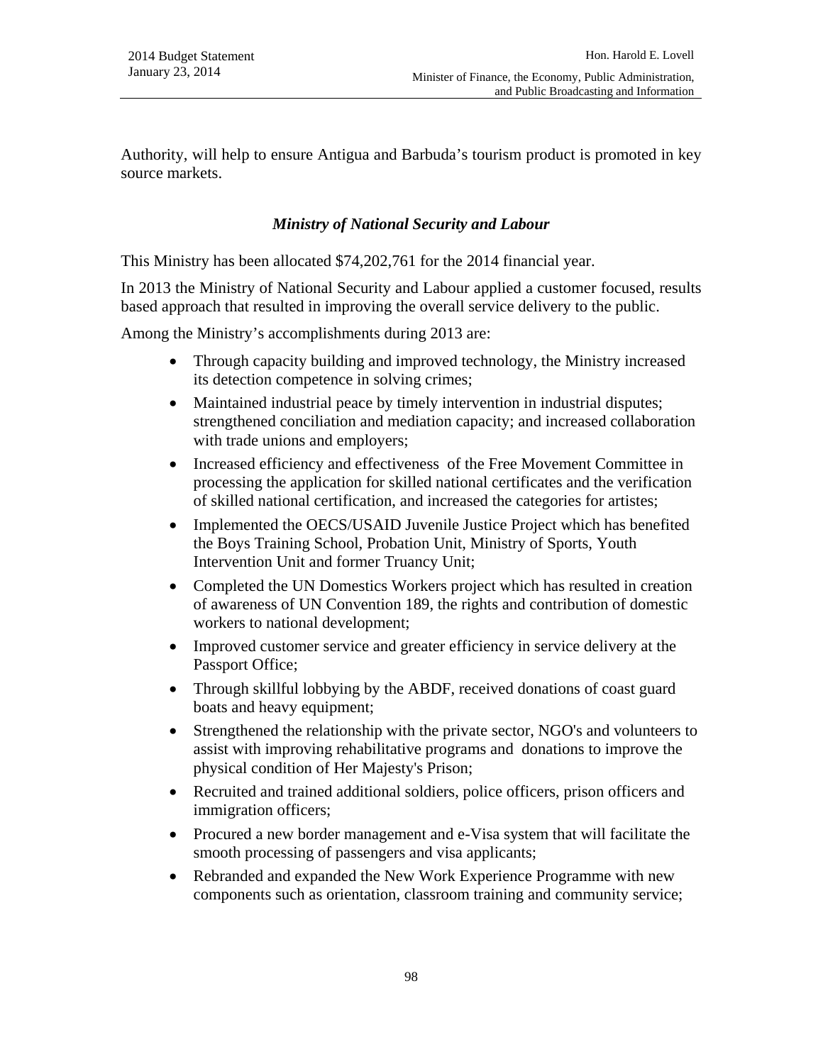Authority, will help to ensure Antigua and Barbuda's tourism product is promoted in key source markets.

### *Ministry of National Security and Labour*

This Ministry has been allocated $74,202,761 for the 2014 financial year.

In 2013 the Ministry of National Security and Labour applied a customer focused, results based approach that resulted in improving the overall service delivery to the public.

Among the Ministry's accomplishments during 2013 are:

- Through capacity building and improved technology, the Ministry increased its detection competence in solving crimes;
- Maintained industrial peace by timely intervention in industrial disputes; strengthened conciliation and mediation capacity; and increased collaboration with trade unions and employers;
- Increased efficiency and effectiveness of the Free Movement Committee in processing the application for skilled national certificates and the verification of skilled national certification, and increased the categories for artistes;
- Implemented the OECS/USAID Juvenile Justice Project which has benefited the Boys Training School, Probation Unit, Ministry of Sports, Youth Intervention Unit and former Truancy Unit;
- Completed the UN Domestics Workers project which has resulted in creation of awareness of UN Convention 189, the rights and contribution of domestic workers to national development;
- Improved customer service and greater efficiency in service delivery at the Passport Office;
- Through skillful lobbying by the ABDF, received donations of coast guard boats and heavy equipment;
- Strengthened the relationship with the private sector, NGO's and volunteers to assist with improving rehabilitative programs and donations to improve the physical condition of Her Majesty's Prison;
- Recruited and trained additional soldiers, police officers, prison officers and immigration officers;
- Procured a new border management and e-Visa system that will facilitate the smooth processing of passengers and visa applicants;
- Rebranded and expanded the New Work Experience Programme with new components such as orientation, classroom training and community service;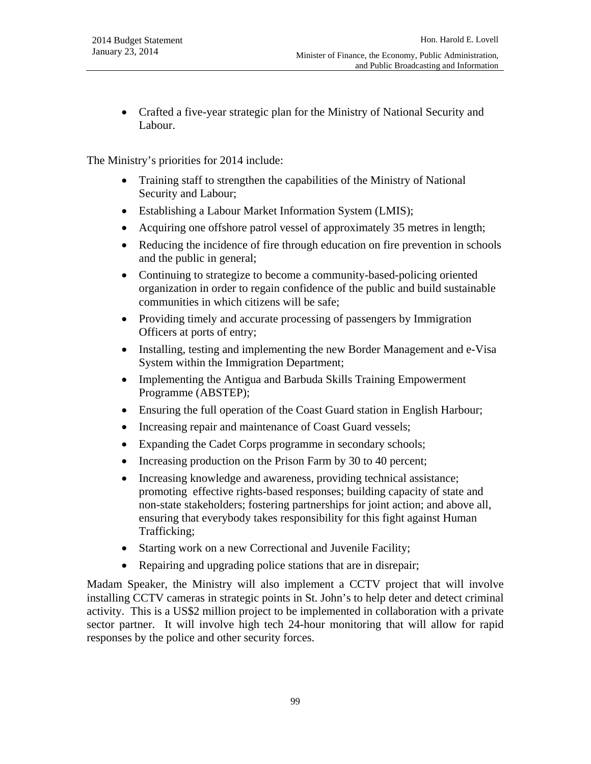- Crafted a five-year strategic plan for the Ministry of National Security and Labour.

The Ministry's priorities for 2014 include:

- Training staff to strengthen the capabilities of the Ministry of National Security and Labour;
- Establishing a Labour Market Information System (LMIS);
- Acquiring one offshore patrol vessel of approximately 35 metres in length;
- Reducing the incidence of fire through education on fire prevention in schools and the public in general;
- Continuing to strategize to become a community-based-policing oriented organization in order to regain confidence of the public and build sustainable communities in which citizens will be safe;
- Providing timely and accurate processing of passengers by Immigration Officers at ports of entry;
- Installing, testing and implementing the new Border Management and e-Visa System within the Immigration Department;
- Implementing the Antigua and Barbuda Skills Training Empowerment Programme (ABSTEP);
- Ensuring the full operation of the Coast Guard station in English Harbour;
- Increasing repair and maintenance of Coast Guard vessels;
- Expanding the Cadet Corps programme in secondary schools;
- Increasing production on the Prison Farm by 30 to 40 percent;
- Increasing knowledge and awareness, providing technical assistance; promoting effective rights-based responses; building capacity of state and non-state stakeholders; fostering partnerships for joint action; and above all, ensuring that everybody takes responsibility for this fight against Human Trafficking;
- Starting work on a new Correctional and Juvenile Facility;
- Repairing and upgrading police stations that are in disrepair;

Madam Speaker, the Ministry will also implement a CCTV project that will involve installing CCTV cameras in strategic points in St. John's to help deter and detect criminal activity. This is a US$2 million project to be implemented in collaboration with a private sector partner. It will involve high tech 24-hour monitoring that will allow for rapid responses by the police and other security forces.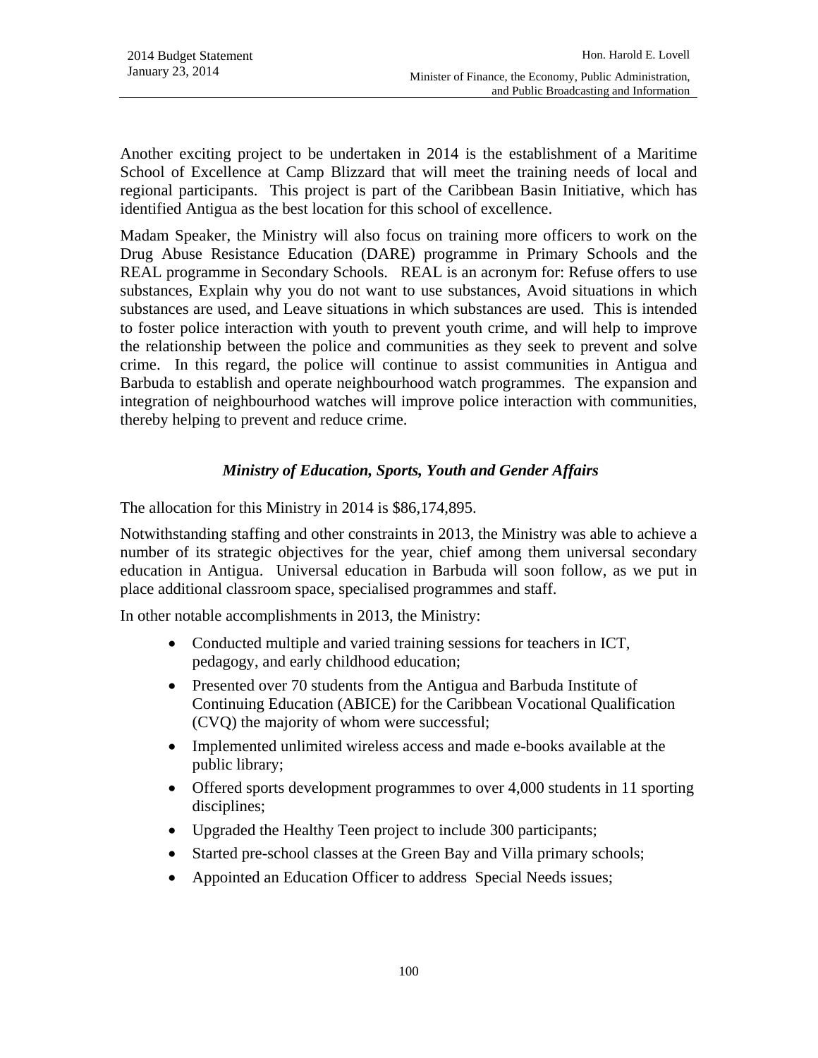Another exciting project to be undertaken in 2014 is the establishment of a Maritime School of Excellence at Camp Blizzard that will meet the training needs of local and regional participants. This project is part of the Caribbean Basin Initiative, which has identified Antigua as the best location for this school of excellence.

Madam Speaker, the Ministry will also focus on training more officers to work on the Drug Abuse Resistance Education (DARE) programme in Primary Schools and the REAL programme in Secondary Schools. REAL is an acronym for: Refuse offers to use substances, Explain why you do not want to use substances, Avoid situations in which substances are used, and Leave situations in which substances are used. This is intended to foster police interaction with youth to prevent youth crime, and will help to improve the relationship between the police and communities as they seek to prevent and solve crime. In this regard, the police will continue to assist communities in Antigua and Barbuda to establish and operate neighbourhood watch programmes. The expansion and integration of neighbourhood watches will improve police interaction with communities, thereby helping to prevent and reduce crime.

### *Ministry of Education, Sports, Youth and Gender Affairs*

The allocation for this Ministry in 2014 is $86,174,895.

Notwithstanding staffing and other constraints in 2013, the Ministry was able to achieve a number of its strategic objectives for the year, chief among them universal secondary education in Antigua. Universal education in Barbuda will soon follow, as we put in place additional classroom space, specialised programmes and staff.

In other notable accomplishments in 2013, the Ministry:

- Conducted multiple and varied training sessions for teachers in ICT, pedagogy, and early childhood education;
- Presented over 70 students from the Antigua and Barbuda Institute of Continuing Education (ABICE) for the Caribbean Vocational Qualification (CVQ) the majority of whom were successful;
- Implemented unlimited wireless access and made e-books available at the public library;
- Offered sports development programmes to over 4,000 students in 11 sporting disciplines;
- Upgraded the Healthy Teen project to include 300 participants;
- Started pre-school classes at the Green Bay and Villa primary schools;
- Appointed an Education Officer to address Special Needs issues;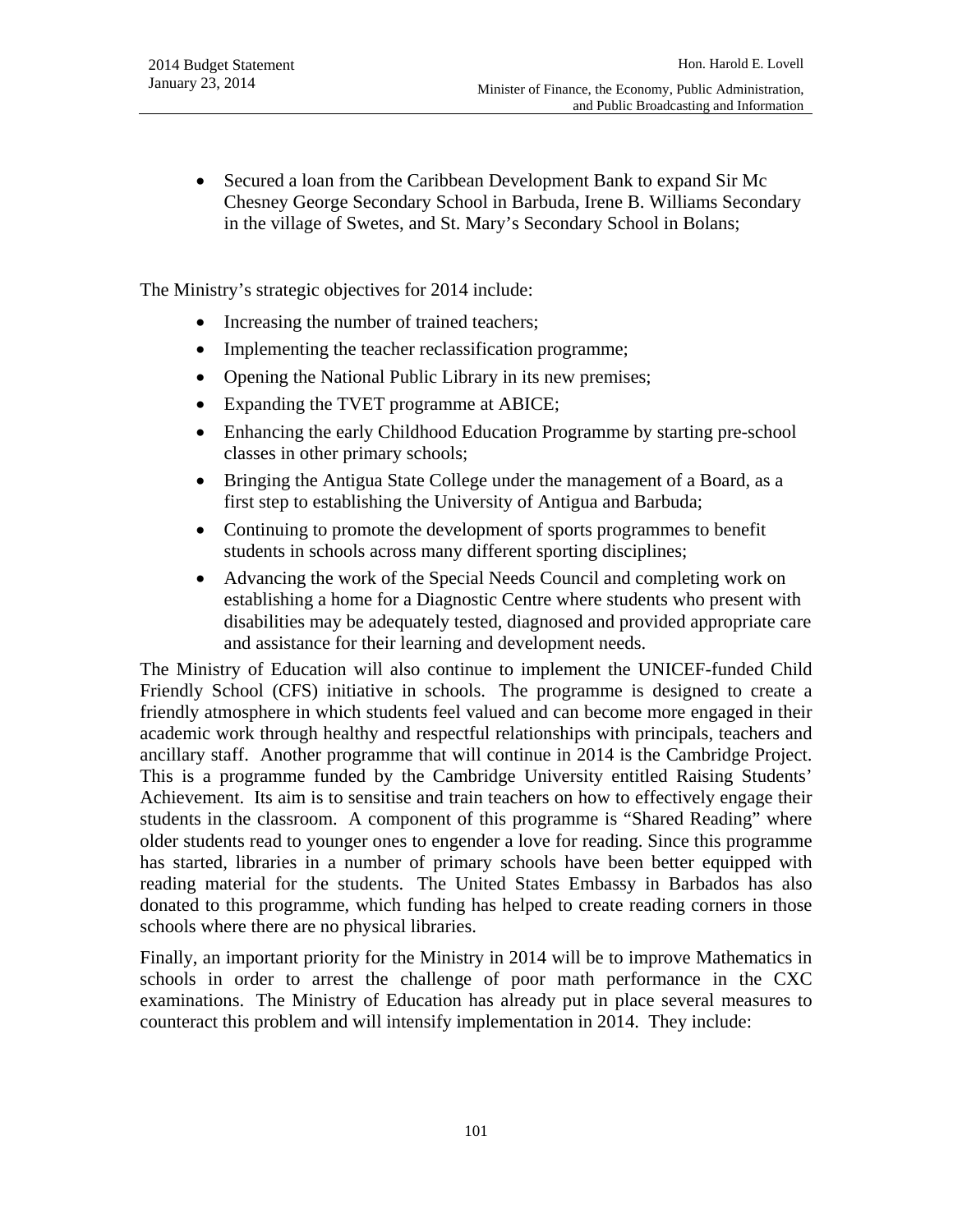- Secured a loan from the Caribbean Development Bank to expand Sir Mc Chesney George Secondary School in Barbuda, Irene B. Williams Secondary in the village of Swetes, and St. Mary's Secondary School in Bolans;

The Ministry's strategic objectives for 2014 include:

- Increasing the number of trained teachers;
- Implementing the teacher reclassification programme;
- Opening the National Public Library in its new premises;
- Expanding the TVET programme at ABICE;
- Enhancing the early Childhood Education Programme by starting pre-school classes in other primary schools;
- Bringing the Antigua State College under the management of a Board, as a first step to establishing the University of Antigua and Barbuda;
- Continuing to promote the development of sports programmes to benefit students in schools across many different sporting disciplines;
- Advancing the work of the Special Needs Council and completing work on establishing a home for a Diagnostic Centre where students who present with disabilities may be adequately tested, diagnosed and provided appropriate care and assistance for their learning and development needs.

The Ministry of Education will also continue to implement the UNICEF-funded Child Friendly School (CFS) initiative in schools. The programme is designed to create a friendly atmosphere in which students feel valued and can become more engaged in their academic work through healthy and respectful relationships with principals, teachers and ancillary staff. Another programme that will continue in 2014 is the Cambridge Project. This is a programme funded by the Cambridge University entitled Raising Students' Achievement. Its aim is to sensitise and train teachers on how to effectively engage their students in the classroom. A component of this programme is "Shared Reading" where older students read to younger ones to engender a love for reading. Since this programme has started, libraries in a number of primary schools have been better equipped with reading material for the students. The United States Embassy in Barbados has also donated to this programme, which funding has helped to create reading corners in those schools where there are no physical libraries.

Finally, an important priority for the Ministry in 2014 will be to improve Mathematics in schools in order to arrest the challenge of poor math performance in the CXC examinations. The Ministry of Education has already put in place several measures to counteract this problem and will intensify implementation in 2014. They include: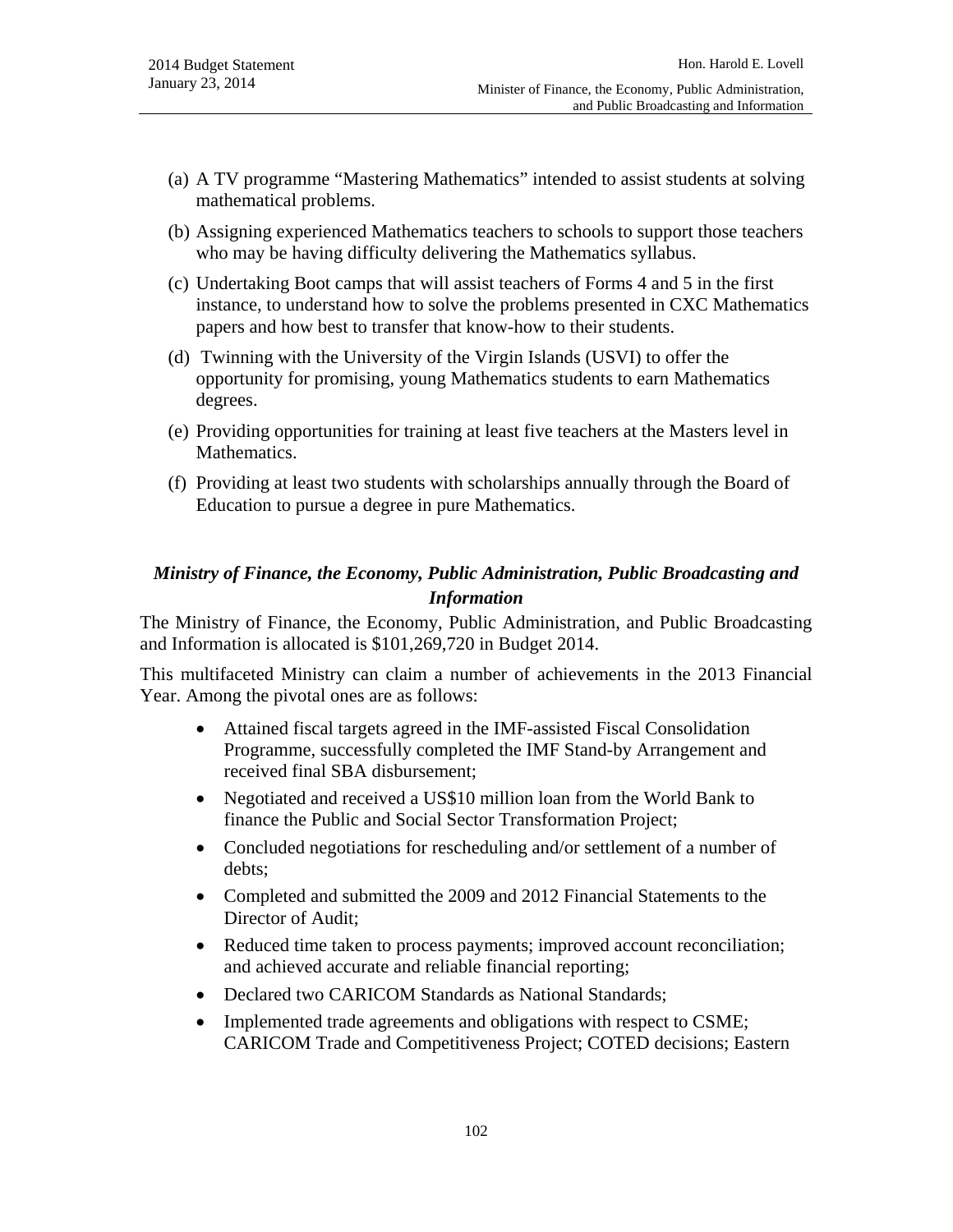(a) A TV programme "Mastering Mathematics" intended to assist students at solving mathematical problems.

(b) Assigning experienced Mathematics teachers to schools to support those teachers who may be having difficulty delivering the Mathematics syllabus.

(c) Undertaking Boot camps that will assist teachers of Forms 4 and 5 in the first instance, to understand how to solve the problems presented in CXC Mathematics papers and how best to transfer that know-how to their students.

(d) Twinning with the University of the Virgin Islands (USVI) to offer the opportunity for promising, young Mathematics students to earn Mathematics degrees.

(e) Providing opportunities for training at least five teachers at the Masters level in Mathematics.

(f) Providing at least two students with scholarships annually through the Board of Education to pursue a degree in pure Mathematics.

### *Ministry of Finance, the Economy, Public Administration, Public Broadcasting and Information*

The Ministry of Finance, the Economy, Public Administration, and Public Broadcasting and Information is allocated is $101,269,720 in Budget 2014.

This multifaceted Ministry can claim a number of achievements in the 2013 Financial Year. Among the pivotal ones are as follows:

- Attained fiscal targets agreed in the IMF-assisted Fiscal Consolidation Programme, successfully completed the IMF Stand-by Arrangement and received final SBA disbursement;
- Negotiated and received a US$10 million loan from the World Bank to finance the Public and Social Sector Transformation Project;
- Concluded negotiations for rescheduling and/or settlement of a number of debts;
- Completed and submitted the 2009 and 2012 Financial Statements to the Director of Audit;
- Reduced time taken to process payments; improved account reconciliation; and achieved accurate and reliable financial reporting;
- Declared two CARICOM Standards as National Standards;
- Implemented trade agreements and obligations with respect to CSME; CARICOM Trade and Competitiveness Project; COTED decisions; Eastern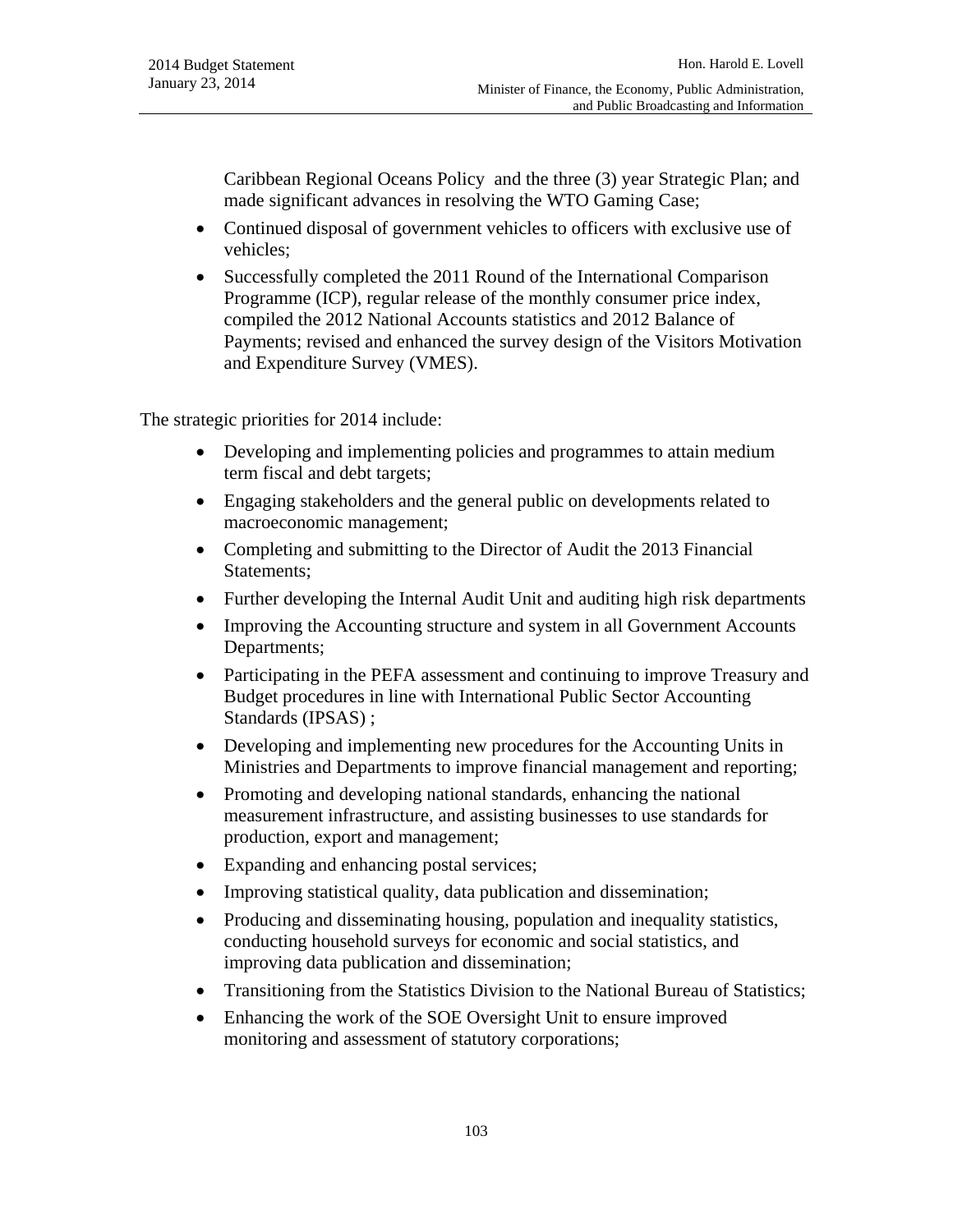Caribbean Regional Oceans Policy  and the three (3) year Strategic Plan; and made significant advances in resolving the WTO Gaming Case;

- Continued disposal of government vehicles to officers with exclusive use of vehicles;
- Successfully completed the 2011 Round of the International Comparison Programme (ICP), regular release of the monthly consumer price index, compiled the 2012 National Accounts statistics and 2012 Balance of Payments; revised and enhanced the survey design of the Visitors Motivation and Expenditure Survey (VMES).

The strategic priorities for 2014 include:

- Developing and implementing policies and programmes to attain medium term fiscal and debt targets;
- Engaging stakeholders and the general public on developments related to macroeconomic management;
- Completing and submitting to the Director of Audit the 2013 Financial Statements;
- Further developing the Internal Audit Unit and auditing high risk departments
- Improving the Accounting structure and system in all Government Accounts Departments;
- Participating in the PEFA assessment and continuing to improve Treasury and Budget procedures in line with International Public Sector Accounting Standards (IPSAS) ;
- Developing and implementing new procedures for the Accounting Units in Ministries and Departments to improve financial management and reporting;
- Promoting and developing national standards, enhancing the national measurement infrastructure, and assisting businesses to use standards for production, export and management;
- Expanding and enhancing postal services;
- Improving statistical quality, data publication and dissemination;
- Producing and disseminating housing, population and inequality statistics, conducting household surveys for economic and social statistics, and improving data publication and dissemination;
- Transitioning from the Statistics Division to the National Bureau of Statistics;
- Enhancing the work of the SOE Oversight Unit to ensure improved monitoring and assessment of statutory corporations;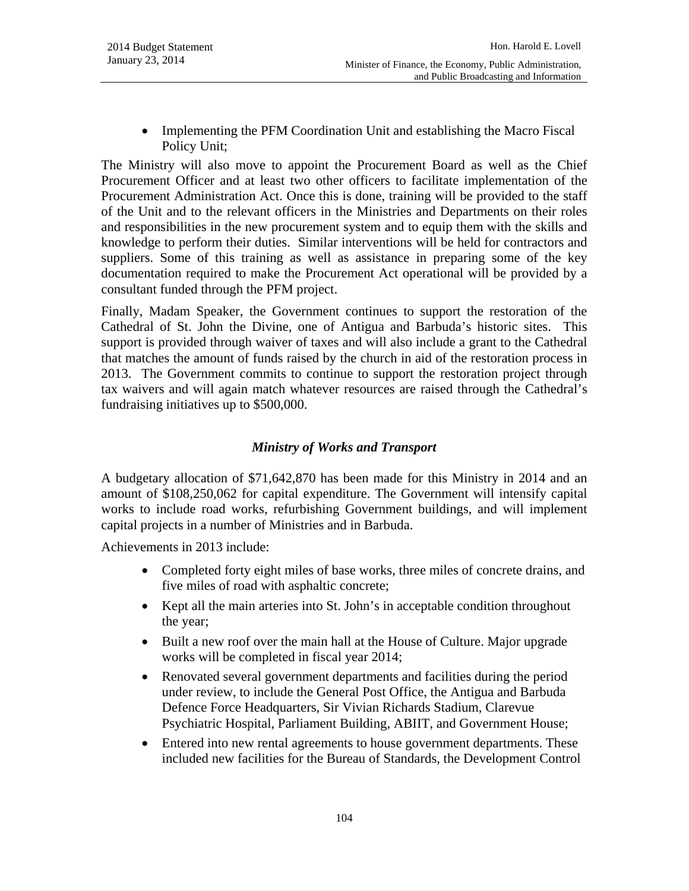- Implementing the PFM Coordination Unit and establishing the Macro Fiscal Policy Unit;

The Ministry will also move to appoint the Procurement Board as well as the Chief Procurement Officer and at least two other officers to facilitate implementation of the Procurement Administration Act. Once this is done, training will be provided to the staff of the Unit and to the relevant officers in the Ministries and Departments on their roles and responsibilities in the new procurement system and to equip them with the skills and knowledge to perform their duties. Similar interventions will be held for contractors and suppliers. Some of this training as well as assistance in preparing some of the key documentation required to make the Procurement Act operational will be provided by a consultant funded through the PFM project.

Finally, Madam Speaker, the Government continues to support the restoration of the Cathedral of St. John the Divine, one of Antigua and Barbuda's historic sites. This support is provided through waiver of taxes and will also include a grant to the Cathedral that matches the amount of funds raised by the church in aid of the restoration process in 2013. The Government commits to continue to support the restoration project through tax waivers and will again match whatever resources are raised through the Cathedral's fundraising initiatives up to $500,000.

### *Ministry of Works and Transport*

A budgetary allocation of $71,642,870 has been made for this Ministry in 2014 and an amount of $108,250,062 for capital expenditure. The Government will intensify capital works to include road works, refurbishing Government buildings, and will implement capital projects in a number of Ministries and in Barbuda.

Achievements in 2013 include:

- Completed forty eight miles of base works, three miles of concrete drains, and five miles of road with asphaltic concrete;
- Kept all the main arteries into St. John's in acceptable condition throughout the year;
- Built a new roof over the main hall at the House of Culture. Major upgrade works will be completed in fiscal year 2014;
- Renovated several government departments and facilities during the period under review, to include the General Post Office, the Antigua and Barbuda Defence Force Headquarters, Sir Vivian Richards Stadium, Clarevue Psychiatric Hospital, Parliament Building, ABIIT, and Government House;
- Entered into new rental agreements to house government departments. These included new facilities for the Bureau of Standards, the Development Control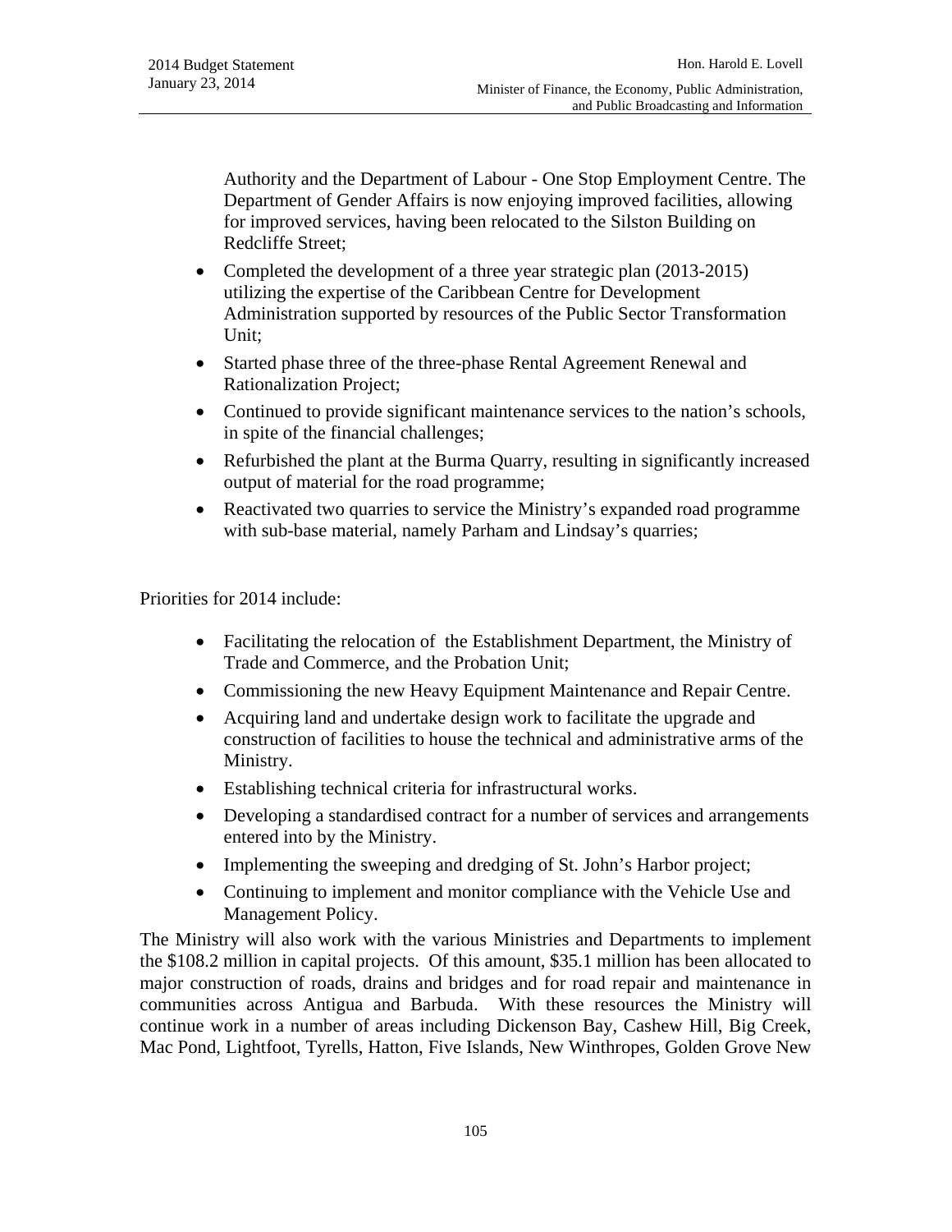Authority and the Department of Labour - One Stop Employment Centre. The Department of Gender Affairs is now enjoying improved facilities, allowing for improved services, having been relocated to the Silston Building on Redcliffe Street;

- Completed the development of a three year strategic plan (2013-2015) utilizing the expertise of the Caribbean Centre for Development Administration supported by resources of the Public Sector Transformation Unit;
- Started phase three of the three-phase Rental Agreement Renewal and Rationalization Project;
- Continued to provide significant maintenance services to the nation's schools, in spite of the financial challenges;
- Refurbished the plant at the Burma Quarry, resulting in significantly increased output of material for the road programme;
- Reactivated two quarries to service the Ministry's expanded road programme with sub-base material, namely Parham and Lindsay's quarries;

Priorities for 2014 include:

- Facilitating the relocation of the Establishment Department, the Ministry of Trade and Commerce, and the Probation Unit;
- Commissioning the new Heavy Equipment Maintenance and Repair Centre.
- Acquiring land and undertake design work to facilitate the upgrade and construction of facilities to house the technical and administrative arms of the Ministry.
- Establishing technical criteria for infrastructural works.
- Developing a standardised contract for a number of services and arrangements entered into by the Ministry.
- Implementing the sweeping and dredging of St. John's Harbor project;
- Continuing to implement and monitor compliance with the Vehicle Use and Management Policy.

The Ministry will also work with the various Ministries and Departments to implement the $108.2 million in capital projects. Of this amount, $35.1 million has been allocated to major construction of roads, drains and bridges and for road repair and maintenance in communities across Antigua and Barbuda. With these resources the Ministry will continue work in a number of areas including Dickenson Bay, Cashew Hill, Big Creek, Mac Pond, Lightfoot, Tyrells, Hatton, Five Islands, New Winthropes, Golden Grove New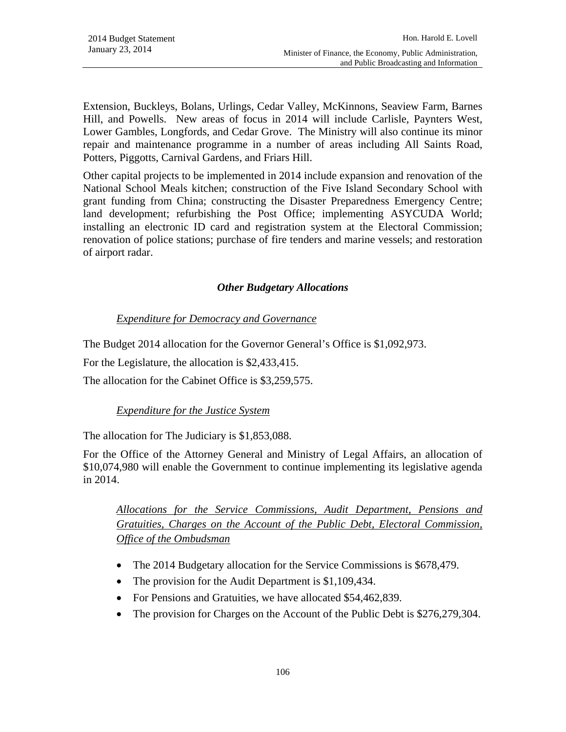Extension, Buckleys, Bolans, Urlings, Cedar Valley, McKinnons, Seaview Farm, Barnes Hill, and Powells. New areas of focus in 2014 will include Carlisle, Paynters West, Lower Gambles, Longfords, and Cedar Grove. The Ministry will also continue its minor repair and maintenance programme in a number of areas including All Saints Road, Potters, Piggotts, Carnival Gardens, and Friars Hill.

Other capital projects to be implemented in 2014 include expansion and renovation of the National School Meals kitchen; construction of the Five Island Secondary School with grant funding from China; constructing the Disaster Preparedness Emergency Centre; land development; refurbishing the Post Office; implementing ASYCUDA World; installing an electronic ID card and registration system at the Electoral Commission; renovation of police stations; purchase of fire tenders and marine vessels; and restoration of airport radar.

### *Other Budgetary Allocations*

#### *Expenditure for Democracy and Governance*

The Budget 2014 allocation for the Governor General's Office is $1,092,973.

For the Legislature, the allocation is $2,433,415.

The allocation for the Cabinet Office is $3,259,575.

#### *Expenditure for the Justice System*

The allocation for The Judiciary is $1,853,088.

For the Office of the Attorney General and Ministry of Legal Affairs, an allocation of $10,074,980 will enable the Government to continue implementing its legislative agenda in 2014.

#### *Allocations for the Service Commissions, Audit Department, Pensions and Gratuities, Charges on the Account of the Public Debt, Electoral Commission, Office of the Ombudsman*

- The 2014 Budgetary allocation for the Service Commissions is $678,479.
- The provision for the Audit Department is $1,109,434.
- For Pensions and Gratuities, we have allocated $54,462,839.
- The provision for Charges on the Account of the Public Debt is $276,279,304.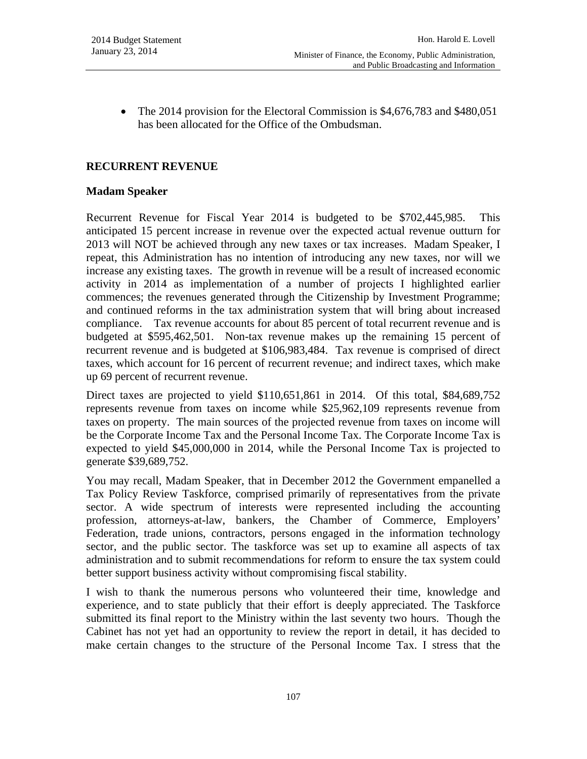- The 2014 provision for the Electoral Commission is $4,676,783 and $480,051 has been allocated for the Office of the Ombudsman.

## RECURRENT REVENUE

### Madam Speaker

Recurrent Revenue for Fiscal Year 2014 is budgeted to be $702,445,985. This anticipated 15 percent increase in revenue over the expected actual revenue outturn for 2013 will NOT be achieved through any new taxes or tax increases. Madam Speaker, I repeat, this Administration has no intention of introducing any new taxes, nor will we increase any existing taxes. The growth in revenue will be a result of increased economic activity in 2014 as implementation of a number of projects I highlighted earlier commences; the revenues generated through the Citizenship by Investment Programme; and continued reforms in the tax administration system that will bring about increased compliance. Tax revenue accounts for about 85 percent of total recurrent revenue and is budgeted at $595,462,501. Non-tax revenue makes up the remaining 15 percent of recurrent revenue and is budgeted at $106,983,484. Tax revenue is comprised of direct taxes, which account for 16 percent of recurrent revenue; and indirect taxes, which make up 69 percent of recurrent revenue.

Direct taxes are projected to yield $110,651,861 in 2014. Of this total, $84,689,752 represents revenue from taxes on income while $25,962,109 represents revenue from taxes on property. The main sources of the projected revenue from taxes on income will be the Corporate Income Tax and the Personal Income Tax. The Corporate Income Tax is expected to yield $45,000,000 in 2014, while the Personal Income Tax is projected to generate $39,689,752.

You may recall, Madam Speaker, that in December 2012 the Government empanelled a Tax Policy Review Taskforce, comprised primarily of representatives from the private sector. A wide spectrum of interests were represented including the accounting profession, attorneys-at-law, bankers, the Chamber of Commerce, Employers' Federation, trade unions, contractors, persons engaged in the information technology sector, and the public sector. The taskforce was set up to examine all aspects of tax administration and to submit recommendations for reform to ensure the tax system could better support business activity without compromising fiscal stability.

I wish to thank the numerous persons who volunteered their time, knowledge and experience, and to state publicly that their effort is deeply appreciated. The Taskforce submitted its final report to the Ministry within the last seventy two hours. Though the Cabinet has not yet had an opportunity to review the report in detail, it has decided to make certain changes to the structure of the Personal Income Tax. I stress that the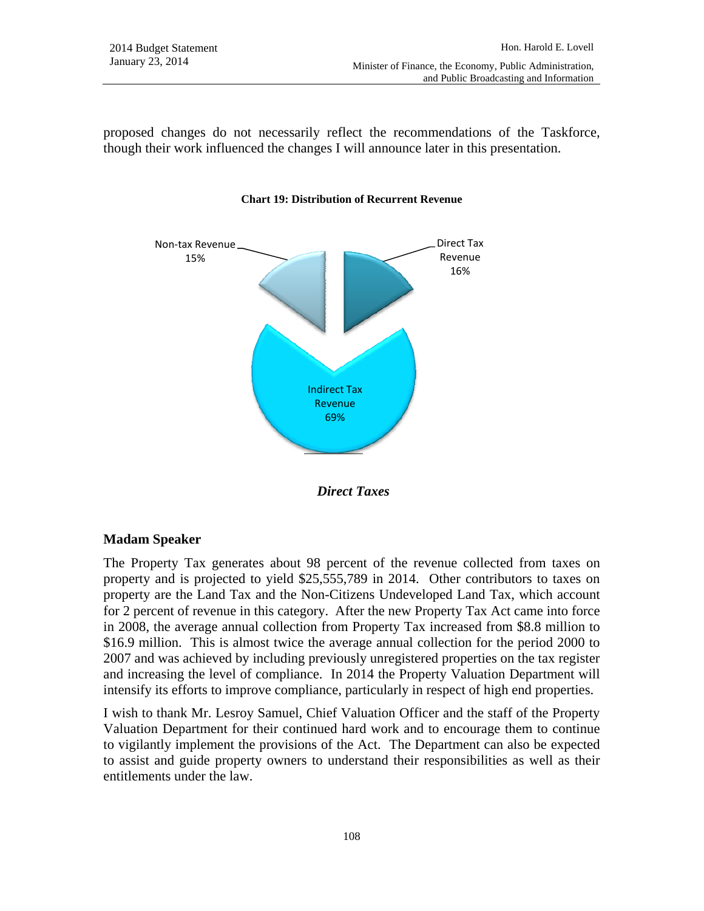proposed changes do not necessarily reflect the recommendations of the Taskforce, though their work influenced the changes I will announce later in this presentation.

**Chart 19: Distribution of Recurrent Revenue**

Non-tax Revenue 15%

Direct Tax Revenue 16%

Indirect Tax Revenue 69%

***Direct Taxes***

**Madam Speaker**

The Property Tax generates about 98 percent of the revenue collected from taxes on property and is projected to yield $25,555,789 in 2014. Other contributors to taxes on property are the Land Tax and the Non-Citizens Undeveloped Land Tax, which account for 2 percent of revenue in this category. After the new Property Tax Act came into force in 2008, the average annual collection from Property Tax increased from $8.8 million to $16.9 million. This is almost twice the average annual collection for the period 2000 to 2007 and was achieved by including previously unregistered properties on the tax register and increasing the level of compliance. In 2014 the Property Valuation Department will intensify its efforts to improve compliance, particularly in respect of high end properties.

I wish to thank Mr. Lesroy Samuel, Chief Valuation Officer and the staff of the Property Valuation Department for their continued hard work and to encourage them to continue to vigilantly implement the provisions of the Act. The Department can also be expected to assist and guide property owners to understand their responsibilities as well as their entitlements under the law.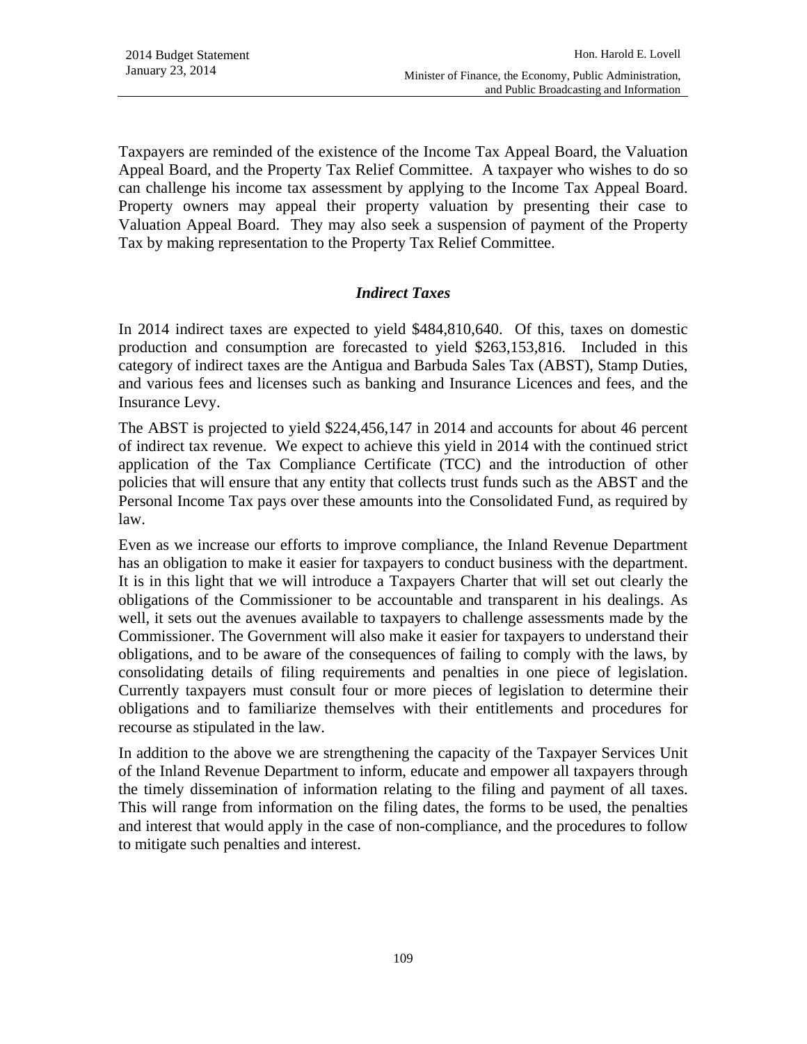Taxpayers are reminded of the existence of the Income Tax Appeal Board, the Valuation Appeal Board, and the Property Tax Relief Committee. A taxpayer who wishes to do so can challenge his income tax assessment by applying to the Income Tax Appeal Board. Property owners may appeal their property valuation by presenting their case to Valuation Appeal Board. They may also seek a suspension of payment of the Property Tax by making representation to the Property Tax Relief Committee.

### *Indirect Taxes*

In 2014 indirect taxes are expected to yield $484,810,640. Of this, taxes on domestic production and consumption are forecasted to yield $263,153,816. Included in this category of indirect taxes are the Antigua and Barbuda Sales Tax (ABST), Stamp Duties, and various fees and licenses such as banking and Insurance Licences and fees, and the Insurance Levy.

The ABST is projected to yield $224,456,147 in 2014 and accounts for about 46 percent of indirect tax revenue. We expect to achieve this yield in 2014 with the continued strict application of the Tax Compliance Certificate (TCC) and the introduction of other policies that will ensure that any entity that collects trust funds such as the ABST and the Personal Income Tax pays over these amounts into the Consolidated Fund, as required by law.

Even as we increase our efforts to improve compliance, the Inland Revenue Department has an obligation to make it easier for taxpayers to conduct business with the department. It is in this light that we will introduce a Taxpayers Charter that will set out clearly the obligations of the Commissioner to be accountable and transparent in his dealings. As well, it sets out the avenues available to taxpayers to challenge assessments made by the Commissioner. The Government will also make it easier for taxpayers to understand their obligations, and to be aware of the consequences of failing to comply with the laws, by consolidating details of filing requirements and penalties in one piece of legislation. Currently taxpayers must consult four or more pieces of legislation to determine their obligations and to familiarize themselves with their entitlements and procedures for recourse as stipulated in the law.

In addition to the above we are strengthening the capacity of the Taxpayer Services Unit of the Inland Revenue Department to inform, educate and empower all taxpayers through the timely dissemination of information relating to the filing and payment of all taxes. This will range from information on the filing dates, the forms to be used, the penalties and interest that would apply in the case of non-compliance, and the procedures to follow to mitigate such penalties and interest.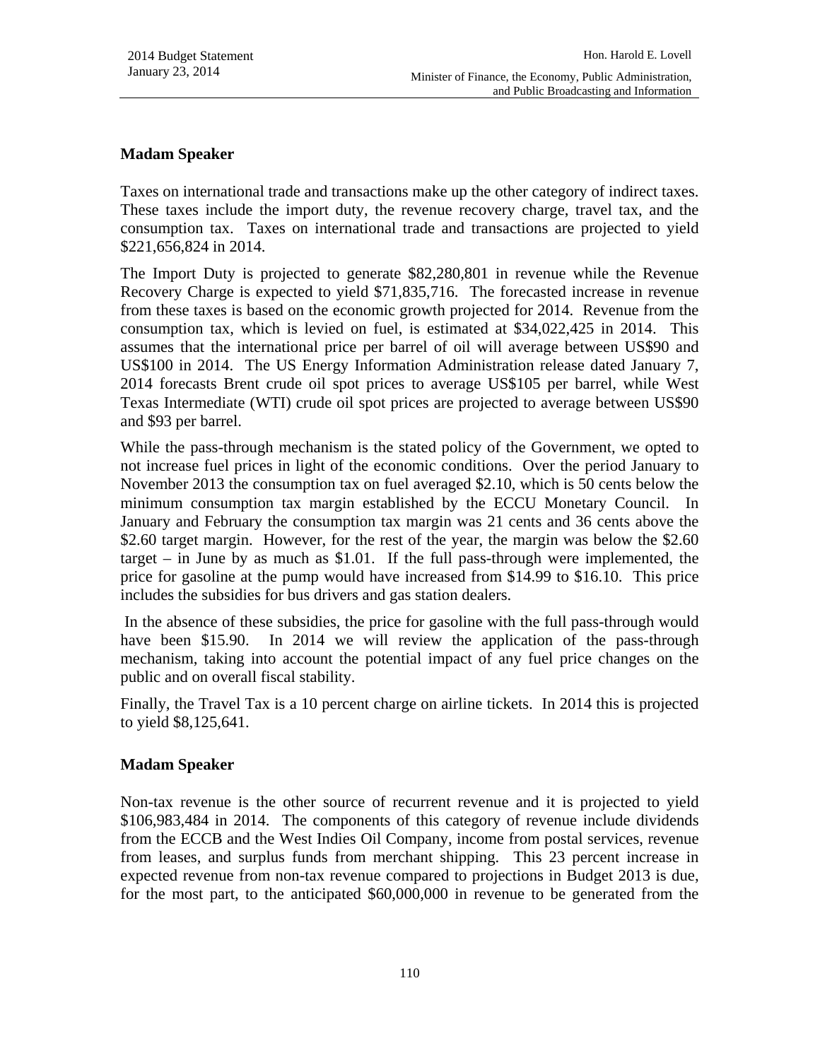**Madam Speaker**

Taxes on international trade and transactions make up the other category of indirect taxes. These taxes include the import duty, the revenue recovery charge, travel tax, and the consumption tax. Taxes on international trade and transactions are projected to yield $221,656,824 in 2014.

The Import Duty is projected to generate $82,280,801 in revenue while the Revenue Recovery Charge is expected to yield $71,835,716. The forecasted increase in revenue from these taxes is based on the economic growth projected for 2014. Revenue from the consumption tax, which is levied on fuel, is estimated at $34,022,425 in 2014. This assumes that the international price per barrel of oil will average between US$90 and US$100 in 2014. The US Energy Information Administration release dated January 7, 2014 forecasts Brent crude oil spot prices to average US$105 per barrel, while West Texas Intermediate (WTI) crude oil spot prices are projected to average between US$90 and $93 per barrel.

While the pass-through mechanism is the stated policy of the Government, we opted to not increase fuel prices in light of the economic conditions. Over the period January to November 2013 the consumption tax on fuel averaged $2.10, which is 50 cents below the minimum consumption tax margin established by the ECCU Monetary Council. In January and February the consumption tax margin was 21 cents and 36 cents above the $2.60 target margin. However, for the rest of the year, the margin was below the $2.60 target – in June by as much as $1.01. If the full pass-through were implemented, the price for gasoline at the pump would have increased from $14.99 to $16.10. This price includes the subsidies for bus drivers and gas station dealers.

In the absence of these subsidies, the price for gasoline with the full pass-through would have been $15.90. In 2014 we will review the application of the pass-through mechanism, taking into account the potential impact of any fuel price changes on the public and on overall fiscal stability.

Finally, the Travel Tax is a 10 percent charge on airline tickets. In 2014 this is projected to yield $8,125,641.

**Madam Speaker**

Non-tax revenue is the other source of recurrent revenue and it is projected to yield $106,983,484 in 2014. The components of this category of revenue include dividends from the ECCB and the West Indies Oil Company, income from postal services, revenue from leases, and surplus funds from merchant shipping. This 23 percent increase in expected revenue from non-tax revenue compared to projections in Budget 2013 is due, for the most part, to the anticipated $60,000,000 in revenue to be generated from the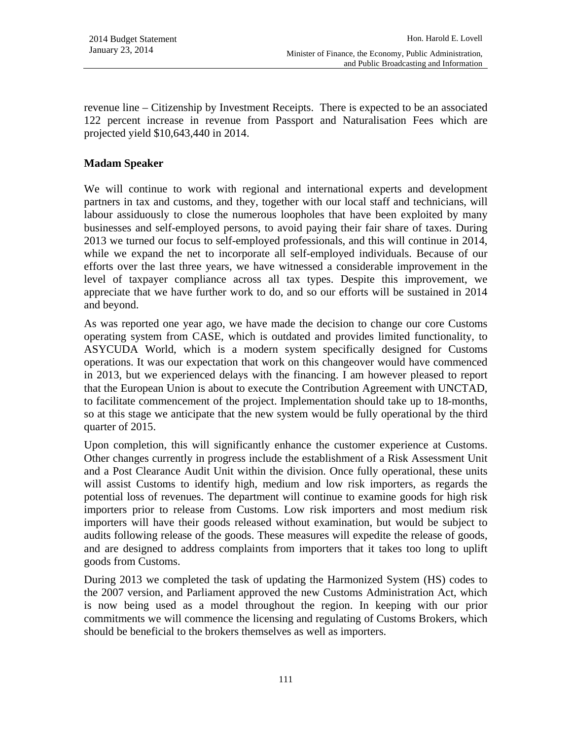revenue line – Citizenship by Investment Receipts. There is expected to be an associated 122 percent increase in revenue from Passport and Naturalisation Fees which are projected yield $10,643,440 in 2014.

**Madam Speaker**

We will continue to work with regional and international experts and development partners in tax and customs, and they, together with our local staff and technicians, will labour assiduously to close the numerous loopholes that have been exploited by many businesses and self-employed persons, to avoid paying their fair share of taxes. During 2013 we turned our focus to self-employed professionals, and this will continue in 2014, while we expand the net to incorporate all self-employed individuals. Because of our efforts over the last three years, we have witnessed a considerable improvement in the level of taxpayer compliance across all tax types. Despite this improvement, we appreciate that we have further work to do, and so our efforts will be sustained in 2014 and beyond.

As was reported one year ago, we have made the decision to change our core Customs operating system from CASE, which is outdated and provides limited functionality, to ASYCUDA World, which is a modern system specifically designed for Customs operations. It was our expectation that work on this changeover would have commenced in 2013, but we experienced delays with the financing. I am however pleased to report that the European Union is about to execute the Contribution Agreement with UNCTAD, to facilitate commencement of the project. Implementation should take up to 18-months, so at this stage we anticipate that the new system would be fully operational by the third quarter of 2015.

Upon completion, this will significantly enhance the customer experience at Customs. Other changes currently in progress include the establishment of a Risk Assessment Unit and a Post Clearance Audit Unit within the division. Once fully operational, these units will assist Customs to identify high, medium and low risk importers, as regards the potential loss of revenues. The department will continue to examine goods for high risk importers prior to release from Customs. Low risk importers and most medium risk importers will have their goods released without examination, but would be subject to audits following release of the goods. These measures will expedite the release of goods, and are designed to address complaints from importers that it takes too long to uplift goods from Customs.

During 2013 we completed the task of updating the Harmonized System (HS) codes to the 2007 version, and Parliament approved the new Customs Administration Act, which is now being used as a model throughout the region. In keeping with our prior commitments we will commence the licensing and regulating of Customs Brokers, which should be beneficial to the brokers themselves as well as importers.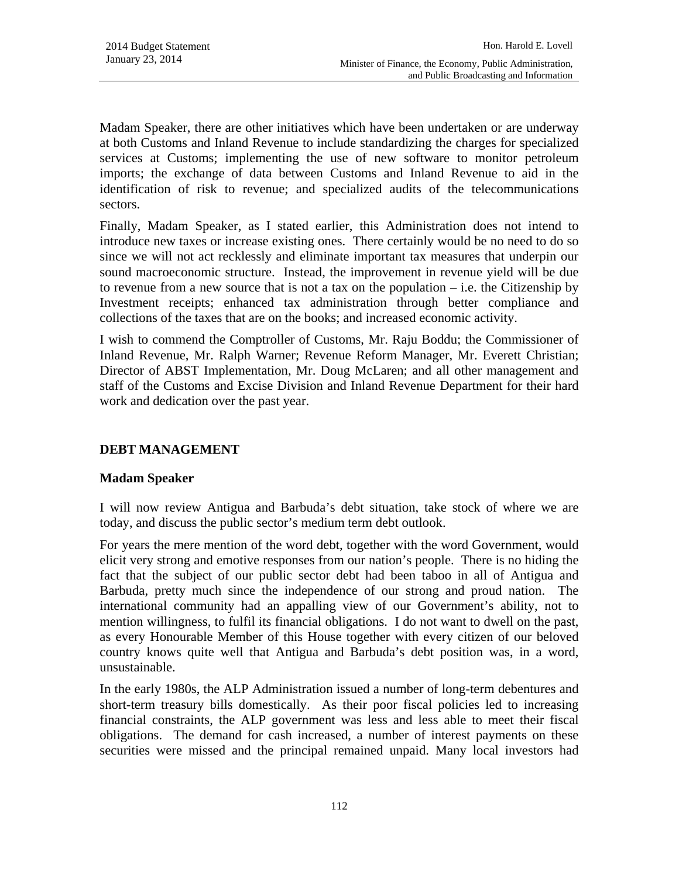Madam Speaker, there are other initiatives which have been undertaken or are underway at both Customs and Inland Revenue to include standardizing the charges for specialized services at Customs; implementing the use of new software to monitor petroleum imports; the exchange of data between Customs and Inland Revenue to aid in the identification of risk to revenue; and specialized audits of the telecommunications sectors.

Finally, Madam Speaker, as I stated earlier, this Administration does not intend to introduce new taxes or increase existing ones. There certainly would be no need to do so since we will not act recklessly and eliminate important tax measures that underpin our sound macroeconomic structure. Instead, the improvement in revenue yield will be due to revenue from a new source that is not a tax on the population – i.e. the Citizenship by Investment receipts; enhanced tax administration through better compliance and collections of the taxes that are on the books; and increased economic activity.

I wish to commend the Comptroller of Customs, Mr. Raju Boddu; the Commissioner of Inland Revenue, Mr. Ralph Warner; Revenue Reform Manager, Mr. Everett Christian; Director of ABST Implementation, Mr. Doug McLaren; and all other management and staff of the Customs and Excise Division and Inland Revenue Department for their hard work and dedication over the past year.

## DEBT MANAGEMENT

**Madam Speaker**

I will now review Antigua and Barbuda's debt situation, take stock of where we are today, and discuss the public sector's medium term debt outlook.

For years the mere mention of the word debt, together with the word Government, would elicit very strong and emotive responses from our nation's people. There is no hiding the fact that the subject of our public sector debt had been taboo in all of Antigua and Barbuda, pretty much since the independence of our strong and proud nation. The international community had an appalling view of our Government's ability, not to mention willingness, to fulfil its financial obligations. I do not want to dwell on the past, as every Honourable Member of this House together with every citizen of our beloved country knows quite well that Antigua and Barbuda's debt position was, in a word, unsustainable.

In the early 1980s, the ALP Administration issued a number of long-term debentures and short-term treasury bills domestically. As their poor fiscal policies led to increasing financial constraints, the ALP government was less and less able to meet their fiscal obligations. The demand for cash increased, a number of interest payments on these securities were missed and the principal remained unpaid. Many local investors had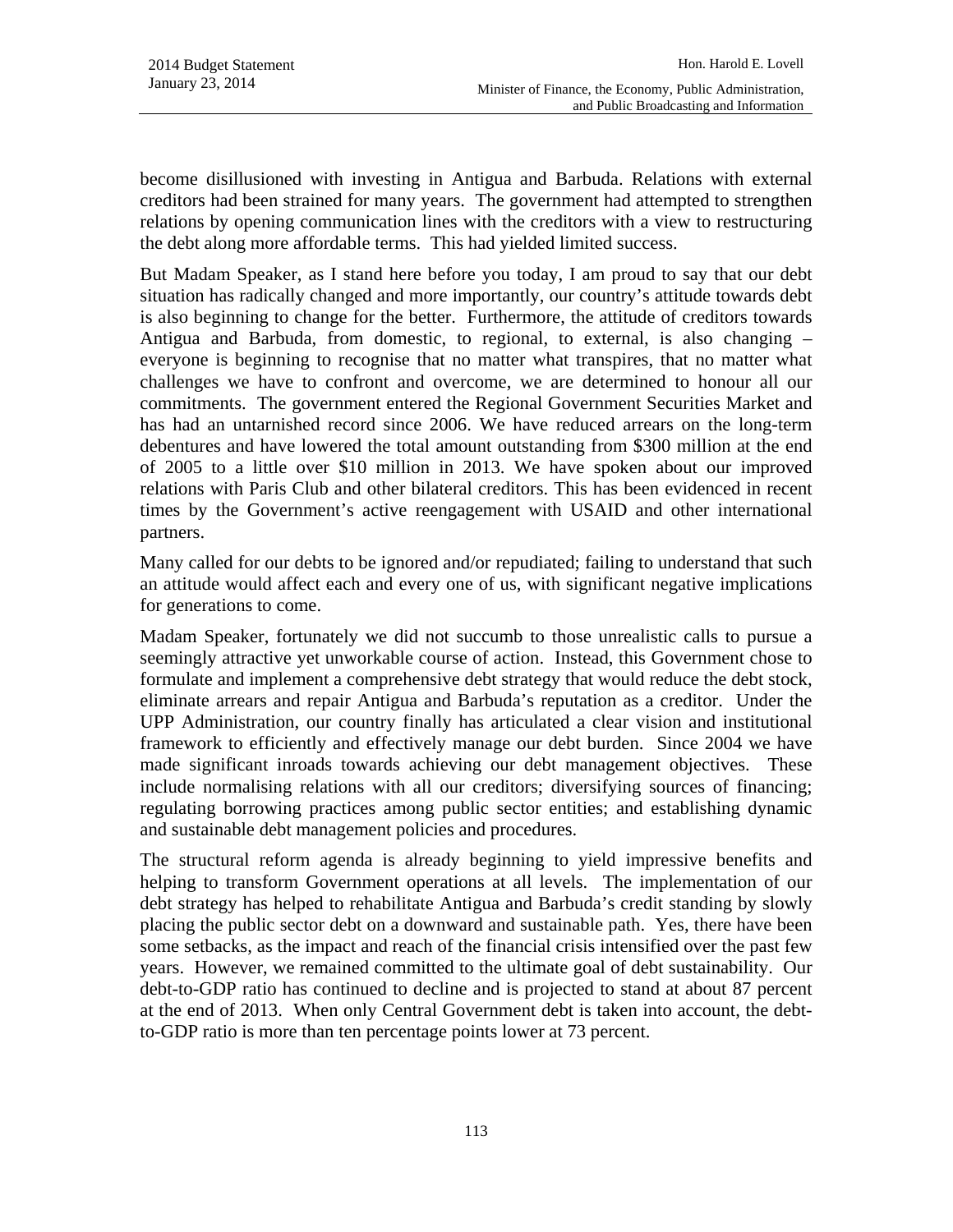become disillusioned with investing in Antigua and Barbuda. Relations with external creditors had been strained for many years. The government had attempted to strengthen relations by opening communication lines with the creditors with a view to restructuring the debt along more affordable terms. This had yielded limited success.

But Madam Speaker, as I stand here before you today, I am proud to say that our debt situation has radically changed and more importantly, our country's attitude towards debt is also beginning to change for the better. Furthermore, the attitude of creditors towards Antigua and Barbuda, from domestic, to regional, to external, is also changing – everyone is beginning to recognise that no matter what transpires, that no matter what challenges we have to confront and overcome, we are determined to honour all our commitments. The government entered the Regional Government Securities Market and has had an untarnished record since 2006. We have reduced arrears on the long-term debentures and have lowered the total amount outstanding from $300 million at the end of 2005 to a little over $10 million in 2013. We have spoken about our improved relations with Paris Club and other bilateral creditors. This has been evidenced in recent times by the Government's active reengagement with USAID and other international partners.

Many called for our debts to be ignored and/or repudiated; failing to understand that such an attitude would affect each and every one of us, with significant negative implications for generations to come.

Madam Speaker, fortunately we did not succumb to those unrealistic calls to pursue a seemingly attractive yet unworkable course of action. Instead, this Government chose to formulate and implement a comprehensive debt strategy that would reduce the debt stock, eliminate arrears and repair Antigua and Barbuda's reputation as a creditor. Under the UPP Administration, our country finally has articulated a clear vision and institutional framework to efficiently and effectively manage our debt burden. Since 2004 we have made significant inroads towards achieving our debt management objectives. These include normalising relations with all our creditors; diversifying sources of financing; regulating borrowing practices among public sector entities; and establishing dynamic and sustainable debt management policies and procedures.

The structural reform agenda is already beginning to yield impressive benefits and helping to transform Government operations at all levels. The implementation of our debt strategy has helped to rehabilitate Antigua and Barbuda's credit standing by slowly placing the public sector debt on a downward and sustainable path. Yes, there have been some setbacks, as the impact and reach of the financial crisis intensified over the past few years. However, we remained committed to the ultimate goal of debt sustainability. Our debt-to-GDP ratio has continued to decline and is projected to stand at about 87 percent at the end of 2013. When only Central Government debt is taken into account, the debt-to-GDP ratio is more than ten percentage points lower at 73 percent.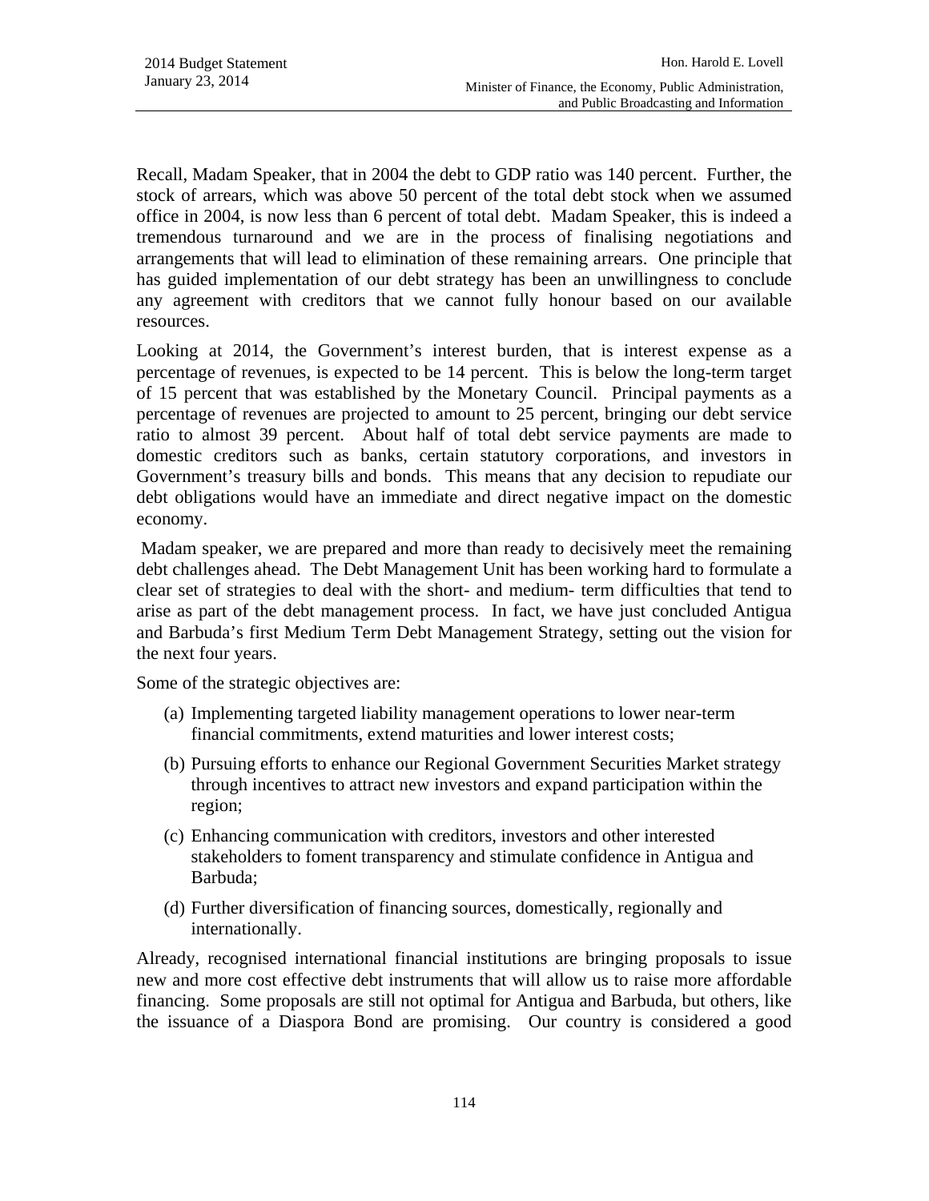Recall, Madam Speaker, that in 2004 the debt to GDP ratio was 140 percent. Further, the stock of arrears, which was above 50 percent of the total debt stock when we assumed office in 2004, is now less than 6 percent of total debt. Madam Speaker, this is indeed a tremendous turnaround and we are in the process of finalising negotiations and arrangements that will lead to elimination of these remaining arrears. One principle that has guided implementation of our debt strategy has been an unwillingness to conclude any agreement with creditors that we cannot fully honour based on our available resources.

Looking at 2014, the Government's interest burden, that is interest expense as a percentage of revenues, is expected to be 14 percent. This is below the long-term target of 15 percent that was established by the Monetary Council. Principal payments as a percentage of revenues are projected to amount to 25 percent, bringing our debt service ratio to almost 39 percent. About half of total debt service payments are made to domestic creditors such as banks, certain statutory corporations, and investors in Government's treasury bills and bonds. This means that any decision to repudiate our debt obligations would have an immediate and direct negative impact on the domestic economy.

Madam speaker, we are prepared and more than ready to decisively meet the remaining debt challenges ahead. The Debt Management Unit has been working hard to formulate a clear set of strategies to deal with the short- and medium- term difficulties that tend to arise as part of the debt management process. In fact, we have just concluded Antigua and Barbuda's first Medium Term Debt Management Strategy, setting out the vision for the next four years.

Some of the strategic objectives are:

(a) Implementing targeted liability management operations to lower near-term financial commitments, extend maturities and lower interest costs;

(b) Pursuing efforts to enhance our Regional Government Securities Market strategy through incentives to attract new investors and expand participation within the region;

(c) Enhancing communication with creditors, investors and other interested stakeholders to foment transparency and stimulate confidence in Antigua and Barbuda;

(d) Further diversification of financing sources, domestically, regionally and internationally.

Already, recognised international financial institutions are bringing proposals to issue new and more cost effective debt instruments that will allow us to raise more affordable financing. Some proposals are still not optimal for Antigua and Barbuda, but others, like the issuance of a Diaspora Bond are promising. Our country is considered a good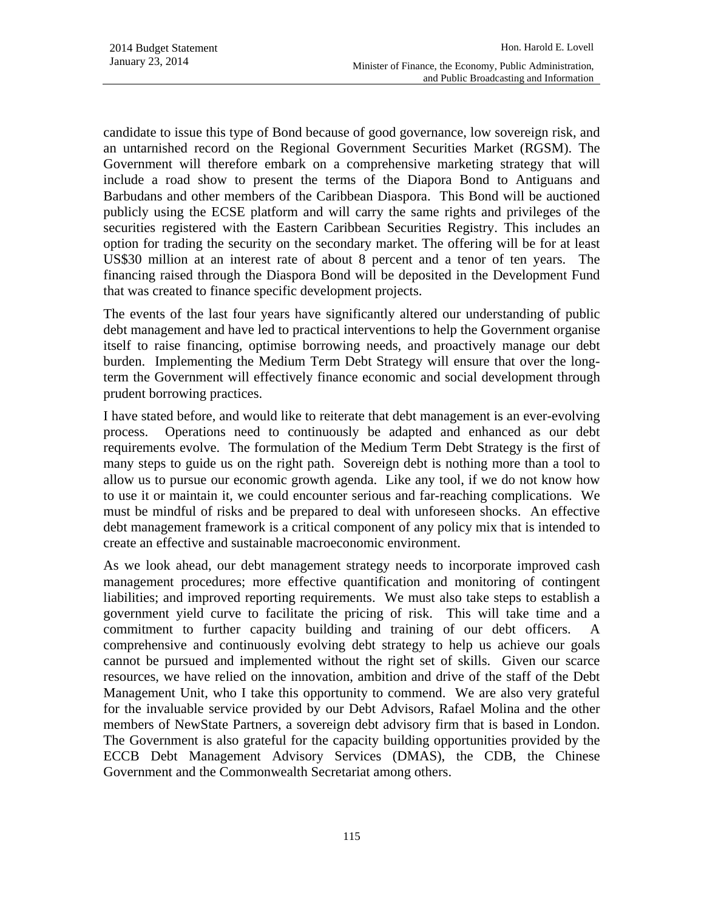candidate to issue this type of Bond because of good governance, low sovereign risk, and an untarnished record on the Regional Government Securities Market (RGSM). The Government will therefore embark on a comprehensive marketing strategy that will include a road show to present the terms of the Diapora Bond to Antiguans and Barbudans and other members of the Caribbean Diaspora. This Bond will be auctioned publicly using the ECSE platform and will carry the same rights and privileges of the securities registered with the Eastern Caribbean Securities Registry. This includes an option for trading the security on the secondary market. The offering will be for at least US$30 million at an interest rate of about 8 percent and a tenor of ten years. The financing raised through the Diaspora Bond will be deposited in the Development Fund that was created to finance specific development projects.

The events of the last four years have significantly altered our understanding of public debt management and have led to practical interventions to help the Government organise itself to raise financing, optimise borrowing needs, and proactively manage our debt burden. Implementing the Medium Term Debt Strategy will ensure that over the long-term the Government will effectively finance economic and social development through prudent borrowing practices.

I have stated before, and would like to reiterate that debt management is an ever-evolving process. Operations need to continuously be adapted and enhanced as our debt requirements evolve. The formulation of the Medium Term Debt Strategy is the first of many steps to guide us on the right path. Sovereign debt is nothing more than a tool to allow us to pursue our economic growth agenda. Like any tool, if we do not know how to use it or maintain it, we could encounter serious and far-reaching complications. We must be mindful of risks and be prepared to deal with unforeseen shocks. An effective debt management framework is a critical component of any policy mix that is intended to create an effective and sustainable macroeconomic environment.

As we look ahead, our debt management strategy needs to incorporate improved cash management procedures; more effective quantification and monitoring of contingent liabilities; and improved reporting requirements. We must also take steps to establish a government yield curve to facilitate the pricing of risk. This will take time and a commitment to further capacity building and training of our debt officers. A comprehensive and continuously evolving debt strategy to help us achieve our goals cannot be pursued and implemented without the right set of skills. Given our scarce resources, we have relied on the innovation, ambition and drive of the staff of the Debt Management Unit, who I take this opportunity to commend. We are also very grateful for the invaluable service provided by our Debt Advisors, Rafael Molina and the other members of NewState Partners, a sovereign debt advisory firm that is based in London. The Government is also grateful for the capacity building opportunities provided by the ECCB Debt Management Advisory Services (DMAS), the CDB, the Chinese Government and the Commonwealth Secretariat among others.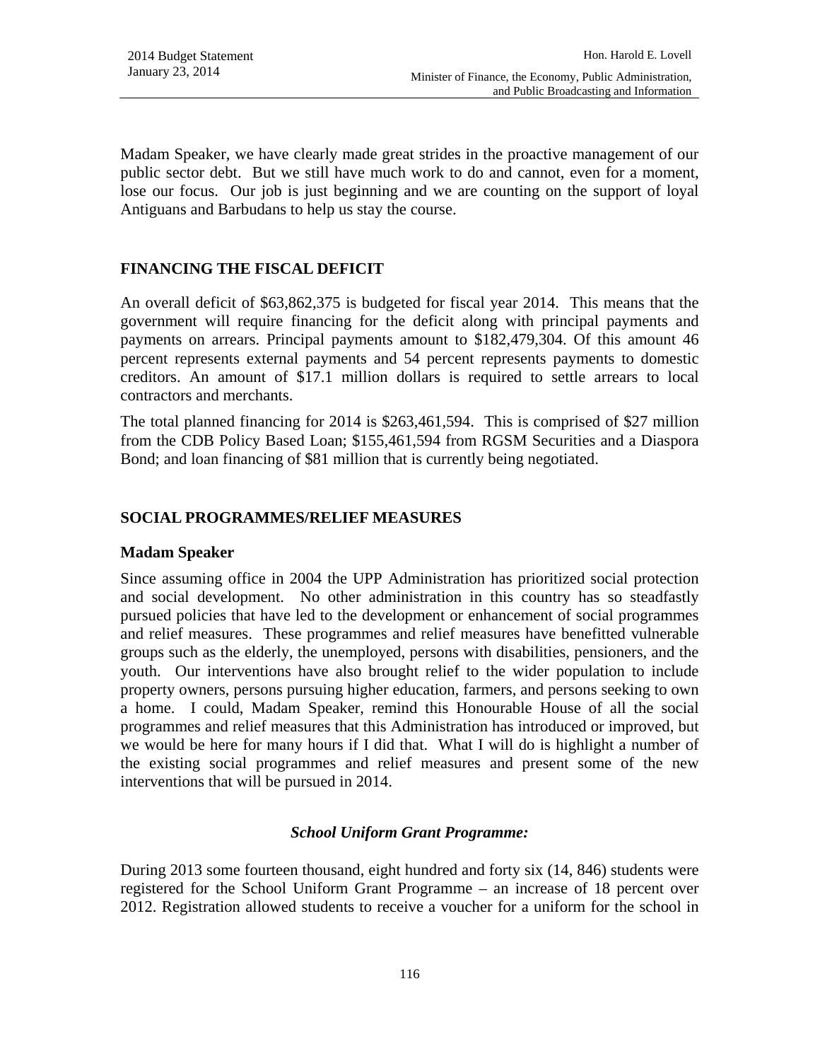Madam Speaker, we have clearly made great strides in the proactive management of our public sector debt. But we still have much work to do and cannot, even for a moment, lose our focus. Our job is just beginning and we are counting on the support of loyal Antiguans and Barbudans to help us stay the course.

## FINANCING THE FISCAL DEFICIT

An overall deficit of $63,862,375 is budgeted for fiscal year 2014. This means that the government will require financing for the deficit along with principal payments and payments on arrears. Principal payments amount to $182,479,304. Of this amount 46 percent represents external payments and 54 percent represents payments to domestic creditors. An amount of $17.1 million dollars is required to settle arrears to local contractors and merchants.

The total planned financing for 2014 is $263,461,594. This is comprised of $27 million from the CDB Policy Based Loan; $155,461,594 from RGSM Securities and a Diaspora Bond; and loan financing of $81 million that is currently being negotiated.

## SOCIAL PROGRAMMES/RELIEF MEASURES

### Madam Speaker

Since assuming office in 2004 the UPP Administration has prioritized social protection and social development. No other administration in this country has so steadfastly pursued policies that have led to the development or enhancement of social programmes and relief measures. These programmes and relief measures have benefitted vulnerable groups such as the elderly, the unemployed, persons with disabilities, pensioners, and the youth. Our interventions have also brought relief to the wider population to include property owners, persons pursuing higher education, farmers, and persons seeking to own a home. I could, Madam Speaker, remind this Honourable House of all the social programmes and relief measures that this Administration has introduced or improved, but we would be here for many hours if I did that. What I will do is highlight a number of the existing social programmes and relief measures and present some of the new interventions that will be pursued in 2014.

### *School Uniform Grant Programme:*

During 2013 some fourteen thousand, eight hundred and forty six (14, 846) students were registered for the School Uniform Grant Programme – an increase of 18 percent over 2012. Registration allowed students to receive a voucher for a uniform for the school in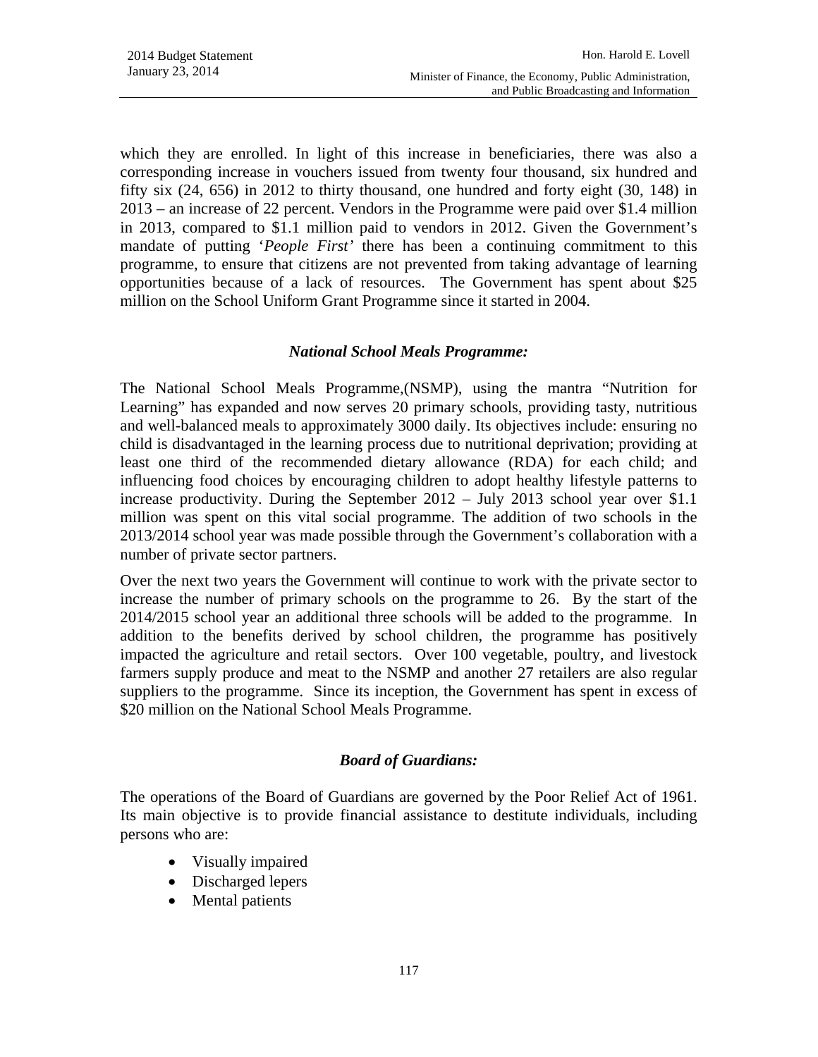which they are enrolled. In light of this increase in beneficiaries, there was also a corresponding increase in vouchers issued from twenty four thousand, six hundred and fifty six (24, 656) in 2012 to thirty thousand, one hundred and forty eight (30, 148) in 2013 – an increase of 22 percent. Vendors in the Programme were paid over $1.4 million in 2013, compared to $1.1 million paid to vendors in 2012. Given the Government's mandate of putting '*People First'* there has been a continuing commitment to this programme, to ensure that citizens are not prevented from taking advantage of learning opportunities because of a lack of resources. The Government has spent about $25 million on the School Uniform Grant Programme since it started in 2004.

### *National School Meals Programme:*

The National School Meals Programme,(NSMP), using the mantra "Nutrition for Learning" has expanded and now serves 20 primary schools, providing tasty, nutritious and well-balanced meals to approximately 3000 daily. Its objectives include: ensuring no child is disadvantaged in the learning process due to nutritional deprivation; providing at least one third of the recommended dietary allowance (RDA) for each child; and influencing food choices by encouraging children to adopt healthy lifestyle patterns to increase productivity. During the September 2012 – July 2013 school year over $1.1 million was spent on this vital social programme. The addition of two schools in the 2013/2014 school year was made possible through the Government's collaboration with a number of private sector partners.

Over the next two years the Government will continue to work with the private sector to increase the number of primary schools on the programme to 26. By the start of the 2014/2015 school year an additional three schools will be added to the programme. In addition to the benefits derived by school children, the programme has positively impacted the agriculture and retail sectors. Over 100 vegetable, poultry, and livestock farmers supply produce and meat to the NSMP and another 27 retailers are also regular suppliers to the programme. Since its inception, the Government has spent in excess of $20 million on the National School Meals Programme.

### *Board of Guardians:*

The operations of the Board of Guardians are governed by the Poor Relief Act of 1961. Its main objective is to provide financial assistance to destitute individuals, including persons who are:

- Visually impaired
- Discharged lepers
- Mental patients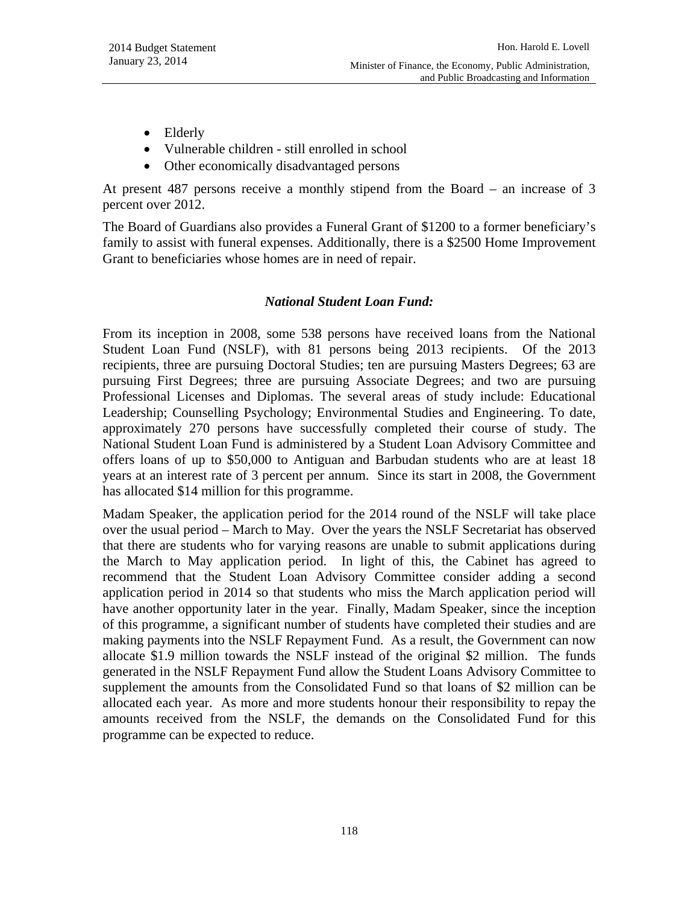- Elderly
- Vulnerable children - still enrolled in school
- Other economically disadvantaged persons

At present 487 persons receive a monthly stipend from the Board – an increase of 3 percent over 2012.

The Board of Guardians also provides a Funeral Grant of $1200 to a former beneficiary's family to assist with funeral expenses. Additionally, there is a $2500 Home Improvement Grant to beneficiaries whose homes are in need of repair.

### *National Student Loan Fund:*

From its inception in 2008, some 538 persons have received loans from the National Student Loan Fund (NSLF), with 81 persons being 2013 recipients. Of the 2013 recipients, three are pursuing Doctoral Studies; ten are pursuing Masters Degrees; 63 are pursuing First Degrees; three are pursuing Associate Degrees; and two are pursuing Professional Licenses and Diplomas. The several areas of study include: Educational Leadership; Counselling Psychology; Environmental Studies and Engineering. To date, approximately 270 persons have successfully completed their course of study. The National Student Loan Fund is administered by a Student Loan Advisory Committee and offers loans of up to $50,000 to Antiguan and Barbudan students who are at least 18 years at an interest rate of 3 percent per annum. Since its start in 2008, the Government has allocated $14 million for this programme.

Madam Speaker, the application period for the 2014 round of the NSLF will take place over the usual period – March to May. Over the years the NSLF Secretariat has observed that there are students who for varying reasons are unable to submit applications during the March to May application period. In light of this, the Cabinet has agreed to recommend that the Student Loan Advisory Committee consider adding a second application period in 2014 so that students who miss the March application period will have another opportunity later in the year. Finally, Madam Speaker, since the inception of this programme, a significant number of students have completed their studies and are making payments into the NSLF Repayment Fund. As a result, the Government can now allocate $1.9 million towards the NSLF instead of the original $2 million. The funds generated in the NSLF Repayment Fund allow the Student Loans Advisory Committee to supplement the amounts from the Consolidated Fund so that loans of $2 million can be allocated each year. As more and more students honour their responsibility to repay the amounts received from the NSLF, the demands on the Consolidated Fund for this programme can be expected to reduce.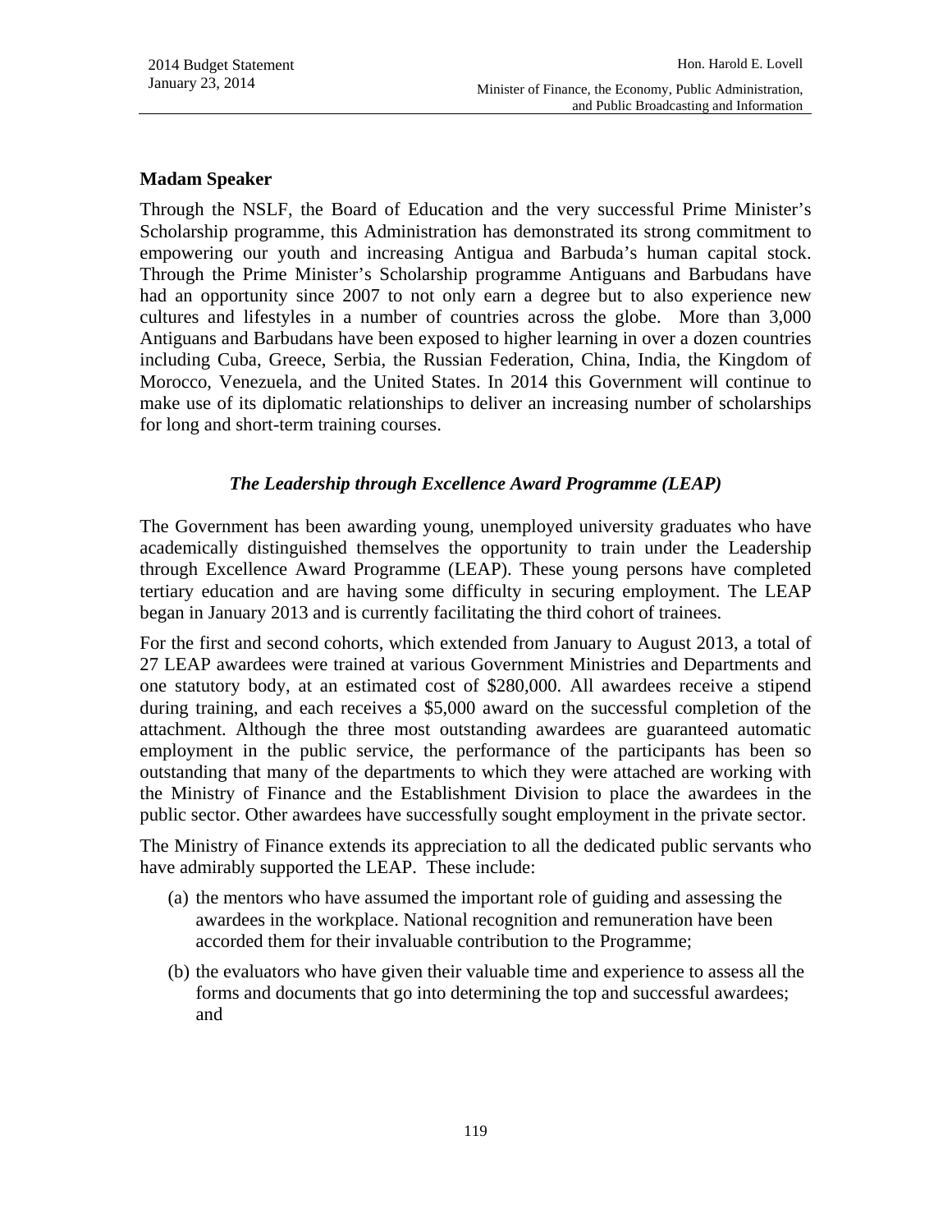**Madam Speaker**

Through the NSLF, the Board of Education and the very successful Prime Minister's Scholarship programme, this Administration has demonstrated its strong commitment to empowering our youth and increasing Antigua and Barbuda's human capital stock. Through the Prime Minister's Scholarship programme Antiguans and Barbudans have had an opportunity since 2007 to not only earn a degree but to also experience new cultures and lifestyles in a number of countries across the globe. More than 3,000 Antiguans and Barbudans have been exposed to higher learning in over a dozen countries including Cuba, Greece, Serbia, the Russian Federation, China, India, the Kingdom of Morocco, Venezuela, and the United States. In 2014 this Government will continue to make use of its diplomatic relationships to deliver an increasing number of scholarships for long and short-term training courses.

### *The Leadership through Excellence Award Programme (LEAP)*

The Government has been awarding young, unemployed university graduates who have academically distinguished themselves the opportunity to train under the Leadership through Excellence Award Programme (LEAP). These young persons have completed tertiary education and are having some difficulty in securing employment. The LEAP began in January 2013 and is currently facilitating the third cohort of trainees.

For the first and second cohorts, which extended from January to August 2013, a total of 27 LEAP awardees were trained at various Government Ministries and Departments and one statutory body, at an estimated cost of $280,000. All awardees receive a stipend during training, and each receives a $5,000 award on the successful completion of the attachment. Although the three most outstanding awardees are guaranteed automatic employment in the public service, the performance of the participants has been so outstanding that many of the departments to which they were attached are working with the Ministry of Finance and the Establishment Division to place the awardees in the public sector. Other awardees have successfully sought employment in the private sector.

The Ministry of Finance extends its appreciation to all the dedicated public servants who have admirably supported the LEAP. These include:

(a) the mentors who have assumed the important role of guiding and assessing the awardees in the workplace. National recognition and remuneration have been accorded them for their invaluable contribution to the Programme;

(b) the evaluators who have given their valuable time and experience to assess all the forms and documents that go into determining the top and successful awardees; and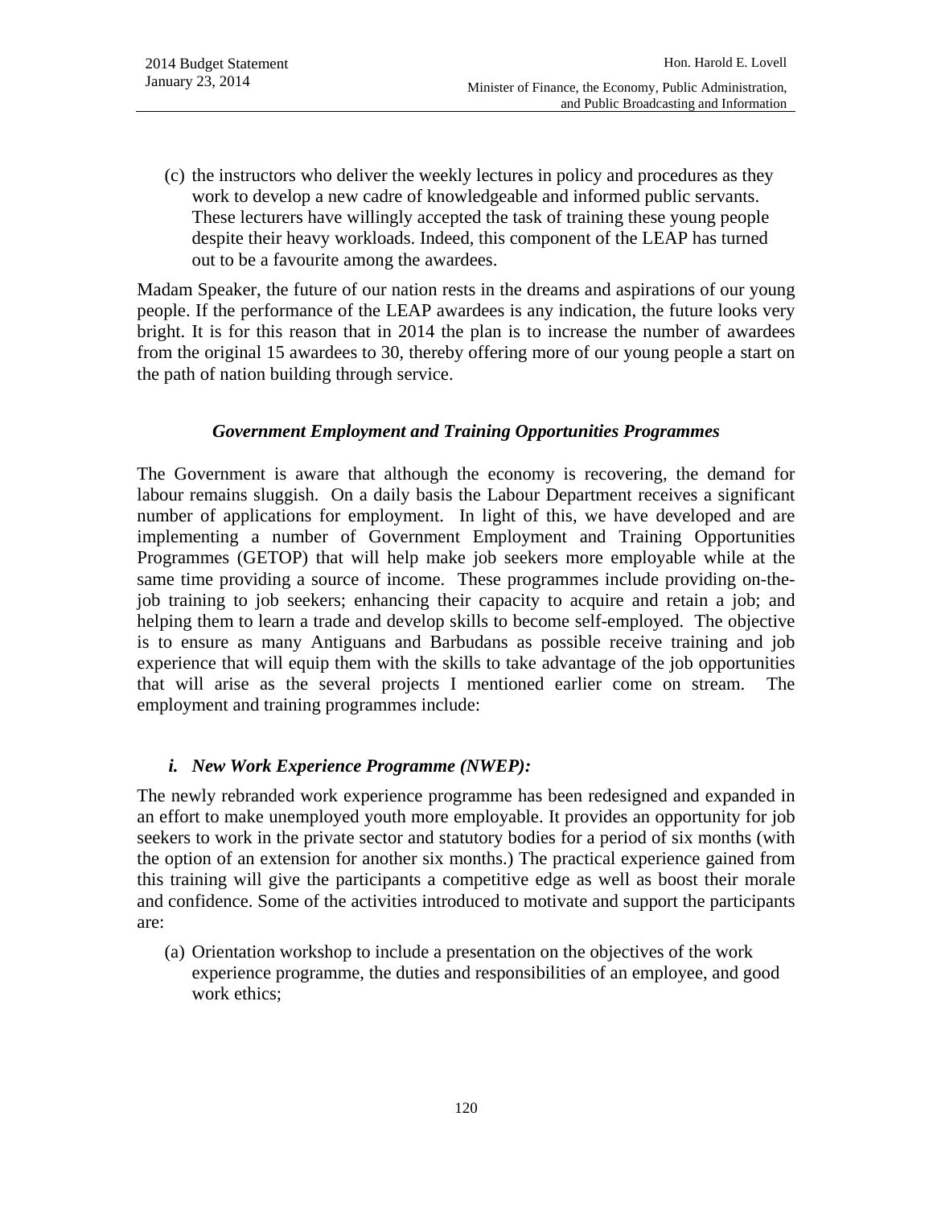(c) the instructors who deliver the weekly lectures in policy and procedures as they work to develop a new cadre of knowledgeable and informed public servants. These lecturers have willingly accepted the task of training these young people despite their heavy workloads. Indeed, this component of the LEAP has turned out to be a favourite among the awardees.

Madam Speaker, the future of our nation rests in the dreams and aspirations of our young people. If the performance of the LEAP awardees is any indication, the future looks very bright. It is for this reason that in 2014 the plan is to increase the number of awardees from the original 15 awardees to 30, thereby offering more of our young people a start on the path of nation building through service.

### *Government Employment and Training Opportunities Programmes*

The Government is aware that although the economy is recovering, the demand for labour remains sluggish. On a daily basis the Labour Department receives a significant number of applications for employment. In light of this, we have developed and are implementing a number of Government Employment and Training Opportunities Programmes (GETOP) that will help make job seekers more employable while at the same time providing a source of income. These programmes include providing on-the-job training to job seekers; enhancing their capacity to acquire and retain a job; and helping them to learn a trade and develop skills to become self-employed. The objective is to ensure as many Antiguans and Barbudans as possible receive training and job experience that will equip them with the skills to take advantage of the job opportunities that will arise as the several projects I mentioned earlier come on stream. The employment and training programmes include:

#### *i. New Work Experience Programme (NWEP):*

The newly rebranded work experience programme has been redesigned and expanded in an effort to make unemployed youth more employable. It provides an opportunity for job seekers to work in the private sector and statutory bodies for a period of six months (with the option of an extension for another six months.) The practical experience gained from this training will give the participants a competitive edge as well as boost their morale and confidence. Some of the activities introduced to motivate and support the participants are:

(a) Orientation workshop to include a presentation on the objectives of the work experience programme, the duties and responsibilities of an employee, and good work ethics;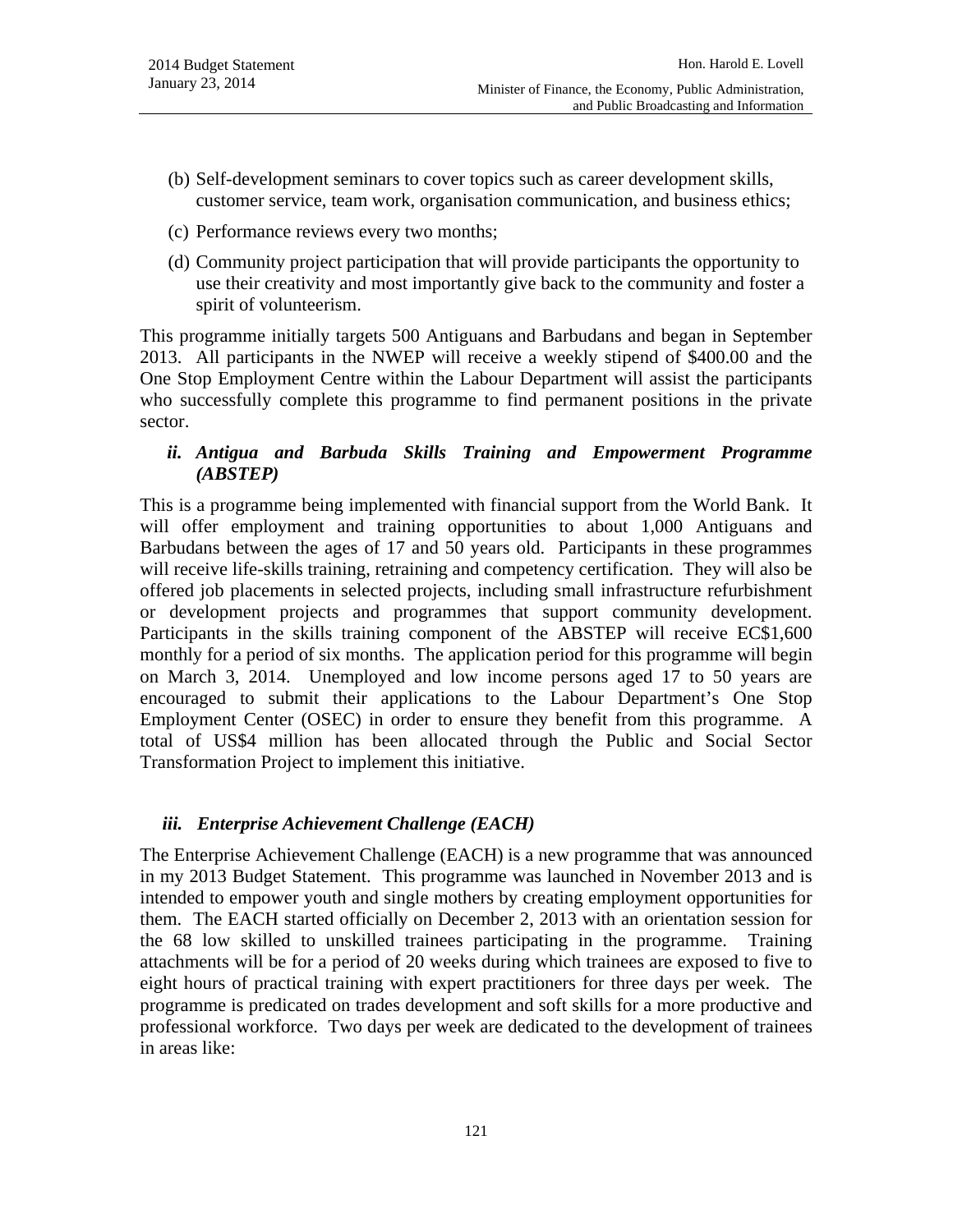(b) Self-development seminars to cover topics such as career development skills, customer service, team work, organisation communication, and business ethics;

(c) Performance reviews every two months;

(d) Community project participation that will provide participants the opportunity to use their creativity and most importantly give back to the community and foster a spirit of volunteerism.

This programme initially targets 500 Antiguans and Barbudans and began in September 2013. All participants in the NWEP will receive a weekly stipend of $400.00 and the One Stop Employment Centre within the Labour Department will assist the participants who successfully complete this programme to find permanent positions in the private sector.

### *ii. Antigua and Barbuda Skills Training and Empowerment Programme (ABSTEP)*

This is a programme being implemented with financial support from the World Bank. It will offer employment and training opportunities to about 1,000 Antiguans and Barbudans between the ages of 17 and 50 years old. Participants in these programmes will receive life-skills training, retraining and competency certification. They will also be offered job placements in selected projects, including small infrastructure refurbishment or development projects and programmes that support community development. Participants in the skills training component of the ABSTEP will receive EC$1,600 monthly for a period of six months. The application period for this programme will begin on March 3, 2014. Unemployed and low income persons aged 17 to 50 years are encouraged to submit their applications to the Labour Department's One Stop Employment Center (OSEC) in order to ensure they benefit from this programme. A total of US$4 million has been allocated through the Public and Social Sector Transformation Project to implement this initiative.

### *iii. Enterprise Achievement Challenge (EACH)*

The Enterprise Achievement Challenge (EACH) is a new programme that was announced in my 2013 Budget Statement. This programme was launched in November 2013 and is intended to empower youth and single mothers by creating employment opportunities for them. The EACH started officially on December 2, 2013 with an orientation session for the 68 low skilled to unskilled trainees participating in the programme. Training attachments will be for a period of 20 weeks during which trainees are exposed to five to eight hours of practical training with expert practitioners for three days per week. The programme is predicated on trades development and soft skills for a more productive and professional workforce. Two days per week are dedicated to the development of trainees in areas like: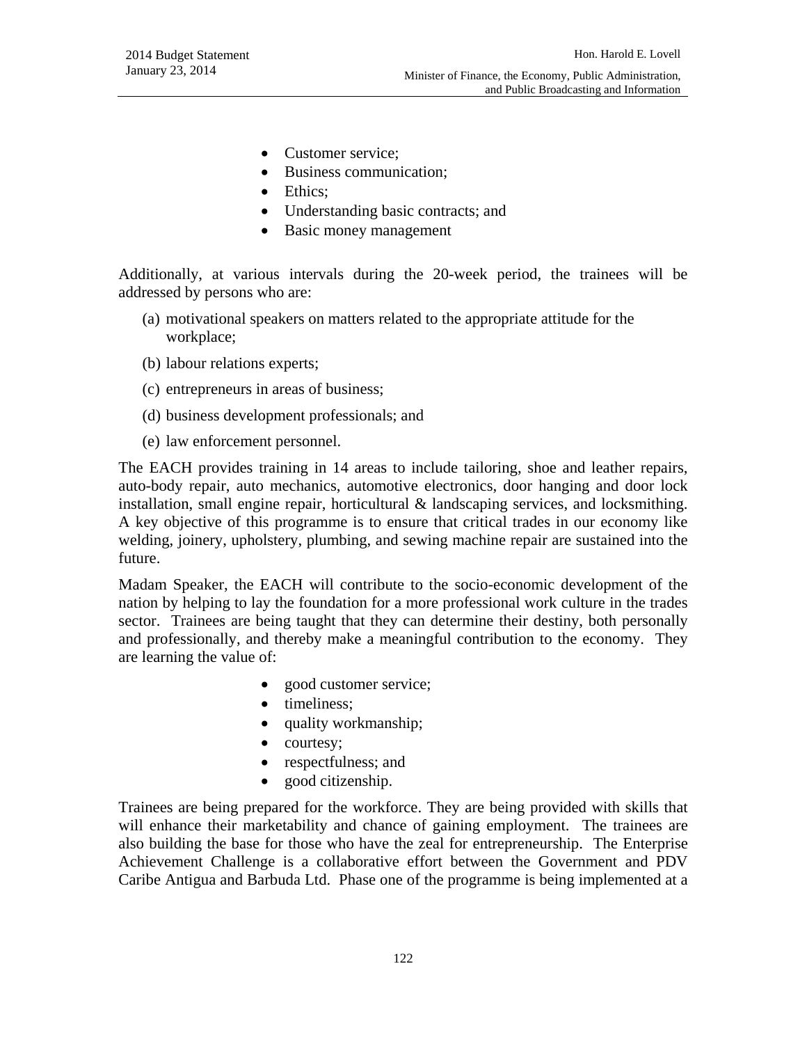- Customer service;
- Business communication;
- Ethics;
- Understanding basic contracts; and
- Basic money management

Additionally, at various intervals during the 20-week period, the trainees will be addressed by persons who are:

(a) motivational speakers on matters related to the appropriate attitude for the workplace;

(b) labour relations experts;

(c) entrepreneurs in areas of business;

(d) business development professionals; and

(e) law enforcement personnel.

The EACH provides training in 14 areas to include tailoring, shoe and leather repairs, auto-body repair, auto mechanics, automotive electronics, door hanging and door lock installation, small engine repair, horticultural & landscaping services, and locksmithing. A key objective of this programme is to ensure that critical trades in our economy like welding, joinery, upholstery, plumbing, and sewing machine repair are sustained into the future.

Madam Speaker, the EACH will contribute to the socio-economic development of the nation by helping to lay the foundation for a more professional work culture in the trades sector. Trainees are being taught that they can determine their destiny, both personally and professionally, and thereby make a meaningful contribution to the economy. They are learning the value of:

- good customer service;
- timeliness;
- quality workmanship;
- courtesy;
- respectfulness; and
- good citizenship.

Trainees are being prepared for the workforce. They are being provided with skills that will enhance their marketability and chance of gaining employment. The trainees are also building the base for those who have the zeal for entrepreneurship. The Enterprise Achievement Challenge is a collaborative effort between the Government and PDV Caribe Antigua and Barbuda Ltd. Phase one of the programme is being implemented at a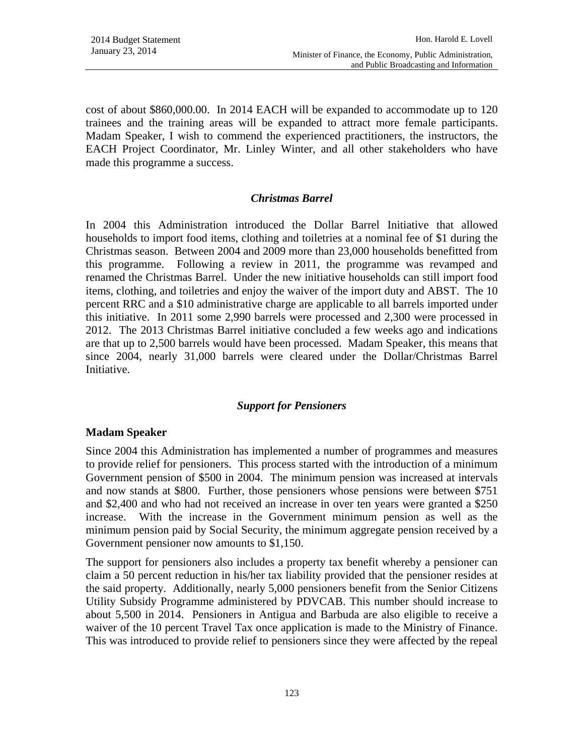cost of about $860,000.00. In 2014 EACH will be expanded to accommodate up to 120 trainees and the training areas will be expanded to attract more female participants. Madam Speaker, I wish to commend the experienced practitioners, the instructors, the EACH Project Coordinator, Mr. Linley Winter, and all other stakeholders who have made this programme a success.

### *Christmas Barrel*

In 2004 this Administration introduced the Dollar Barrel Initiative that allowed households to import food items, clothing and toiletries at a nominal fee of $1 during the Christmas season. Between 2004 and 2009 more than 23,000 households benefitted from this programme. Following a review in 2011, the programme was revamped and renamed the Christmas Barrel. Under the new initiative households can still import food items, clothing, and toiletries and enjoy the waiver of the import duty and ABST. The 10 percent RRC and a $10 administrative charge are applicable to all barrels imported under this initiative. In 2011 some 2,990 barrels were processed and 2,300 were processed in 2012. The 2013 Christmas Barrel initiative concluded a few weeks ago and indications are that up to 2,500 barrels would have been processed. Madam Speaker, this means that since 2004, nearly 31,000 barrels were cleared under the Dollar/Christmas Barrel Initiative.

### *Support for Pensioners*

**Madam Speaker**

Since 2004 this Administration has implemented a number of programmes and measures to provide relief for pensioners. This process started with the introduction of a minimum Government pension of $500 in 2004. The minimum pension was increased at intervals and now stands at $800. Further, those pensioners whose pensions were between $751 and $2,400 and who had not received an increase in over ten years were granted a $250 increase. With the increase in the Government minimum pension as well as the minimum pension paid by Social Security, the minimum aggregate pension received by a Government pensioner now amounts to $1,150.

The support for pensioners also includes a property tax benefit whereby a pensioner can claim a 50 percent reduction in his/her tax liability provided that the pensioner resides at the said property. Additionally, nearly 5,000 pensioners benefit from the Senior Citizens Utility Subsidy Programme administered by PDVCAB. This number should increase to about 5,500 in 2014. Pensioners in Antigua and Barbuda are also eligible to receive a waiver of the 10 percent Travel Tax once application is made to the Ministry of Finance. This was introduced to provide relief to pensioners since they were affected by the repeal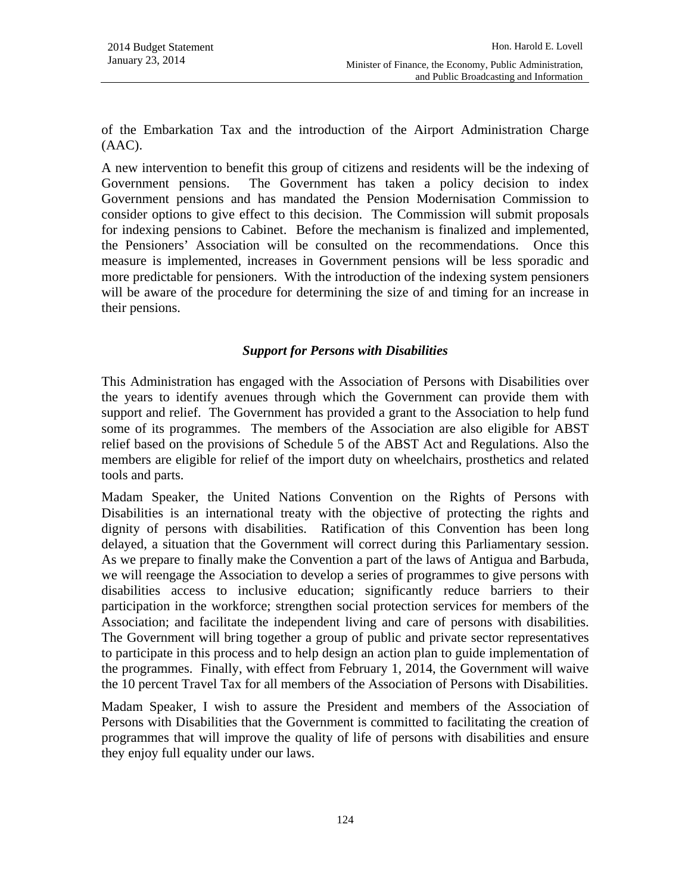of the Embarkation Tax and the introduction of the Airport Administration Charge (AAC).

A new intervention to benefit this group of citizens and residents will be the indexing of Government pensions. The Government has taken a policy decision to index Government pensions and has mandated the Pension Modernisation Commission to consider options to give effect to this decision. The Commission will submit proposals for indexing pensions to Cabinet. Before the mechanism is finalized and implemented, the Pensioners' Association will be consulted on the recommendations. Once this measure is implemented, increases in Government pensions will be less sporadic and more predictable for pensioners. With the introduction of the indexing system pensioners will be aware of the procedure for determining the size of and timing for an increase in their pensions.

### *Support for Persons with Disabilities*

This Administration has engaged with the Association of Persons with Disabilities over the years to identify avenues through which the Government can provide them with support and relief. The Government has provided a grant to the Association to help fund some of its programmes. The members of the Association are also eligible for ABST relief based on the provisions of Schedule 5 of the ABST Act and Regulations. Also the members are eligible for relief of the import duty on wheelchairs, prosthetics and related tools and parts.

Madam Speaker, the United Nations Convention on the Rights of Persons with Disabilities is an international treaty with the objective of protecting the rights and dignity of persons with disabilities. Ratification of this Convention has been long delayed, a situation that the Government will correct during this Parliamentary session. As we prepare to finally make the Convention a part of the laws of Antigua and Barbuda, we will reengage the Association to develop a series of programmes to give persons with disabilities access to inclusive education; significantly reduce barriers to their participation in the workforce; strengthen social protection services for members of the Association; and facilitate the independent living and care of persons with disabilities. The Government will bring together a group of public and private sector representatives to participate in this process and to help design an action plan to guide implementation of the programmes. Finally, with effect from February 1, 2014, the Government will waive the 10 percent Travel Tax for all members of the Association of Persons with Disabilities.

Madam Speaker, I wish to assure the President and members of the Association of Persons with Disabilities that the Government is committed to facilitating the creation of programmes that will improve the quality of life of persons with disabilities and ensure they enjoy full equality under our laws.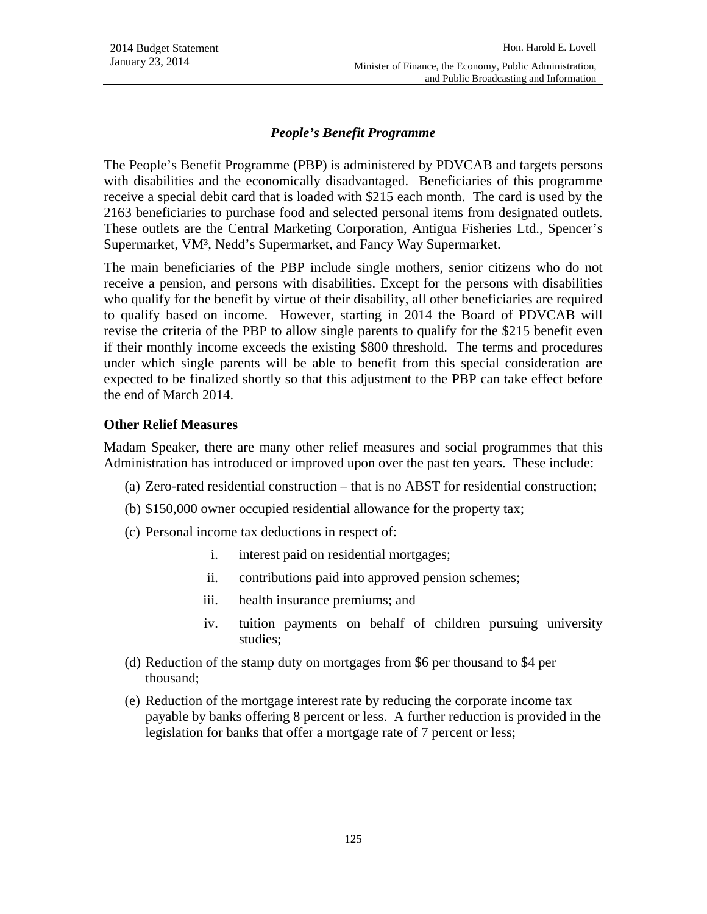### *People's Benefit Programme*

The People's Benefit Programme (PBP) is administered by PDVCAB and targets persons with disabilities and the economically disadvantaged. Beneficiaries of this programme receive a special debit card that is loaded with $215 each month. The card is used by the 2163 beneficiaries to purchase food and selected personal items from designated outlets. These outlets are the Central Marketing Corporation, Antigua Fisheries Ltd., Spencer's Supermarket, VM³, Nedd's Supermarket, and Fancy Way Supermarket.

The main beneficiaries of the PBP include single mothers, senior citizens who do not receive a pension, and persons with disabilities. Except for the persons with disabilities who qualify for the benefit by virtue of their disability, all other beneficiaries are required to qualify based on income. However, starting in 2014 the Board of PDVCAB will revise the criteria of the PBP to allow single parents to qualify for the $215 benefit even if their monthly income exceeds the existing $800 threshold. The terms and procedures under which single parents will be able to benefit from this special consideration are expected to be finalized shortly so that this adjustment to the PBP can take effect before the end of March 2014.

### Other Relief Measures

Madam Speaker, there are many other relief measures and social programmes that this Administration has introduced or improved upon over the past ten years. These include:

(a) Zero-rated residential construction – that is no ABST for residential construction;

(b) $150,000 owner occupied residential allowance for the property tax;

(c) Personal income tax deductions in respect of:

   i. interest paid on residential mortgages;

   ii. contributions paid into approved pension schemes;

   iii. health insurance premiums; and

   iv. tuition payments on behalf of children pursuing university studies;

(d) Reduction of the stamp duty on mortgages from $6 per thousand to $4 per thousand;

(e) Reduction of the mortgage interest rate by reducing the corporate income tax payable by banks offering 8 percent or less. A further reduction is provided in the legislation for banks that offer a mortgage rate of 7 percent or less;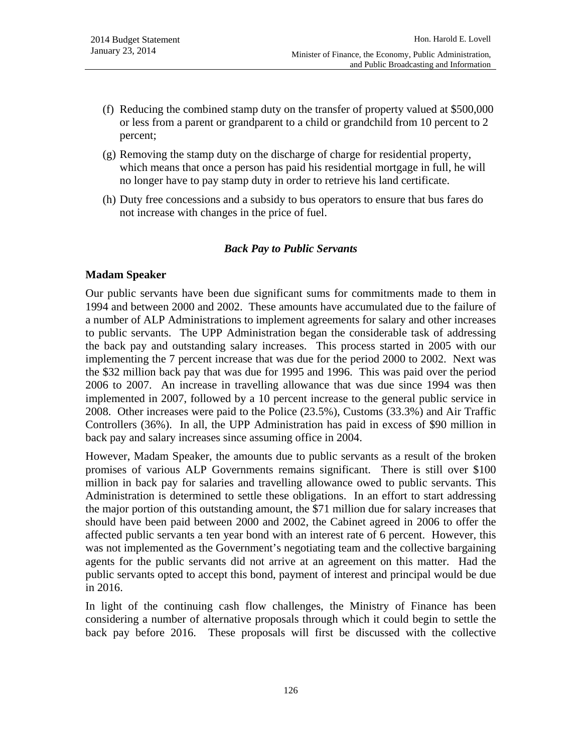(f) Reducing the combined stamp duty on the transfer of property valued at $500,000 or less from a parent or grandparent to a child or grandchild from 10 percent to 2 percent;

(g) Removing the stamp duty on the discharge of charge for residential property, which means that once a person has paid his residential mortgage in full, he will no longer have to pay stamp duty in order to retrieve his land certificate.

(h) Duty free concessions and a subsidy to bus operators to ensure that bus fares do not increase with changes in the price of fuel.

### *Back Pay to Public Servants*

**Madam Speaker**

Our public servants have been due significant sums for commitments made to them in 1994 and between 2000 and 2002. These amounts have accumulated due to the failure of a number of ALP Administrations to implement agreements for salary and other increases to public servants. The UPP Administration began the considerable task of addressing the back pay and outstanding salary increases. This process started in 2005 with our implementing the 7 percent increase that was due for the period 2000 to 2002. Next was the $32 million back pay that was due for 1995 and 1996. This was paid over the period 2006 to 2007. An increase in travelling allowance that was due since 1994 was then implemented in 2007, followed by a 10 percent increase to the general public service in 2008. Other increases were paid to the Police (23.5%), Customs (33.3%) and Air Traffic Controllers (36%). In all, the UPP Administration has paid in excess of $90 million in back pay and salary increases since assuming office in 2004.

However, Madam Speaker, the amounts due to public servants as a result of the broken promises of various ALP Governments remains significant. There is still over $100 million in back pay for salaries and travelling allowance owed to public servants. This Administration is determined to settle these obligations. In an effort to start addressing the major portion of this outstanding amount, the $71 million due for salary increases that should have been paid between 2000 and 2002, the Cabinet agreed in 2006 to offer the affected public servants a ten year bond with an interest rate of 6 percent. However, this was not implemented as the Government's negotiating team and the collective bargaining agents for the public servants did not arrive at an agreement on this matter. Had the public servants opted to accept this bond, payment of interest and principal would be due in 2016.

In light of the continuing cash flow challenges, the Ministry of Finance has been considering a number of alternative proposals through which it could begin to settle the back pay before 2016. These proposals will first be discussed with the collective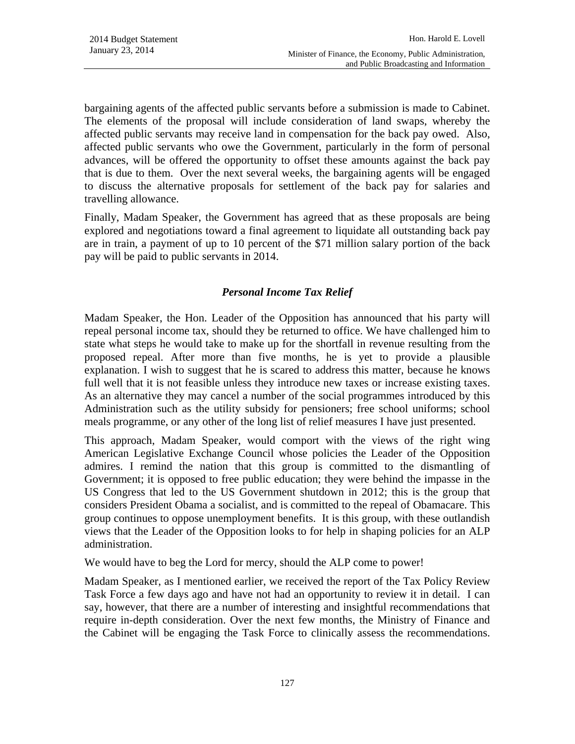bargaining agents of the affected public servants before a submission is made to Cabinet. The elements of the proposal will include consideration of land swaps, whereby the affected public servants may receive land in compensation for the back pay owed. Also, affected public servants who owe the Government, particularly in the form of personal advances, will be offered the opportunity to offset these amounts against the back pay that is due to them. Over the next several weeks, the bargaining agents will be engaged to discuss the alternative proposals for settlement of the back pay for salaries and travelling allowance.

Finally, Madam Speaker, the Government has agreed that as these proposals are being explored and negotiations toward a final agreement to liquidate all outstanding back pay are in train, a payment of up to 10 percent of the $71 million salary portion of the back pay will be paid to public servants in 2014.

### *Personal Income Tax Relief*

Madam Speaker, the Hon. Leader of the Opposition has announced that his party will repeal personal income tax, should they be returned to office. We have challenged him to state what steps he would take to make up for the shortfall in revenue resulting from the proposed repeal. After more than five months, he is yet to provide a plausible explanation. I wish to suggest that he is scared to address this matter, because he knows full well that it is not feasible unless they introduce new taxes or increase existing taxes. As an alternative they may cancel a number of the social programmes introduced by this Administration such as the utility subsidy for pensioners; free school uniforms; school meals programme, or any other of the long list of relief measures I have just presented.

This approach, Madam Speaker, would comport with the views of the right wing American Legislative Exchange Council whose policies the Leader of the Opposition admires. I remind the nation that this group is committed to the dismantling of Government; it is opposed to free public education; they were behind the impasse in the US Congress that led to the US Government shutdown in 2012; this is the group that considers President Obama a socialist, and is committed to the repeal of Obamacare. This group continues to oppose unemployment benefits. It is this group, with these outlandish views that the Leader of the Opposition looks to for help in shaping policies for an ALP administration.

We would have to beg the Lord for mercy, should the ALP come to power!

Madam Speaker, as I mentioned earlier, we received the report of the Tax Policy Review Task Force a few days ago and have not had an opportunity to review it in detail. I can say, however, that there are a number of interesting and insightful recommendations that require in-depth consideration. Over the next few months, the Ministry of Finance and the Cabinet will be engaging the Task Force to clinically assess the recommendations.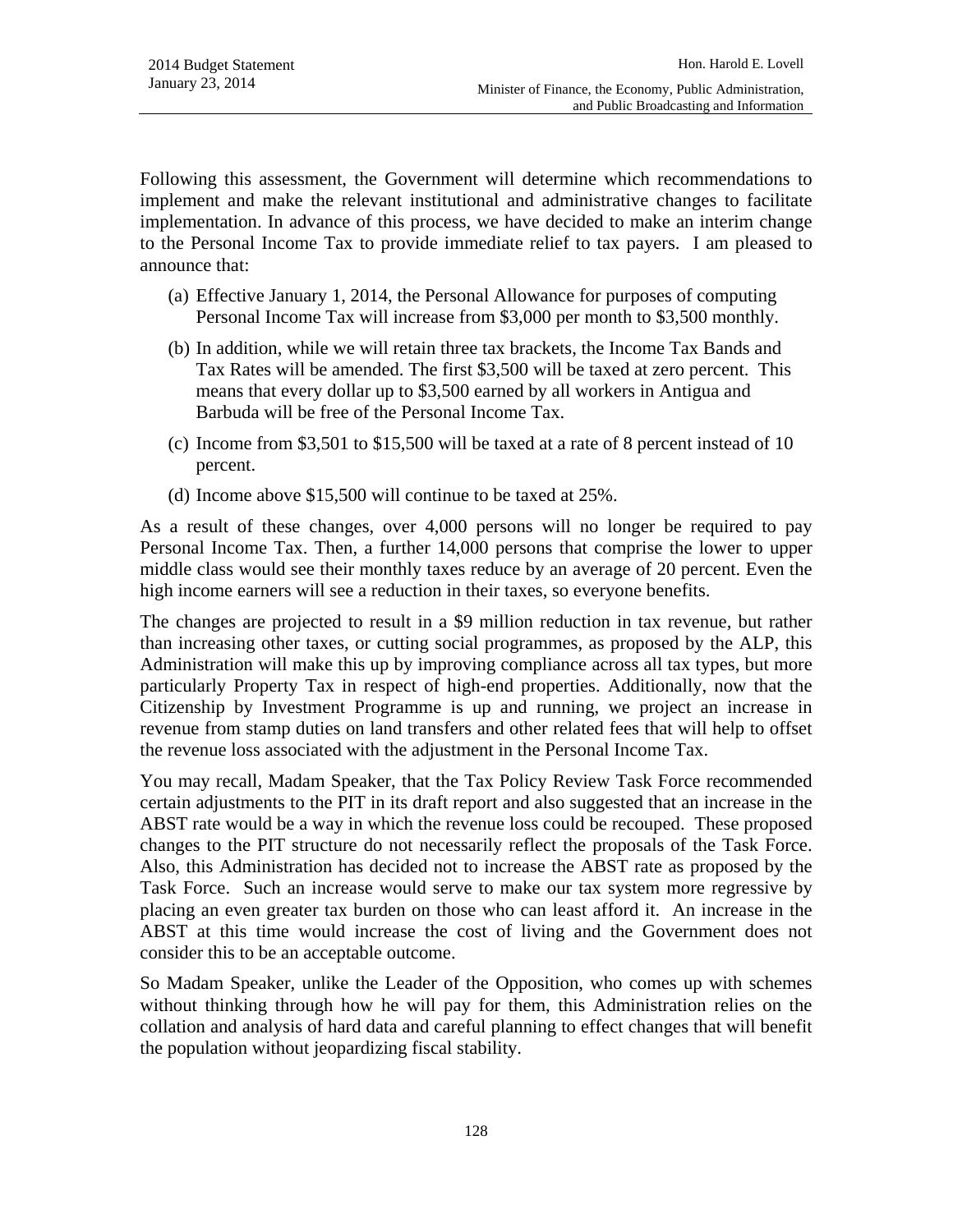Following this assessment, the Government will determine which recommendations to implement and make the relevant institutional and administrative changes to facilitate implementation. In advance of this process, we have decided to make an interim change to the Personal Income Tax to provide immediate relief to tax payers. I am pleased to announce that:

(a) Effective January 1, 2014, the Personal Allowance for purposes of computing Personal Income Tax will increase from $3,000 per month to $3,500 monthly.

(b) In addition, while we will retain three tax brackets, the Income Tax Bands and Tax Rates will be amended. The first $3,500 will be taxed at zero percent. This means that every dollar up to $3,500 earned by all workers in Antigua and Barbuda will be free of the Personal Income Tax.

(c) Income from $3,501 to $15,500 will be taxed at a rate of 8 percent instead of 10 percent.

(d) Income above $15,500 will continue to be taxed at 25%.

As a result of these changes, over 4,000 persons will no longer be required to pay Personal Income Tax. Then, a further 14,000 persons that comprise the lower to upper middle class would see their monthly taxes reduce by an average of 20 percent. Even the high income earners will see a reduction in their taxes, so everyone benefits.

The changes are projected to result in a $9 million reduction in tax revenue, but rather than increasing other taxes, or cutting social programmes, as proposed by the ALP, this Administration will make this up by improving compliance across all tax types, but more particularly Property Tax in respect of high-end properties. Additionally, now that the Citizenship by Investment Programme is up and running, we project an increase in revenue from stamp duties on land transfers and other related fees that will help to offset the revenue loss associated with the adjustment in the Personal Income Tax.

You may recall, Madam Speaker, that the Tax Policy Review Task Force recommended certain adjustments to the PIT in its draft report and also suggested that an increase in the ABST rate would be a way in which the revenue loss could be recouped. These proposed changes to the PIT structure do not necessarily reflect the proposals of the Task Force. Also, this Administration has decided not to increase the ABST rate as proposed by the Task Force. Such an increase would serve to make our tax system more regressive by placing an even greater tax burden on those who can least afford it. An increase in the ABST at this time would increase the cost of living and the Government does not consider this to be an acceptable outcome.

So Madam Speaker, unlike the Leader of the Opposition, who comes up with schemes without thinking through how he will pay for them, this Administration relies on the collation and analysis of hard data and careful planning to effect changes that will benefit the population without jeopardizing fiscal stability.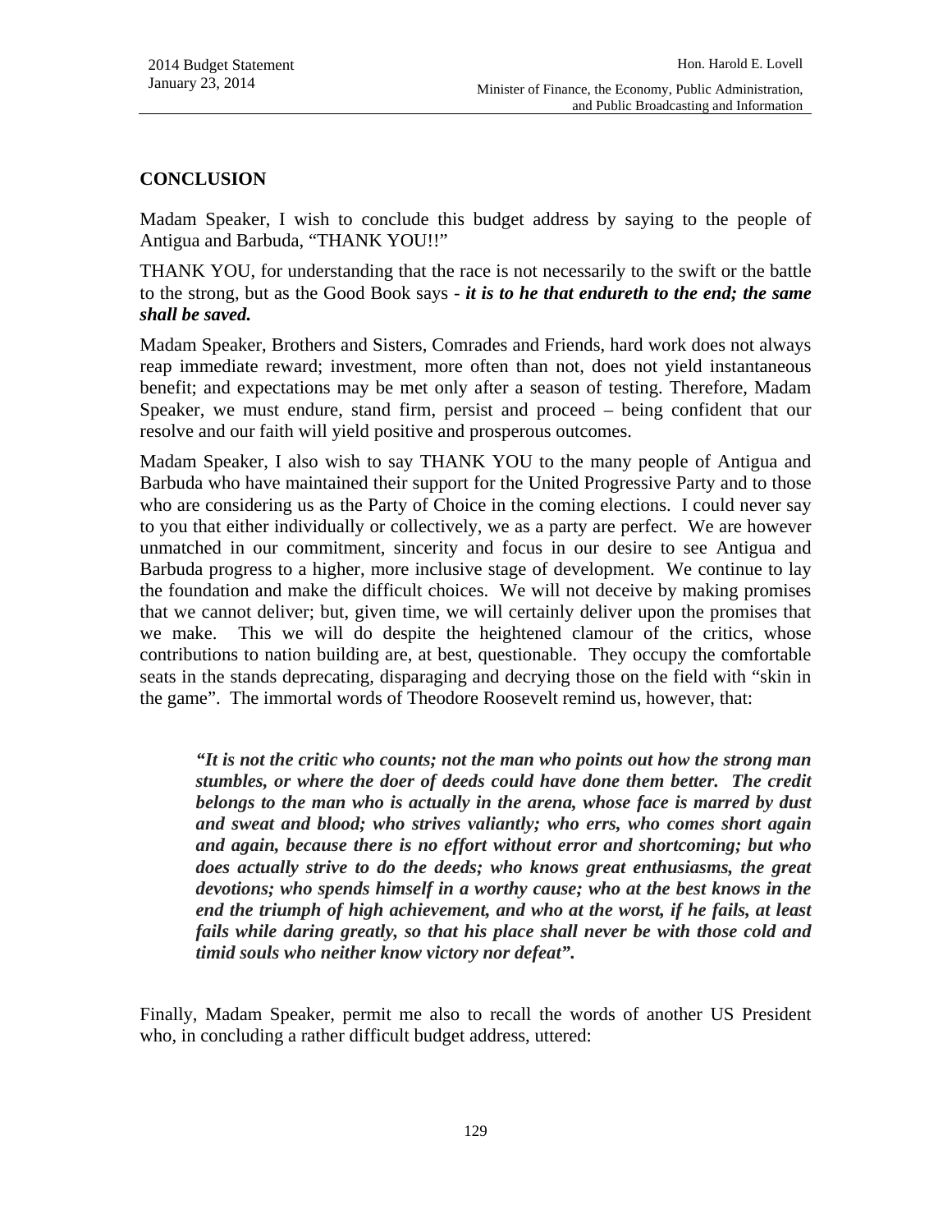## CONCLUSION

Madam Speaker, I wish to conclude this budget address by saying to the people of Antigua and Barbuda, "THANK YOU!!"

THANK YOU, for understanding that the race is not necessarily to the swift or the battle to the strong, but as the Good Book says - ***it is to he that endureth to the end; the same shall be saved.***

Madam Speaker, Brothers and Sisters, Comrades and Friends, hard work does not always reap immediate reward; investment, more often than not, does not yield instantaneous benefit; and expectations may be met only after a season of testing. Therefore, Madam Speaker, we must endure, stand firm, persist and proceed – being confident that our resolve and our faith will yield positive and prosperous outcomes.

Madam Speaker, I also wish to say THANK YOU to the many people of Antigua and Barbuda who have maintained their support for the United Progressive Party and to those who are considering us as the Party of Choice in the coming elections. I could never say to you that either individually or collectively, we as a party are perfect. We are however unmatched in our commitment, sincerity and focus in our desire to see Antigua and Barbuda progress to a higher, more inclusive stage of development. We continue to lay the foundation and make the difficult choices. We will not deceive by making promises that we cannot deliver; but, given time, we will certainly deliver upon the promises that we make. This we will do despite the heightened clamour of the critics, whose contributions to nation building are, at best, questionable. They occupy the comfortable seats in the stands deprecating, disparaging and decrying those on the field with "skin in the game". The immortal words of Theodore Roosevelt remind us, however, that:

> ***"It is not the critic who counts; not the man who points out how the strong man stumbles, or where the doer of deeds could have done them better. The credit belongs to the man who is actually in the arena, whose face is marred by dust and sweat and blood; who strives valiantly; who errs, who comes short again and again, because there is no effort without error and shortcoming; but who does actually strive to do the deeds; who knows great enthusiasms, the great devotions; who spends himself in a worthy cause; who at the best knows in the end the triumph of high achievement, and who at the worst, if he fails, at least fails while daring greatly, so that his place shall never be with those cold and timid souls who neither know victory nor defeat".***

Finally, Madam Speaker, permit me also to recall the words of another US President who, in concluding a rather difficult budget address, uttered: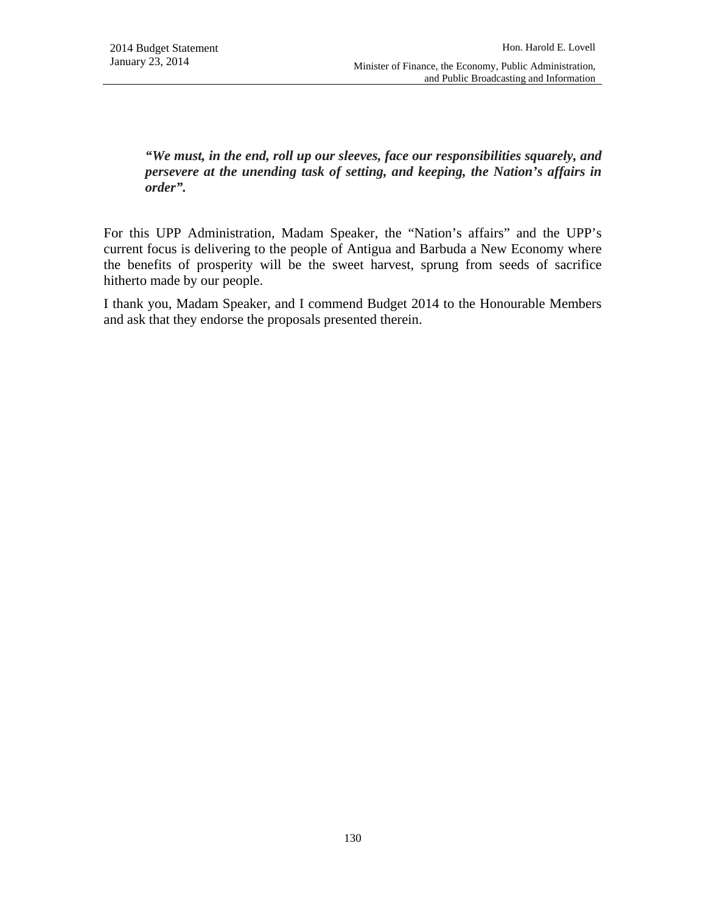> ***"We must, in the end, roll up our sleeves, face our responsibilities squarely, and persevere at the unending task of setting, and keeping, the Nation's affairs in order".***

For this UPP Administration, Madam Speaker, the "Nation's affairs" and the UPP's current focus is delivering to the people of Antigua and Barbuda a New Economy where the benefits of prosperity will be the sweet harvest, sprung from seeds of sacrifice hitherto made by our people.

I thank you, Madam Speaker, and I commend Budget 2014 to the Honourable Members and ask that they endorse the proposals presented therein.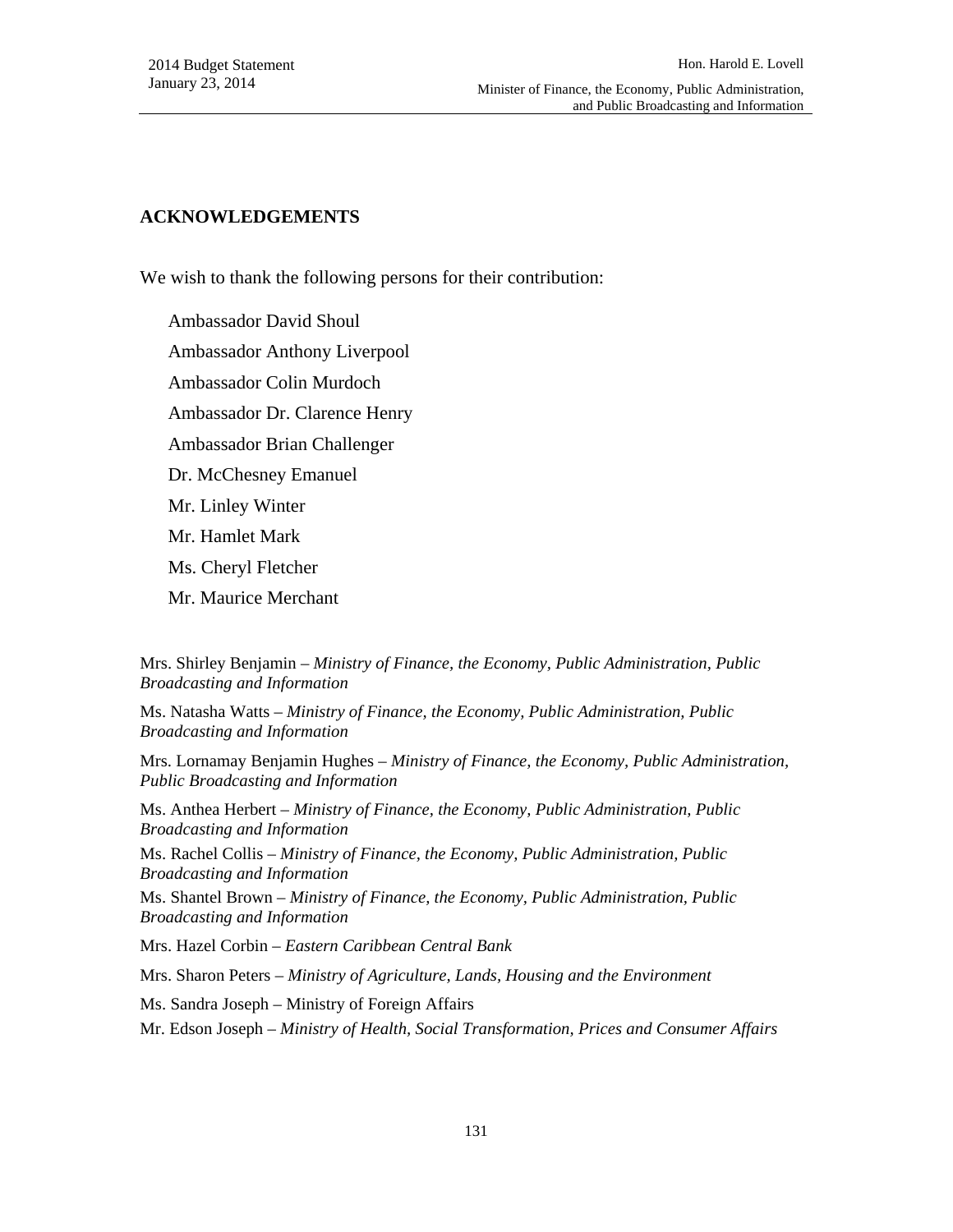## ACKNOWLEDGEMENTS

We wish to thank the following persons for their contribution:

Ambassador David Shoul

Ambassador Anthony Liverpool

Ambassador Colin Murdoch

Ambassador Dr. Clarence Henry

Ambassador Brian Challenger

Dr. McChesney Emanuel

Mr. Linley Winter

Mr. Hamlet Mark

Ms. Cheryl Fletcher

Mr. Maurice Merchant

Mrs. Shirley Benjamin – *Ministry of Finance, the Economy, Public Administration, Public Broadcasting and Information*

Ms. Natasha Watts – *Ministry of Finance, the Economy, Public Administration, Public Broadcasting and Information*

Mrs. Lornamay Benjamin Hughes – *Ministry of Finance, the Economy, Public Administration, Public Broadcasting and Information*

Ms. Anthea Herbert – *Ministry of Finance, the Economy, Public Administration, Public Broadcasting and Information*

Ms. Rachel Collis – *Ministry of Finance, the Economy, Public Administration, Public Broadcasting and Information*

Ms. Shantel Brown – *Ministry of Finance, the Economy, Public Administration, Public Broadcasting and Information*

Mrs. Hazel Corbin – *Eastern Caribbean Central Bank*

Mrs. Sharon Peters – *Ministry of Agriculture, Lands, Housing and the Environment*

Ms. Sandra Joseph – Ministry of Foreign Affairs

Mr. Edson Joseph – *Ministry of Health, Social Transformation, Prices and Consumer Affairs*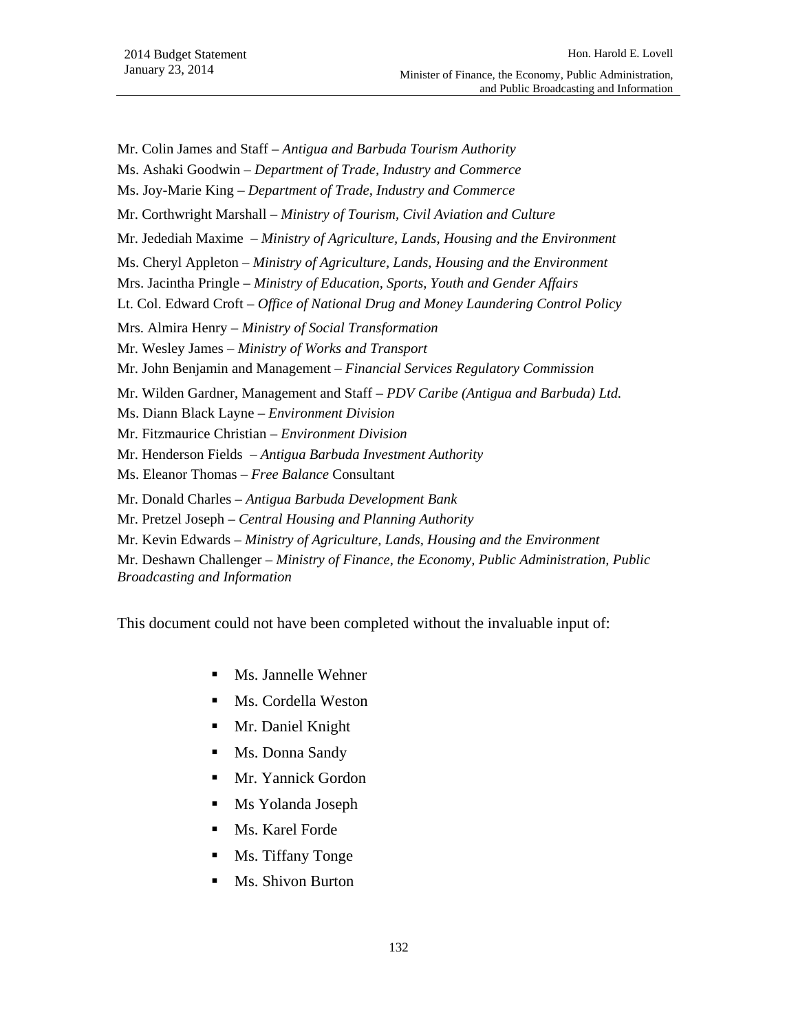Mr. Colin James and Staff – *Antigua and Barbuda Tourism Authority*

Ms. Ashaki Goodwin – *Department of Trade, Industry and Commerce*

Ms. Joy-Marie King – *Department of Trade, Industry and Commerce*

Mr. Corthwright Marshall – *Ministry of Tourism, Civil Aviation and Culture*

Mr. Jedediah Maxime – *Ministry of Agriculture, Lands, Housing and the Environment*

Ms. Cheryl Appleton – *Ministry of Agriculture, Lands, Housing and the Environment*

Mrs. Jacintha Pringle – *Ministry of Education, Sports, Youth and Gender Affairs*

Lt. Col. Edward Croft – *Office of National Drug and Money Laundering Control Policy*

Mrs. Almira Henry – *Ministry of Social Transformation*

Mr. Wesley James – *Ministry of Works and Transport*

Mr. John Benjamin and Management – *Financial Services Regulatory Commission*

Mr. Wilden Gardner, Management and Staff – *PDV Caribe (Antigua and Barbuda) Ltd.*

Ms. Diann Black Layne – *Environment Division*

Mr. Fitzmaurice Christian – *Environment Division*

Mr. Henderson Fields – *Antigua Barbuda Investment Authority*

Ms. Eleanor Thomas – *Free Balance* Consultant

Mr. Donald Charles – *Antigua Barbuda Development Bank*

Mr. Pretzel Joseph – *Central Housing and Planning Authority*

Mr. Kevin Edwards – *Ministry of Agriculture, Lands, Housing and the Environment*

Mr. Deshawn Challenger – *Ministry of Finance, the Economy, Public Administration, Public Broadcasting and Information*

This document could not have been completed without the invaluable input of:

- Ms. Jannelle Wehner
- Ms. Cordella Weston
- Mr. Daniel Knight
- Ms. Donna Sandy
- Mr. Yannick Gordon
- Ms Yolanda Joseph
- Ms. Karel Forde
- Ms. Tiffany Tonge
- Ms. Shivon Burton